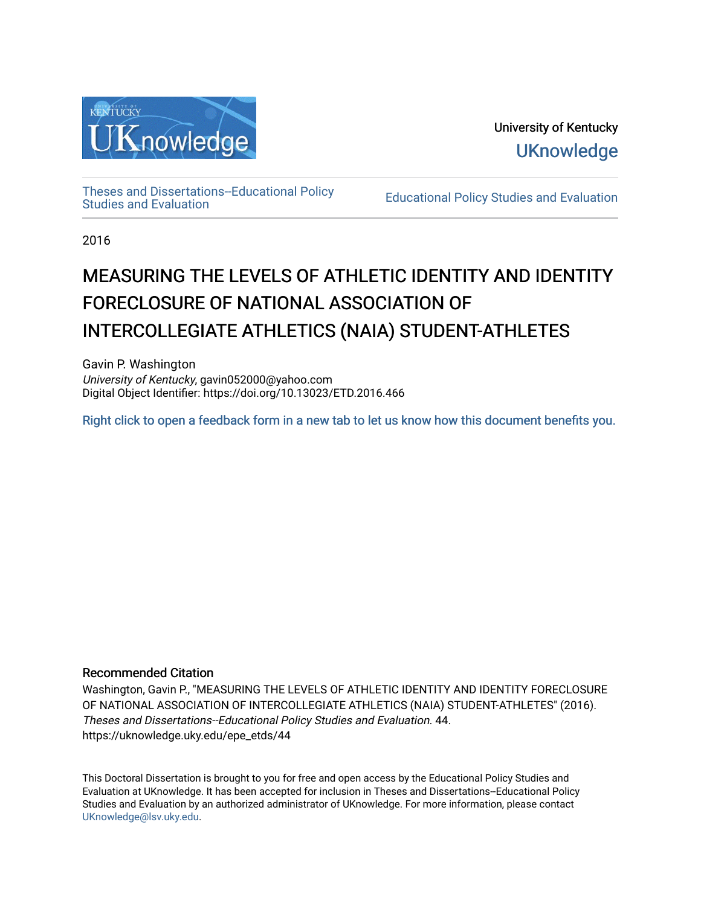University of Kentucky

UKnowledge

Theses and Dissertations--Educational Policy Studies and Evaluation

Educational Policy Studies and Evaluation

2016

# MEASURING THE LEVELS OF ATHLETIC IDENTITY AND IDENTITY FORECLOSURE OF NATIONAL ASSOCIATION OF INTERCOLLEGIATE ATHLETICS (NAIA) STUDENT-ATHLETES

Gavin P. Washington
*University of Kentucky*, gavin052000@yahoo.com
Digital Object Identifier: https://doi.org/10.13023/ETD.2016.466

Right click to open a feedback form in a new tab to let us know how this document benefits you.

### Recommended Citation

Washington, Gavin P., "MEASURING THE LEVELS OF ATHLETIC IDENTITY AND IDENTITY FORECLOSURE OF NATIONAL ASSOCIATION OF INTERCOLLEGIATE ATHLETICS (NAIA) STUDENT-ATHLETES" (2016). *Theses and Dissertations--Educational Policy Studies and Evaluation*. 44.
https://uknowledge.uky.edu/epe_etds/44

This Doctoral Dissertation is brought to you for free and open access by the Educational Policy Studies and Evaluation at UKnowledge. It has been accepted for inclusion in Theses and Dissertations--Educational Policy Studies and Evaluation by an authorized administrator of UKnowledge. For more information, please contact UKnowledge@lsv.uky.edu.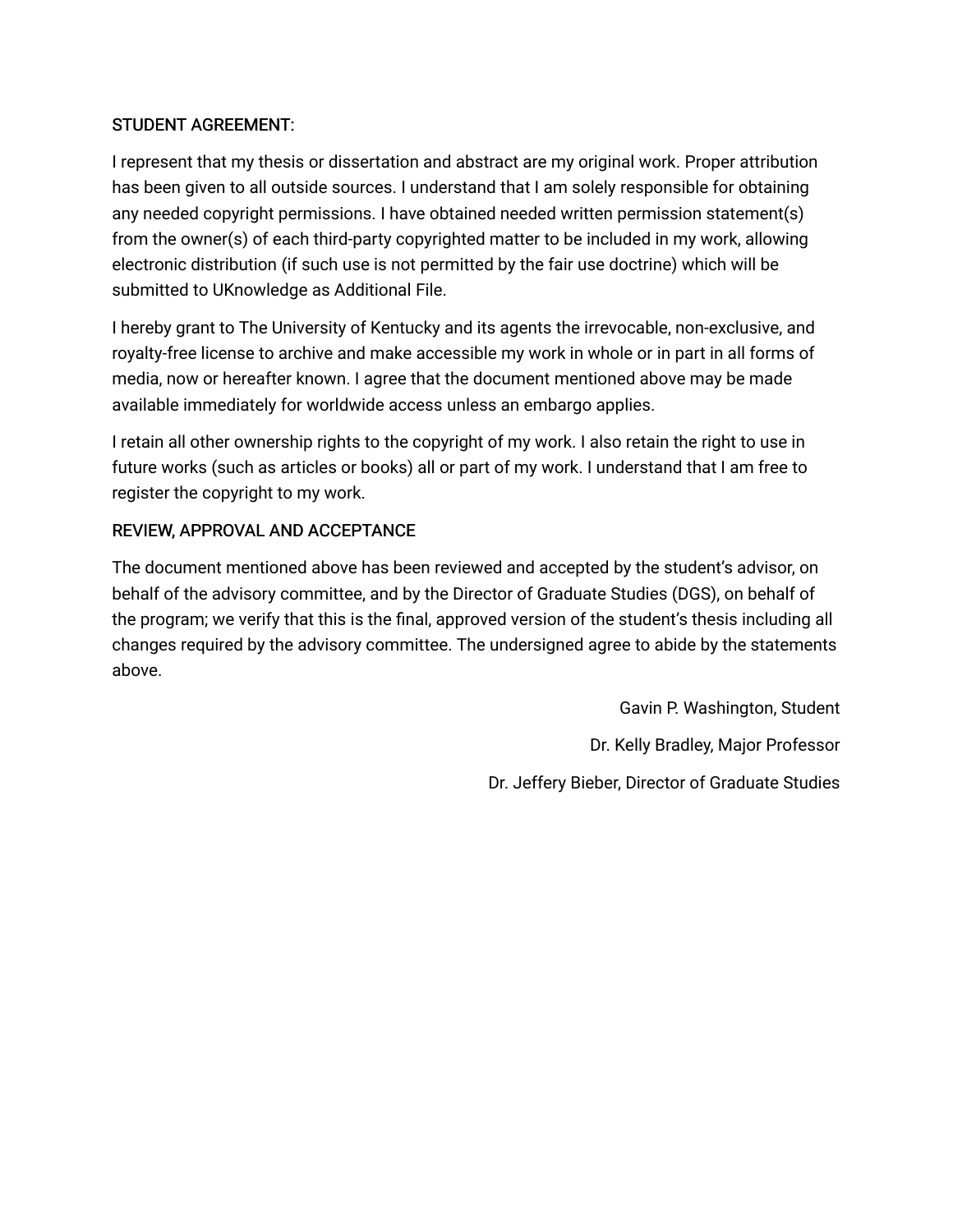STUDENT AGREEMENT:

I represent that my thesis or dissertation and abstract are my original work. Proper attribution has been given to all outside sources. I understand that I am solely responsible for obtaining any needed copyright permissions. I have obtained needed written permission statement(s) from the owner(s) of each third-party copyrighted matter to be included in my work, allowing electronic distribution (if such use is not permitted by the fair use doctrine) which will be submitted to UKnowledge as Additional File.

I hereby grant to The University of Kentucky and its agents the irrevocable, non-exclusive, and royalty-free license to archive and make accessible my work in whole or in part in all forms of media, now or hereafter known. I agree that the document mentioned above may be made available immediately for worldwide access unless an embargo applies.

I retain all other ownership rights to the copyright of my work. I also retain the right to use in future works (such as articles or books) all or part of my work. I understand that I am free to register the copyright to my work.

REVIEW, APPROVAL AND ACCEPTANCE

The document mentioned above has been reviewed and accepted by the student's advisor, on behalf of the advisory committee, and by the Director of Graduate Studies (DGS), on behalf of the program; we verify that this is the final, approved version of the student's thesis including all changes required by the advisory committee. The undersigned agree to abide by the statements above.

Gavin P. Washington, Student

Dr. Kelly Bradley, Major Professor

Dr. Jeffery Bieber, Director of Graduate Studies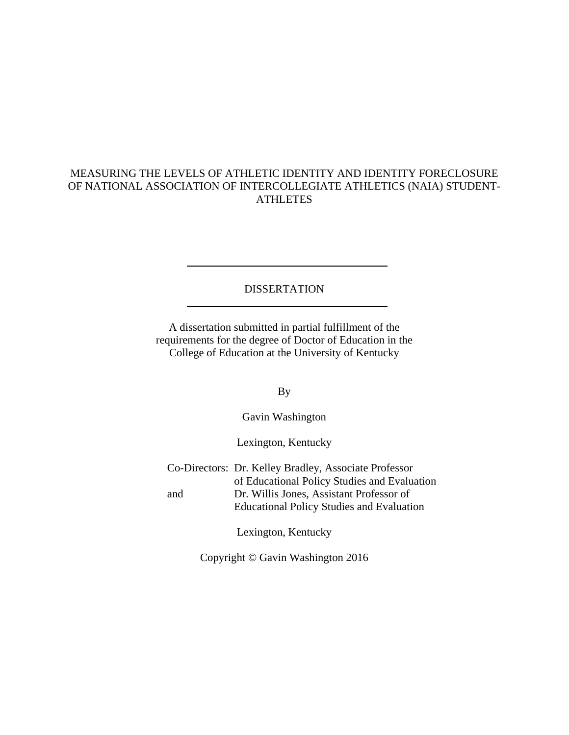MEASURING THE LEVELS OF ATHLETIC IDENTITY AND IDENTITY FORECLOSURE OF NATIONAL ASSOCIATION OF INTERCOLLEGIATE ATHLETICS (NAIA) STUDENT-ATHLETES

---

DISSERTATION

---

A dissertation submitted in partial fulfillment of the requirements for the degree of Doctor of Education in the College of Education at the University of Kentucky

By

Gavin Washington

Lexington, Kentucky

Co-Directors: Dr. Kelley Bradley, Associate Professor of Educational Policy Studies and Evaluation
and Dr. Willis Jones, Assistant Professor of Educational Policy Studies and Evaluation

Lexington, Kentucky

Copyright © Gavin Washington 2016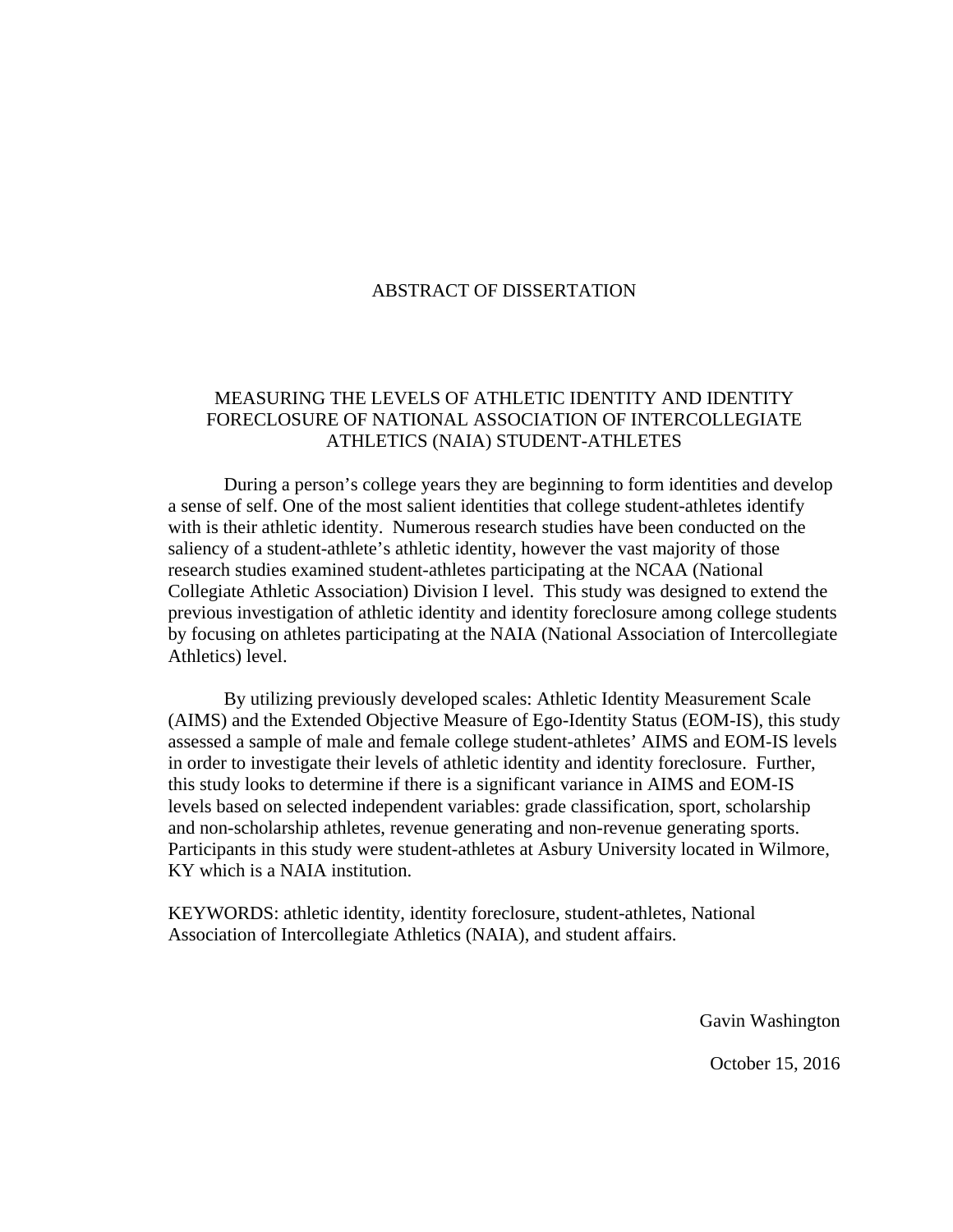# ABSTRACT OF DISSERTATION

## MEASURING THE LEVELS OF ATHLETIC IDENTITY AND IDENTITY FORECLOSURE OF NATIONAL ASSOCIATION OF INTERCOLLEGIATE ATHLETICS (NAIA) STUDENT-ATHLETES

During a person's college years they are beginning to form identities and develop a sense of self. One of the most salient identities that college student-athletes identify with is their athletic identity. Numerous research studies have been conducted on the saliency of a student-athlete's athletic identity, however the vast majority of those research studies examined student-athletes participating at the NCAA (National Collegiate Athletic Association) Division I level. This study was designed to extend the previous investigation of athletic identity and identity foreclosure among college students by focusing on athletes participating at the NAIA (National Association of Intercollegiate Athletics) level.

By utilizing previously developed scales: Athletic Identity Measurement Scale (AIMS) and the Extended Objective Measure of Ego-Identity Status (EOM-IS), this study assessed a sample of male and female college student-athletes' AIMS and EOM-IS levels in order to investigate their levels of athletic identity and identity foreclosure. Further, this study looks to determine if there is a significant variance in AIMS and EOM-IS levels based on selected independent variables: grade classification, sport, scholarship and non-scholarship athletes, revenue generating and non-revenue generating sports. Participants in this study were student-athletes at Asbury University located in Wilmore, KY which is a NAIA institution.

KEYWORDS: athletic identity, identity foreclosure, student-athletes, National Association of Intercollegiate Athletics (NAIA), and student affairs.

Gavin Washington

October 15, 2016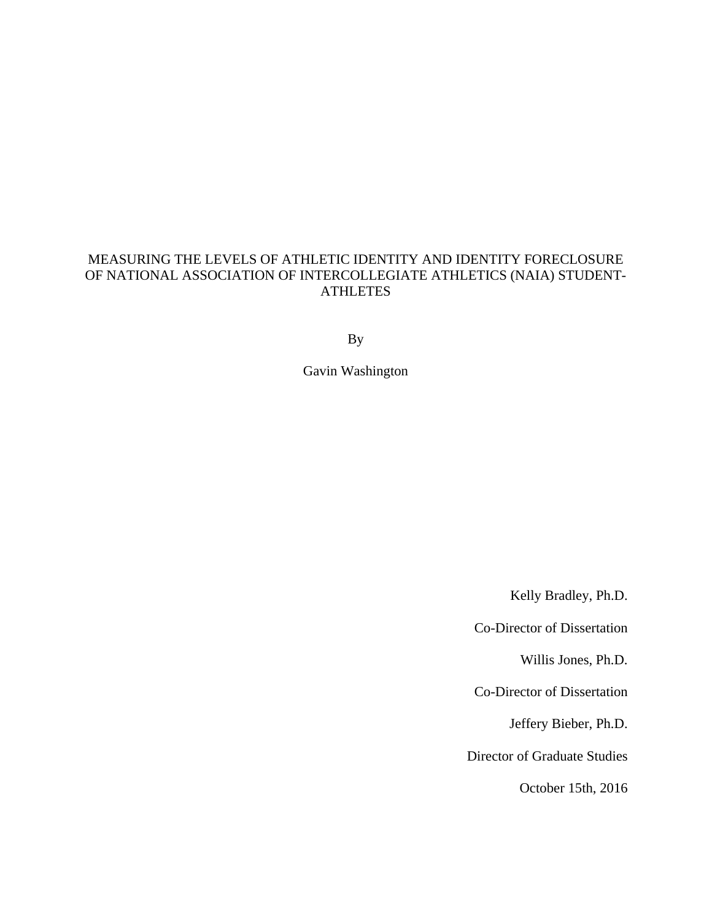MEASURING THE LEVELS OF ATHLETIC IDENTITY AND IDENTITY FORECLOSURE OF NATIONAL ASSOCIATION OF INTERCOLLEGIATE ATHLETICS (NAIA) STUDENT-ATHLETES

By

Gavin Washington

Kelly Bradley, Ph.D.

Co-Director of Dissertation

Willis Jones, Ph.D.

Co-Director of Dissertation

Jeffery Bieber, Ph.D.

Director of Graduate Studies

October 15th, 2016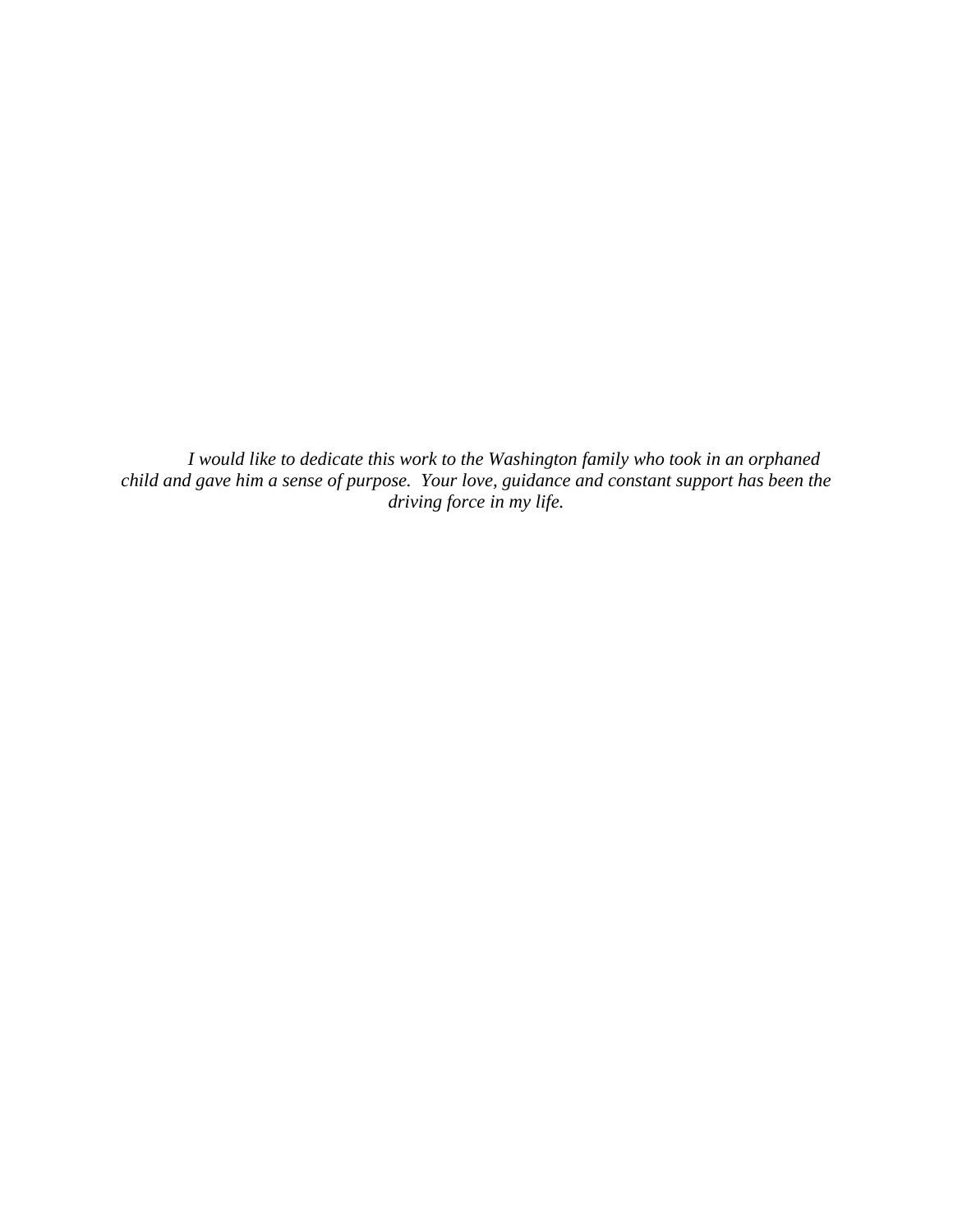*I would like to dedicate this work to the Washington family who took in an orphaned child and gave him a sense of purpose. Your love, guidance and constant support has been the driving force in my life.*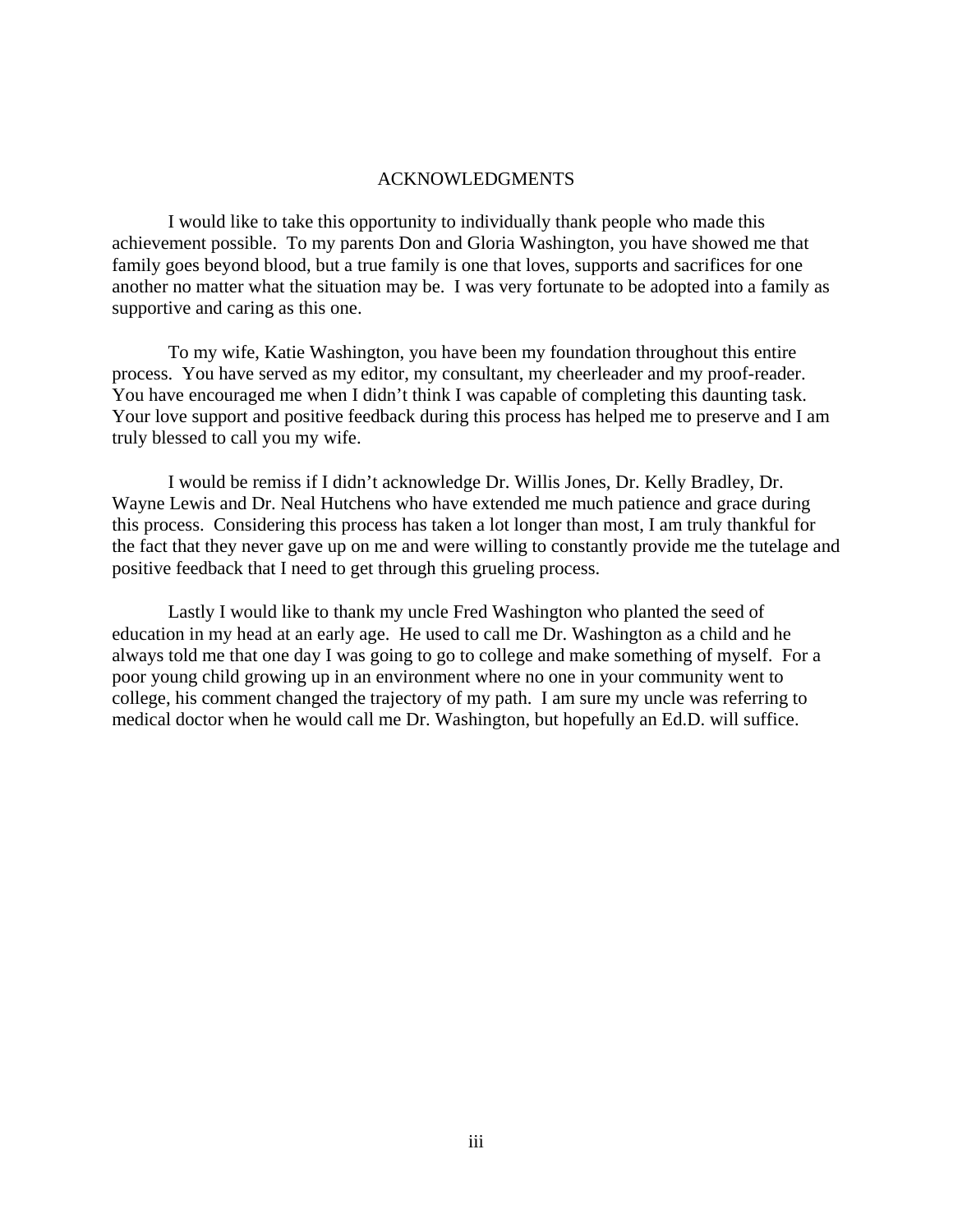# ACKNOWLEDGMENTS

I would like to take this opportunity to individually thank people who made this achievement possible. To my parents Don and Gloria Washington, you have showed me that family goes beyond blood, but a true family is one that loves, supports and sacrifices for one another no matter what the situation may be. I was very fortunate to be adopted into a family as supportive and caring as this one.

To my wife, Katie Washington, you have been my foundation throughout this entire process. You have served as my editor, my consultant, my cheerleader and my proof-reader. You have encouraged me when I didn't think I was capable of completing this daunting task. Your love support and positive feedback during this process has helped me to preserve and I am truly blessed to call you my wife.

I would be remiss if I didn't acknowledge Dr. Willis Jones, Dr. Kelly Bradley, Dr. Wayne Lewis and Dr. Neal Hutchens who have extended me much patience and grace during this process. Considering this process has taken a lot longer than most, I am truly thankful for the fact that they never gave up on me and were willing to constantly provide me the tutelage and positive feedback that I need to get through this grueling process.

Lastly I would like to thank my uncle Fred Washington who planted the seed of education in my head at an early age. He used to call me Dr. Washington as a child and he always told me that one day I was going to go to college and make something of myself. For a poor young child growing up in an environment where no one in your community went to college, his comment changed the trajectory of my path. I am sure my uncle was referring to medical doctor when he would call me Dr. Washington, but hopefully an Ed.D. will suffice.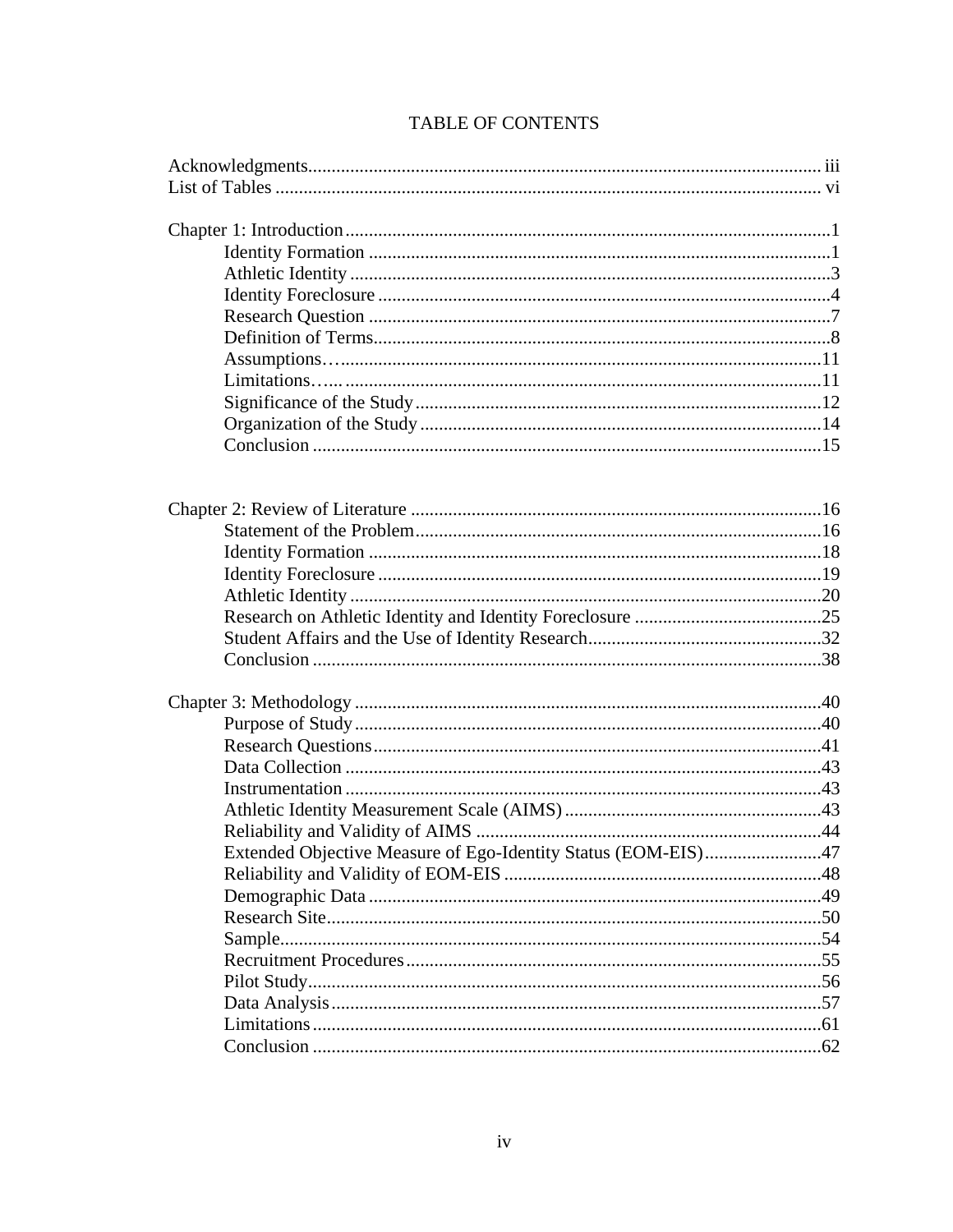# TABLE OF CONTENTS

Acknowledgments ..... iii
List of Tables ..... vi

Chapter 1: Introduction ..... 1
- Identity Formation ..... 1
- Athletic Identity ..... 3
- Identity Foreclosure ..... 4
- Research Question ..... 7
- Definition of Terms ..... 8
- Assumptions ..... 11
- Limitations ..... 11
- Significance of the Study ..... 12
- Organization of the Study ..... 14
- Conclusion ..... 15

Chapter 2: Review of Literature ..... 16
- Statement of the Problem ..... 16
- Identity Formation ..... 18
- Identity Foreclosure ..... 19
- Athletic Identity ..... 20
- Research on Athletic Identity and Identity Foreclosure ..... 25
- Student Affairs and the Use of Identity Research ..... 32
- Conclusion ..... 38

Chapter 3: Methodology ..... 40
- Purpose of Study ..... 40
- Research Questions ..... 41
- Data Collection ..... 43
- Instrumentation ..... 43
- Athletic Identity Measurement Scale (AIMS) ..... 43
- Reliability and Validity of AIMS ..... 44
- Extended Objective Measure of Ego-Identity Status (EOM-EIS) ..... 47
- Reliability and Validity of EOM-EIS ..... 48
- Demographic Data ..... 49
- Research Site ..... 50
- Sample ..... 54
- Recruitment Procedures ..... 55
- Pilot Study ..... 56
- Data Analysis ..... 57
- Limitations ..... 61
- Conclusion ..... 62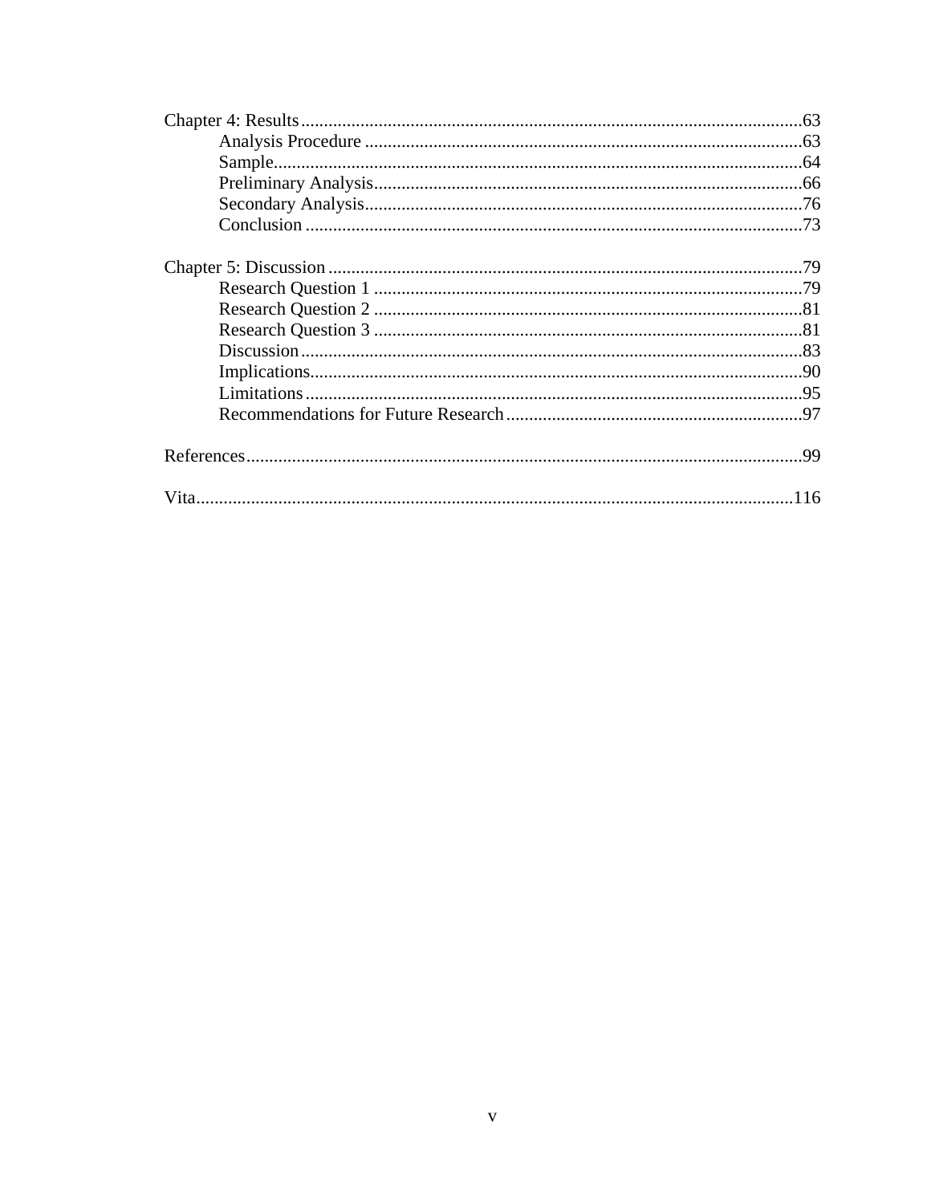Chapter 4: Results .......... 63
- Analysis Procedure .......... 63
- Sample .......... 64
- Preliminary Analysis .......... 66
- Secondary Analysis .......... 76
- Conclusion .......... 73

Chapter 5: Discussion .......... 79
- Research Question 1 .......... 79
- Research Question 2 .......... 81
- Research Question 3 .......... 81
- Discussion .......... 83
- Implications .......... 90
- Limitations .......... 95
- Recommendations for Future Research .......... 97

References .......... 99

Vita .......... 116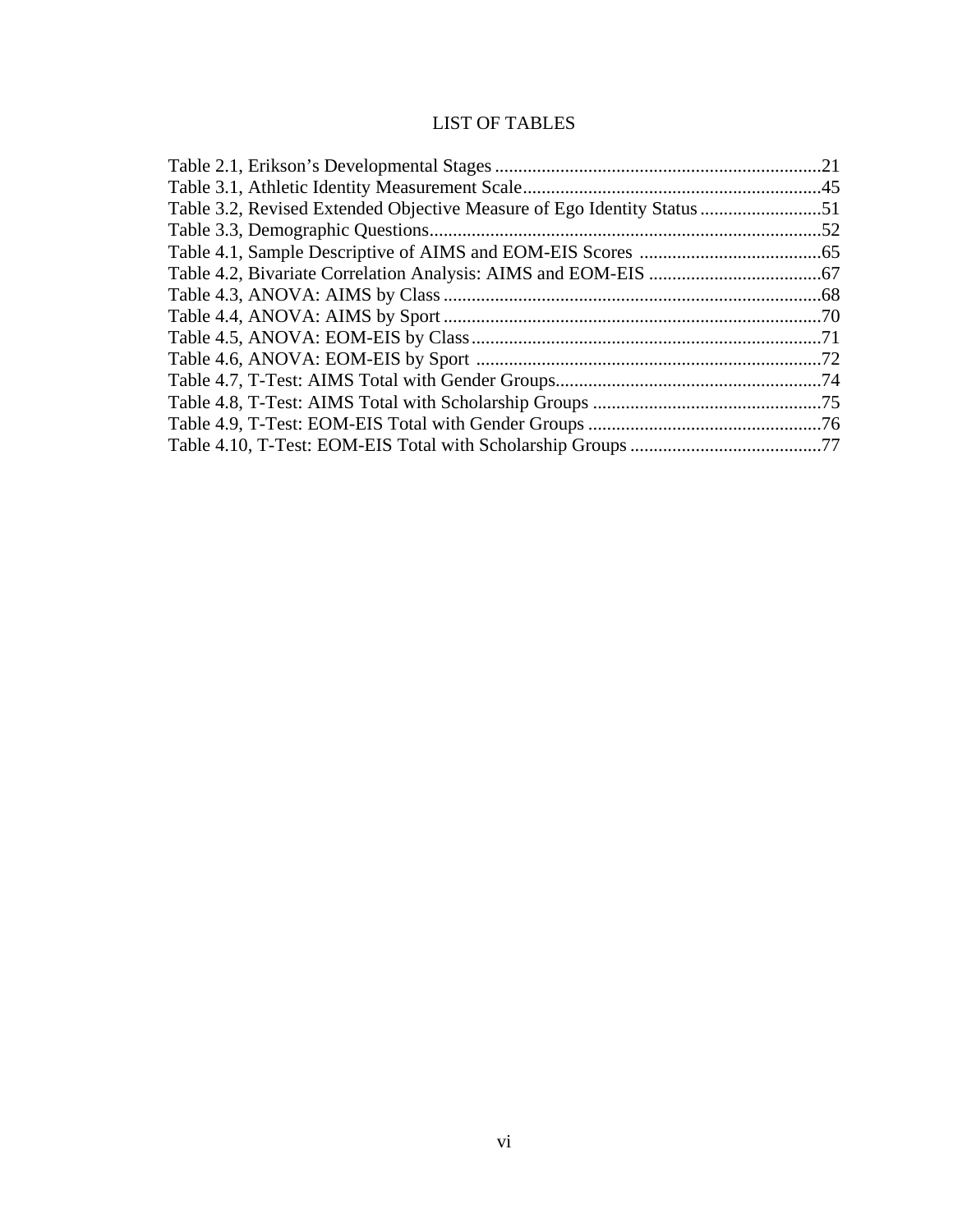# LIST OF TABLES

Table 2.1, Erikson's Developmental Stages......................................................................21
Table 3.1, Athletic Identity Measurement Scale................................................................45
Table 3.2, Revised Extended Objective Measure of Ego Identity Status..........................51
Table 3.3, Demographic Questions....................................................................................52
Table 4.1, Sample Descriptive of AIMS and EOM-EIS Scores .......................................65
Table 4.2, Bivariate Correlation Analysis: AIMS and EOM-EIS .....................................67
Table 4.3, ANOVA: AIMS by Class .................................................................................68
Table 4.4, ANOVA: AIMS by Sport .................................................................................70
Table 4.5, ANOVA: EOM-EIS by Class...........................................................................71
Table 4.6, ANOVA: EOM-EIS by Sport ..........................................................................72
Table 4.7, T-Test: AIMS Total with Gender Groups.........................................................74
Table 4.8, T-Test: AIMS Total with Scholarship Groups .................................................75
Table 4.9, T-Test: EOM-EIS Total with Gender Groups ..................................................76
Table 4.10, T-Test: EOM-EIS Total with Scholarship Groups .........................................77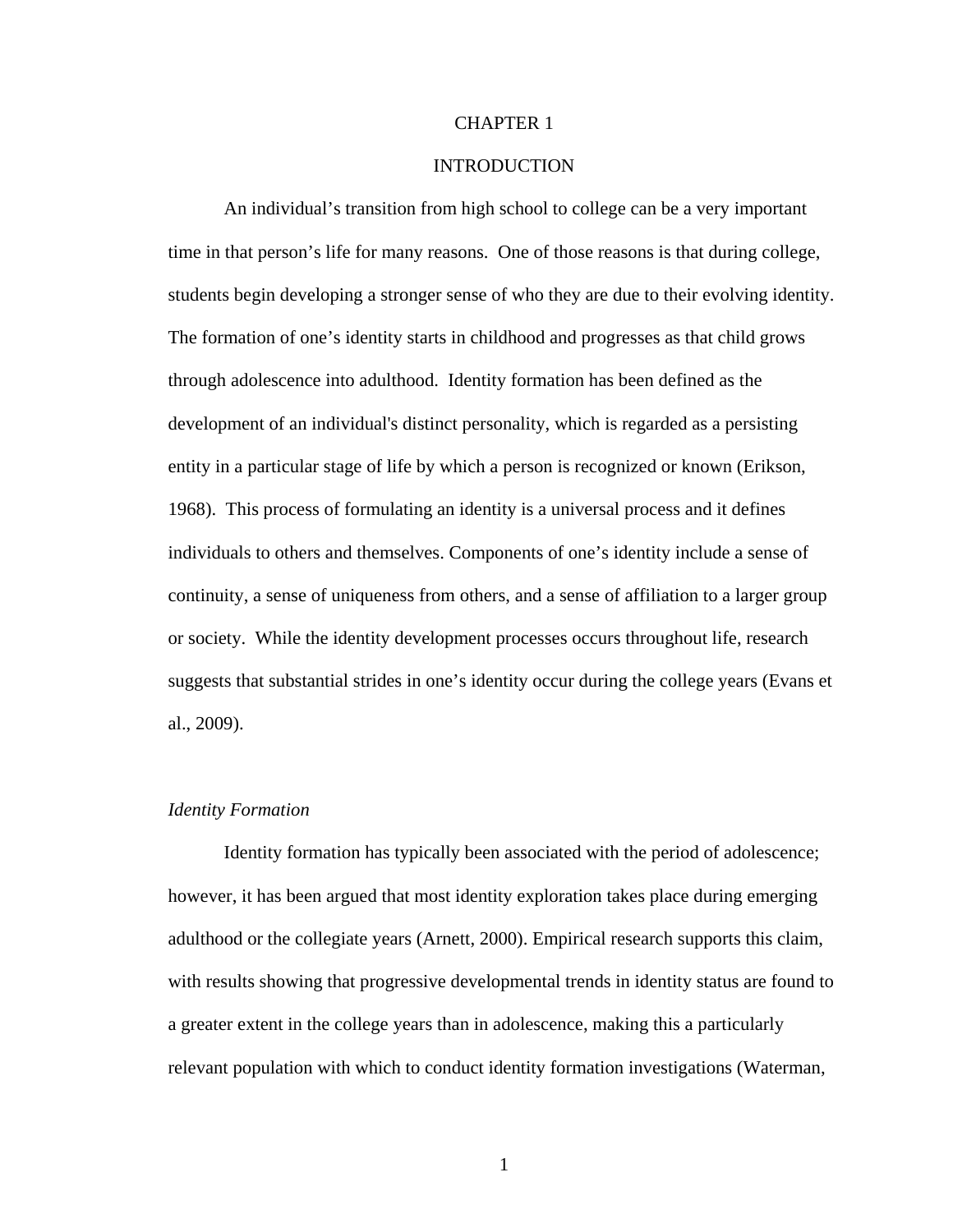# CHAPTER 1

# INTRODUCTION

An individual's transition from high school to college can be a very important time in that person's life for many reasons. One of those reasons is that during college, students begin developing a stronger sense of who they are due to their evolving identity. The formation of one's identity starts in childhood and progresses as that child grows through adolescence into adulthood. Identity formation has been defined as the development of an individual's distinct personality, which is regarded as a persisting entity in a particular stage of life by which a person is recognized or known (Erikson, 1968). This process of formulating an identity is a universal process and it defines individuals to others and themselves. Components of one's identity include a sense of continuity, a sense of uniqueness from others, and a sense of affiliation to a larger group or society. While the identity development processes occurs throughout life, research suggests that substantial strides in one's identity occur during the college years (Evans et al., 2009).

### *Identity Formation*

Identity formation has typically been associated with the period of adolescence; however, it has been argued that most identity exploration takes place during emerging adulthood or the collegiate years (Arnett, 2000). Empirical research supports this claim, with results showing that progressive developmental trends in identity status are found to a greater extent in the college years than in adolescence, making this a particularly relevant population with which to conduct identity formation investigations (Waterman,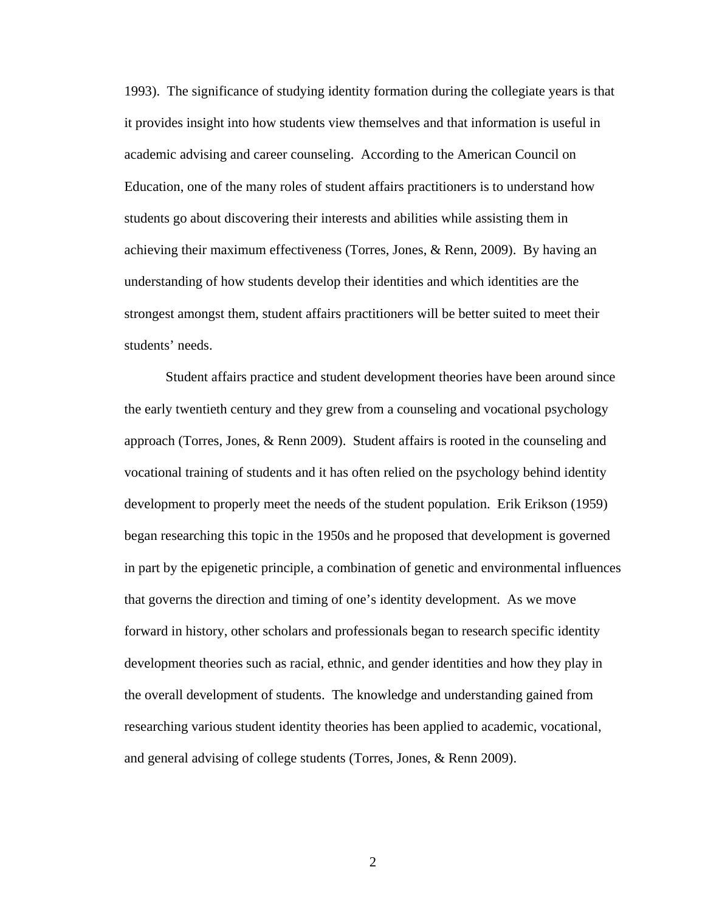1993). The significance of studying identity formation during the collegiate years is that it provides insight into how students view themselves and that information is useful in academic advising and career counseling. According to the American Council on Education, one of the many roles of student affairs practitioners is to understand how students go about discovering their interests and abilities while assisting them in achieving their maximum effectiveness (Torres, Jones, & Renn, 2009). By having an understanding of how students develop their identities and which identities are the strongest amongst them, student affairs practitioners will be better suited to meet their students' needs.

Student affairs practice and student development theories have been around since the early twentieth century and they grew from a counseling and vocational psychology approach (Torres, Jones, & Renn 2009). Student affairs is rooted in the counseling and vocational training of students and it has often relied on the psychology behind identity development to properly meet the needs of the student population. Erik Erikson (1959) began researching this topic in the 1950s and he proposed that development is governed in part by the epigenetic principle, a combination of genetic and environmental influences that governs the direction and timing of one's identity development. As we move forward in history, other scholars and professionals began to research specific identity development theories such as racial, ethnic, and gender identities and how they play in the overall development of students. The knowledge and understanding gained from researching various student identity theories has been applied to academic, vocational, and general advising of college students (Torres, Jones, & Renn 2009).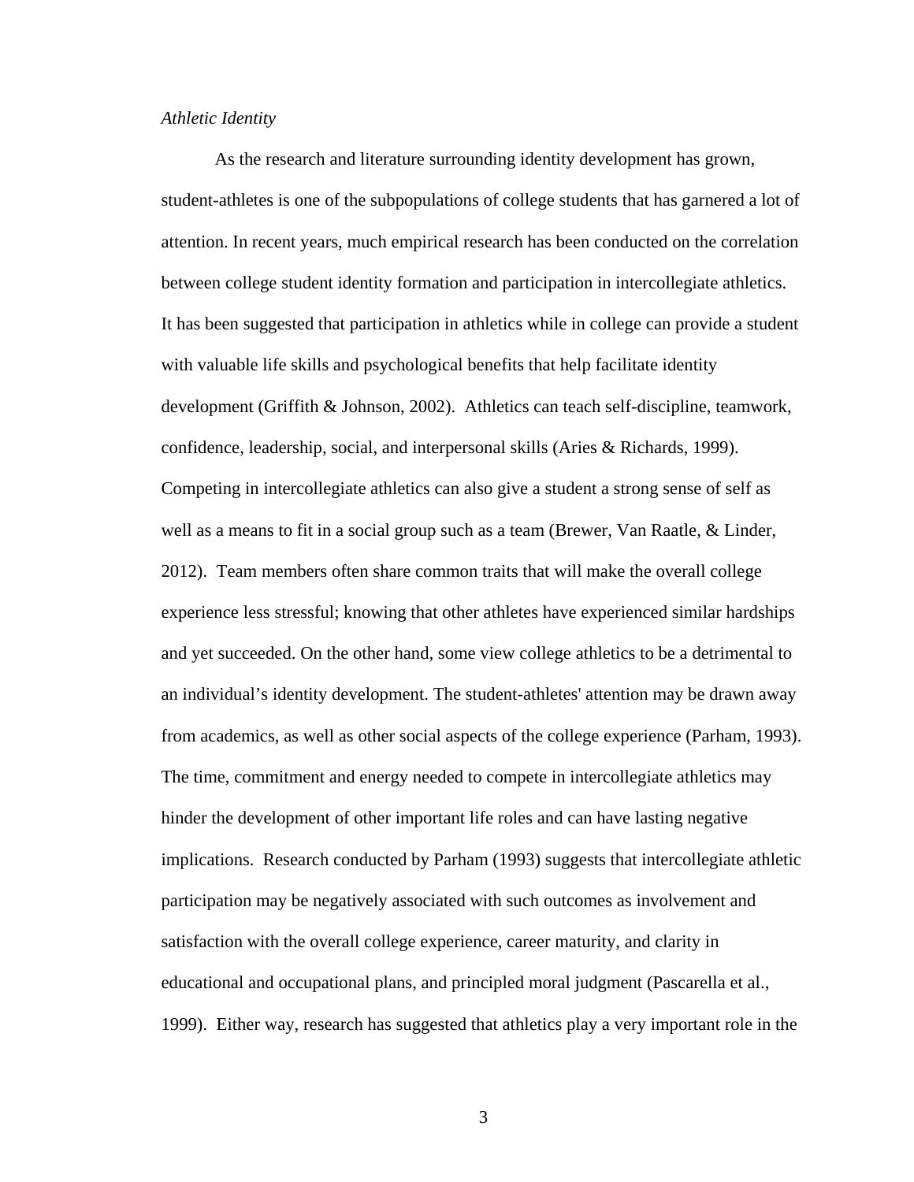*Athletic Identity*

As the research and literature surrounding identity development has grown, student-athletes is one of the subpopulations of college students that has garnered a lot of attention. In recent years, much empirical research has been conducted on the correlation between college student identity formation and participation in intercollegiate athletics. It has been suggested that participation in athletics while in college can provide a student with valuable life skills and psychological benefits that help facilitate identity development (Griffith & Johnson, 2002). Athletics can teach self-discipline, teamwork, confidence, leadership, social, and interpersonal skills (Aries & Richards, 1999). Competing in intercollegiate athletics can also give a student a strong sense of self as well as a means to fit in a social group such as a team (Brewer, Van Raatle, & Linder, 2012). Team members often share common traits that will make the overall college experience less stressful; knowing that other athletes have experienced similar hardships and yet succeeded. On the other hand, some view college athletics to be a detrimental to an individual's identity development. The student-athletes' attention may be drawn away from academics, as well as other social aspects of the college experience (Parham, 1993). The time, commitment and energy needed to compete in intercollegiate athletics may hinder the development of other important life roles and can have lasting negative implications. Research conducted by Parham (1993) suggests that intercollegiate athletic participation may be negatively associated with such outcomes as involvement and satisfaction with the overall college experience, career maturity, and clarity in educational and occupational plans, and principled moral judgment (Pascarella et al., 1999). Either way, research has suggested that athletics play a very important role in the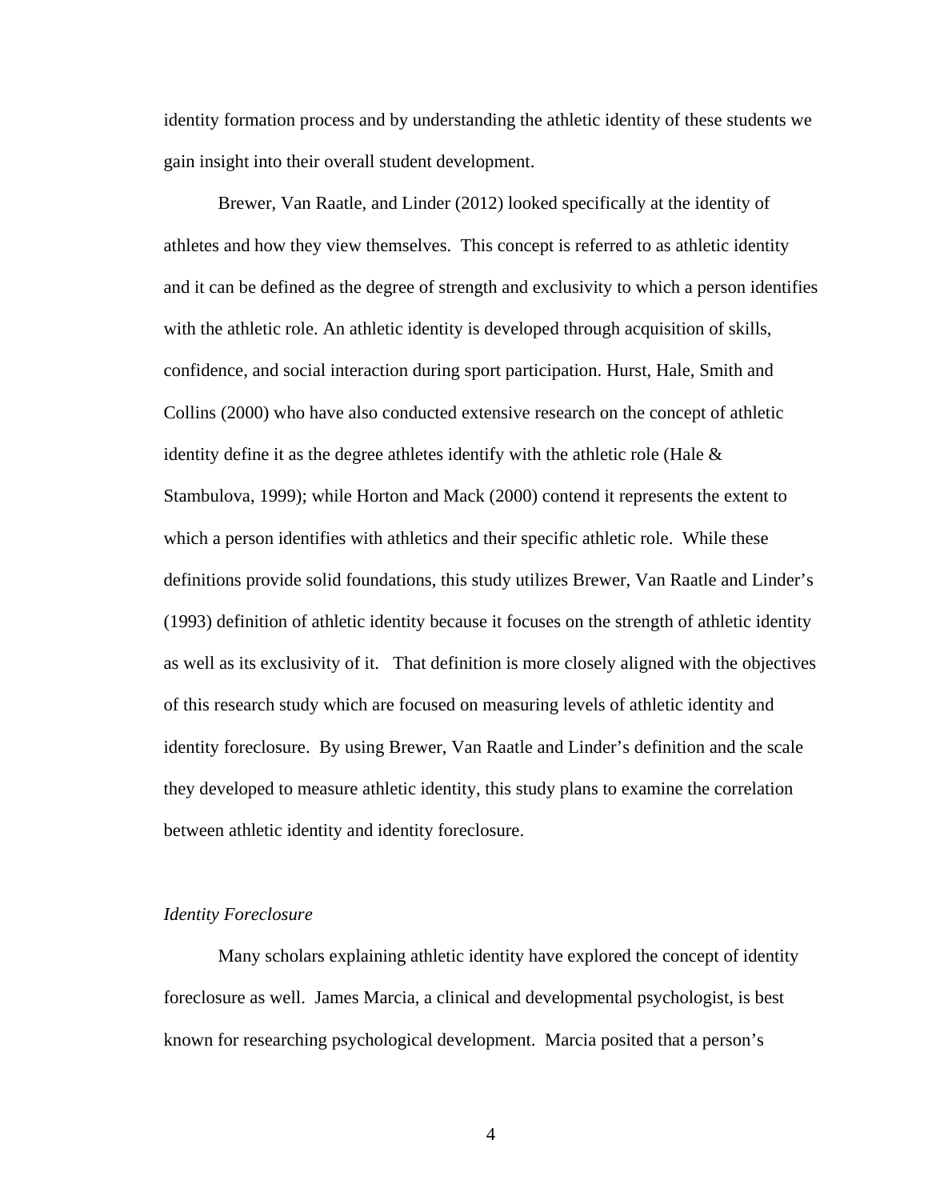identity formation process and by understanding the athletic identity of these students we gain insight into their overall student development.

Brewer, Van Raatle, and Linder (2012) looked specifically at the identity of athletes and how they view themselves. This concept is referred to as athletic identity and it can be defined as the degree of strength and exclusivity to which a person identifies with the athletic role. An athletic identity is developed through acquisition of skills, confidence, and social interaction during sport participation. Hurst, Hale, Smith and Collins (2000) who have also conducted extensive research on the concept of athletic identity define it as the degree athletes identify with the athletic role (Hale & Stambulova, 1999); while Horton and Mack (2000) contend it represents the extent to which a person identifies with athletics and their specific athletic role. While these definitions provide solid foundations, this study utilizes Brewer, Van Raatle and Linder's (1993) definition of athletic identity because it focuses on the strength of athletic identity as well as its exclusivity of it. That definition is more closely aligned with the objectives of this research study which are focused on measuring levels of athletic identity and identity foreclosure. By using Brewer, Van Raatle and Linder's definition and the scale they developed to measure athletic identity, this study plans to examine the correlation between athletic identity and identity foreclosure.

*Identity Foreclosure*

Many scholars explaining athletic identity have explored the concept of identity foreclosure as well. James Marcia, a clinical and developmental psychologist, is best known for researching psychological development. Marcia posited that a person's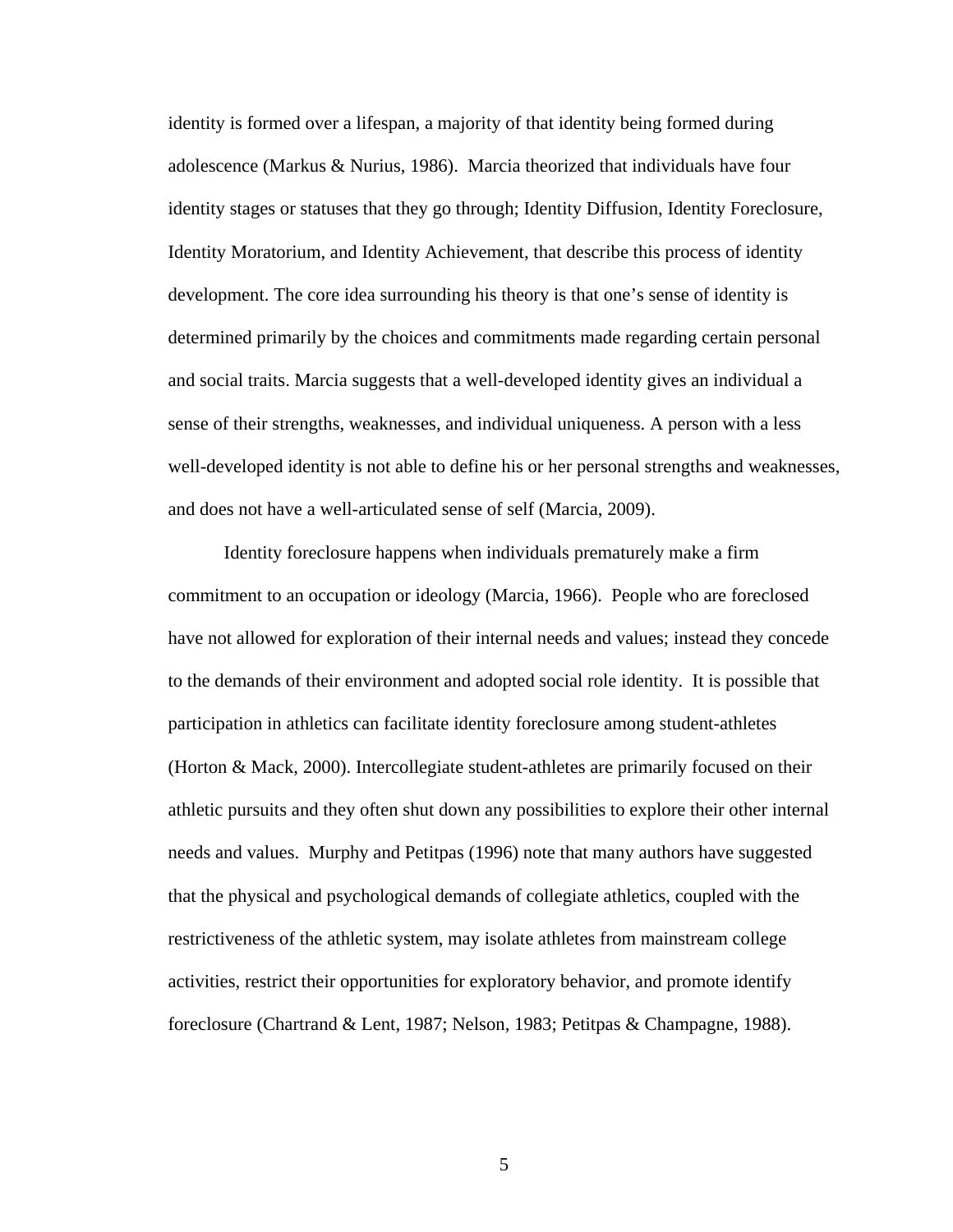identity is formed over a lifespan, a majority of that identity being formed during adolescence (Markus & Nurius, 1986). Marcia theorized that individuals have four identity stages or statuses that they go through; Identity Diffusion, Identity Foreclosure, Identity Moratorium, and Identity Achievement, that describe this process of identity development. The core idea surrounding his theory is that one's sense of identity is determined primarily by the choices and commitments made regarding certain personal and social traits. Marcia suggests that a well-developed identity gives an individual a sense of their strengths, weaknesses, and individual uniqueness. A person with a less well-developed identity is not able to define his or her personal strengths and weaknesses, and does not have a well-articulated sense of self (Marcia, 2009).

Identity foreclosure happens when individuals prematurely make a firm commitment to an occupation or ideology (Marcia, 1966). People who are foreclosed have not allowed for exploration of their internal needs and values; instead they concede to the demands of their environment and adopted social role identity. It is possible that participation in athletics can facilitate identity foreclosure among student-athletes (Horton & Mack, 2000). Intercollegiate student-athletes are primarily focused on their athletic pursuits and they often shut down any possibilities to explore their other internal needs and values. Murphy and Petitpas (1996) note that many authors have suggested that the physical and psychological demands of collegiate athletics, coupled with the restrictiveness of the athletic system, may isolate athletes from mainstream college activities, restrict their opportunities for exploratory behavior, and promote identify foreclosure (Chartrand & Lent, 1987; Nelson, 1983; Petitpas & Champagne, 1988).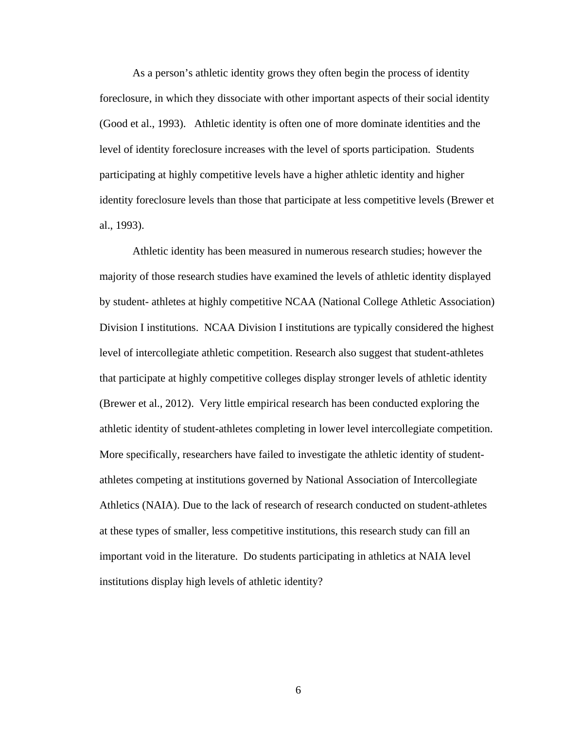As a person's athletic identity grows they often begin the process of identity foreclosure, in which they dissociate with other important aspects of their social identity (Good et al., 1993). Athletic identity is often one of more dominate identities and the level of identity foreclosure increases with the level of sports participation. Students participating at highly competitive levels have a higher athletic identity and higher identity foreclosure levels than those that participate at less competitive levels (Brewer et al., 1993).

Athletic identity has been measured in numerous research studies; however the majority of those research studies have examined the levels of athletic identity displayed by student- athletes at highly competitive NCAA (National College Athletic Association) Division I institutions. NCAA Division I institutions are typically considered the highest level of intercollegiate athletic competition. Research also suggest that student-athletes that participate at highly competitive colleges display stronger levels of athletic identity (Brewer et al., 2012). Very little empirical research has been conducted exploring the athletic identity of student-athletes completing in lower level intercollegiate competition. More specifically, researchers have failed to investigate the athletic identity of student-athletes competing at institutions governed by National Association of Intercollegiate Athletics (NAIA). Due to the lack of research of research conducted on student-athletes at these types of smaller, less competitive institutions, this research study can fill an important void in the literature. Do students participating in athletics at NAIA level institutions display high levels of athletic identity?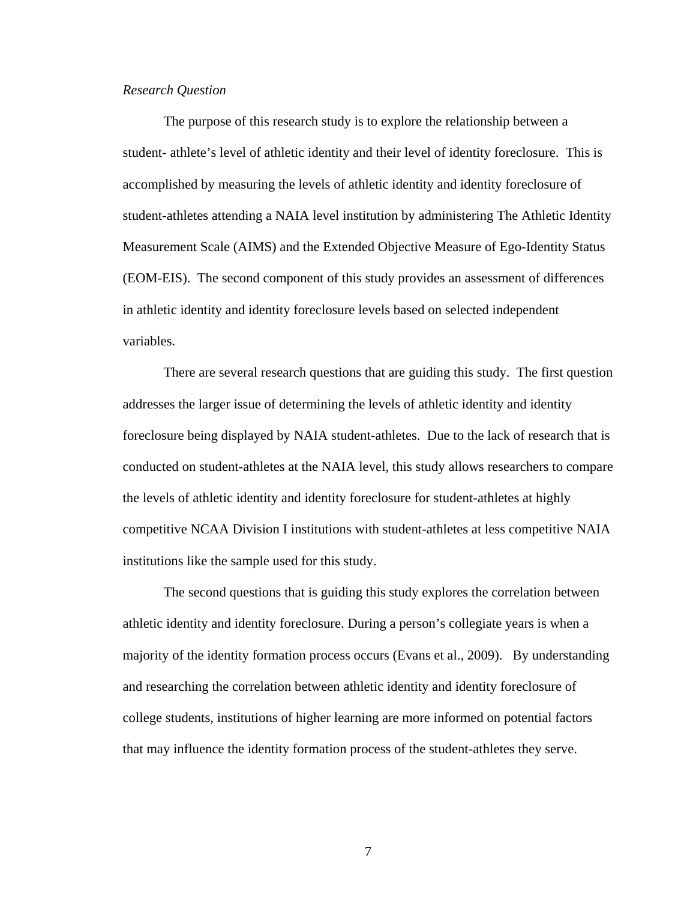*Research Question*

The purpose of this research study is to explore the relationship between a student- athlete's level of athletic identity and their level of identity foreclosure. This is accomplished by measuring the levels of athletic identity and identity foreclosure of student-athletes attending a NAIA level institution by administering The Athletic Identity Measurement Scale (AIMS) and the Extended Objective Measure of Ego-Identity Status (EOM-EIS). The second component of this study provides an assessment of differences in athletic identity and identity foreclosure levels based on selected independent variables.

There are several research questions that are guiding this study. The first question addresses the larger issue of determining the levels of athletic identity and identity foreclosure being displayed by NAIA student-athletes. Due to the lack of research that is conducted on student-athletes at the NAIA level, this study allows researchers to compare the levels of athletic identity and identity foreclosure for student-athletes at highly competitive NCAA Division I institutions with student-athletes at less competitive NAIA institutions like the sample used for this study.

The second questions that is guiding this study explores the correlation between athletic identity and identity foreclosure. During a person's collegiate years is when a majority of the identity formation process occurs (Evans et al., 2009). By understanding and researching the correlation between athletic identity and identity foreclosure of college students, institutions of higher learning are more informed on potential factors that may influence the identity formation process of the student-athletes they serve.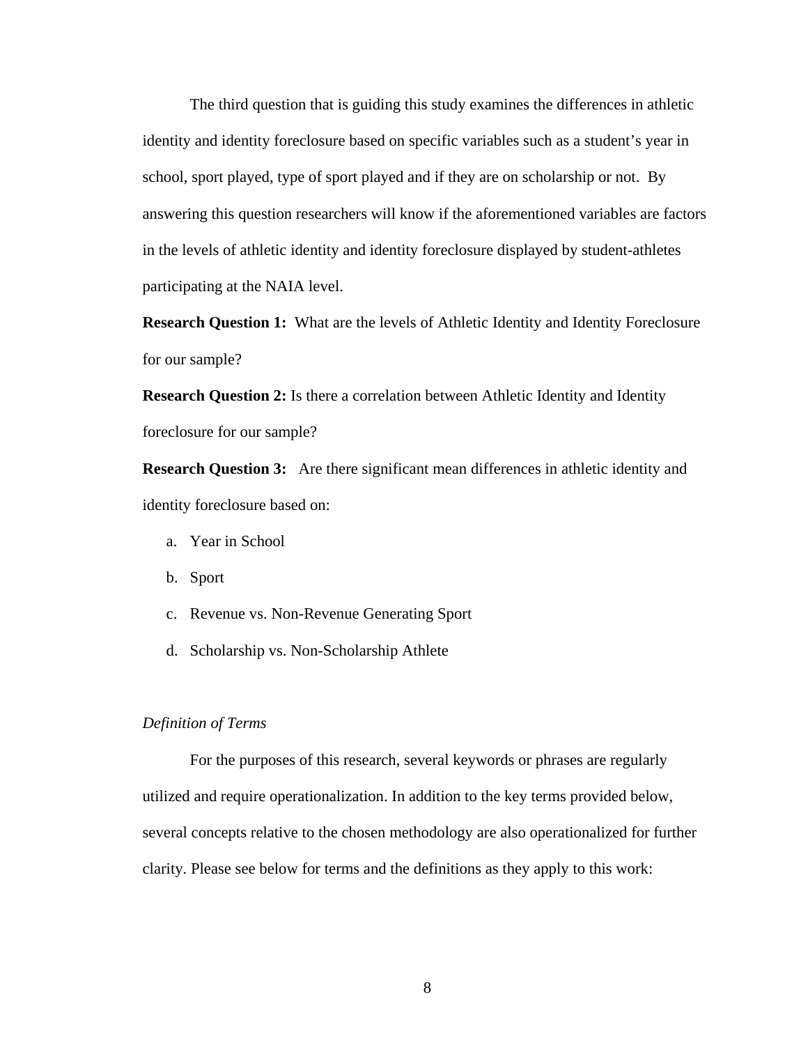The third question that is guiding this study examines the differences in athletic identity and identity foreclosure based on specific variables such as a student's year in school, sport played, type of sport played and if they are on scholarship or not. By answering this question researchers will know if the aforementioned variables are factors in the levels of athletic identity and identity foreclosure displayed by student-athletes participating at the NAIA level.

**Research Question 1:** What are the levels of Athletic Identity and Identity Foreclosure for our sample?

**Research Question 2:** Is there a correlation between Athletic Identity and Identity foreclosure for our sample?

**Research Question 3:** Are there significant mean differences in athletic identity and identity foreclosure based on:

a. Year in School
b. Sport
c. Revenue vs. Non-Revenue Generating Sport
d. Scholarship vs. Non-Scholarship Athlete

*Definition of Terms*

For the purposes of this research, several keywords or phrases are regularly utilized and require operationalization. In addition to the key terms provided below, several concepts relative to the chosen methodology are also operationalized for further clarity. Please see below for terms and the definitions as they apply to this work: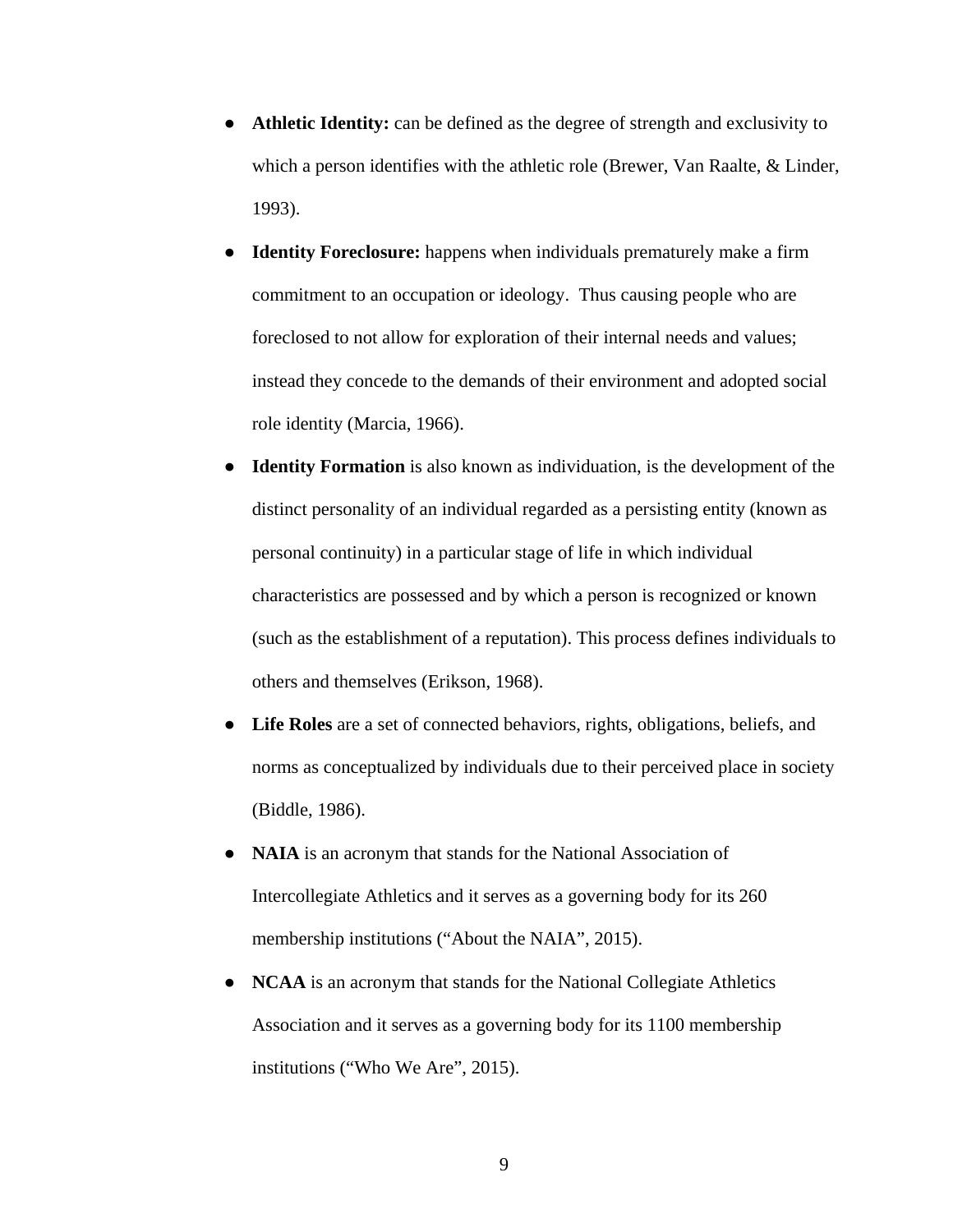- **Athletic Identity:** can be defined as the degree of strength and exclusivity to which a person identifies with the athletic role (Brewer, Van Raalte, & Linder, 1993).
- **Identity Foreclosure:** happens when individuals prematurely make a firm commitment to an occupation or ideology. Thus causing people who are foreclosed to not allow for exploration of their internal needs and values; instead they concede to the demands of their environment and adopted social role identity (Marcia, 1966).
- **Identity Formation** is also known as individuation, is the development of the distinct personality of an individual regarded as a persisting entity (known as personal continuity) in a particular stage of life in which individual characteristics are possessed and by which a person is recognized or known (such as the establishment of a reputation). This process defines individuals to others and themselves (Erikson, 1968).
- **Life Roles** are a set of connected behaviors, rights, obligations, beliefs, and norms as conceptualized by individuals due to their perceived place in society (Biddle, 1986).
- **NAIA** is an acronym that stands for the National Association of Intercollegiate Athletics and it serves as a governing body for its 260 membership institutions ("About the NAIA", 2015).
- **NCAA** is an acronym that stands for the National Collegiate Athletics Association and it serves as a governing body for its 1100 membership institutions ("Who We Are", 2015).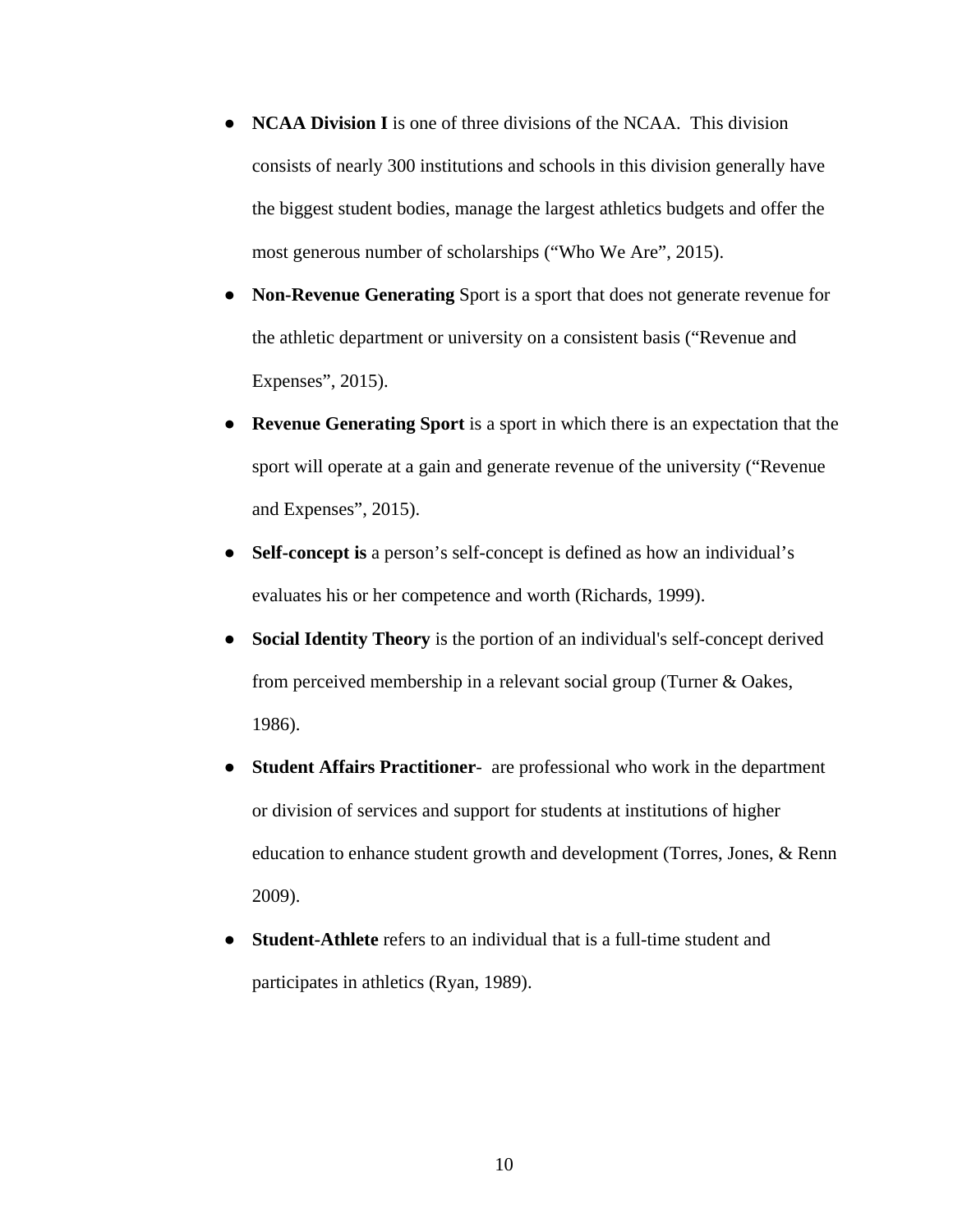- **NCAA Division I** is one of three divisions of the NCAA.  This division consists of nearly 300 institutions and schools in this division generally have the biggest student bodies, manage the largest athletics budgets and offer the most generous number of scholarships ("Who We Are", 2015).
- **Non-Revenue Generating** Sport is a sport that does not generate revenue for the athletic department or university on a consistent basis ("Revenue and Expenses", 2015).
- **Revenue Generating Sport** is a sport in which there is an expectation that the sport will operate at a gain and generate revenue of the university ("Revenue and Expenses", 2015).
- **Self-concept is** a person's self-concept is defined as how an individual's evaluates his or her competence and worth (Richards, 1999).
- **Social Identity Theory** is the portion of an individual's self-concept derived from perceived membership in a relevant social group (Turner & Oakes, 1986).
- **Student Affairs Practitioner**-  are professional who work in the department or division of services and support for students at institutions of higher education to enhance student growth and development (Torres, Jones, & Renn 2009).
- **Student-Athlete** refers to an individual that is a full-time student and participates in athletics (Ryan, 1989).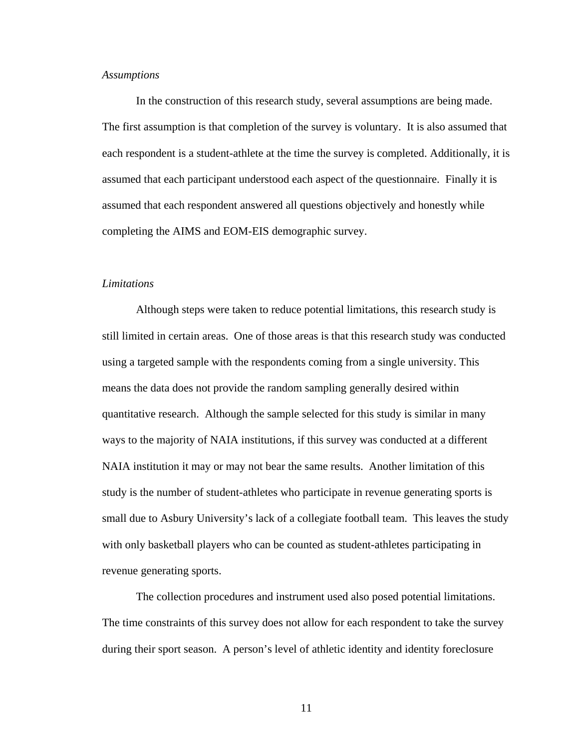*Assumptions*

In the construction of this research study, several assumptions are being made. The first assumption is that completion of the survey is voluntary. It is also assumed that each respondent is a student-athlete at the time the survey is completed. Additionally, it is assumed that each participant understood each aspect of the questionnaire. Finally it is assumed that each respondent answered all questions objectively and honestly while completing the AIMS and EOM-EIS demographic survey.

*Limitations*

Although steps were taken to reduce potential limitations, this research study is still limited in certain areas. One of those areas is that this research study was conducted using a targeted sample with the respondents coming from a single university. This means the data does not provide the random sampling generally desired within quantitative research. Although the sample selected for this study is similar in many ways to the majority of NAIA institutions, if this survey was conducted at a different NAIA institution it may or may not bear the same results. Another limitation of this study is the number of student-athletes who participate in revenue generating sports is small due to Asbury University's lack of a collegiate football team. This leaves the study with only basketball players who can be counted as student-athletes participating in revenue generating sports.

The collection procedures and instrument used also posed potential limitations. The time constraints of this survey does not allow for each respondent to take the survey during their sport season. A person's level of athletic identity and identity foreclosure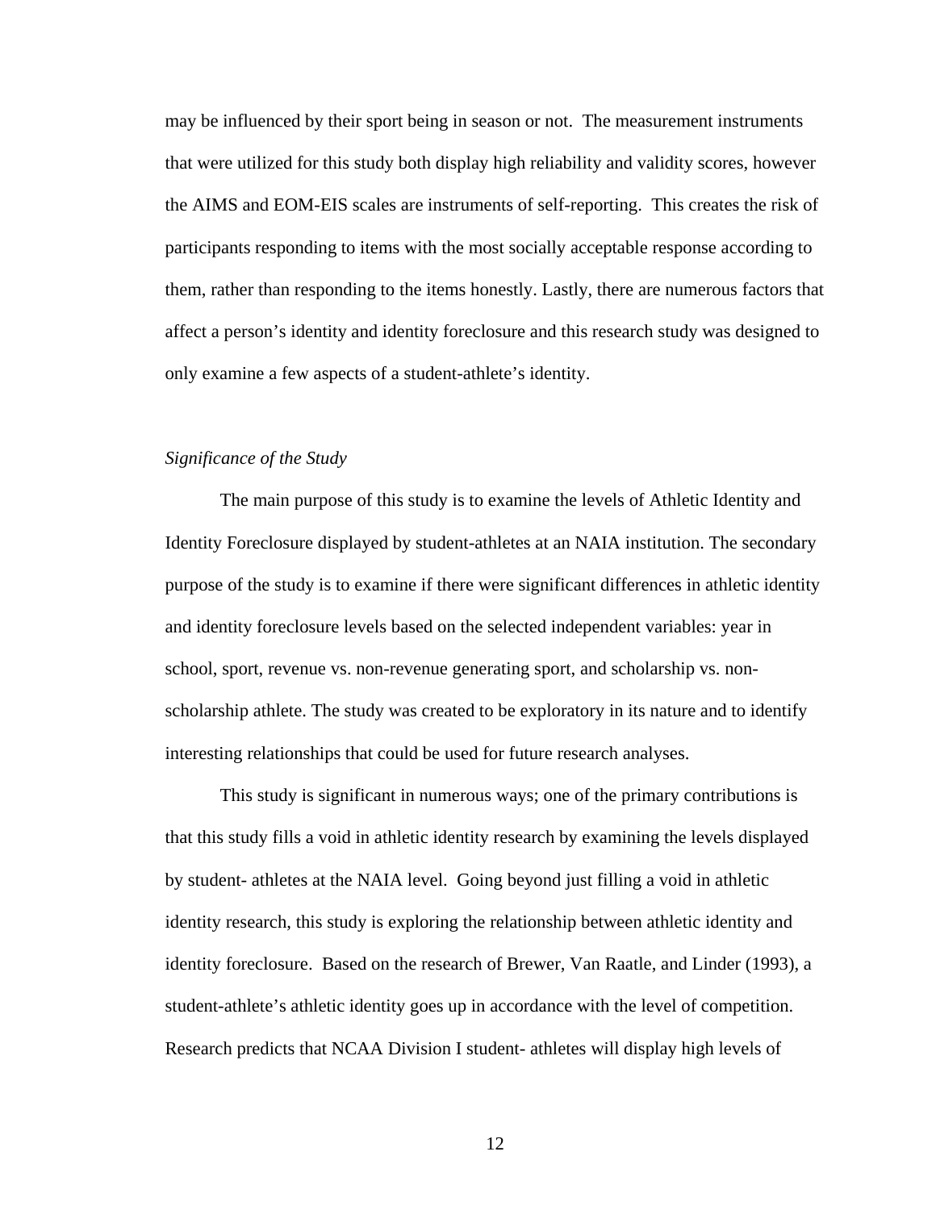may be influenced by their sport being in season or not. The measurement instruments that were utilized for this study both display high reliability and validity scores, however the AIMS and EOM-EIS scales are instruments of self-reporting. This creates the risk of participants responding to items with the most socially acceptable response according to them, rather than responding to the items honestly. Lastly, there are numerous factors that affect a person's identity and identity foreclosure and this research study was designed to only examine a few aspects of a student-athlete's identity.

*Significance of the Study*

The main purpose of this study is to examine the levels of Athletic Identity and Identity Foreclosure displayed by student-athletes at an NAIA institution. The secondary purpose of the study is to examine if there were significant differences in athletic identity and identity foreclosure levels based on the selected independent variables: year in school, sport, revenue vs. non-revenue generating sport, and scholarship vs. non-scholarship athlete. The study was created to be exploratory in its nature and to identify interesting relationships that could be used for future research analyses.

This study is significant in numerous ways; one of the primary contributions is that this study fills a void in athletic identity research by examining the levels displayed by student- athletes at the NAIA level. Going beyond just filling a void in athletic identity research, this study is exploring the relationship between athletic identity and identity foreclosure. Based on the research of Brewer, Van Raatle, and Linder (1993), a student-athlete's athletic identity goes up in accordance with the level of competition. Research predicts that NCAA Division I student- athletes will display high levels of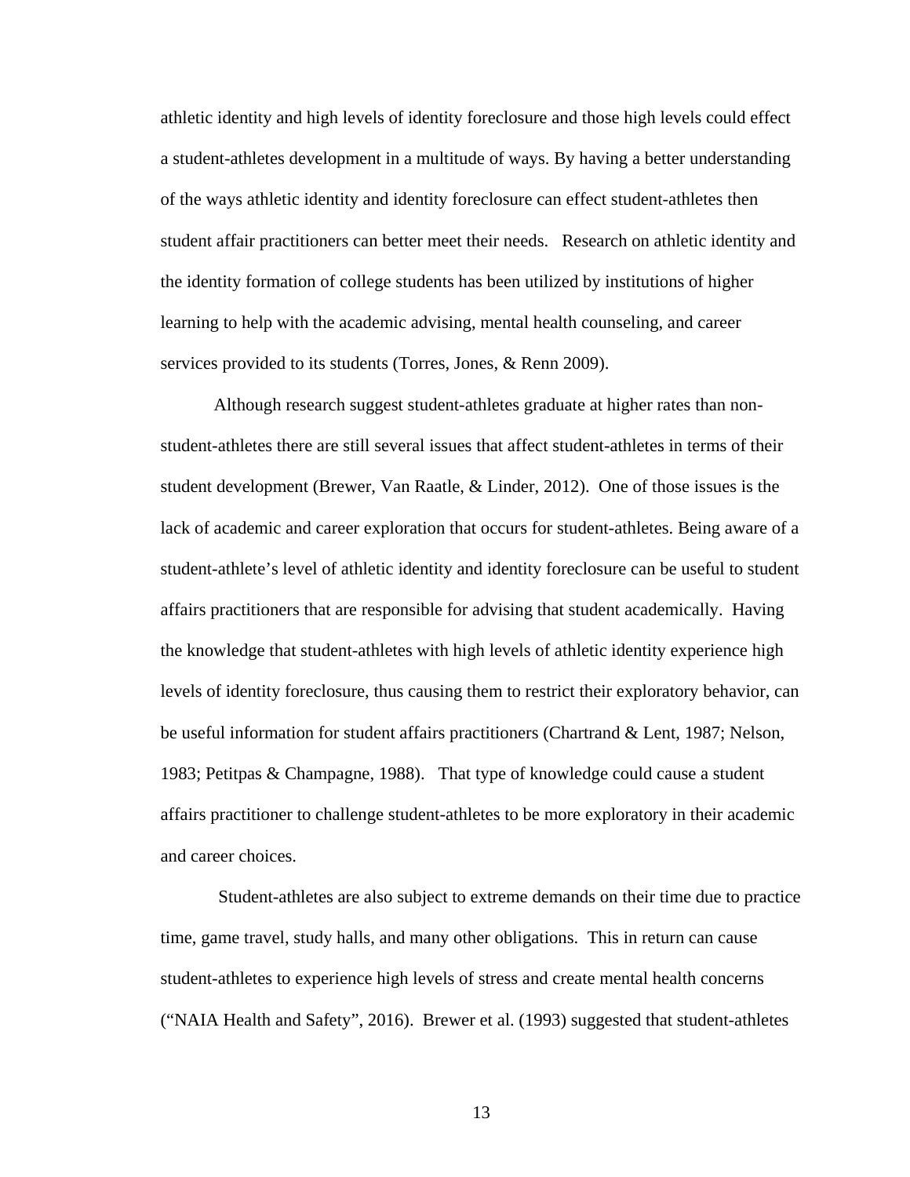athletic identity and high levels of identity foreclosure and those high levels could effect a student-athletes development in a multitude of ways. By having a better understanding of the ways athletic identity and identity foreclosure can effect student-athletes then student affair practitioners can better meet their needs. Research on athletic identity and the identity formation of college students has been utilized by institutions of higher learning to help with the academic advising, mental health counseling, and career services provided to its students (Torres, Jones, & Renn 2009).

Although research suggest student-athletes graduate at higher rates than non-student-athletes there are still several issues that affect student-athletes in terms of their student development (Brewer, Van Raatle, & Linder, 2012). One of those issues is the lack of academic and career exploration that occurs for student-athletes. Being aware of a student-athlete's level of athletic identity and identity foreclosure can be useful to student affairs practitioners that are responsible for advising that student academically. Having the knowledge that student-athletes with high levels of athletic identity experience high levels of identity foreclosure, thus causing them to restrict their exploratory behavior, can be useful information for student affairs practitioners (Chartrand & Lent, 1987; Nelson, 1983; Petitpas & Champagne, 1988). That type of knowledge could cause a student affairs practitioner to challenge student-athletes to be more exploratory in their academic and career choices.

Student-athletes are also subject to extreme demands on their time due to practice time, game travel, study halls, and many other obligations. This in return can cause student-athletes to experience high levels of stress and create mental health concerns ("NAIA Health and Safety", 2016). Brewer et al. (1993) suggested that student-athletes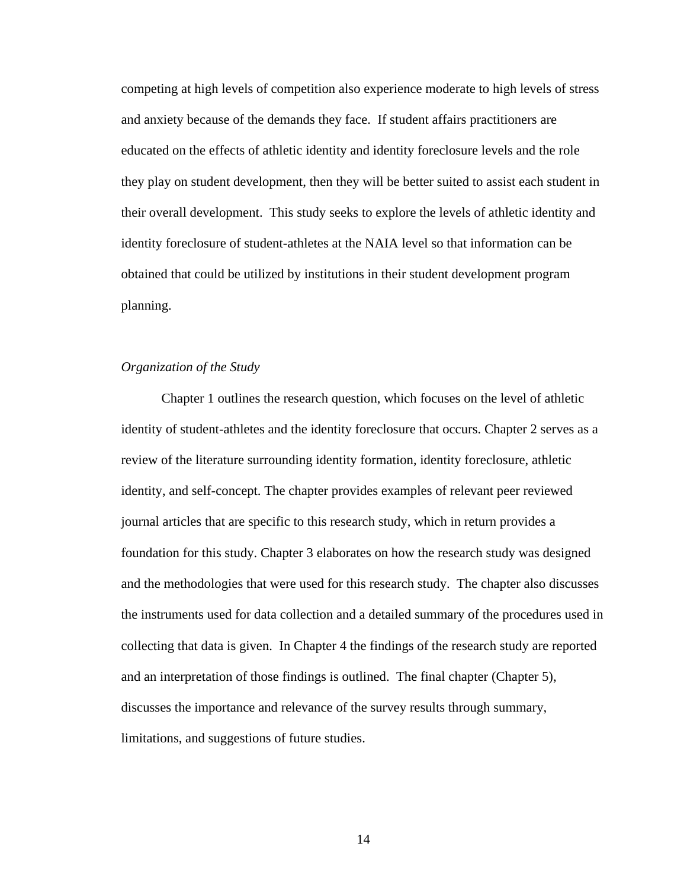competing at high levels of competition also experience moderate to high levels of stress and anxiety because of the demands they face. If student affairs practitioners are educated on the effects of athletic identity and identity foreclosure levels and the role they play on student development, then they will be better suited to assist each student in their overall development. This study seeks to explore the levels of athletic identity and identity foreclosure of student-athletes at the NAIA level so that information can be obtained that could be utilized by institutions in their student development program planning.

*Organization of the Study*

Chapter 1 outlines the research question, which focuses on the level of athletic identity of student-athletes and the identity foreclosure that occurs. Chapter 2 serves as a review of the literature surrounding identity formation, identity foreclosure, athletic identity, and self-concept. The chapter provides examples of relevant peer reviewed journal articles that are specific to this research study, which in return provides a foundation for this study. Chapter 3 elaborates on how the research study was designed and the methodologies that were used for this research study. The chapter also discusses the instruments used for data collection and a detailed summary of the procedures used in collecting that data is given. In Chapter 4 the findings of the research study are reported and an interpretation of those findings is outlined. The final chapter (Chapter 5), discusses the importance and relevance of the survey results through summary, limitations, and suggestions of future studies.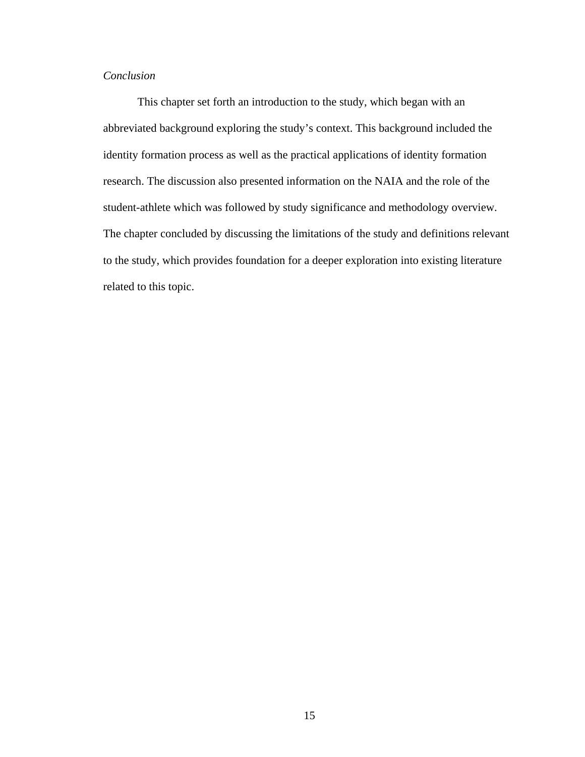*Conclusion*

This chapter set forth an introduction to the study, which began with an abbreviated background exploring the study's context. This background included the identity formation process as well as the practical applications of identity formation research. The discussion also presented information on the NAIA and the role of the student-athlete which was followed by study significance and methodology overview. The chapter concluded by discussing the limitations of the study and definitions relevant to the study, which provides foundation for a deeper exploration into existing literature related to this topic.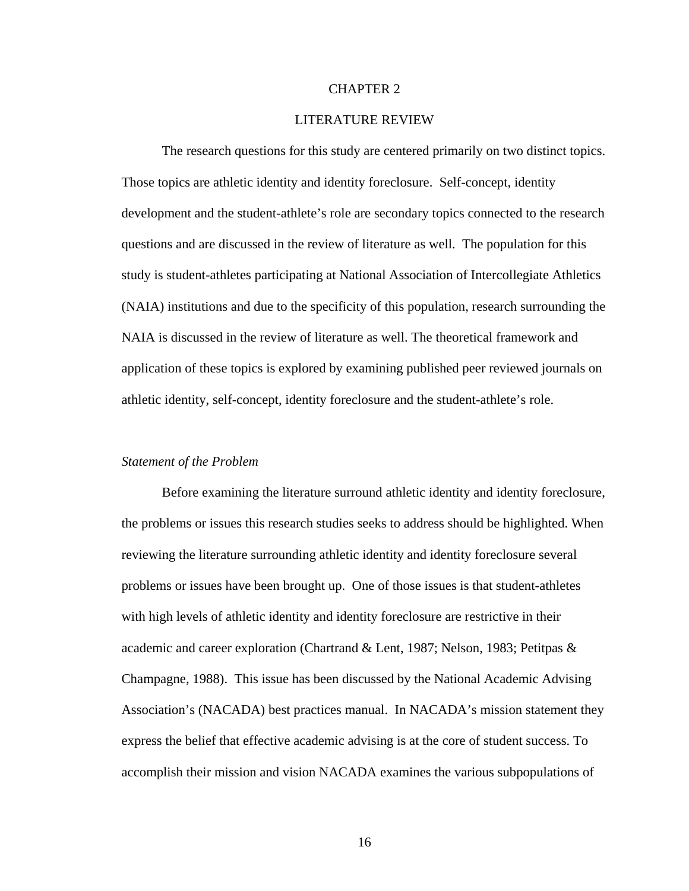# CHAPTER 2

# LITERATURE REVIEW

The research questions for this study are centered primarily on two distinct topics. Those topics are athletic identity and identity foreclosure. Self-concept, identity development and the student-athlete's role are secondary topics connected to the research questions and are discussed in the review of literature as well. The population for this study is student-athletes participating at National Association of Intercollegiate Athletics (NAIA) institutions and due to the specificity of this population, research surrounding the NAIA is discussed in the review of literature as well. The theoretical framework and application of these topics is explored by examining published peer reviewed journals on athletic identity, self-concept, identity foreclosure and the student-athlete's role.

### *Statement of the Problem*

Before examining the literature surround athletic identity and identity foreclosure, the problems or issues this research studies seeks to address should be highlighted. When reviewing the literature surrounding athletic identity and identity foreclosure several problems or issues have been brought up. One of those issues is that student-athletes with high levels of athletic identity and identity foreclosure are restrictive in their academic and career exploration (Chartrand & Lent, 1987; Nelson, 1983; Petitpas & Champagne, 1988). This issue has been discussed by the National Academic Advising Association's (NACADA) best practices manual. In NACADA's mission statement they express the belief that effective academic advising is at the core of student success. To accomplish their mission and vision NACADA examines the various subpopulations of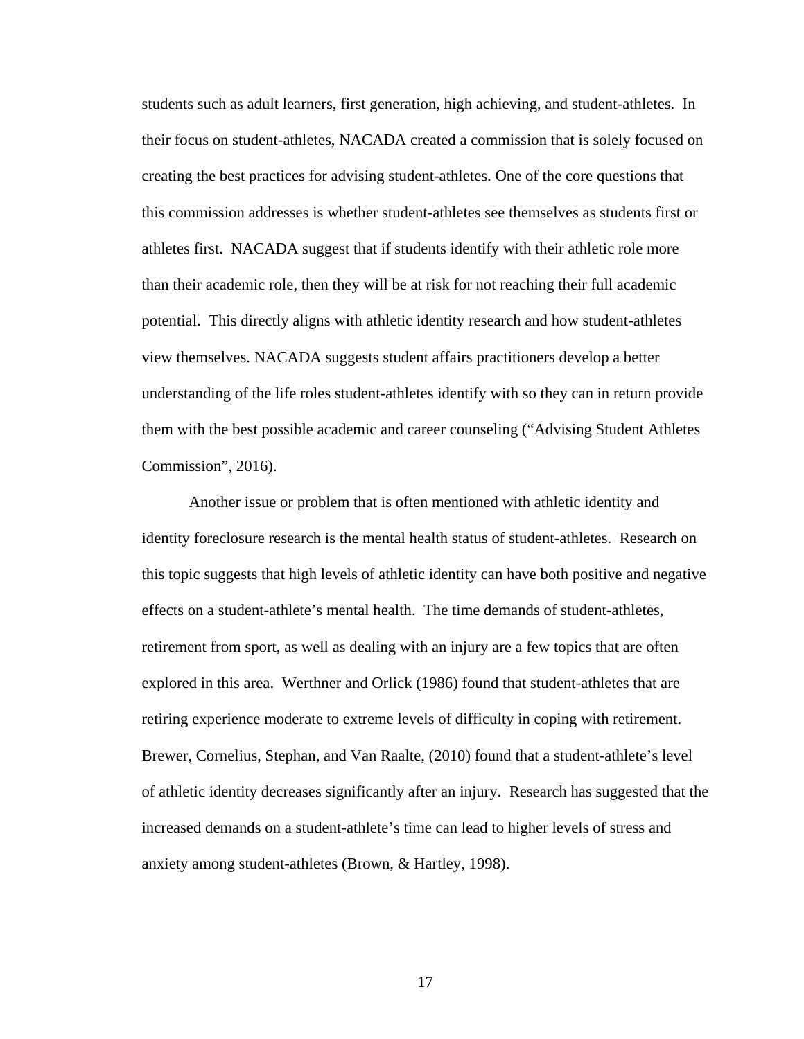students such as adult learners, first generation, high achieving, and student-athletes. In their focus on student-athletes, NACADA created a commission that is solely focused on creating the best practices for advising student-athletes. One of the core questions that this commission addresses is whether student-athletes see themselves as students first or athletes first. NACADA suggest that if students identify with their athletic role more than their academic role, then they will be at risk for not reaching their full academic potential. This directly aligns with athletic identity research and how student-athletes view themselves. NACADA suggests student affairs practitioners develop a better understanding of the life roles student-athletes identify with so they can in return provide them with the best possible academic and career counseling ("Advising Student Athletes Commission", 2016).

Another issue or problem that is often mentioned with athletic identity and identity foreclosure research is the mental health status of student-athletes. Research on this topic suggests that high levels of athletic identity can have both positive and negative effects on a student-athlete's mental health. The time demands of student-athletes, retirement from sport, as well as dealing with an injury are a few topics that are often explored in this area. Werthner and Orlick (1986) found that student-athletes that are retiring experience moderate to extreme levels of difficulty in coping with retirement. Brewer, Cornelius, Stephan, and Van Raalte, (2010) found that a student-athlete's level of athletic identity decreases significantly after an injury. Research has suggested that the increased demands on a student-athlete's time can lead to higher levels of stress and anxiety among student-athletes (Brown, & Hartley, 1998).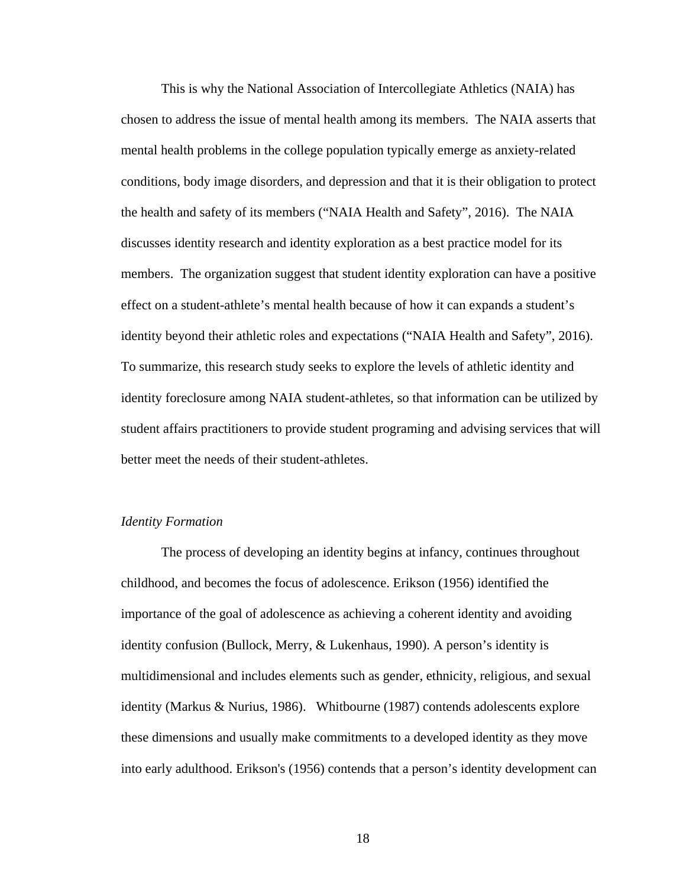This is why the National Association of Intercollegiate Athletics (NAIA) has chosen to address the issue of mental health among its members. The NAIA asserts that mental health problems in the college population typically emerge as anxiety-related conditions, body image disorders, and depression and that it is their obligation to protect the health and safety of its members ("NAIA Health and Safety", 2016). The NAIA discusses identity research and identity exploration as a best practice model for its members. The organization suggest that student identity exploration can have a positive effect on a student-athlete's mental health because of how it can expands a student's identity beyond their athletic roles and expectations ("NAIA Health and Safety", 2016). To summarize, this research study seeks to explore the levels of athletic identity and identity foreclosure among NAIA student-athletes, so that information can be utilized by student affairs practitioners to provide student programing and advising services that will better meet the needs of their student-athletes.

*Identity Formation*

The process of developing an identity begins at infancy, continues throughout childhood, and becomes the focus of adolescence. Erikson (1956) identified the importance of the goal of adolescence as achieving a coherent identity and avoiding identity confusion (Bullock, Merry, & Lukenhaus, 1990). A person's identity is multidimensional and includes elements such as gender, ethnicity, religious, and sexual identity (Markus & Nurius, 1986). Whitbourne (1987) contends adolescents explore these dimensions and usually make commitments to a developed identity as they move into early adulthood. Erikson's (1956) contends that a person's identity development can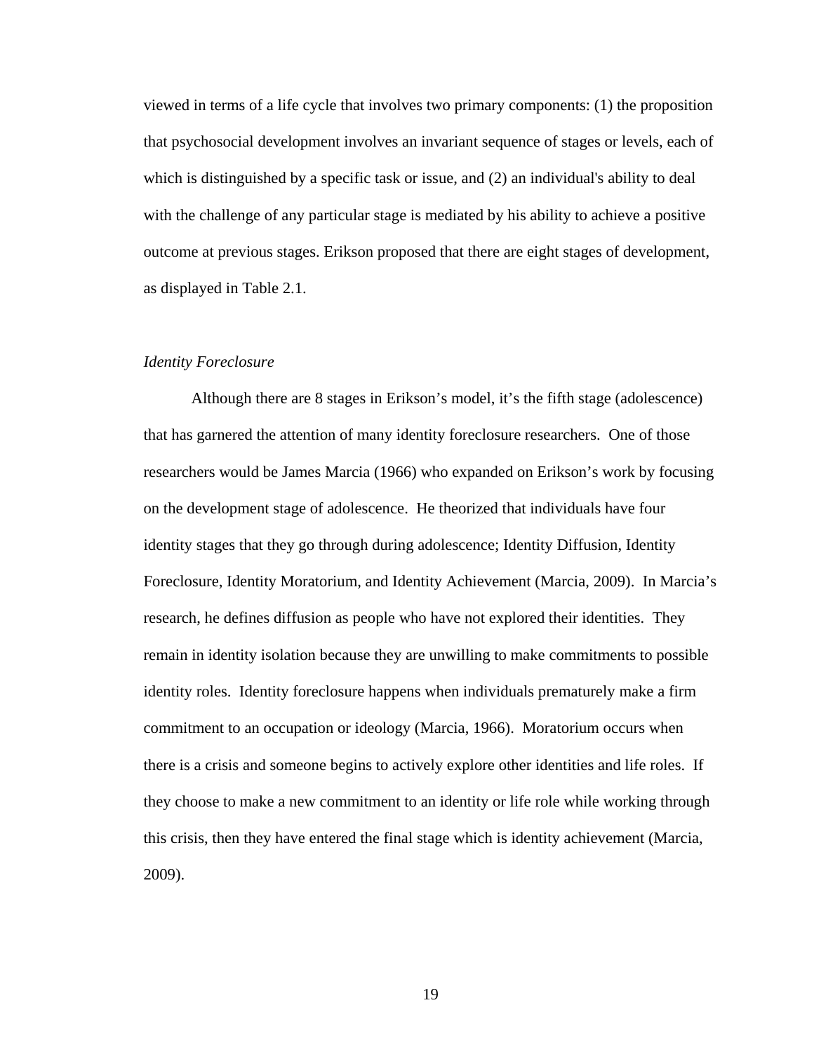viewed in terms of a life cycle that involves two primary components: (1) the proposition that psychosocial development involves an invariant sequence of stages or levels, each of which is distinguished by a specific task or issue, and (2) an individual's ability to deal with the challenge of any particular stage is mediated by his ability to achieve a positive outcome at previous stages. Erikson proposed that there are eight stages of development, as displayed in Table 2.1.

### *Identity Foreclosure*

Although there are 8 stages in Erikson's model, it's the fifth stage (adolescence) that has garnered the attention of many identity foreclosure researchers. One of those researchers would be James Marcia (1966) who expanded on Erikson's work by focusing on the development stage of adolescence. He theorized that individuals have four identity stages that they go through during adolescence; Identity Diffusion, Identity Foreclosure, Identity Moratorium, and Identity Achievement (Marcia, 2009). In Marcia's research, he defines diffusion as people who have not explored their identities. They remain in identity isolation because they are unwilling to make commitments to possible identity roles. Identity foreclosure happens when individuals prematurely make a firm commitment to an occupation or ideology (Marcia, 1966). Moratorium occurs when there is a crisis and someone begins to actively explore other identities and life roles. If they choose to make a new commitment to an identity or life role while working through this crisis, then they have entered the final stage which is identity achievement (Marcia, 2009).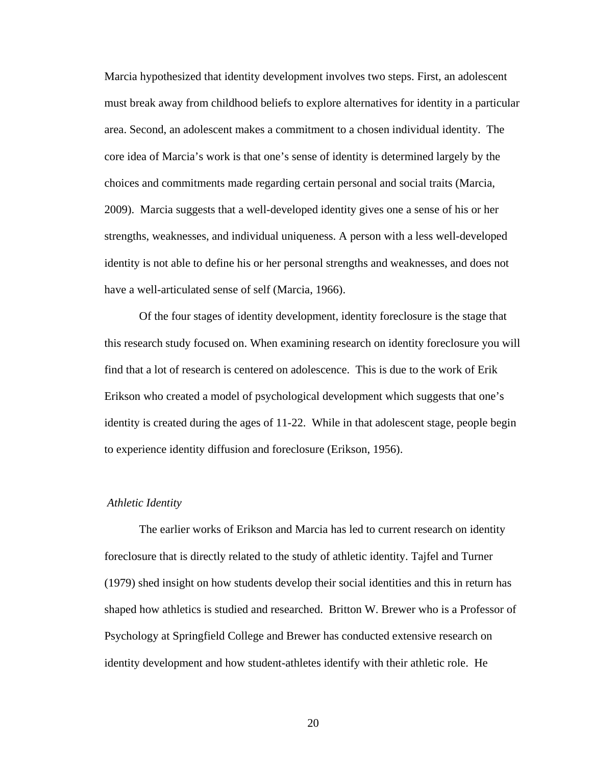Marcia hypothesized that identity development involves two steps. First, an adolescent must break away from childhood beliefs to explore alternatives for identity in a particular area. Second, an adolescent makes a commitment to a chosen individual identity. The core idea of Marcia's work is that one's sense of identity is determined largely by the choices and commitments made regarding certain personal and social traits (Marcia, 2009). Marcia suggests that a well-developed identity gives one a sense of his or her strengths, weaknesses, and individual uniqueness. A person with a less well-developed identity is not able to define his or her personal strengths and weaknesses, and does not have a well-articulated sense of self (Marcia, 1966).

Of the four stages of identity development, identity foreclosure is the stage that this research study focused on. When examining research on identity foreclosure you will find that a lot of research is centered on adolescence. This is due to the work of Erik Erikson who created a model of psychological development which suggests that one's identity is created during the ages of 11-22. While in that adolescent stage, people begin to experience identity diffusion and foreclosure (Erikson, 1956).

### *Athletic Identity*

The earlier works of Erikson and Marcia has led to current research on identity foreclosure that is directly related to the study of athletic identity. Tajfel and Turner (1979) shed insight on how students develop their social identities and this in return has shaped how athletics is studied and researched. Britton W. Brewer who is a Professor of Psychology at Springfield College and Brewer has conducted extensive research on identity development and how student-athletes identify with their athletic role. He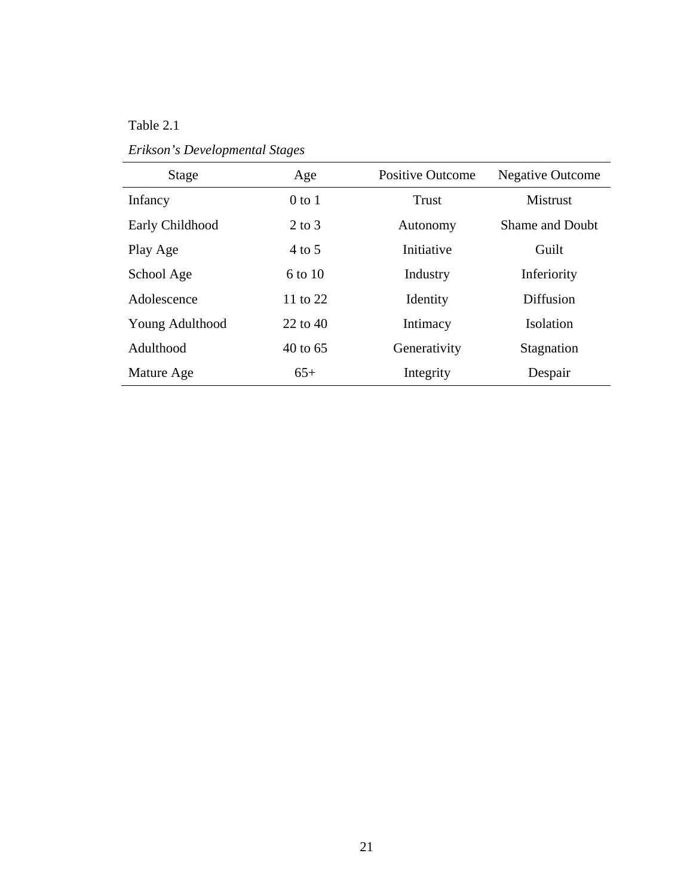Table 2.1

*Erikson's Developmental Stages*

| Stage | Age | Positive Outcome | Negative Outcome |
|---|---|---|---|
| Infancy | 0 to 1 | Trust | Mistrust |
| Early Childhood | 2 to 3 | Autonomy | Shame and Doubt |
| Play Age | 4 to 5 | Initiative | Guilt |
| School Age | 6 to 10 | Industry | Inferiority |
| Adolescence | 11 to 22 | Identity | Diffusion |
| Young Adulthood | 22 to 40 | Intimacy | Isolation |
| Adulthood | 40 to 65 | Generativity | Stagnation |
| Mature Age | 65+ | Integrity | Despair |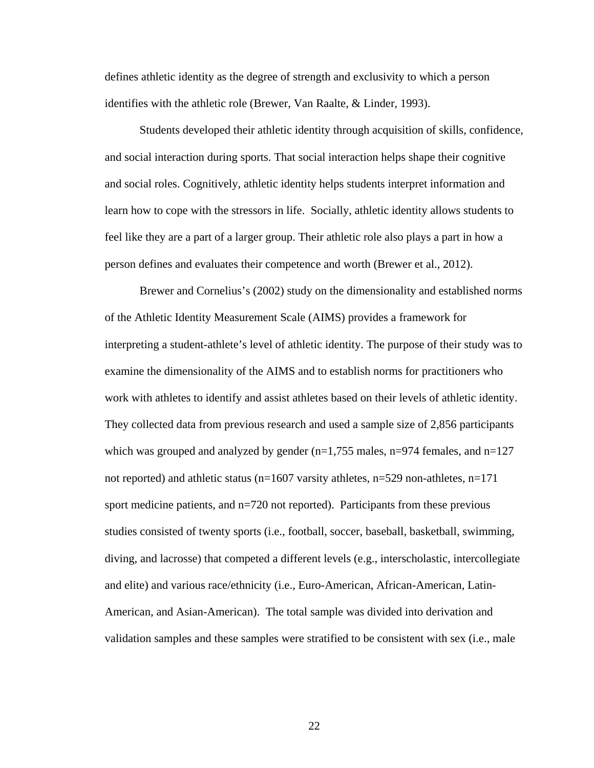defines athletic identity as the degree of strength and exclusivity to which a person identifies with the athletic role (Brewer, Van Raalte, & Linder, 1993).

Students developed their athletic identity through acquisition of skills, confidence, and social interaction during sports. That social interaction helps shape their cognitive and social roles. Cognitively, athletic identity helps students interpret information and learn how to cope with the stressors in life. Socially, athletic identity allows students to feel like they are a part of a larger group. Their athletic role also plays a part in how a person defines and evaluates their competence and worth (Brewer et al., 2012).

Brewer and Cornelius's (2002) study on the dimensionality and established norms of the Athletic Identity Measurement Scale (AIMS) provides a framework for interpreting a student-athlete's level of athletic identity. The purpose of their study was to examine the dimensionality of the AIMS and to establish norms for practitioners who work with athletes to identify and assist athletes based on their levels of athletic identity. They collected data from previous research and used a sample size of 2,856 participants which was grouped and analyzed by gender (n=1,755 males, n=974 females, and n=127 not reported) and athletic status (n=1607 varsity athletes, n=529 non-athletes, n=171 sport medicine patients, and n=720 not reported). Participants from these previous studies consisted of twenty sports (i.e., football, soccer, baseball, basketball, swimming, diving, and lacrosse) that competed a different levels (e.g., interscholastic, intercollegiate and elite) and various race/ethnicity (i.e., Euro-American, African-American, Latin-American, and Asian-American). The total sample was divided into derivation and validation samples and these samples were stratified to be consistent with sex (i.e., male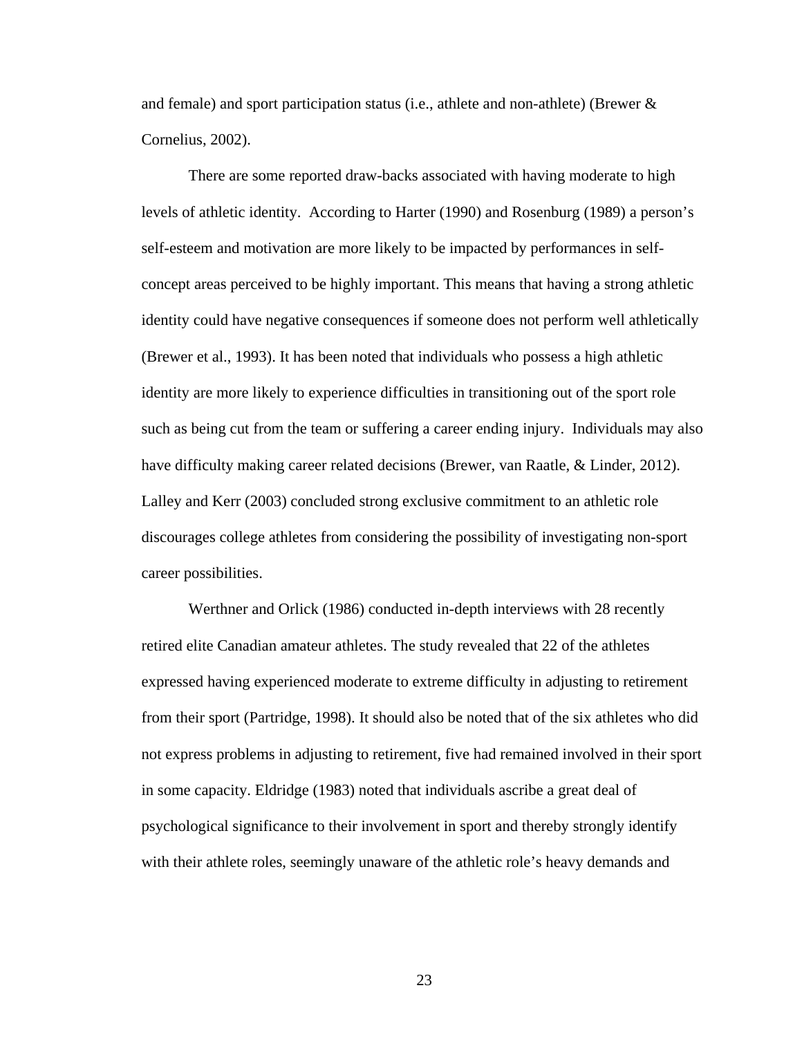and female) and sport participation status (i.e., athlete and non-athlete) (Brewer & Cornelius, 2002).

There are some reported draw-backs associated with having moderate to high levels of athletic identity. According to Harter (1990) and Rosenburg (1989) a person's self-esteem and motivation are more likely to be impacted by performances in self-concept areas perceived to be highly important. This means that having a strong athletic identity could have negative consequences if someone does not perform well athletically (Brewer et al., 1993). It has been noted that individuals who possess a high athletic identity are more likely to experience difficulties in transitioning out of the sport role such as being cut from the team or suffering a career ending injury. Individuals may also have difficulty making career related decisions (Brewer, van Raatle, & Linder, 2012). Lalley and Kerr (2003) concluded strong exclusive commitment to an athletic role discourages college athletes from considering the possibility of investigating non-sport career possibilities.

Werthner and Orlick (1986) conducted in-depth interviews with 28 recently retired elite Canadian amateur athletes. The study revealed that 22 of the athletes expressed having experienced moderate to extreme difficulty in adjusting to retirement from their sport (Partridge, 1998). It should also be noted that of the six athletes who did not express problems in adjusting to retirement, five had remained involved in their sport in some capacity. Eldridge (1983) noted that individuals ascribe a great deal of psychological significance to their involvement in sport and thereby strongly identify with their athlete roles, seemingly unaware of the athletic role's heavy demands and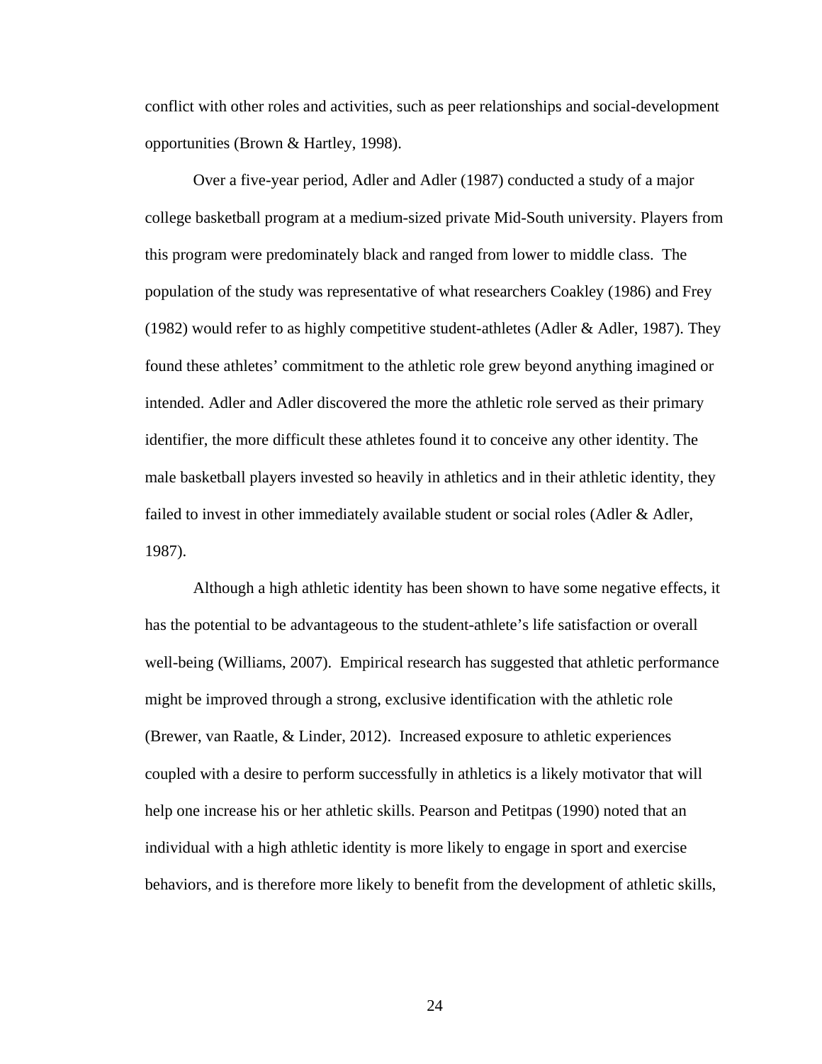conflict with other roles and activities, such as peer relationships and social-development opportunities (Brown & Hartley, 1998).

Over a five-year period, Adler and Adler (1987) conducted a study of a major college basketball program at a medium-sized private Mid-South university. Players from this program were predominately black and ranged from lower to middle class. The population of the study was representative of what researchers Coakley (1986) and Frey (1982) would refer to as highly competitive student-athletes (Adler & Adler, 1987). They found these athletes' commitment to the athletic role grew beyond anything imagined or intended. Adler and Adler discovered the more the athletic role served as their primary identifier, the more difficult these athletes found it to conceive any other identity. The male basketball players invested so heavily in athletics and in their athletic identity, they failed to invest in other immediately available student or social roles (Adler & Adler, 1987).

Although a high athletic identity has been shown to have some negative effects, it has the potential to be advantageous to the student-athlete's life satisfaction or overall well-being (Williams, 2007). Empirical research has suggested that athletic performance might be improved through a strong, exclusive identification with the athletic role (Brewer, van Raatle, & Linder, 2012). Increased exposure to athletic experiences coupled with a desire to perform successfully in athletics is a likely motivator that will help one increase his or her athletic skills. Pearson and Petitpas (1990) noted that an individual with a high athletic identity is more likely to engage in sport and exercise behaviors, and is therefore more likely to benefit from the development of athletic skills,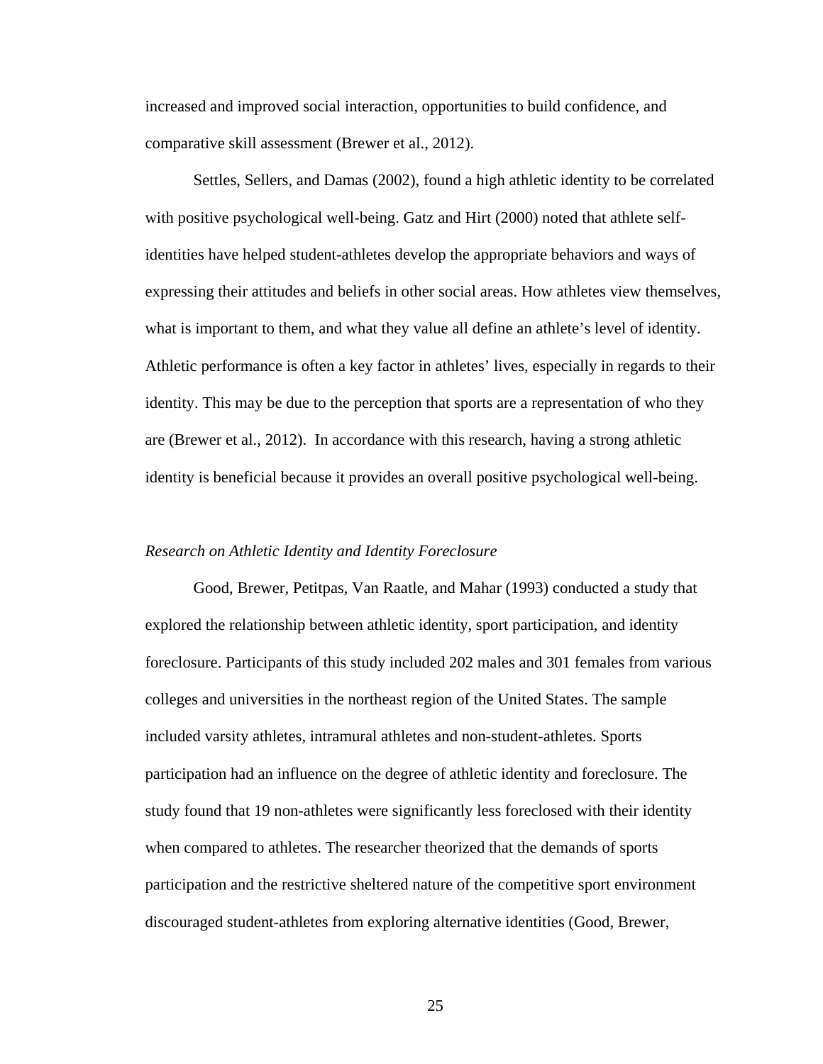increased and improved social interaction, opportunities to build confidence, and comparative skill assessment (Brewer et al., 2012).

Settles, Sellers, and Damas (2002), found a high athletic identity to be correlated with positive psychological well-being. Gatz and Hirt (2000) noted that athlete self-identities have helped student-athletes develop the appropriate behaviors and ways of expressing their attitudes and beliefs in other social areas. How athletes view themselves, what is important to them, and what they value all define an athlete's level of identity. Athletic performance is often a key factor in athletes' lives, especially in regards to their identity. This may be due to the perception that sports are a representation of who they are (Brewer et al., 2012). In accordance with this research, having a strong athletic identity is beneficial because it provides an overall positive psychological well-being.

### *Research on Athletic Identity and Identity Foreclosure*

Good, Brewer, Petitpas, Van Raatle, and Mahar (1993) conducted a study that explored the relationship between athletic identity, sport participation, and identity foreclosure. Participants of this study included 202 males and 301 females from various colleges and universities in the northeast region of the United States. The sample included varsity athletes, intramural athletes and non-student-athletes. Sports participation had an influence on the degree of athletic identity and foreclosure. The study found that 19 non-athletes were significantly less foreclosed with their identity when compared to athletes. The researcher theorized that the demands of sports participation and the restrictive sheltered nature of the competitive sport environment discouraged student-athletes from exploring alternative identities (Good, Brewer,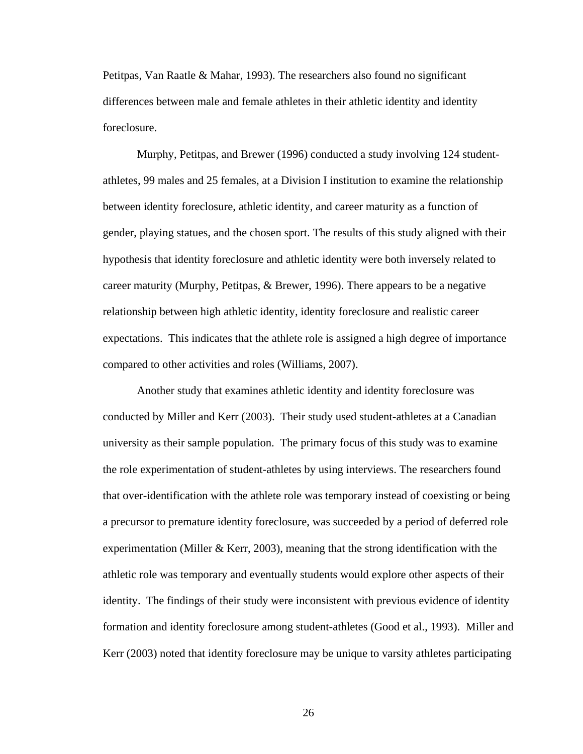Petitpas, Van Raatle & Mahar, 1993). The researchers also found no significant differences between male and female athletes in their athletic identity and identity foreclosure.

Murphy, Petitpas, and Brewer (1996) conducted a study involving 124 student-athletes, 99 males and 25 females, at a Division I institution to examine the relationship between identity foreclosure, athletic identity, and career maturity as a function of gender, playing statues, and the chosen sport. The results of this study aligned with their hypothesis that identity foreclosure and athletic identity were both inversely related to career maturity (Murphy, Petitpas, & Brewer, 1996). There appears to be a negative relationship between high athletic identity, identity foreclosure and realistic career expectations. This indicates that the athlete role is assigned a high degree of importance compared to other activities and roles (Williams, 2007).

Another study that examines athletic identity and identity foreclosure was conducted by Miller and Kerr (2003). Their study used student-athletes at a Canadian university as their sample population. The primary focus of this study was to examine the role experimentation of student-athletes by using interviews. The researchers found that over-identification with the athlete role was temporary instead of coexisting or being a precursor to premature identity foreclosure, was succeeded by a period of deferred role experimentation (Miller & Kerr, 2003), meaning that the strong identification with the athletic role was temporary and eventually students would explore other aspects of their identity. The findings of their study were inconsistent with previous evidence of identity formation and identity foreclosure among student-athletes (Good et al., 1993). Miller and Kerr (2003) noted that identity foreclosure may be unique to varsity athletes participating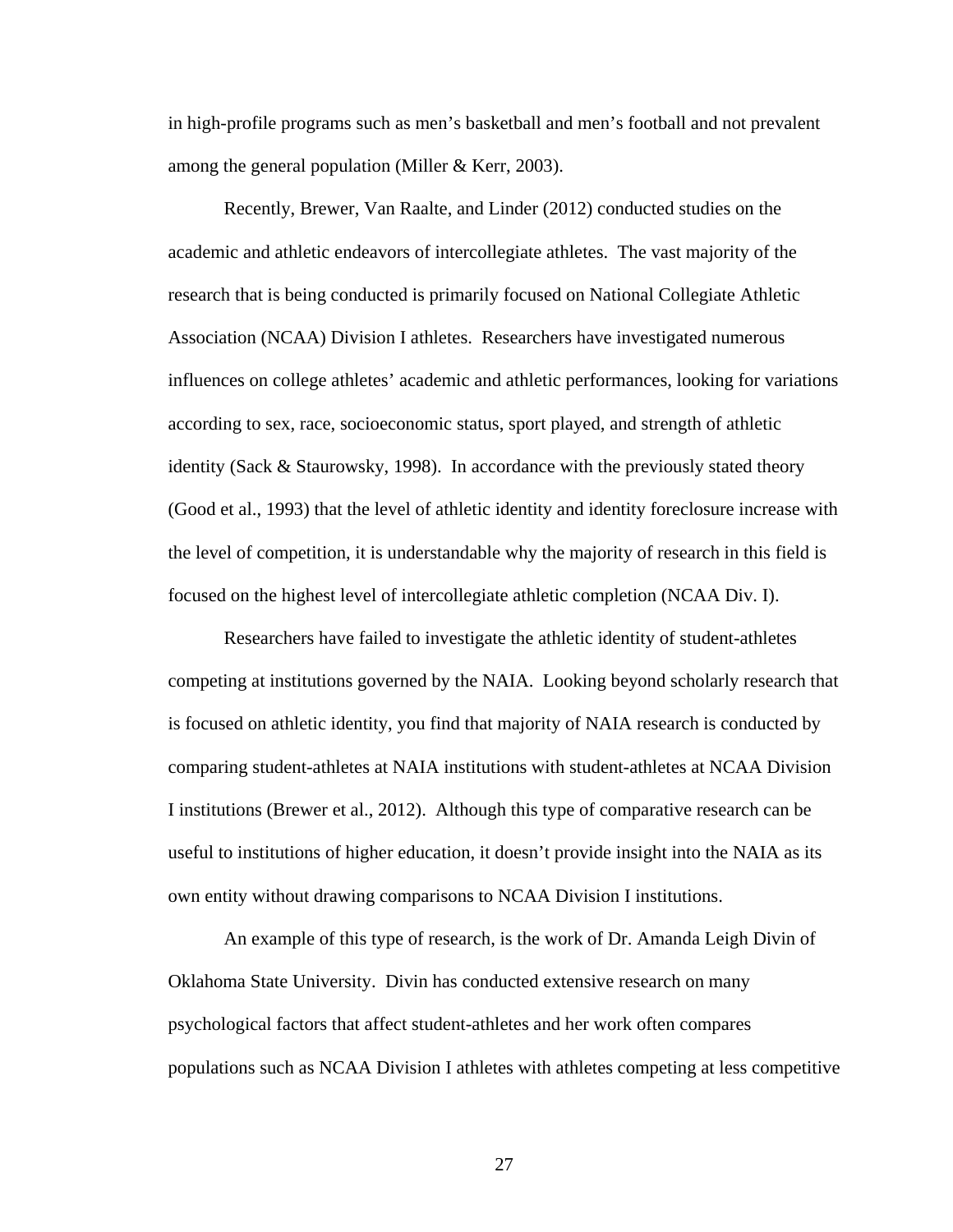in high-profile programs such as men's basketball and men's football and not prevalent among the general population (Miller & Kerr, 2003).

Recently, Brewer, Van Raalte, and Linder (2012) conducted studies on the academic and athletic endeavors of intercollegiate athletes. The vast majority of the research that is being conducted is primarily focused on National Collegiate Athletic Association (NCAA) Division I athletes. Researchers have investigated numerous influences on college athletes' academic and athletic performances, looking for variations according to sex, race, socioeconomic status, sport played, and strength of athletic identity (Sack & Staurowsky, 1998). In accordance with the previously stated theory (Good et al., 1993) that the level of athletic identity and identity foreclosure increase with the level of competition, it is understandable why the majority of research in this field is focused on the highest level of intercollegiate athletic completion (NCAA Div. I).

Researchers have failed to investigate the athletic identity of student-athletes competing at institutions governed by the NAIA. Looking beyond scholarly research that is focused on athletic identity, you find that majority of NAIA research is conducted by comparing student-athletes at NAIA institutions with student-athletes at NCAA Division I institutions (Brewer et al., 2012). Although this type of comparative research can be useful to institutions of higher education, it doesn't provide insight into the NAIA as its own entity without drawing comparisons to NCAA Division I institutions.

An example of this type of research, is the work of Dr. Amanda Leigh Divin of Oklahoma State University. Divin has conducted extensive research on many psychological factors that affect student-athletes and her work often compares populations such as NCAA Division I athletes with athletes competing at less competitive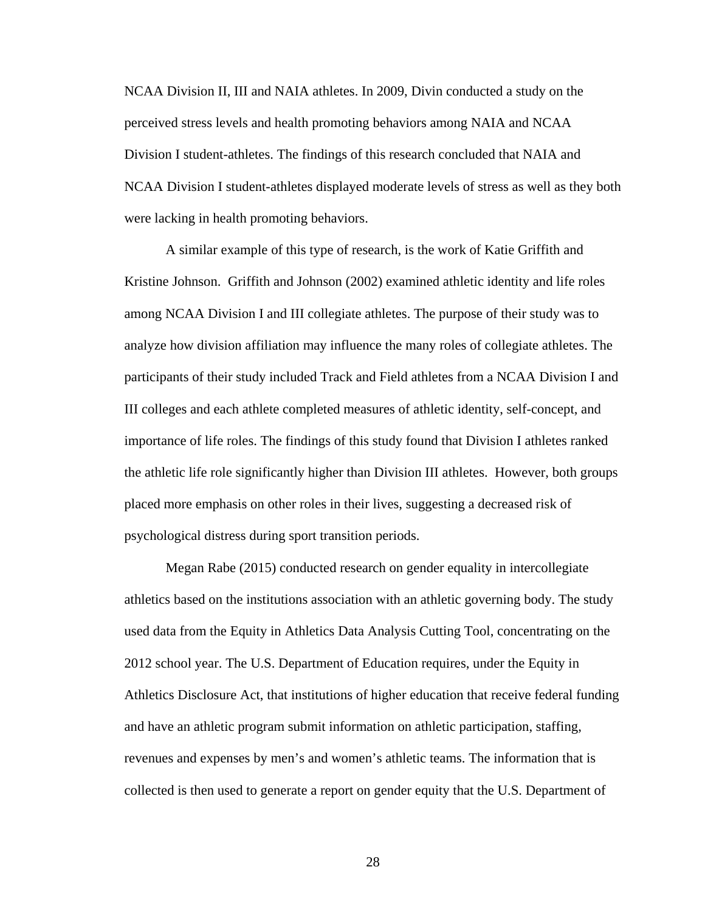NCAA Division II, III and NAIA athletes. In 2009, Divin conducted a study on the perceived stress levels and health promoting behaviors among NAIA and NCAA Division I student-athletes. The findings of this research concluded that NAIA and NCAA Division I student-athletes displayed moderate levels of stress as well as they both were lacking in health promoting behaviors.

A similar example of this type of research, is the work of Katie Griffith and Kristine Johnson. Griffith and Johnson (2002) examined athletic identity and life roles among NCAA Division I and III collegiate athletes. The purpose of their study was to analyze how division affiliation may influence the many roles of collegiate athletes. The participants of their study included Track and Field athletes from a NCAA Division I and III colleges and each athlete completed measures of athletic identity, self-concept, and importance of life roles. The findings of this study found that Division I athletes ranked the athletic life role significantly higher than Division III athletes. However, both groups placed more emphasis on other roles in their lives, suggesting a decreased risk of psychological distress during sport transition periods.

Megan Rabe (2015) conducted research on gender equality in intercollegiate athletics based on the institutions association with an athletic governing body. The study used data from the Equity in Athletics Data Analysis Cutting Tool, concentrating on the 2012 school year. The U.S. Department of Education requires, under the Equity in Athletics Disclosure Act, that institutions of higher education that receive federal funding and have an athletic program submit information on athletic participation, staffing, revenues and expenses by men's and women's athletic teams. The information that is collected is then used to generate a report on gender equity that the U.S. Department of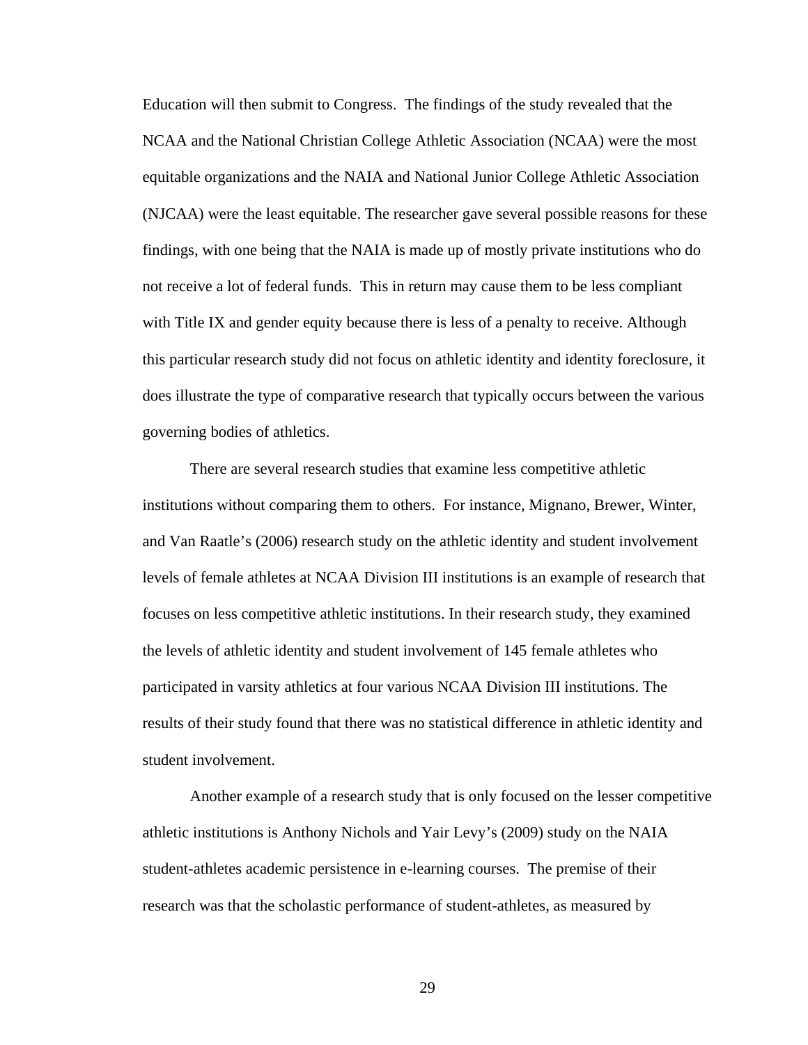Education will then submit to Congress. The findings of the study revealed that the NCAA and the National Christian College Athletic Association (NCAA) were the most equitable organizations and the NAIA and National Junior College Athletic Association (NJCAA) were the least equitable. The researcher gave several possible reasons for these findings, with one being that the NAIA is made up of mostly private institutions who do not receive a lot of federal funds. This in return may cause them to be less compliant with Title IX and gender equity because there is less of a penalty to receive. Although this particular research study did not focus on athletic identity and identity foreclosure, it does illustrate the type of comparative research that typically occurs between the various governing bodies of athletics.

There are several research studies that examine less competitive athletic institutions without comparing them to others. For instance, Mignano, Brewer, Winter, and Van Raatle's (2006) research study on the athletic identity and student involvement levels of female athletes at NCAA Division III institutions is an example of research that focuses on less competitive athletic institutions. In their research study, they examined the levels of athletic identity and student involvement of 145 female athletes who participated in varsity athletics at four various NCAA Division III institutions. The results of their study found that there was no statistical difference in athletic identity and student involvement.

Another example of a research study that is only focused on the lesser competitive athletic institutions is Anthony Nichols and Yair Levy's (2009) study on the NAIA student-athletes academic persistence in e-learning courses. The premise of their research was that the scholastic performance of student-athletes, as measured by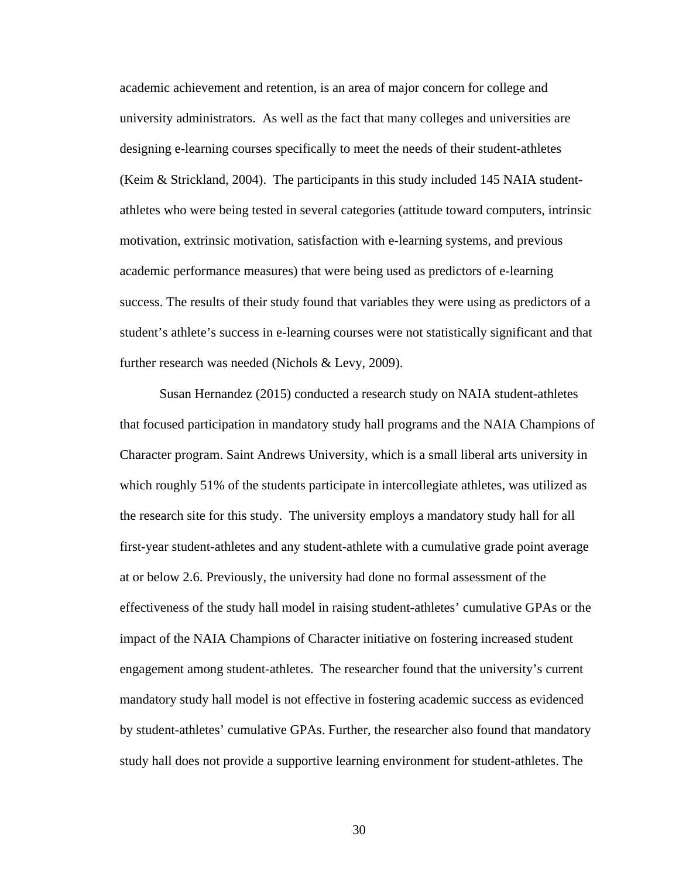academic achievement and retention, is an area of major concern for college and university administrators.  As well as the fact that many colleges and universities are designing e-learning courses specifically to meet the needs of their student-athletes (Keim & Strickland, 2004).  The participants in this study included 145 NAIA student-athletes who were being tested in several categories (attitude toward computers, intrinsic motivation, extrinsic motivation, satisfaction with e-learning systems, and previous academic performance measures) that were being used as predictors of e-learning success. The results of their study found that variables they were using as predictors of a student's athlete's success in e-learning courses were not statistically significant and that further research was needed (Nichols & Levy, 2009).

Susan Hernandez (2015) conducted a research study on NAIA student-athletes that focused participation in mandatory study hall programs and the NAIA Champions of Character program. Saint Andrews University, which is a small liberal arts university in which roughly 51% of the students participate in intercollegiate athletes, was utilized as the research site for this study.  The university employs a mandatory study hall for all first-year student-athletes and any student-athlete with a cumulative grade point average at or below 2.6. Previously, the university had done no formal assessment of the effectiveness of the study hall model in raising student-athletes' cumulative GPAs or the impact of the NAIA Champions of Character initiative on fostering increased student engagement among student-athletes.  The researcher found that the university's current mandatory study hall model is not effective in fostering academic success as evidenced by student-athletes' cumulative GPAs. Further, the researcher also found that mandatory study hall does not provide a supportive learning environment for student-athletes. The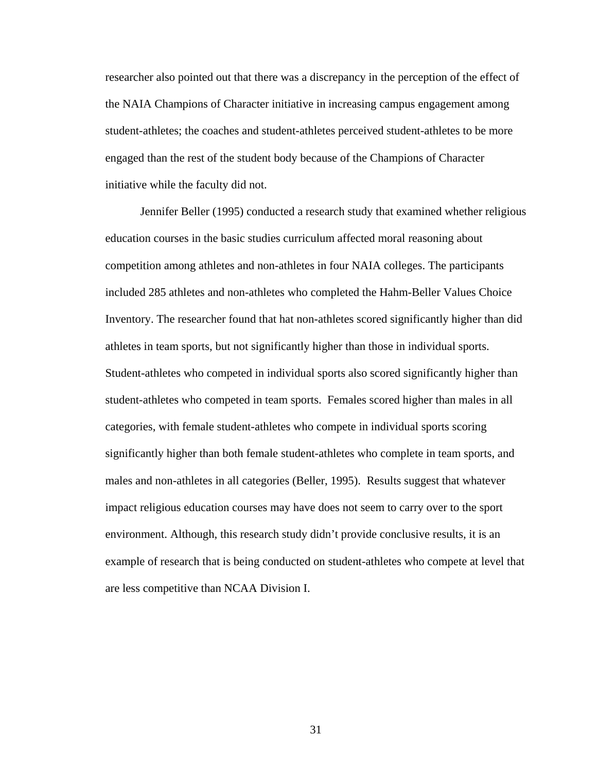researcher also pointed out that there was a discrepancy in the perception of the effect of the NAIA Champions of Character initiative in increasing campus engagement among student-athletes; the coaches and student-athletes perceived student-athletes to be more engaged than the rest of the student body because of the Champions of Character initiative while the faculty did not.

Jennifer Beller (1995) conducted a research study that examined whether religious education courses in the basic studies curriculum affected moral reasoning about competition among athletes and non-athletes in four NAIA colleges. The participants included 285 athletes and non-athletes who completed the Hahm-Beller Values Choice Inventory. The researcher found that hat non-athletes scored significantly higher than did athletes in team sports, but not significantly higher than those in individual sports. Student-athletes who competed in individual sports also scored significantly higher than student-athletes who competed in team sports. Females scored higher than males in all categories, with female student-athletes who compete in individual sports scoring significantly higher than both female student-athletes who complete in team sports, and males and non-athletes in all categories (Beller, 1995). Results suggest that whatever impact religious education courses may have does not seem to carry over to the sport environment. Although, this research study didn't provide conclusive results, it is an example of research that is being conducted on student-athletes who compete at level that are less competitive than NCAA Division I.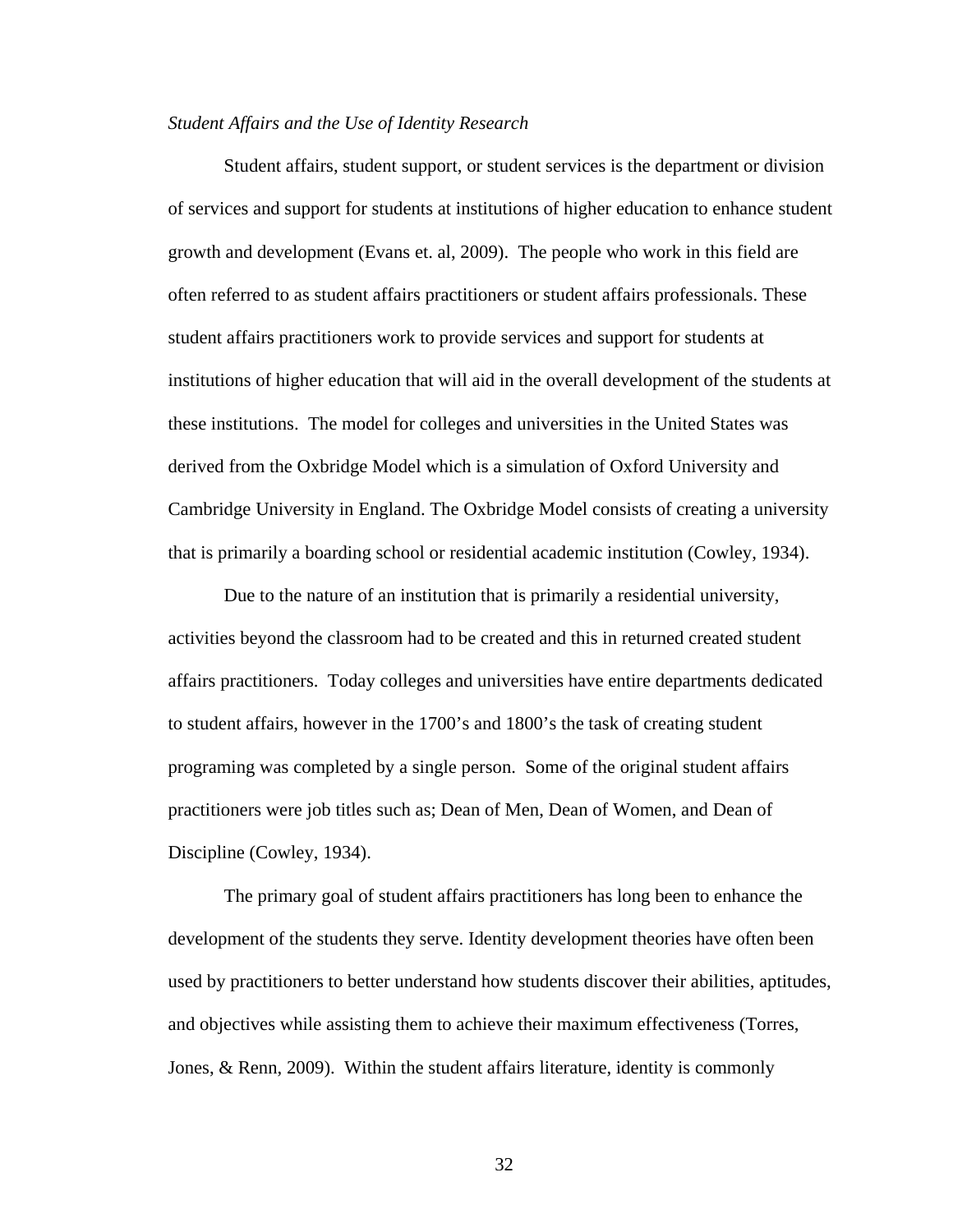*Student Affairs and the Use of Identity Research*

Student affairs, student support, or student services is the department or division of services and support for students at institutions of higher education to enhance student growth and development (Evans et. al, 2009). The people who work in this field are often referred to as student affairs practitioners or student affairs professionals. These student affairs practitioners work to provide services and support for students at institutions of higher education that will aid in the overall development of the students at these institutions. The model for colleges and universities in the United States was derived from the Oxbridge Model which is a simulation of Oxford University and Cambridge University in England. The Oxbridge Model consists of creating a university that is primarily a boarding school or residential academic institution (Cowley, 1934).

Due to the nature of an institution that is primarily a residential university, activities beyond the classroom had to be created and this in returned created student affairs practitioners. Today colleges and universities have entire departments dedicated to student affairs, however in the 1700's and 1800's the task of creating student programing was completed by a single person. Some of the original student affairs practitioners were job titles such as; Dean of Men, Dean of Women, and Dean of Discipline (Cowley, 1934).

The primary goal of student affairs practitioners has long been to enhance the development of the students they serve. Identity development theories have often been used by practitioners to better understand how students discover their abilities, aptitudes, and objectives while assisting them to achieve their maximum effectiveness (Torres, Jones, & Renn, 2009). Within the student affairs literature, identity is commonly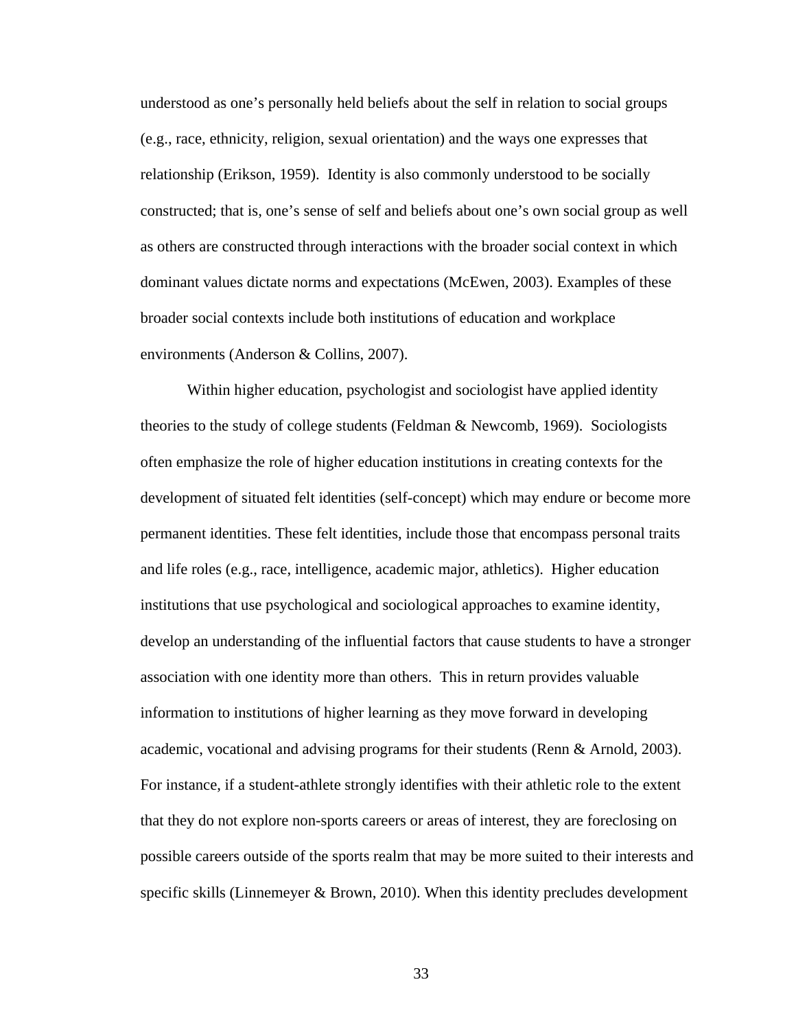understood as one's personally held beliefs about the self in relation to social groups (e.g., race, ethnicity, religion, sexual orientation) and the ways one expresses that relationship (Erikson, 1959). Identity is also commonly understood to be socially constructed; that is, one's sense of self and beliefs about one's own social group as well as others are constructed through interactions with the broader social context in which dominant values dictate norms and expectations (McEwen, 2003). Examples of these broader social contexts include both institutions of education and workplace environments (Anderson & Collins, 2007).

Within higher education, psychologist and sociologist have applied identity theories to the study of college students (Feldman & Newcomb, 1969). Sociologists often emphasize the role of higher education institutions in creating contexts for the development of situated felt identities (self-concept) which may endure or become more permanent identities. These felt identities, include those that encompass personal traits and life roles (e.g., race, intelligence, academic major, athletics). Higher education institutions that use psychological and sociological approaches to examine identity, develop an understanding of the influential factors that cause students to have a stronger association with one identity more than others. This in return provides valuable information to institutions of higher learning as they move forward in developing academic, vocational and advising programs for their students (Renn & Arnold, 2003). For instance, if a student-athlete strongly identifies with their athletic role to the extent that they do not explore non-sports careers or areas of interest, they are foreclosing on possible careers outside of the sports realm that may be more suited to their interests and specific skills (Linnemeyer & Brown, 2010). When this identity precludes development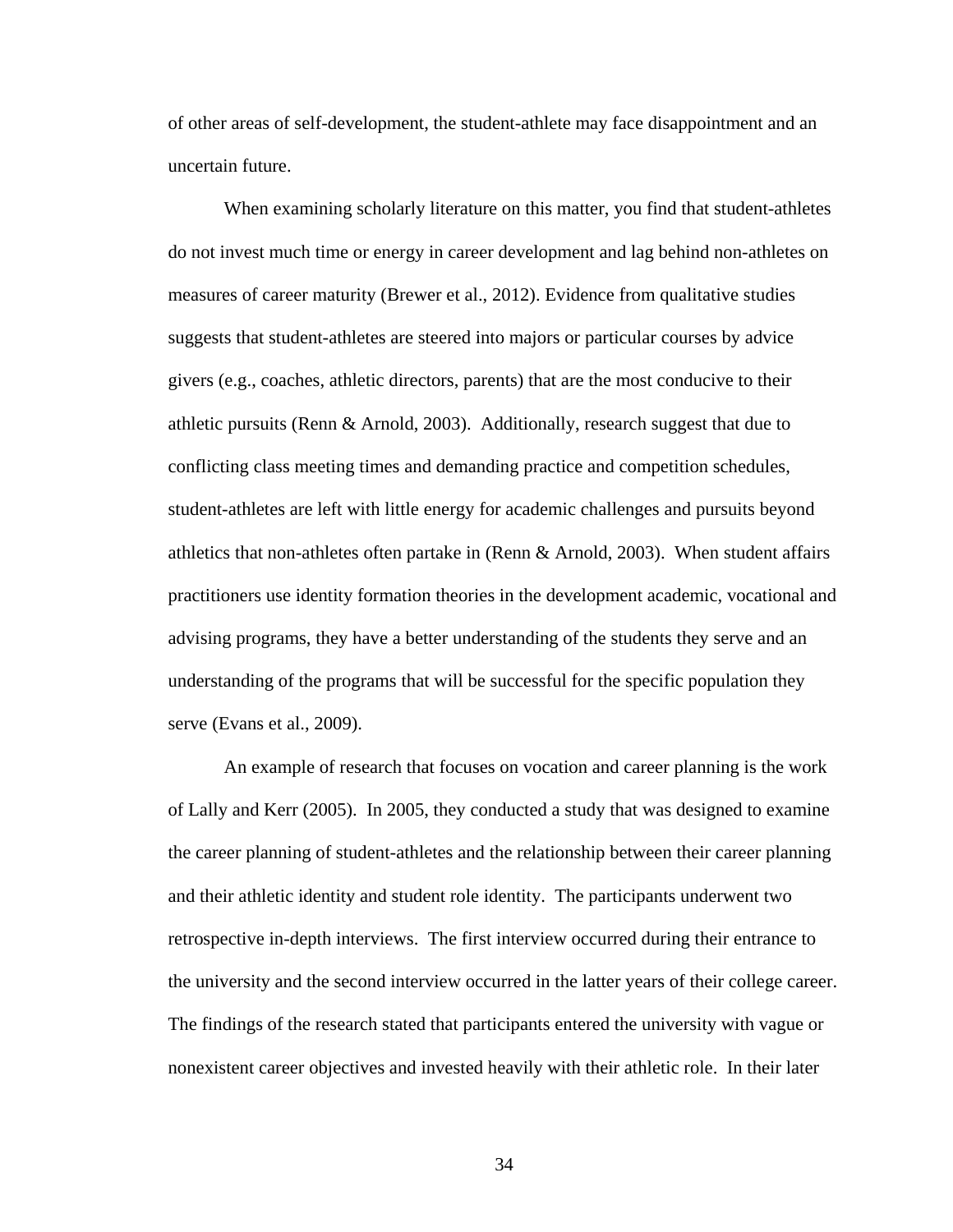of other areas of self-development, the student-athlete may face disappointment and an uncertain future.

When examining scholarly literature on this matter, you find that student-athletes do not invest much time or energy in career development and lag behind non-athletes on measures of career maturity (Brewer et al., 2012). Evidence from qualitative studies suggests that student-athletes are steered into majors or particular courses by advice givers (e.g., coaches, athletic directors, parents) that are the most conducive to their athletic pursuits (Renn & Arnold, 2003). Additionally, research suggest that due to conflicting class meeting times and demanding practice and competition schedules, student-athletes are left with little energy for academic challenges and pursuits beyond athletics that non-athletes often partake in (Renn & Arnold, 2003). When student affairs practitioners use identity formation theories in the development academic, vocational and advising programs, they have a better understanding of the students they serve and an understanding of the programs that will be successful for the specific population they serve (Evans et al., 2009).

An example of research that focuses on vocation and career planning is the work of Lally and Kerr (2005). In 2005, they conducted a study that was designed to examine the career planning of student-athletes and the relationship between their career planning and their athletic identity and student role identity. The participants underwent two retrospective in-depth interviews. The first interview occurred during their entrance to the university and the second interview occurred in the latter years of their college career. The findings of the research stated that participants entered the university with vague or nonexistent career objectives and invested heavily with their athletic role. In their later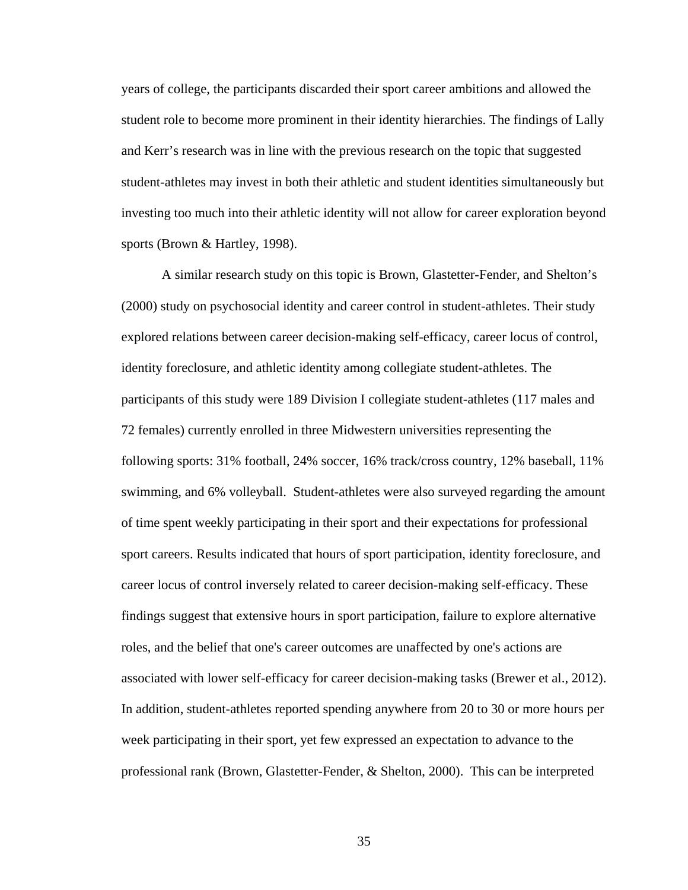years of college, the participants discarded their sport career ambitions and allowed the student role to become more prominent in their identity hierarchies. The findings of Lally and Kerr's research was in line with the previous research on the topic that suggested student-athletes may invest in both their athletic and student identities simultaneously but investing too much into their athletic identity will not allow for career exploration beyond sports (Brown & Hartley, 1998).

A similar research study on this topic is Brown, Glastetter-Fender, and Shelton's (2000) study on psychosocial identity and career control in student-athletes. Their study explored relations between career decision-making self-efficacy, career locus of control, identity foreclosure, and athletic identity among collegiate student-athletes. The participants of this study were 189 Division I collegiate student-athletes (117 males and 72 females) currently enrolled in three Midwestern universities representing the following sports: 31% football, 24% soccer, 16% track/cross country, 12% baseball, 11% swimming, and 6% volleyball. Student-athletes were also surveyed regarding the amount of time spent weekly participating in their sport and their expectations for professional sport careers. Results indicated that hours of sport participation, identity foreclosure, and career locus of control inversely related to career decision-making self-efficacy. These findings suggest that extensive hours in sport participation, failure to explore alternative roles, and the belief that one's career outcomes are unaffected by one's actions are associated with lower self-efficacy for career decision-making tasks (Brewer et al., 2012). In addition, student-athletes reported spending anywhere from 20 to 30 or more hours per week participating in their sport, yet few expressed an expectation to advance to the professional rank (Brown, Glastetter-Fender, & Shelton, 2000). This can be interpreted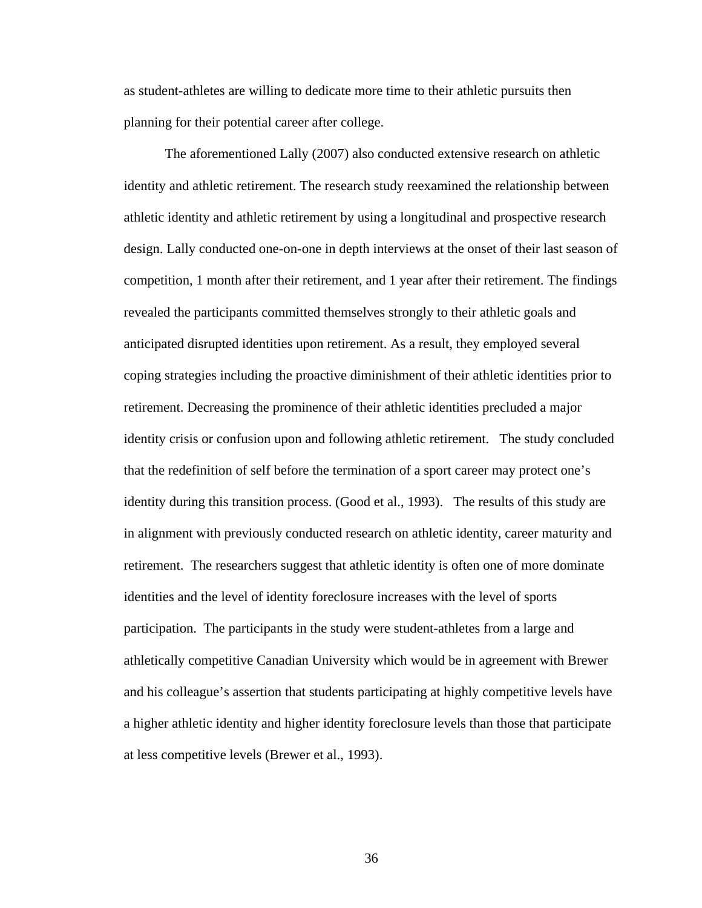as student-athletes are willing to dedicate more time to their athletic pursuits then planning for their potential career after college.

The aforementioned Lally (2007) also conducted extensive research on athletic identity and athletic retirement. The research study reexamined the relationship between athletic identity and athletic retirement by using a longitudinal and prospective research design. Lally conducted one-on-one in depth interviews at the onset of their last season of competition, 1 month after their retirement, and 1 year after their retirement. The findings revealed the participants committed themselves strongly to their athletic goals and anticipated disrupted identities upon retirement. As a result, they employed several coping strategies including the proactive diminishment of their athletic identities prior to retirement. Decreasing the prominence of their athletic identities precluded a major identity crisis or confusion upon and following athletic retirement. The study concluded that the redefinition of self before the termination of a sport career may protect one's identity during this transition process. (Good et al., 1993). The results of this study are in alignment with previously conducted research on athletic identity, career maturity and retirement. The researchers suggest that athletic identity is often one of more dominate identities and the level of identity foreclosure increases with the level of sports participation. The participants in the study were student-athletes from a large and athletically competitive Canadian University which would be in agreement with Brewer and his colleague's assertion that students participating at highly competitive levels have a higher athletic identity and higher identity foreclosure levels than those that participate at less competitive levels (Brewer et al., 1993).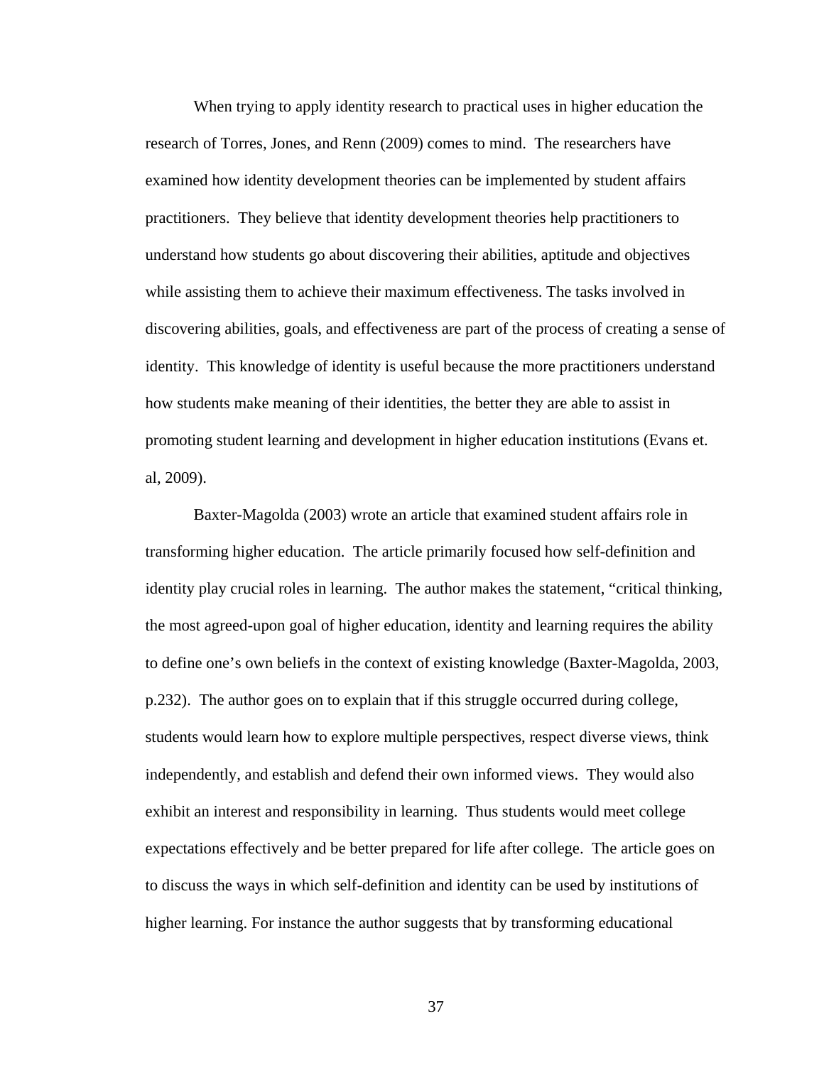When trying to apply identity research to practical uses in higher education the research of Torres, Jones, and Renn (2009) comes to mind. The researchers have examined how identity development theories can be implemented by student affairs practitioners. They believe that identity development theories help practitioners to understand how students go about discovering their abilities, aptitude and objectives while assisting them to achieve their maximum effectiveness. The tasks involved in discovering abilities, goals, and effectiveness are part of the process of creating a sense of identity. This knowledge of identity is useful because the more practitioners understand how students make meaning of their identities, the better they are able to assist in promoting student learning and development in higher education institutions (Evans et. al, 2009).

Baxter-Magolda (2003) wrote an article that examined student affairs role in transforming higher education. The article primarily focused how self-definition and identity play crucial roles in learning. The author makes the statement, "critical thinking, the most agreed-upon goal of higher education, identity and learning requires the ability to define one's own beliefs in the context of existing knowledge (Baxter-Magolda, 2003, p.232). The author goes on to explain that if this struggle occurred during college, students would learn how to explore multiple perspectives, respect diverse views, think independently, and establish and defend their own informed views. They would also exhibit an interest and responsibility in learning. Thus students would meet college expectations effectively and be better prepared for life after college. The article goes on to discuss the ways in which self-definition and identity can be used by institutions of higher learning. For instance the author suggests that by transforming educational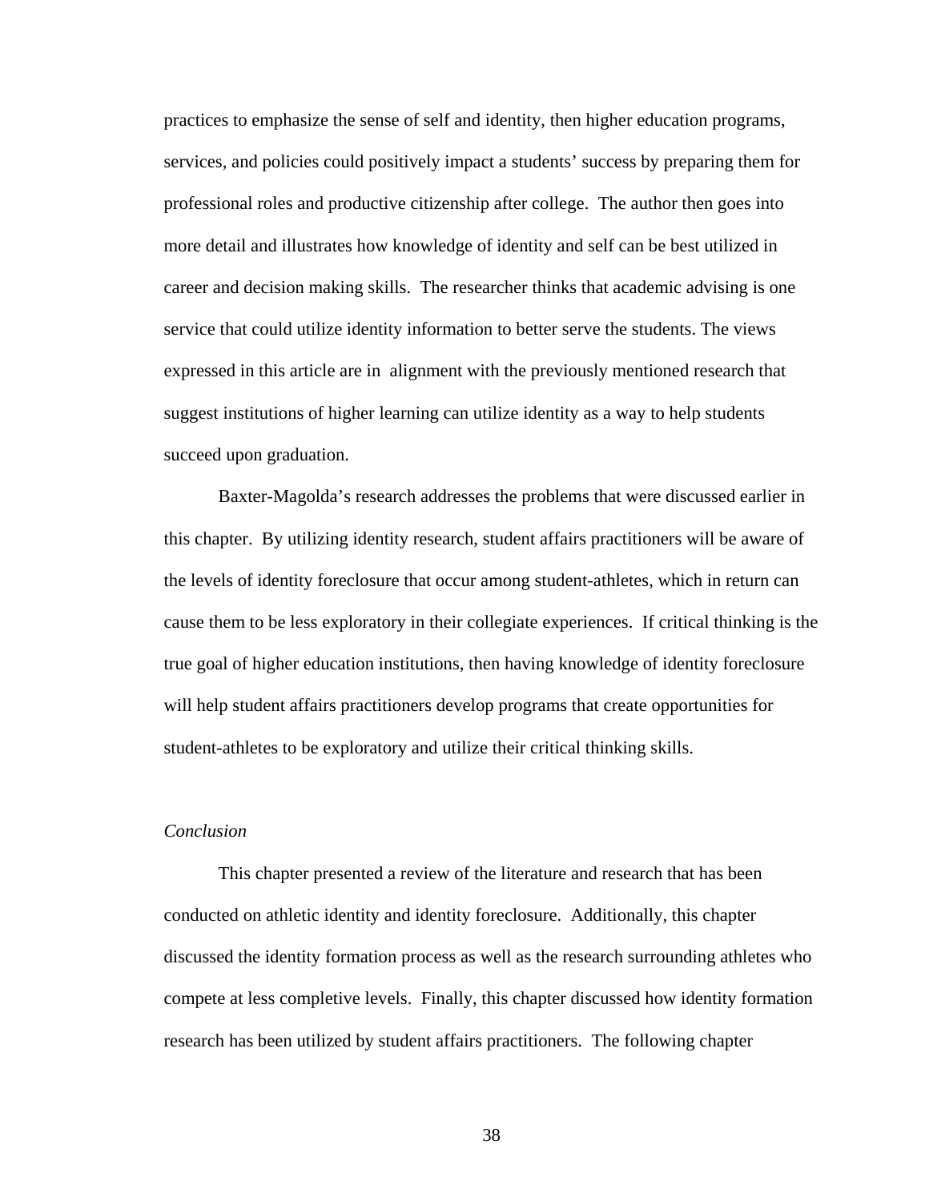practices to emphasize the sense of self and identity, then higher education programs, services, and policies could positively impact a students' success by preparing them for professional roles and productive citizenship after college. The author then goes into more detail and illustrates how knowledge of identity and self can be best utilized in career and decision making skills. The researcher thinks that academic advising is one service that could utilize identity information to better serve the students. The views expressed in this article are in alignment with the previously mentioned research that suggest institutions of higher learning can utilize identity as a way to help students succeed upon graduation.

Baxter-Magolda's research addresses the problems that were discussed earlier in this chapter. By utilizing identity research, student affairs practitioners will be aware of the levels of identity foreclosure that occur among student-athletes, which in return can cause them to be less exploratory in their collegiate experiences. If critical thinking is the true goal of higher education institutions, then having knowledge of identity foreclosure will help student affairs practitioners develop programs that create opportunities for student-athletes to be exploratory and utilize their critical thinking skills.

*Conclusion*

This chapter presented a review of the literature and research that has been conducted on athletic identity and identity foreclosure. Additionally, this chapter discussed the identity formation process as well as the research surrounding athletes who compete at less completive levels. Finally, this chapter discussed how identity formation research has been utilized by student affairs practitioners. The following chapter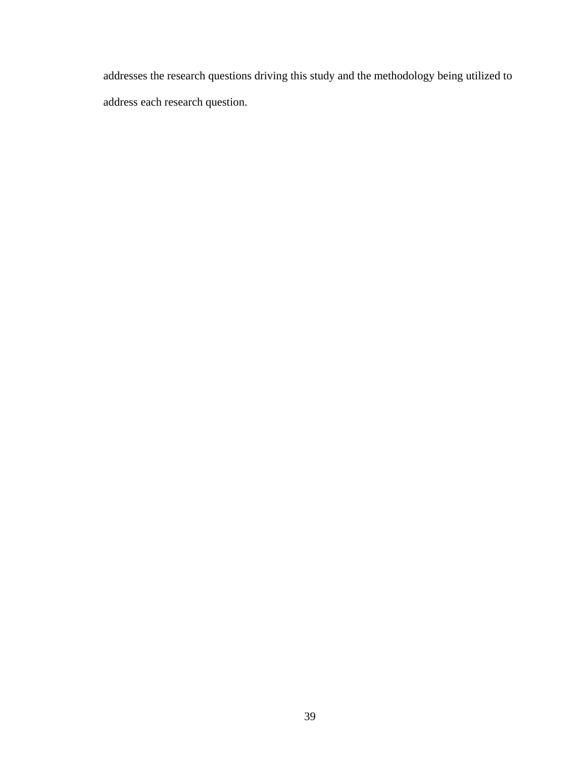addresses the research questions driving this study and the methodology being utilized to address each research question.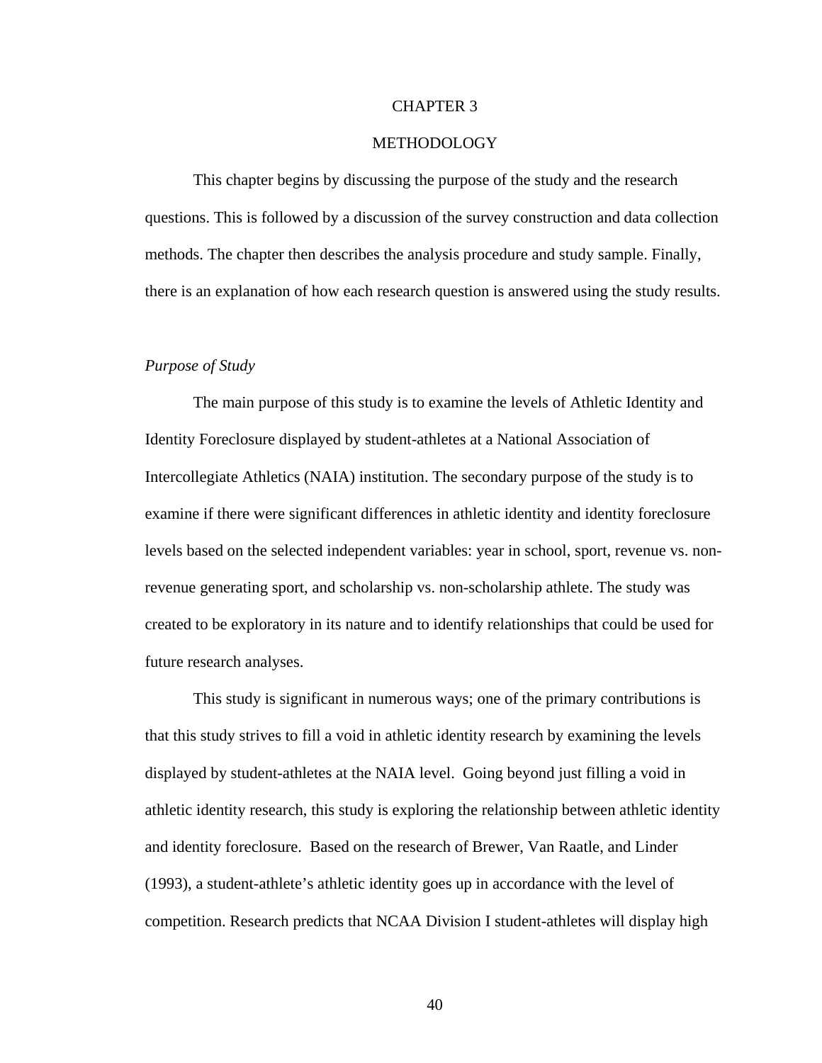# CHAPTER 3

# METHODOLOGY

This chapter begins by discussing the purpose of the study and the research questions. This is followed by a discussion of the survey construction and data collection methods. The chapter then describes the analysis procedure and study sample. Finally, there is an explanation of how each research question is answered using the study results.

*Purpose of Study*

The main purpose of this study is to examine the levels of Athletic Identity and Identity Foreclosure displayed by student-athletes at a National Association of Intercollegiate Athletics (NAIA) institution. The secondary purpose of the study is to examine if there were significant differences in athletic identity and identity foreclosure levels based on the selected independent variables: year in school, sport, revenue vs. non-revenue generating sport, and scholarship vs. non-scholarship athlete. The study was created to be exploratory in its nature and to identify relationships that could be used for future research analyses.

This study is significant in numerous ways; one of the primary contributions is that this study strives to fill a void in athletic identity research by examining the levels displayed by student-athletes at the NAIA level. Going beyond just filling a void in athletic identity research, this study is exploring the relationship between athletic identity and identity foreclosure. Based on the research of Brewer, Van Raatle, and Linder (1993), a student-athlete's athletic identity goes up in accordance with the level of competition. Research predicts that NCAA Division I student-athletes will display high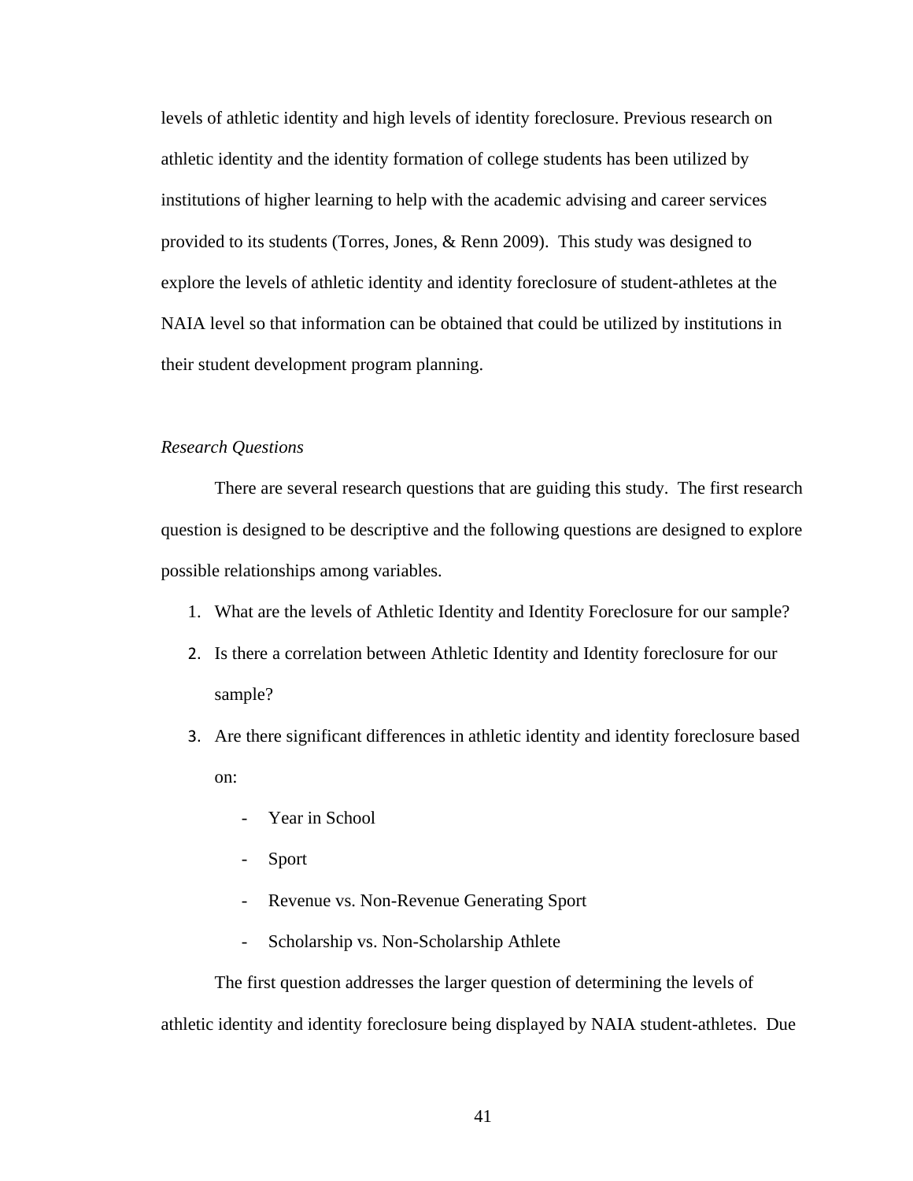levels of athletic identity and high levels of identity foreclosure. Previous research on athletic identity and the identity formation of college students has been utilized by institutions of higher learning to help with the academic advising and career services provided to its students (Torres, Jones, & Renn 2009). This study was designed to explore the levels of athletic identity and identity foreclosure of student-athletes at the NAIA level so that information can be obtained that could be utilized by institutions in their student development program planning.

*Research Questions*

There are several research questions that are guiding this study. The first research question is designed to be descriptive and the following questions are designed to explore possible relationships among variables.

1. What are the levels of Athletic Identity and Identity Foreclosure for our sample?
2. Is there a correlation between Athletic Identity and Identity foreclosure for our sample?
3. Are there significant differences in athletic identity and identity foreclosure based on:
    - Year in School
    - Sport
    - Revenue vs. Non-Revenue Generating Sport
    - Scholarship vs. Non-Scholarship Athlete

The first question addresses the larger question of determining the levels of athletic identity and identity foreclosure being displayed by NAIA student-athletes. Due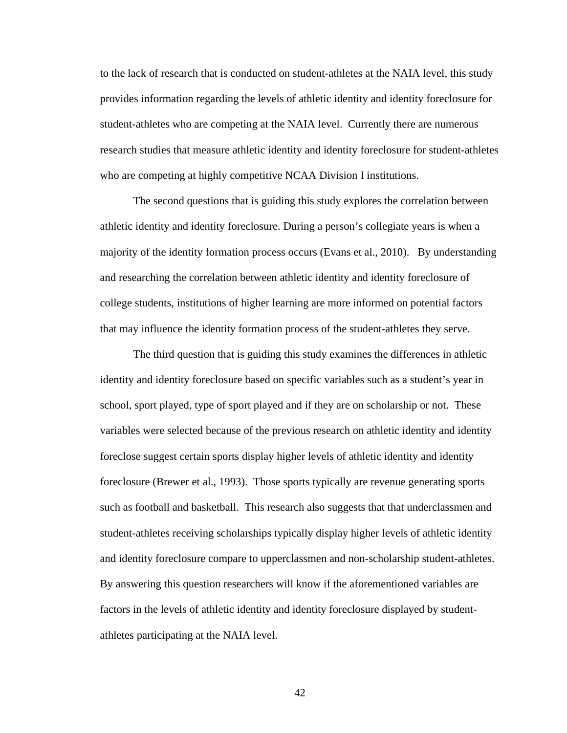to the lack of research that is conducted on student-athletes at the NAIA level, this study provides information regarding the levels of athletic identity and identity foreclosure for student-athletes who are competing at the NAIA level. Currently there are numerous research studies that measure athletic identity and identity foreclosure for student-athletes who are competing at highly competitive NCAA Division I institutions.

The second questions that is guiding this study explores the correlation between athletic identity and identity foreclosure. During a person's collegiate years is when a majority of the identity formation process occurs (Evans et al., 2010). By understanding and researching the correlation between athletic identity and identity foreclosure of college students, institutions of higher learning are more informed on potential factors that may influence the identity formation process of the student-athletes they serve.

The third question that is guiding this study examines the differences in athletic identity and identity foreclosure based on specific variables such as a student's year in school, sport played, type of sport played and if they are on scholarship or not. These variables were selected because of the previous research on athletic identity and identity foreclose suggest certain sports display higher levels of athletic identity and identity foreclosure (Brewer et al., 1993). Those sports typically are revenue generating sports such as football and basketball. This research also suggests that that underclassmen and student-athletes receiving scholarships typically display higher levels of athletic identity and identity foreclosure compare to upperclassmen and non-scholarship student-athletes. By answering this question researchers will know if the aforementioned variables are factors in the levels of athletic identity and identity foreclosure displayed by student-athletes participating at the NAIA level.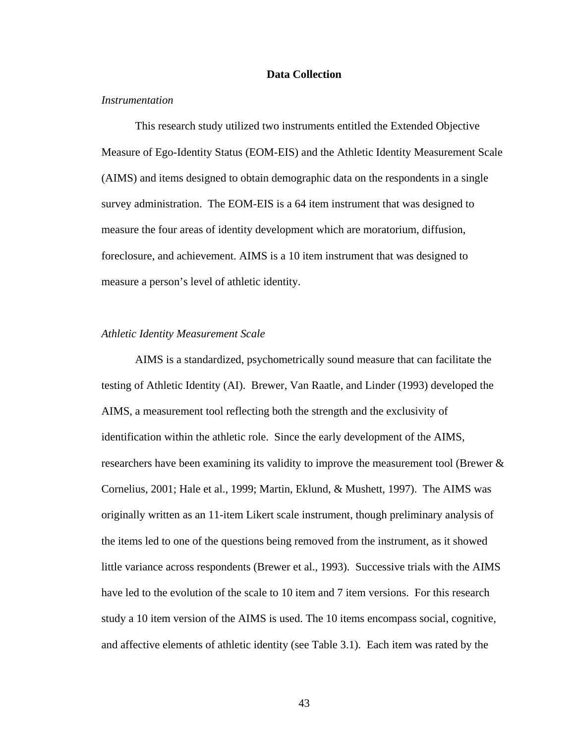## Data Collection

*Instrumentation*

This research study utilized two instruments entitled the Extended Objective Measure of Ego-Identity Status (EOM-EIS) and the Athletic Identity Measurement Scale (AIMS) and items designed to obtain demographic data on the respondents in a single survey administration. The EOM-EIS is a 64 item instrument that was designed to measure the four areas of identity development which are moratorium, diffusion, foreclosure, and achievement. AIMS is a 10 item instrument that was designed to measure a person's level of athletic identity.

*Athletic Identity Measurement Scale*

AIMS is a standardized, psychometrically sound measure that can facilitate the testing of Athletic Identity (AI). Brewer, Van Raatle, and Linder (1993) developed the AIMS, a measurement tool reflecting both the strength and the exclusivity of identification within the athletic role. Since the early development of the AIMS, researchers have been examining its validity to improve the measurement tool (Brewer & Cornelius, 2001; Hale et al., 1999; Martin, Eklund, & Mushett, 1997). The AIMS was originally written as an 11-item Likert scale instrument, though preliminary analysis of the items led to one of the questions being removed from the instrument, as it showed little variance across respondents (Brewer et al., 1993). Successive trials with the AIMS have led to the evolution of the scale to 10 item and 7 item versions. For this research study a 10 item version of the AIMS is used. The 10 items encompass social, cognitive, and affective elements of athletic identity (see Table 3.1). Each item was rated by the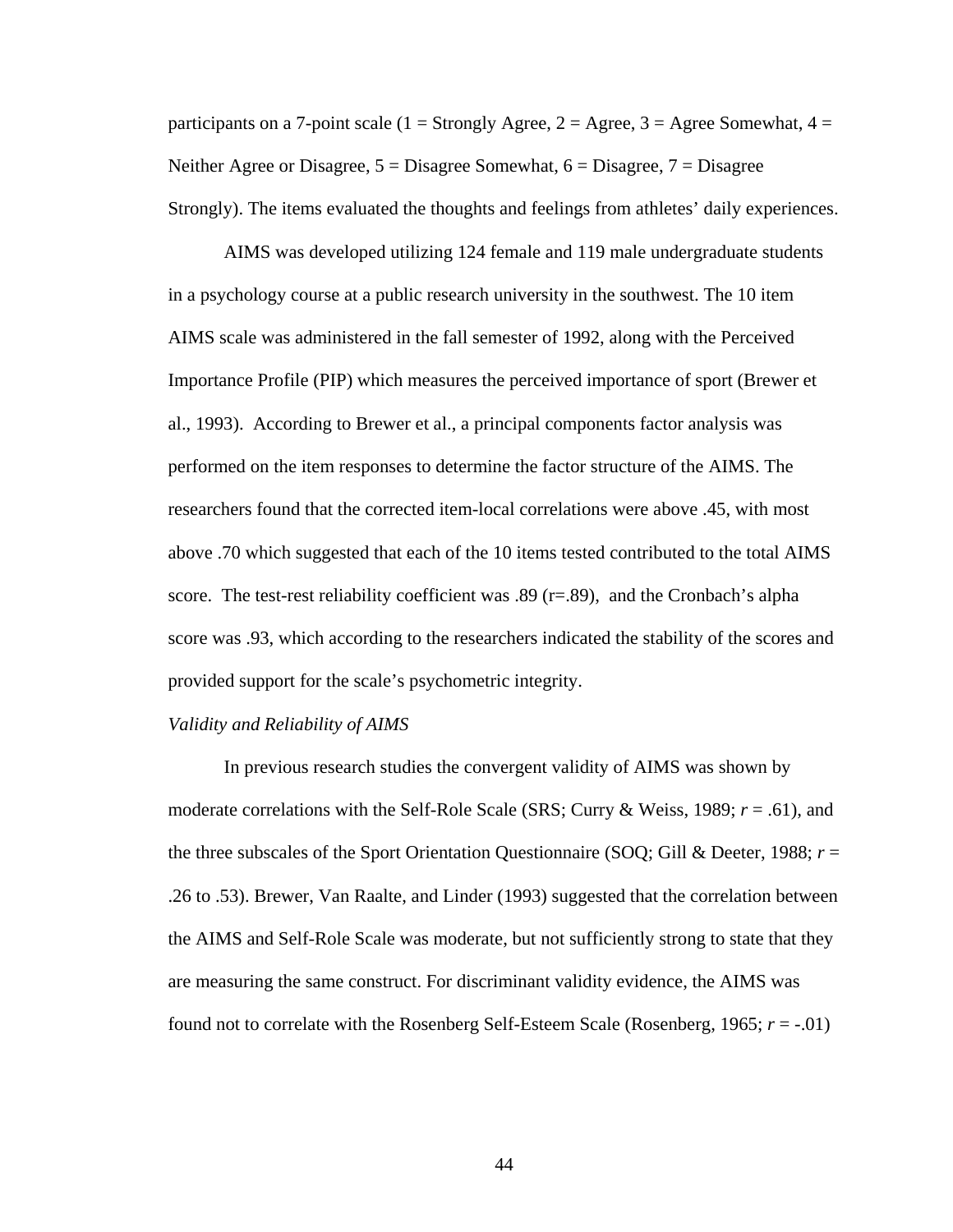participants on a 7-point scale (1 = Strongly Agree, 2 = Agree, 3 = Agree Somewhat, 4 = Neither Agree or Disagree, 5 = Disagree Somewhat, 6 = Disagree, 7 = Disagree Strongly). The items evaluated the thoughts and feelings from athletes' daily experiences.

AIMS was developed utilizing 124 female and 119 male undergraduate students in a psychology course at a public research university in the southwest. The 10 item AIMS scale was administered in the fall semester of 1992, along with the Perceived Importance Profile (PIP) which measures the perceived importance of sport (Brewer et al., 1993). According to Brewer et al., a principal components factor analysis was performed on the item responses to determine the factor structure of the AIMS. The researchers found that the corrected item-local correlations were above .45, with most above .70 which suggested that each of the 10 items tested contributed to the total AIMS score. The test-rest reliability coefficient was .89 (r=.89), and the Cronbach's alpha score was .93, which according to the researchers indicated the stability of the scores and provided support for the scale's psychometric integrity.

*Validity and Reliability of AIMS*

In previous research studies the convergent validity of AIMS was shown by moderate correlations with the Self-Role Scale (SRS; Curry & Weiss, 1989; $r = .61$), and the three subscales of the Sport Orientation Questionnaire (SOQ; Gill & Deeter, 1988; $r = .26$ to $.53$). Brewer, Van Raalte, and Linder (1993) suggested that the correlation between the AIMS and Self-Role Scale was moderate, but not sufficiently strong to state that they are measuring the same construct. For discriminant validity evidence, the AIMS was found not to correlate with the Rosenberg Self-Esteem Scale (Rosenberg, 1965; $r = -.01$)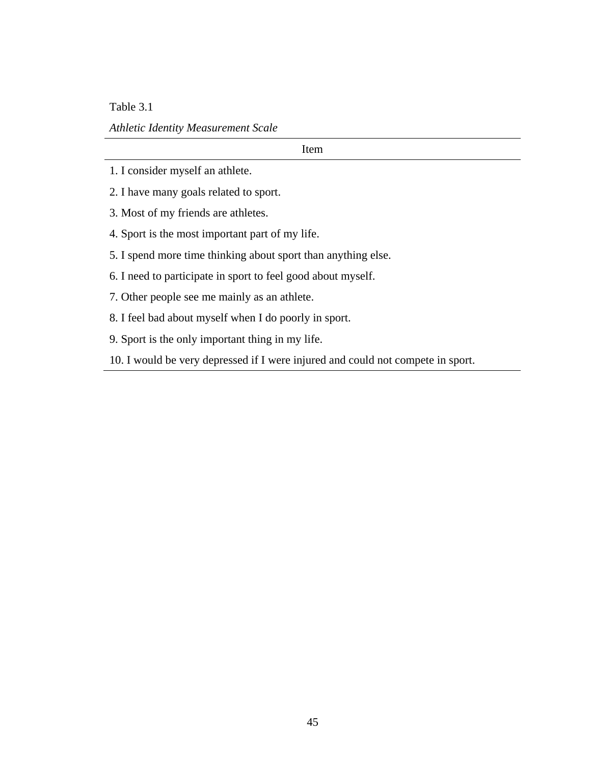Table 3.1

*Athletic Identity Measurement Scale*

| Item |
| --- |
| 1. I consider myself an athlete. |
| 2. I have many goals related to sport. |
| 3. Most of my friends are athletes. |
| 4. Sport is the most important part of my life. |
| 5. I spend more time thinking about sport than anything else. |
| 6. I need to participate in sport to feel good about myself. |
| 7. Other people see me mainly as an athlete. |
| 8. I feel bad about myself when I do poorly in sport. |
| 9. Sport is the only important thing in my life. |
| 10. I would be very depressed if I were injured and could not compete in sport. |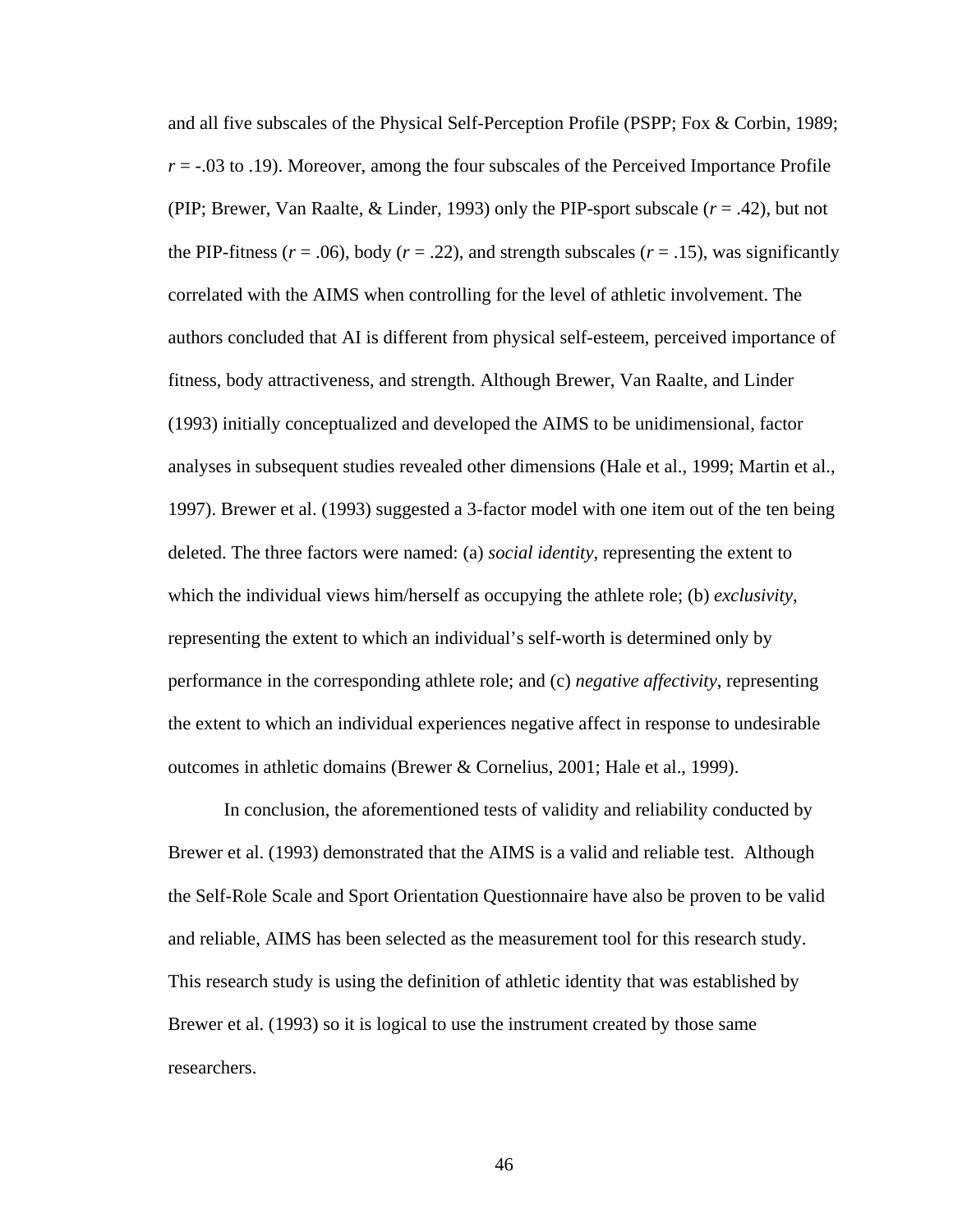and all five subscales of the Physical Self-Perception Profile (PSPP; Fox & Corbin, 1989; $r$ = -.03 to .19). Moreover, among the four subscales of the Perceived Importance Profile (PIP; Brewer, Van Raalte, & Linder, 1993) only the PIP-sport subscale ($r$ = .42), but not the PIP-fitness ($r$ = .06), body ($r$ = .22), and strength subscales ($r$ = .15), was significantly correlated with the AIMS when controlling for the level of athletic involvement. The authors concluded that AI is different from physical self-esteem, perceived importance of fitness, body attractiveness, and strength. Although Brewer, Van Raalte, and Linder (1993) initially conceptualized and developed the AIMS to be unidimensional, factor analyses in subsequent studies revealed other dimensions (Hale et al., 1999; Martin et al., 1997). Brewer et al. (1993) suggested a 3-factor model with one item out of the ten being deleted. The three factors were named: (a) *social identity*, representing the extent to which the individual views him/herself as occupying the athlete role; (b) *exclusivity*, representing the extent to which an individual's self-worth is determined only by performance in the corresponding athlete role; and (c) *negative affectivity*, representing the extent to which an individual experiences negative affect in response to undesirable outcomes in athletic domains (Brewer & Cornelius, 2001; Hale et al., 1999).

In conclusion, the aforementioned tests of validity and reliability conducted by Brewer et al. (1993) demonstrated that the AIMS is a valid and reliable test. Although the Self-Role Scale and Sport Orientation Questionnaire have also be proven to be valid and reliable, AIMS has been selected as the measurement tool for this research study. This research study is using the definition of athletic identity that was established by Brewer et al. (1993) so it is logical to use the instrument created by those same researchers.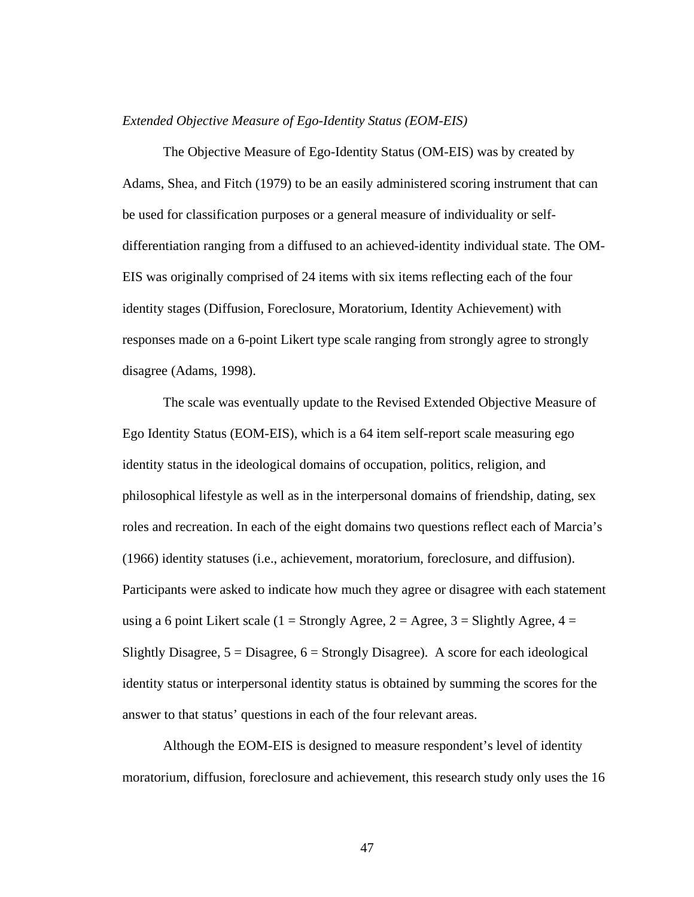*Extended Objective Measure of Ego-Identity Status (EOM-EIS)*

The Objective Measure of Ego-Identity Status (OM-EIS) was by created by Adams, Shea, and Fitch (1979) to be an easily administered scoring instrument that can be used for classification purposes or a general measure of individuality or self-differentiation ranging from a diffused to an achieved-identity individual state. The OM-EIS was originally comprised of 24 items with six items reflecting each of the four identity stages (Diffusion, Foreclosure, Moratorium, Identity Achievement) with responses made on a 6-point Likert type scale ranging from strongly agree to strongly disagree (Adams, 1998).

The scale was eventually update to the Revised Extended Objective Measure of Ego Identity Status (EOM-EIS), which is a 64 item self-report scale measuring ego identity status in the ideological domains of occupation, politics, religion, and philosophical lifestyle as well as in the interpersonal domains of friendship, dating, sex roles and recreation. In each of the eight domains two questions reflect each of Marcia's (1966) identity statuses (i.e., achievement, moratorium, foreclosure, and diffusion). Participants were asked to indicate how much they agree or disagree with each statement using a 6 point Likert scale (1 = Strongly Agree, 2 = Agree, 3 = Slightly Agree, 4 = Slightly Disagree, 5 = Disagree, 6 = Strongly Disagree). A score for each ideological identity status or interpersonal identity status is obtained by summing the scores for the answer to that status' questions in each of the four relevant areas.

Although the EOM-EIS is designed to measure respondent's level of identity moratorium, diffusion, foreclosure and achievement, this research study only uses the 16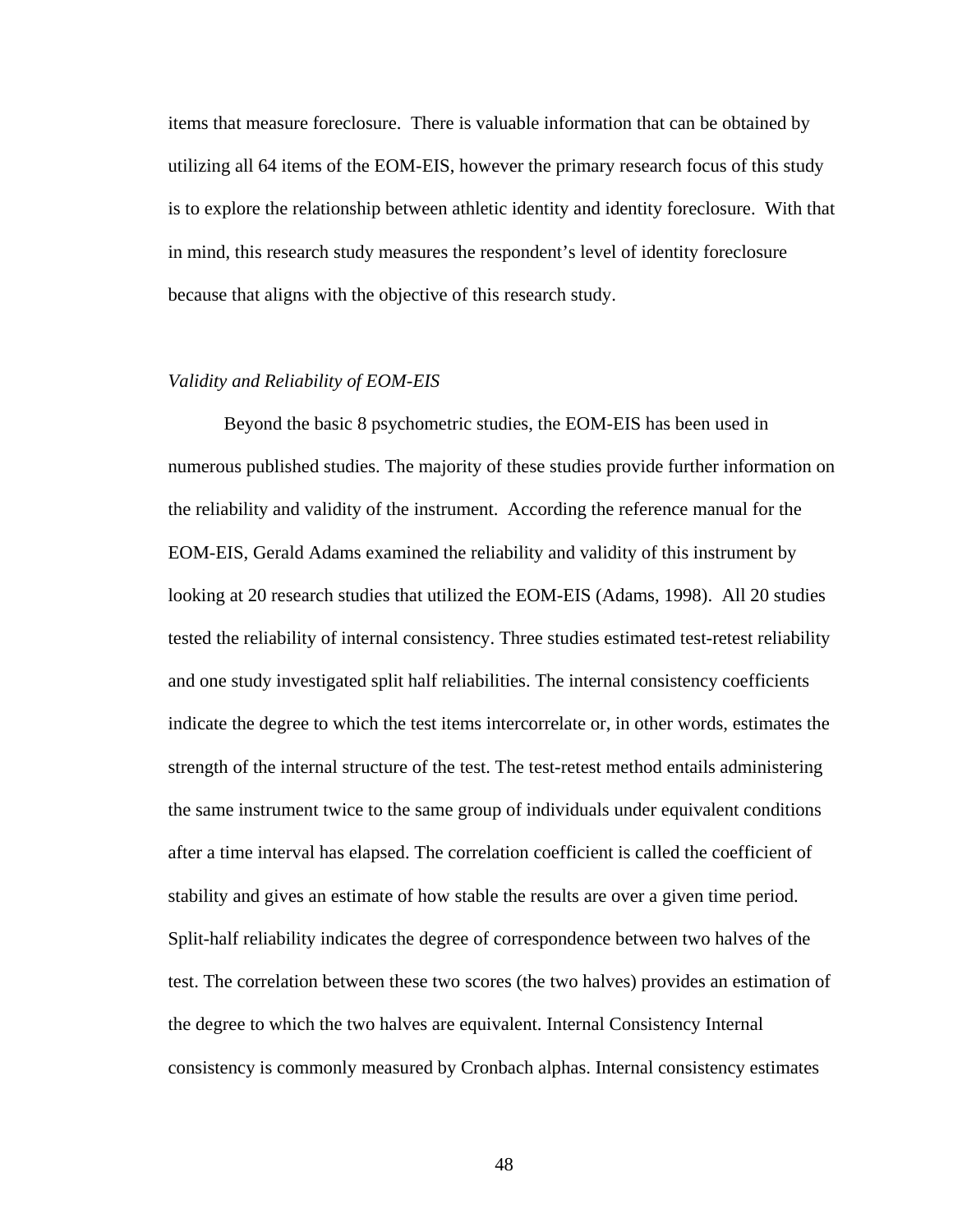items that measure foreclosure. There is valuable information that can be obtained by utilizing all 64 items of the EOM-EIS, however the primary research focus of this study is to explore the relationship between athletic identity and identity foreclosure. With that in mind, this research study measures the respondent's level of identity foreclosure because that aligns with the objective of this research study.

*Validity and Reliability of EOM-EIS*

Beyond the basic 8 psychometric studies, the EOM-EIS has been used in numerous published studies. The majority of these studies provide further information on the reliability and validity of the instrument. According the reference manual for the EOM-EIS, Gerald Adams examined the reliability and validity of this instrument by looking at 20 research studies that utilized the EOM-EIS (Adams, 1998). All 20 studies tested the reliability of internal consistency. Three studies estimated test-retest reliability and one study investigated split half reliabilities. The internal consistency coefficients indicate the degree to which the test items intercorrelate or, in other words, estimates the strength of the internal structure of the test. The test-retest method entails administering the same instrument twice to the same group of individuals under equivalent conditions after a time interval has elapsed. The correlation coefficient is called the coefficient of stability and gives an estimate of how stable the results are over a given time period. Split-half reliability indicates the degree of correspondence between two halves of the test. The correlation between these two scores (the two halves) provides an estimation of the degree to which the two halves are equivalent. Internal Consistency Internal consistency is commonly measured by Cronbach alphas. Internal consistency estimates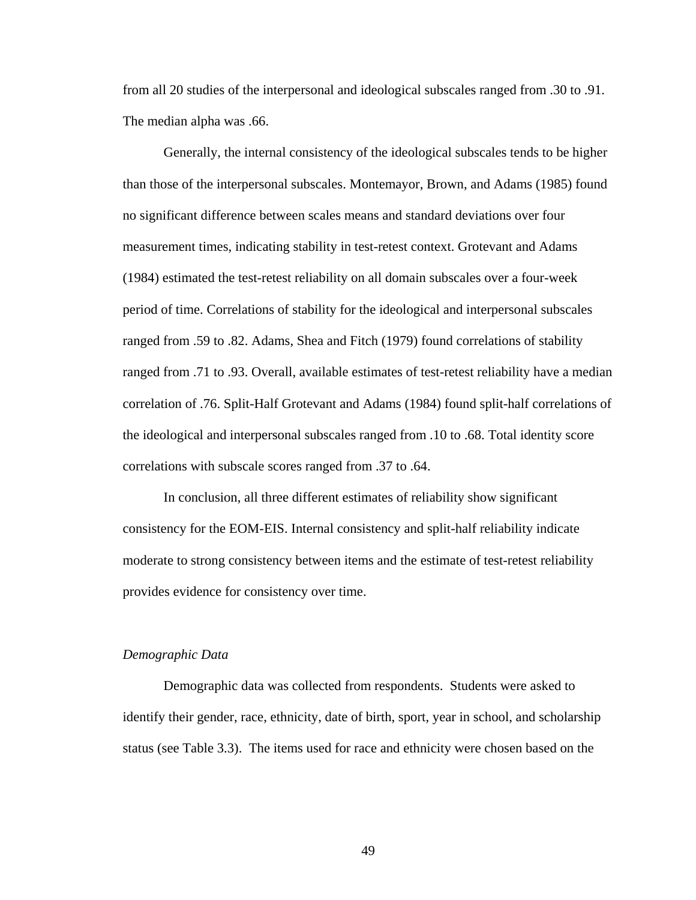from all 20 studies of the interpersonal and ideological subscales ranged from .30 to .91. The median alpha was .66.

Generally, the internal consistency of the ideological subscales tends to be higher than those of the interpersonal subscales. Montemayor, Brown, and Adams (1985) found no significant difference between scales means and standard deviations over four measurement times, indicating stability in test-retest context. Grotevant and Adams (1984) estimated the test-retest reliability on all domain subscales over a four-week period of time. Correlations of stability for the ideological and interpersonal subscales ranged from .59 to .82. Adams, Shea and Fitch (1979) found correlations of stability ranged from .71 to .93. Overall, available estimates of test-retest reliability have a median correlation of .76. Split-Half Grotevant and Adams (1984) found split-half correlations of the ideological and interpersonal subscales ranged from .10 to .68. Total identity score correlations with subscale scores ranged from .37 to .64.

In conclusion, all three different estimates of reliability show significant consistency for the EOM-EIS. Internal consistency and split-half reliability indicate moderate to strong consistency between items and the estimate of test-retest reliability provides evidence for consistency over time.

*Demographic Data*

Demographic data was collected from respondents. Students were asked to identify their gender, race, ethnicity, date of birth, sport, year in school, and scholarship status (see Table 3.3). The items used for race and ethnicity were chosen based on the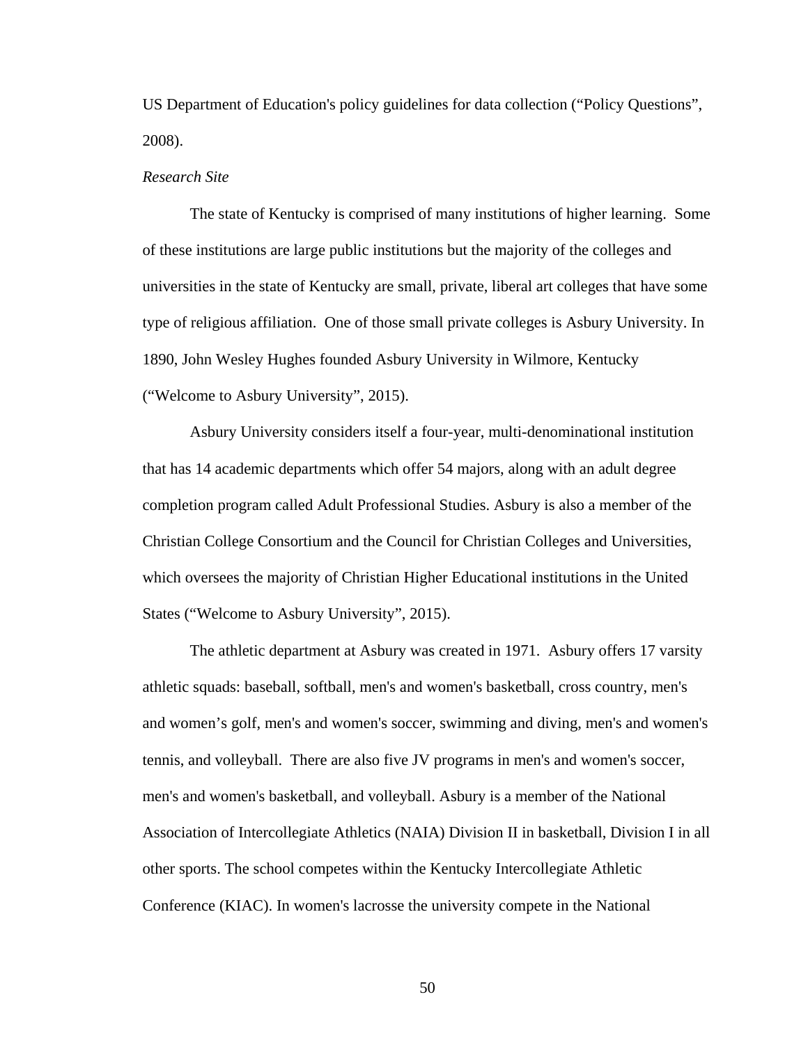US Department of Education's policy guidelines for data collection (“Policy Questions”, 2008).

*Research Site*

The state of Kentucky is comprised of many institutions of higher learning. Some of these institutions are large public institutions but the majority of the colleges and universities in the state of Kentucky are small, private, liberal art colleges that have some type of religious affiliation. One of those small private colleges is Asbury University. In 1890, John Wesley Hughes founded Asbury University in Wilmore, Kentucky (“Welcome to Asbury University”, 2015).

Asbury University considers itself a four-year, multi-denominational institution that has 14 academic departments which offer 54 majors, along with an adult degree completion program called Adult Professional Studies. Asbury is also a member of the Christian College Consortium and the Council for Christian Colleges and Universities, which oversees the majority of Christian Higher Educational institutions in the United States (“Welcome to Asbury University”, 2015).

The athletic department at Asbury was created in 1971. Asbury offers 17 varsity athletic squads: baseball, softball, men's and women's basketball, cross country, men's and women’s golf, men's and women's soccer, swimming and diving, men's and women's tennis, and volleyball. There are also five JV programs in men's and women's soccer, men's and women's basketball, and volleyball. Asbury is a member of the National Association of Intercollegiate Athletics (NAIA) Division II in basketball, Division I in all other sports. The school competes within the Kentucky Intercollegiate Athletic Conference (KIAC). In women's lacrosse the university compete in the National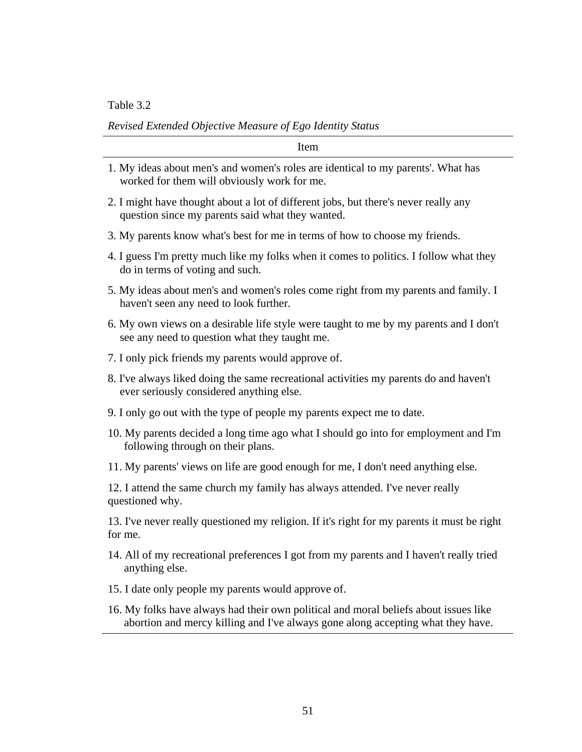Table 3.2

*Revised Extended Objective Measure of Ego Identity Status*

| Item |
|---|
| 1. My ideas about men's and women's roles are identical to my parents'. What has worked for them will obviously work for me. |
| 2. I might have thought about a lot of different jobs, but there's never really any question since my parents said what they wanted. |
| 3. My parents know what's best for me in terms of how to choose my friends. |
| 4. I guess I'm pretty much like my folks when it comes to politics. I follow what they do in terms of voting and such. |
| 5. My ideas about men's and women's roles come right from my parents and family. I haven't seen any need to look further. |
| 6. My own views on a desirable life style were taught to me by my parents and I don't see any need to question what they taught me. |
| 7. I only pick friends my parents would approve of. |
| 8. I've always liked doing the same recreational activities my parents do and haven't ever seriously considered anything else. |
| 9. I only go out with the type of people my parents expect me to date. |
| 10. My parents decided a long time ago what I should go into for employment and I'm following through on their plans. |
| 11. My parents' views on life are good enough for me, I don't need anything else. |
| 12. I attend the same church my family has always attended. I've never really questioned why. |
| 13. I've never really questioned my religion. If it's right for my parents it must be right for me. |
| 14. All of my recreational preferences I got from my parents and I haven't really tried anything else. |
| 15. I date only people my parents would approve of. |
| 16. My folks have always had their own political and moral beliefs about issues like abortion and mercy killing and I've always gone along accepting what they have. |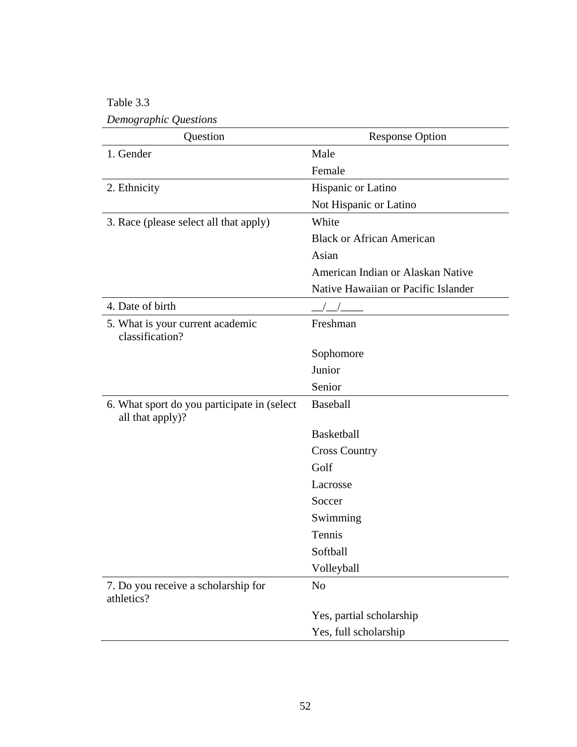Table 3.3

*Demographic Questions*

| Question | Response Option |
|---|---|
| 1. Gender | Male |
| | Female |
| 2. Ethnicity | Hispanic or Latino |
| | Not Hispanic or Latino |
| 3. Race (please select all that apply) | White |
| | Black or African American |
| | Asian |
| | American Indian or Alaskan Native |
| | Native Hawaiian or Pacific Islander |
| 4. Date of birth | __/__/____ |
| 5. What is your current academic classification? | Freshman |
| | Sophomore |
| | Junior |
| | Senior |
| 6. What sport do you participate in (select all that apply)? | Baseball |
| | Basketball |
| | Cross Country |
| | Golf |
| | Lacrosse |
| | Soccer |
| | Swimming |
| | Tennis |
| | Softball |
| | Volleyball |
| 7. Do you receive a scholarship for athletics? | No |
| | Yes, partial scholarship |
| | Yes, full scholarship |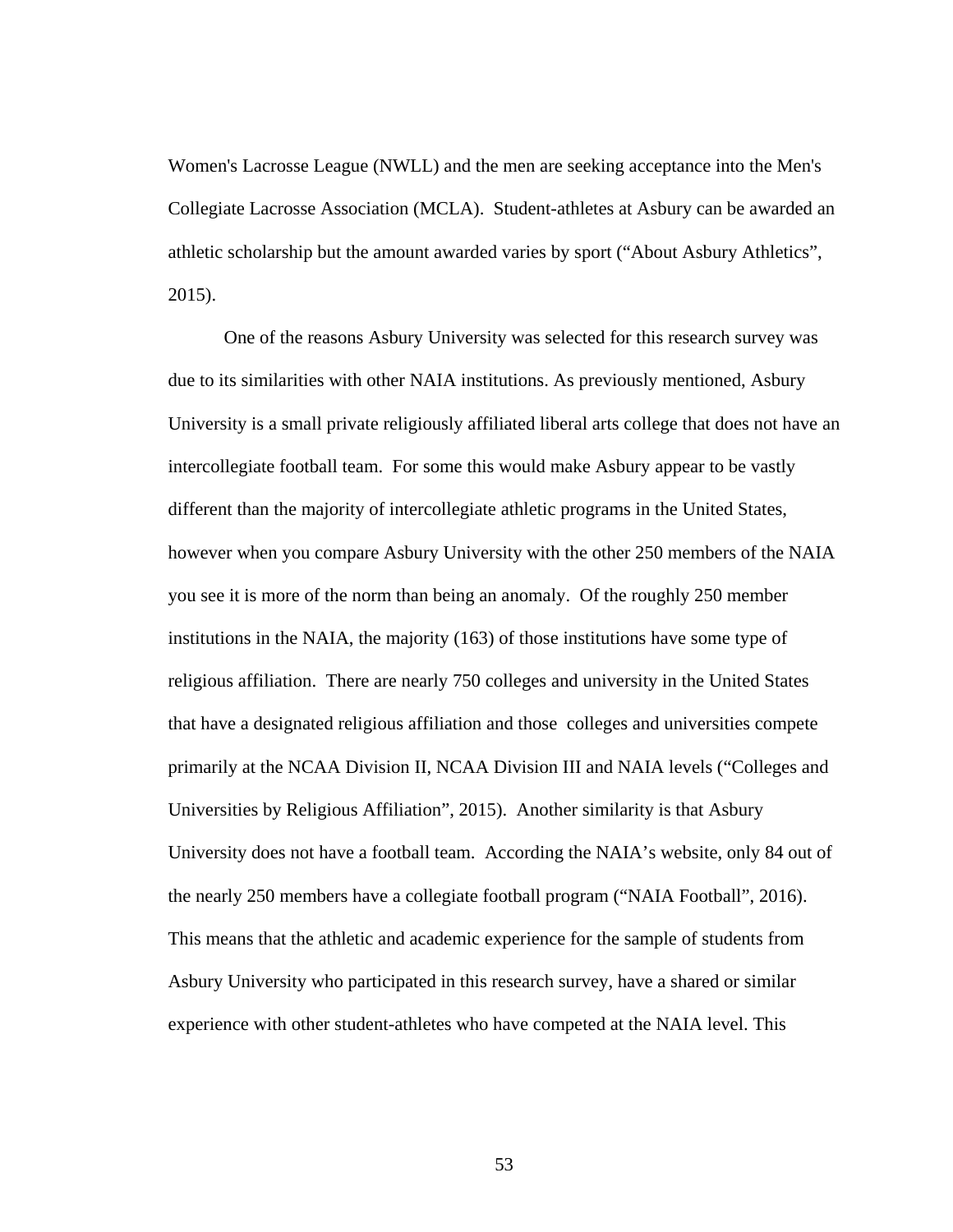Women's Lacrosse League (NWLL) and the men are seeking acceptance into the Men's Collegiate Lacrosse Association (MCLA). Student-athletes at Asbury can be awarded an athletic scholarship but the amount awarded varies by sport ("About Asbury Athletics", 2015).

One of the reasons Asbury University was selected for this research survey was due to its similarities with other NAIA institutions. As previously mentioned, Asbury University is a small private religiously affiliated liberal arts college that does not have an intercollegiate football team. For some this would make Asbury appear to be vastly different than the majority of intercollegiate athletic programs in the United States, however when you compare Asbury University with the other 250 members of the NAIA you see it is more of the norm than being an anomaly. Of the roughly 250 member institutions in the NAIA, the majority (163) of those institutions have some type of religious affiliation. There are nearly 750 colleges and university in the United States that have a designated religious affiliation and those colleges and universities compete primarily at the NCAA Division II, NCAA Division III and NAIA levels ("Colleges and Universities by Religious Affiliation", 2015). Another similarity is that Asbury University does not have a football team. According the NAIA's website, only 84 out of the nearly 250 members have a collegiate football program ("NAIA Football", 2016). This means that the athletic and academic experience for the sample of students from Asbury University who participated in this research survey, have a shared or similar experience with other student-athletes who have competed at the NAIA level. This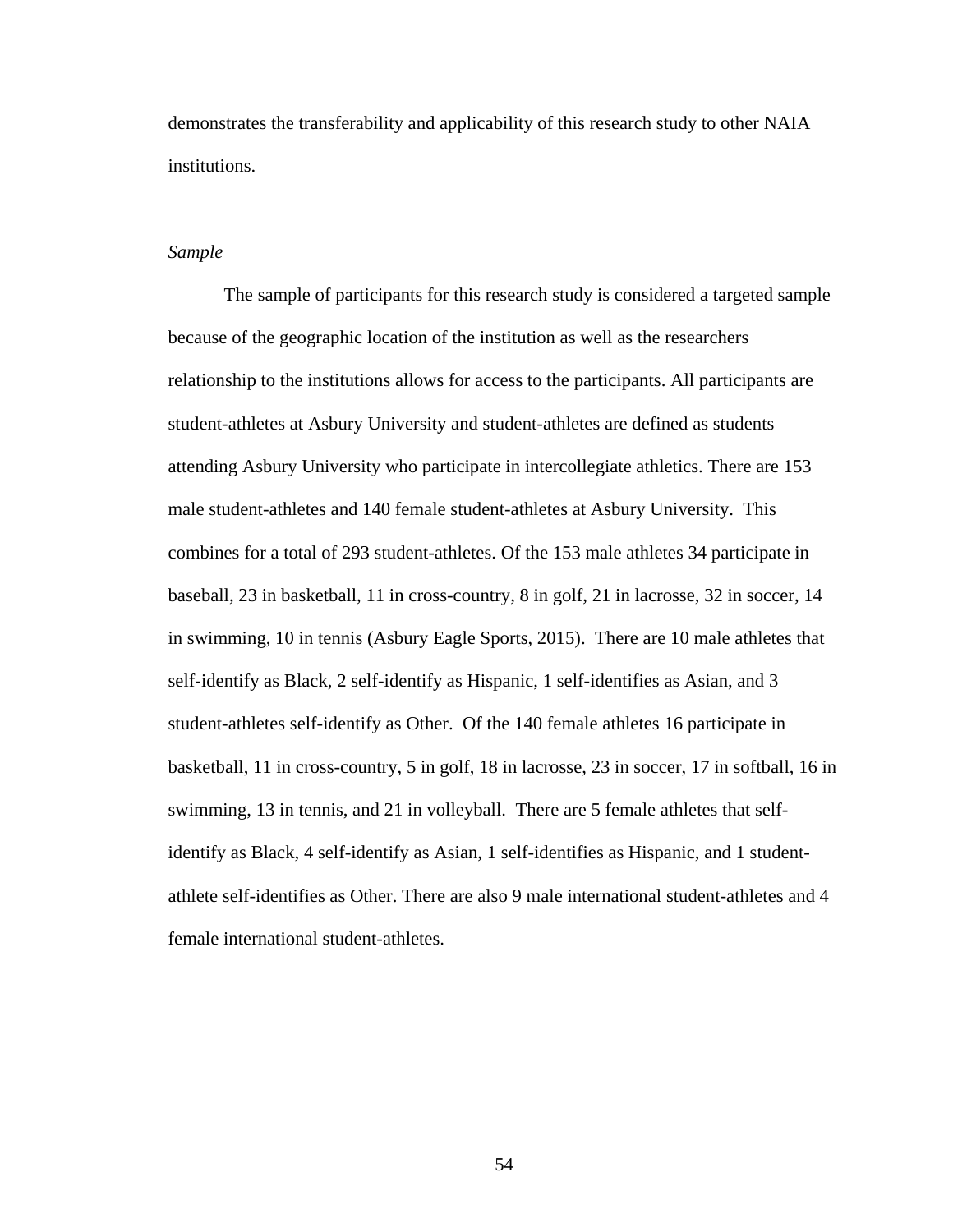demonstrates the transferability and applicability of this research study to other NAIA institutions.

*Sample*

The sample of participants for this research study is considered a targeted sample because of the geographic location of the institution as well as the researchers relationship to the institutions allows for access to the participants. All participants are student-athletes at Asbury University and student-athletes are defined as students attending Asbury University who participate in intercollegiate athletics. There are 153 male student-athletes and 140 female student-athletes at Asbury University. This combines for a total of 293 student-athletes. Of the 153 male athletes 34 participate in baseball, 23 in basketball, 11 in cross-country, 8 in golf, 21 in lacrosse, 32 in soccer, 14 in swimming, 10 in tennis (Asbury Eagle Sports, 2015). There are 10 male athletes that self-identify as Black, 2 self-identify as Hispanic, 1 self-identifies as Asian, and 3 student-athletes self-identify as Other. Of the 140 female athletes 16 participate in basketball, 11 in cross-country, 5 in golf, 18 in lacrosse, 23 in soccer, 17 in softball, 16 in swimming, 13 in tennis, and 21 in volleyball. There are 5 female athletes that self-identify as Black, 4 self-identify as Asian, 1 self-identifies as Hispanic, and 1 student-athlete self-identifies as Other. There are also 9 male international student-athletes and 4 female international student-athletes.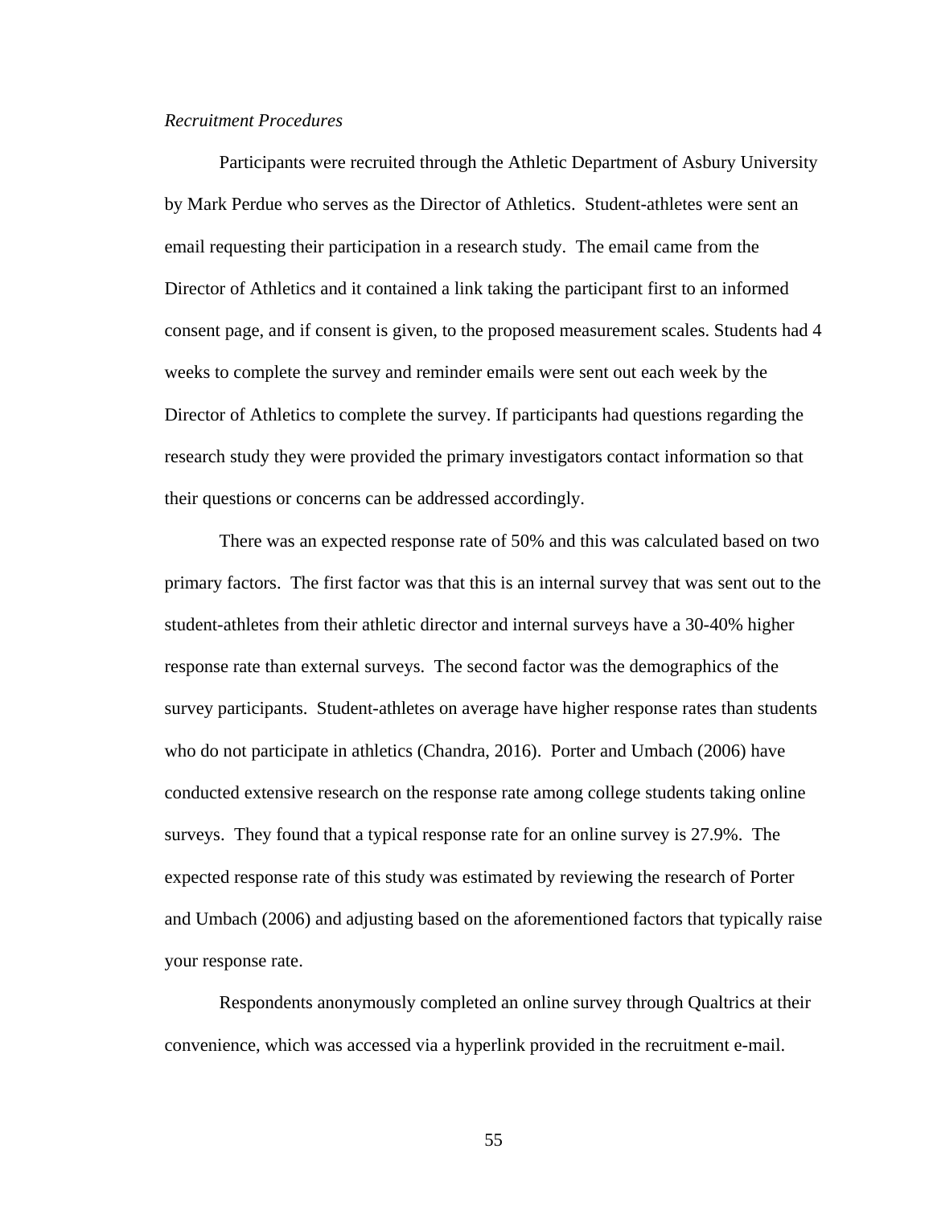*Recruitment Procedures*

Participants were recruited through the Athletic Department of Asbury University by Mark Perdue who serves as the Director of Athletics. Student-athletes were sent an email requesting their participation in a research study. The email came from the Director of Athletics and it contained a link taking the participant first to an informed consent page, and if consent is given, to the proposed measurement scales. Students had 4 weeks to complete the survey and reminder emails were sent out each week by the Director of Athletics to complete the survey. If participants had questions regarding the research study they were provided the primary investigators contact information so that their questions or concerns can be addressed accordingly.

There was an expected response rate of 50% and this was calculated based on two primary factors. The first factor was that this is an internal survey that was sent out to the student-athletes from their athletic director and internal surveys have a 30-40% higher response rate than external surveys. The second factor was the demographics of the survey participants. Student-athletes on average have higher response rates than students who do not participate in athletics (Chandra, 2016). Porter and Umbach (2006) have conducted extensive research on the response rate among college students taking online surveys. They found that a typical response rate for an online survey is 27.9%. The expected response rate of this study was estimated by reviewing the research of Porter and Umbach (2006) and adjusting based on the aforementioned factors that typically raise your response rate.

Respondents anonymously completed an online survey through Qualtrics at their convenience, which was accessed via a hyperlink provided in the recruitment e-mail.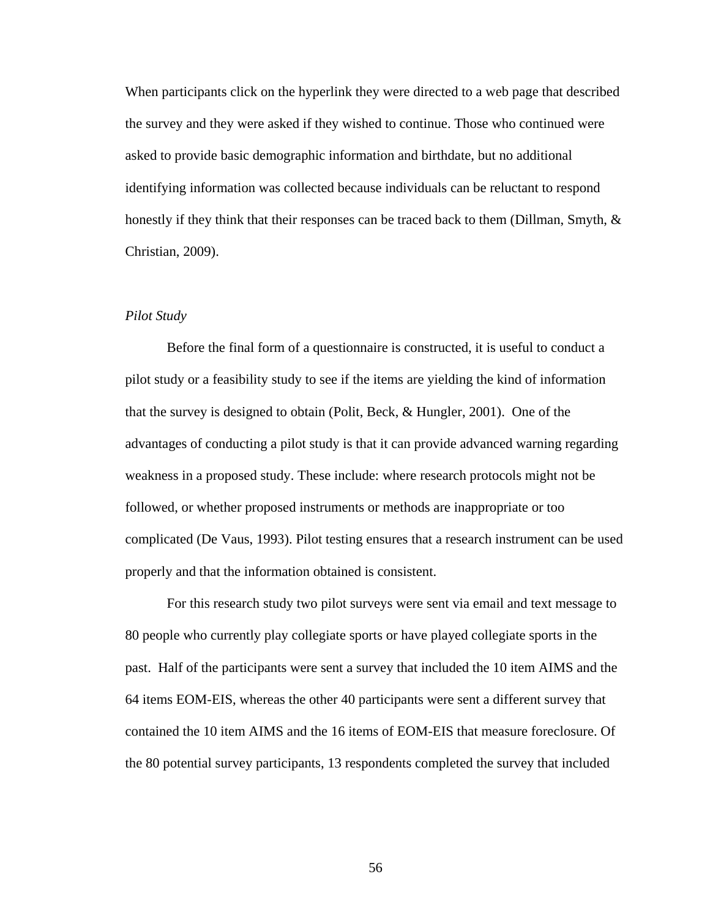When participants click on the hyperlink they were directed to a web page that described the survey and they were asked if they wished to continue. Those who continued were asked to provide basic demographic information and birthdate, but no additional identifying information was collected because individuals can be reluctant to respond honestly if they think that their responses can be traced back to them (Dillman, Smyth, & Christian, 2009).

*Pilot Study*

Before the final form of a questionnaire is constructed, it is useful to conduct a pilot study or a feasibility study to see if the items are yielding the kind of information that the survey is designed to obtain (Polit, Beck, & Hungler, 2001). One of the advantages of conducting a pilot study is that it can provide advanced warning regarding weakness in a proposed study. These include: where research protocols might not be followed, or whether proposed instruments or methods are inappropriate or too complicated (De Vaus, 1993). Pilot testing ensures that a research instrument can be used properly and that the information obtained is consistent.

For this research study two pilot surveys were sent via email and text message to 80 people who currently play collegiate sports or have played collegiate sports in the past. Half of the participants were sent a survey that included the 10 item AIMS and the 64 items EOM-EIS, whereas the other 40 participants were sent a different survey that contained the 10 item AIMS and the 16 items of EOM-EIS that measure foreclosure. Of the 80 potential survey participants, 13 respondents completed the survey that included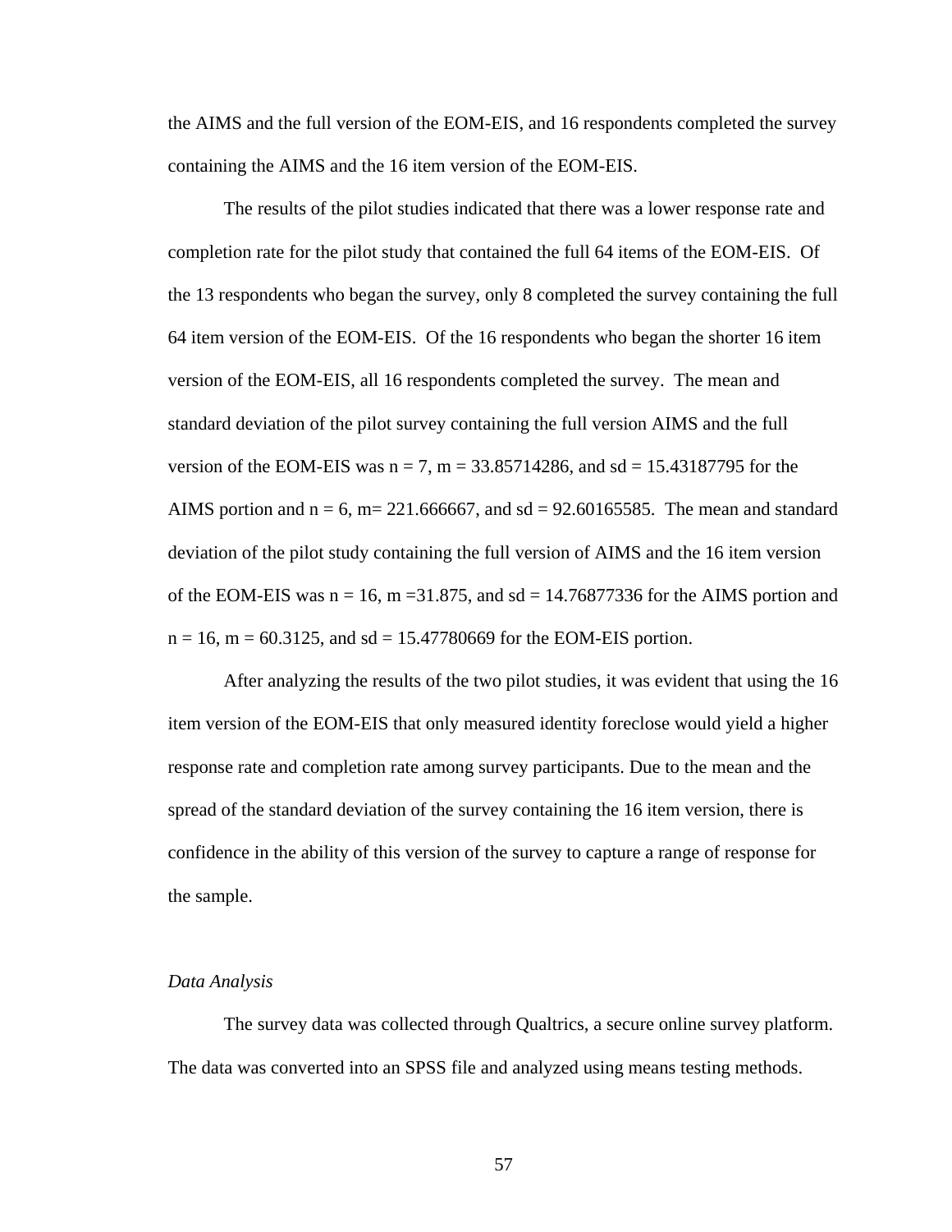the AIMS and the full version of the EOM-EIS, and 16 respondents completed the survey containing the AIMS and the 16 item version of the EOM-EIS.

The results of the pilot studies indicated that there was a lower response rate and completion rate for the pilot study that contained the full 64 items of the EOM-EIS. Of the 13 respondents who began the survey, only 8 completed the survey containing the full 64 item version of the EOM-EIS. Of the 16 respondents who began the shorter 16 item version of the EOM-EIS, all 16 respondents completed the survey. The mean and standard deviation of the pilot survey containing the full version AIMS and the full version of the EOM-EIS was $n = 7$, $m = 33.85714286$, and $sd = 15.43187795$ for the AIMS portion and $n = 6$, $m = 221.666667$, and $sd = 92.60165585$. The mean and standard deviation of the pilot study containing the full version of AIMS and the 16 item version of the EOM-EIS was $n = 16$, $m = 31.875$, and $sd = 14.76877336$ for the AIMS portion and $n = 16$, $m = 60.3125$, and $sd = 15.47780669$ for the EOM-EIS portion.

After analyzing the results of the two pilot studies, it was evident that using the 16 item version of the EOM-EIS that only measured identity foreclose would yield a higher response rate and completion rate among survey participants. Due to the mean and the spread of the standard deviation of the survey containing the 16 item version, there is confidence in the ability of this version of the survey to capture a range of response for the sample.

*Data Analysis*

The survey data was collected through Qualtrics, a secure online survey platform. The data was converted into an SPSS file and analyzed using means testing methods.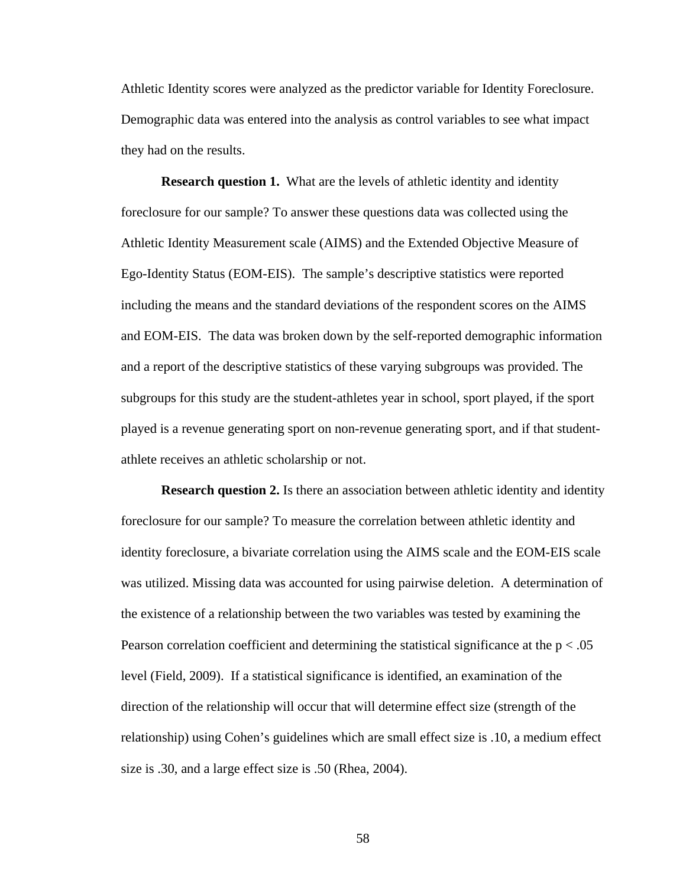Athletic Identity scores were analyzed as the predictor variable for Identity Foreclosure. Demographic data was entered into the analysis as control variables to see what impact they had on the results.

**Research question 1.** What are the levels of athletic identity and identity foreclosure for our sample? To answer these questions data was collected using the Athletic Identity Measurement scale (AIMS) and the Extended Objective Measure of Ego-Identity Status (EOM-EIS). The sample's descriptive statistics were reported including the means and the standard deviations of the respondent scores on the AIMS and EOM-EIS. The data was broken down by the self-reported demographic information and a report of the descriptive statistics of these varying subgroups was provided. The subgroups for this study are the student-athletes year in school, sport played, if the sport played is a revenue generating sport on non-revenue generating sport, and if that student-athlete receives an athletic scholarship or not.

**Research question 2.** Is there an association between athletic identity and identity foreclosure for our sample? To measure the correlation between athletic identity and identity foreclosure, a bivariate correlation using the AIMS scale and the EOM-EIS scale was utilized. Missing data was accounted for using pairwise deletion. A determination of the existence of a relationship between the two variables was tested by examining the Pearson correlation coefficient and determining the statistical significance at the $p < .05$ level (Field, 2009). If a statistical significance is identified, an examination of the direction of the relationship will occur that will determine effect size (strength of the relationship) using Cohen's guidelines which are small effect size is .10, a medium effect size is .30, and a large effect size is .50 (Rhea, 2004).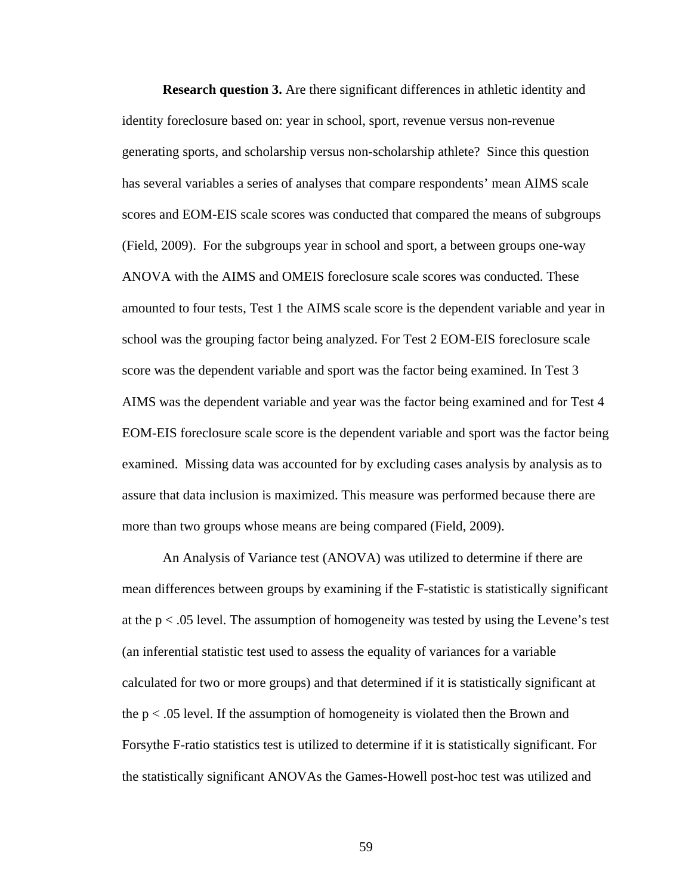**Research question 3.** Are there significant differences in athletic identity and identity foreclosure based on: year in school, sport, revenue versus non-revenue generating sports, and scholarship versus non-scholarship athlete? Since this question has several variables a series of analyses that compare respondents' mean AIMS scale scores and EOM-EIS scale scores was conducted that compared the means of subgroups (Field, 2009). For the subgroups year in school and sport, a between groups one-way ANOVA with the AIMS and OMEIS foreclosure scale scores was conducted. These amounted to four tests, Test 1 the AIMS scale score is the dependent variable and year in school was the grouping factor being analyzed. For Test 2 EOM-EIS foreclosure scale score was the dependent variable and sport was the factor being examined. In Test 3 AIMS was the dependent variable and year was the factor being examined and for Test 4 EOM-EIS foreclosure scale score is the dependent variable and sport was the factor being examined. Missing data was accounted for by excluding cases analysis by analysis as to assure that data inclusion is maximized. This measure was performed because there are more than two groups whose means are being compared (Field, 2009).

An Analysis of Variance test (ANOVA) was utilized to determine if there are mean differences between groups by examining if the F-statistic is statistically significant at the $p < .05$ level. The assumption of homogeneity was tested by using the Levene's test (an inferential statistic test used to assess the equality of variances for a variable calculated for two or more groups) and that determined if it is statistically significant at the $p < .05$ level. If the assumption of homogeneity is violated then the Brown and Forsythe F-ratio statistics test is utilized to determine if it is statistically significant. For the statistically significant ANOVAs the Games-Howell post-hoc test was utilized and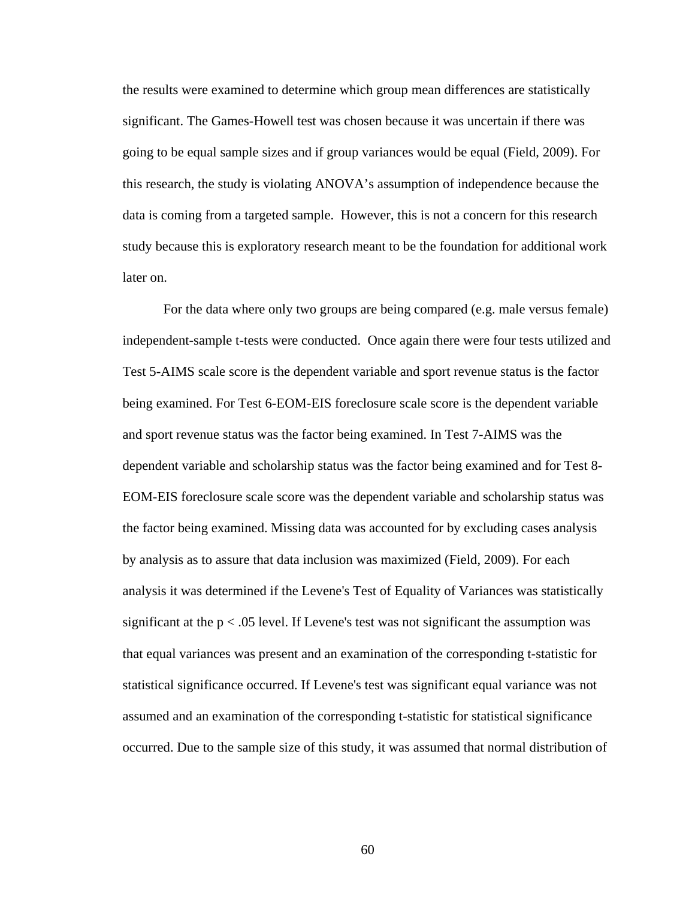the results were examined to determine which group mean differences are statistically significant. The Games-Howell test was chosen because it was uncertain if there was going to be equal sample sizes and if group variances would be equal (Field, 2009). For this research, the study is violating ANOVA's assumption of independence because the data is coming from a targeted sample. However, this is not a concern for this research study because this is exploratory research meant to be the foundation for additional work later on.

For the data where only two groups are being compared (e.g. male versus female) independent-sample t-tests were conducted. Once again there were four tests utilized and Test 5-AIMS scale score is the dependent variable and sport revenue status is the factor being examined. For Test 6-EOM-EIS foreclosure scale score is the dependent variable and sport revenue status was the factor being examined. In Test 7-AIMS was the dependent variable and scholarship status was the factor being examined and for Test 8-EOM-EIS foreclosure scale score was the dependent variable and scholarship status was the factor being examined. Missing data was accounted for by excluding cases analysis by analysis as to assure that data inclusion was maximized (Field, 2009). For each analysis it was determined if the Levene's Test of Equality of Variances was statistically significant at the $p < .05$ level. If Levene's test was not significant the assumption was that equal variances was present and an examination of the corresponding t-statistic for statistical significance occurred. If Levene's test was significant equal variance was not assumed and an examination of the corresponding t-statistic for statistical significance occurred. Due to the sample size of this study, it was assumed that normal distribution of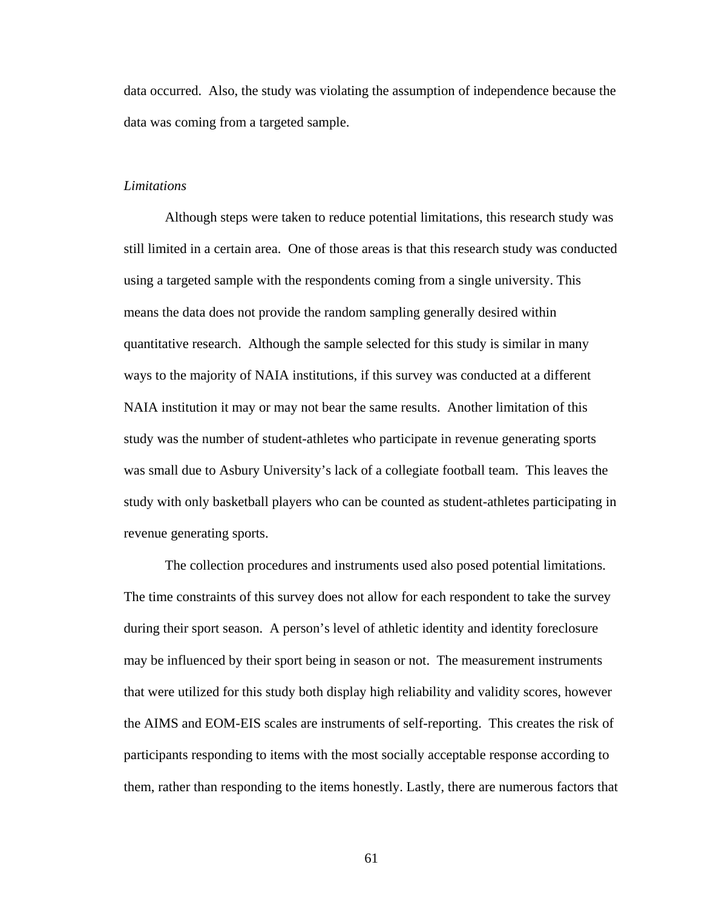data occurred. Also, the study was violating the assumption of independence because the data was coming from a targeted sample.

*Limitations*

Although steps were taken to reduce potential limitations, this research study was still limited in a certain area. One of those areas is that this research study was conducted using a targeted sample with the respondents coming from a single university. This means the data does not provide the random sampling generally desired within quantitative research. Although the sample selected for this study is similar in many ways to the majority of NAIA institutions, if this survey was conducted at a different NAIA institution it may or may not bear the same results. Another limitation of this study was the number of student-athletes who participate in revenue generating sports was small due to Asbury University's lack of a collegiate football team. This leaves the study with only basketball players who can be counted as student-athletes participating in revenue generating sports.

The collection procedures and instruments used also posed potential limitations. The time constraints of this survey does not allow for each respondent to take the survey during their sport season. A person's level of athletic identity and identity foreclosure may be influenced by their sport being in season or not. The measurement instruments that were utilized for this study both display high reliability and validity scores, however the AIMS and EOM-EIS scales are instruments of self-reporting. This creates the risk of participants responding to items with the most socially acceptable response according to them, rather than responding to the items honestly. Lastly, there are numerous factors that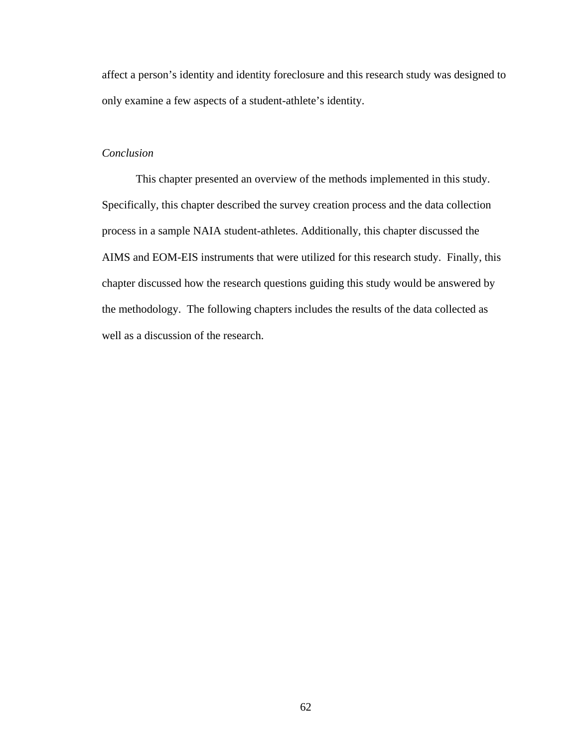affect a person's identity and identity foreclosure and this research study was designed to only examine a few aspects of a student-athlete's identity.

### *Conclusion*

This chapter presented an overview of the methods implemented in this study. Specifically, this chapter described the survey creation process and the data collection process in a sample NAIA student-athletes. Additionally, this chapter discussed the AIMS and EOM-EIS instruments that were utilized for this research study. Finally, this chapter discussed how the research questions guiding this study would be answered by the methodology. The following chapters includes the results of the data collected as well as a discussion of the research.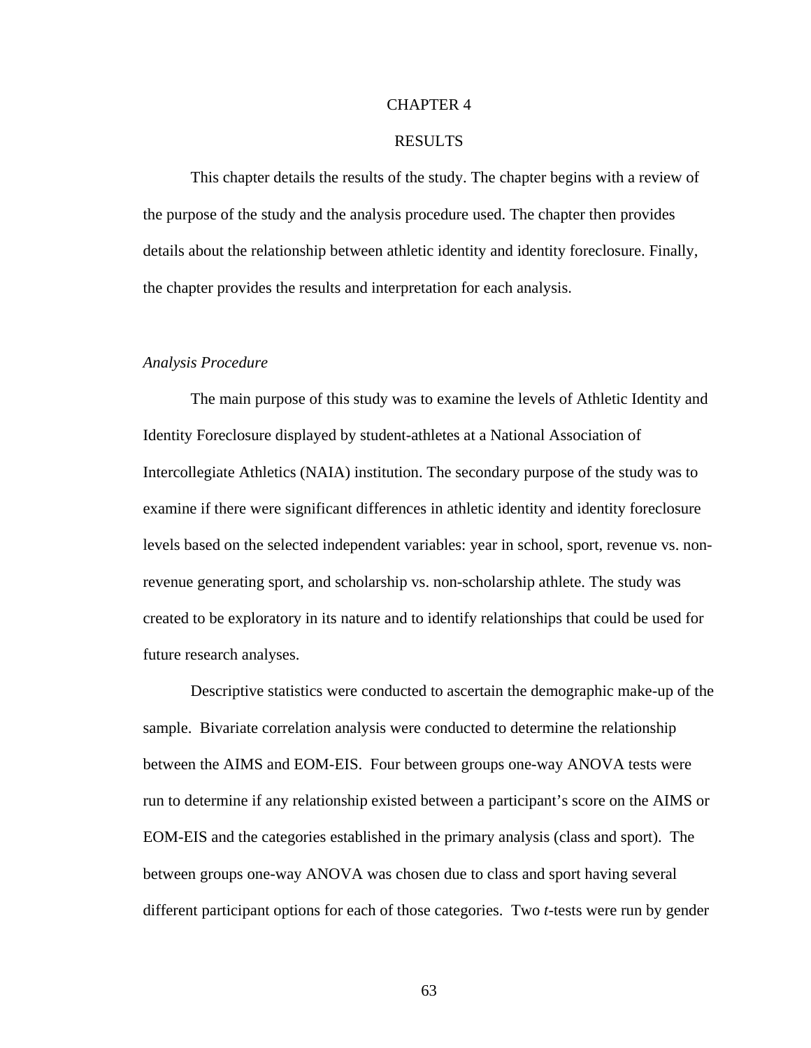# CHAPTER 4

# RESULTS

This chapter details the results of the study. The chapter begins with a review of the purpose of the study and the analysis procedure used. The chapter then provides details about the relationship between athletic identity and identity foreclosure. Finally, the chapter provides the results and interpretation for each analysis.

### *Analysis Procedure*

The main purpose of this study was to examine the levels of Athletic Identity and Identity Foreclosure displayed by student-athletes at a National Association of Intercollegiate Athletics (NAIA) institution. The secondary purpose of the study was to examine if there were significant differences in athletic identity and identity foreclosure levels based on the selected independent variables: year in school, sport, revenue vs. non-revenue generating sport, and scholarship vs. non-scholarship athlete. The study was created to be exploratory in its nature and to identify relationships that could be used for future research analyses.

Descriptive statistics were conducted to ascertain the demographic make-up of the sample. Bivariate correlation analysis were conducted to determine the relationship between the AIMS and EOM-EIS. Four between groups one-way ANOVA tests were run to determine if any relationship existed between a participant's score on the AIMS or EOM-EIS and the categories established in the primary analysis (class and sport). The between groups one-way ANOVA was chosen due to class and sport having several different participant options for each of those categories. Two *t*-tests were run by gender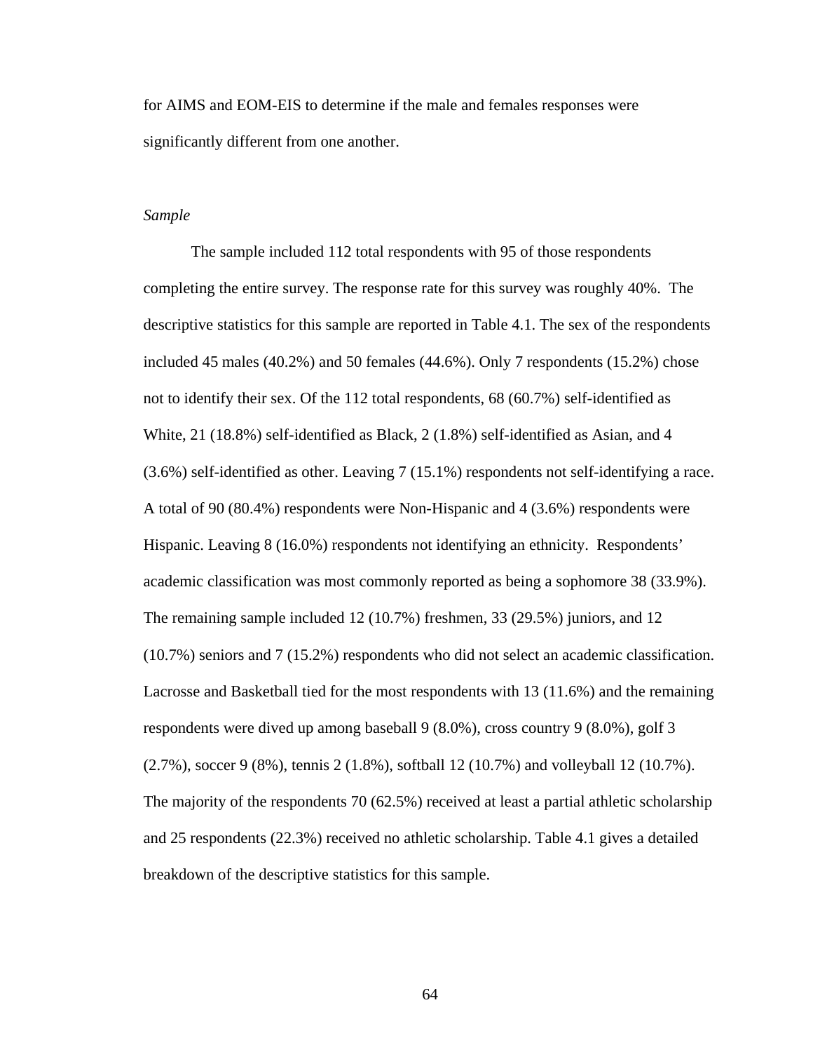for AIMS and EOM-EIS to determine if the male and females responses were significantly different from one another.

*Sample*

The sample included 112 total respondents with 95 of those respondents completing the entire survey. The response rate for this survey was roughly 40%. The descriptive statistics for this sample are reported in Table 4.1. The sex of the respondents included 45 males (40.2%) and 50 females (44.6%). Only 7 respondents (15.2%) chose not to identify their sex. Of the 112 total respondents, 68 (60.7%) self-identified as White, 21 (18.8%) self-identified as Black, 2 (1.8%) self-identified as Asian, and 4 (3.6%) self-identified as other. Leaving 7 (15.1%) respondents not self-identifying a race. A total of 90 (80.4%) respondents were Non-Hispanic and 4 (3.6%) respondents were Hispanic. Leaving 8 (16.0%) respondents not identifying an ethnicity. Respondents' academic classification was most commonly reported as being a sophomore 38 (33.9%). The remaining sample included 12 (10.7%) freshmen, 33 (29.5%) juniors, and 12 (10.7%) seniors and 7 (15.2%) respondents who did not select an academic classification. Lacrosse and Basketball tied for the most respondents with 13 (11.6%) and the remaining respondents were dived up among baseball 9 (8.0%), cross country 9 (8.0%), golf 3 (2.7%), soccer 9 (8%), tennis 2 (1.8%), softball 12 (10.7%) and volleyball 12 (10.7%). The majority of the respondents 70 (62.5%) received at least a partial athletic scholarship and 25 respondents (22.3%) received no athletic scholarship. Table 4.1 gives a detailed breakdown of the descriptive statistics for this sample.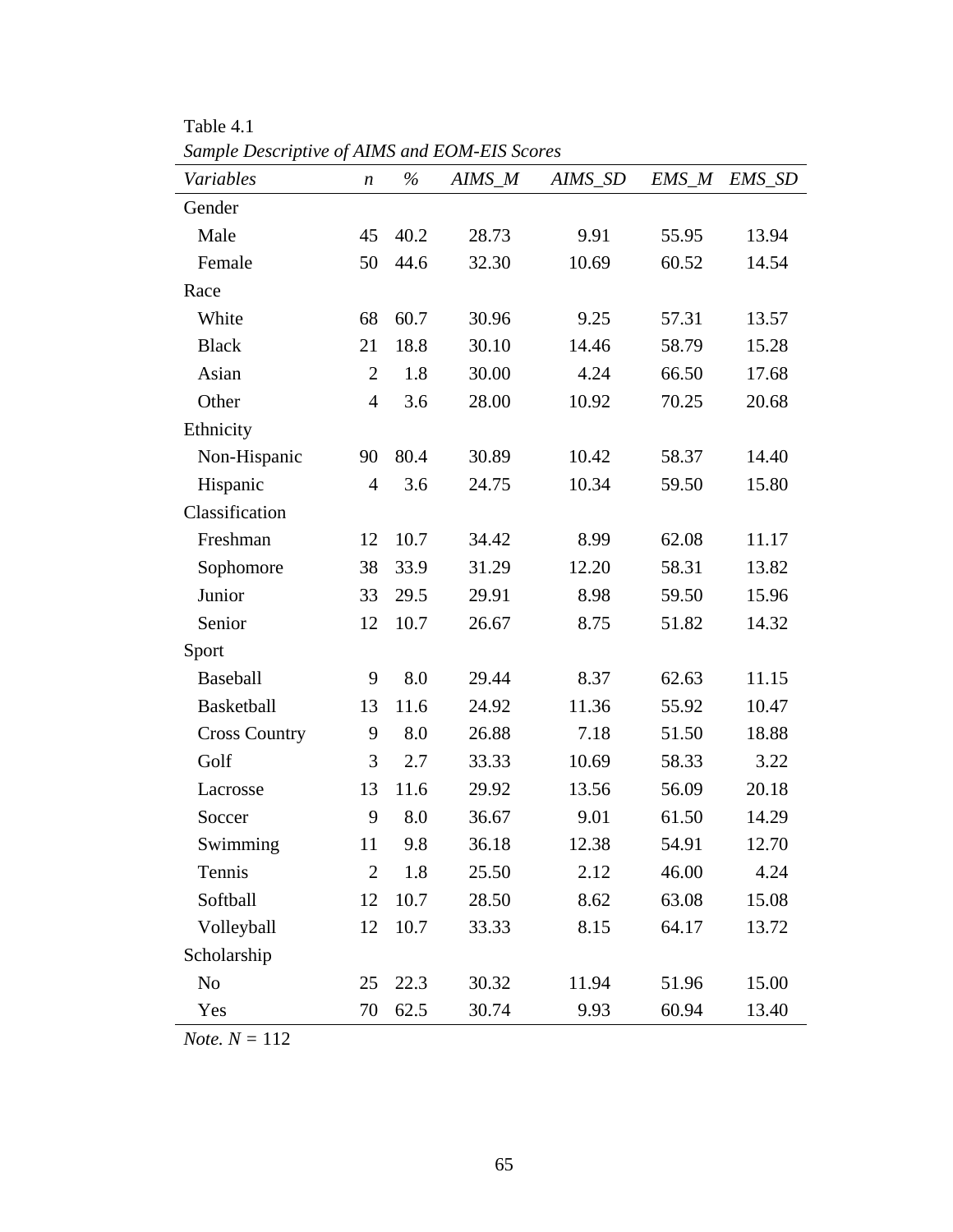Table 4.1

*Sample Descriptive of AIMS and EOM-EIS Scores*

| *Variables* | *n* | *%* | *AIMS_M* | *AIMS_SD* | *EMS_M* | *EMS_SD* |
|---|---|---|---|---|---|---|
| Gender | | | | | | |
| Male | 45 | 40.2 | 28.73 | 9.91 | 55.95 | 13.94 |
| Female | 50 | 44.6 | 32.30 | 10.69 | 60.52 | 14.54 |
| Race | | | | | | |
| White | 68 | 60.7 | 30.96 | 9.25 | 57.31 | 13.57 |
| Black | 21 | 18.8 | 30.10 | 14.46 | 58.79 | 15.28 |
| Asian | 2 | 1.8 | 30.00 | 4.24 | 66.50 | 17.68 |
| Other | 4 | 3.6 | 28.00 | 10.92 | 70.25 | 20.68 |
| Ethnicity | | | | | | |
| Non-Hispanic | 90 | 80.4 | 30.89 | 10.42 | 58.37 | 14.40 |
| Hispanic | 4 | 3.6 | 24.75 | 10.34 | 59.50 | 15.80 |
| Classification | | | | | | |
| Freshman | 12 | 10.7 | 34.42 | 8.99 | 62.08 | 11.17 |
| Sophomore | 38 | 33.9 | 31.29 | 12.20 | 58.31 | 13.82 |
| Junior | 33 | 29.5 | 29.91 | 8.98 | 59.50 | 15.96 |
| Senior | 12 | 10.7 | 26.67 | 8.75 | 51.82 | 14.32 |
| Sport | | | | | | |
| Baseball | 9 | 8.0 | 29.44 | 8.37 | 62.63 | 11.15 |
| Basketball | 13 | 11.6 | 24.92 | 11.36 | 55.92 | 10.47 |
| Cross Country | 9 | 8.0 | 26.88 | 7.18 | 51.50 | 18.88 |
| Golf | 3 | 2.7 | 33.33 | 10.69 | 58.33 | 3.22 |
| Lacrosse | 13 | 11.6 | 29.92 | 13.56 | 56.09 | 20.18 |
| Soccer | 9 | 8.0 | 36.67 | 9.01 | 61.50 | 14.29 |
| Swimming | 11 | 9.8 | 36.18 | 12.38 | 54.91 | 12.70 |
| Tennis | 2 | 1.8 | 25.50 | 2.12 | 46.00 | 4.24 |
| Softball | 12 | 10.7 | 28.50 | 8.62 | 63.08 | 15.08 |
| Volleyball | 12 | 10.7 | 33.33 | 8.15 | 64.17 | 13.72 |
| Scholarship | | | | | | |
| No | 25 | 22.3 | 30.32 | 11.94 | 51.96 | 15.00 |
| Yes | 70 | 62.5 | 30.74 | 9.93 | 60.94 | 13.40 |

*Note.* $N$ = 112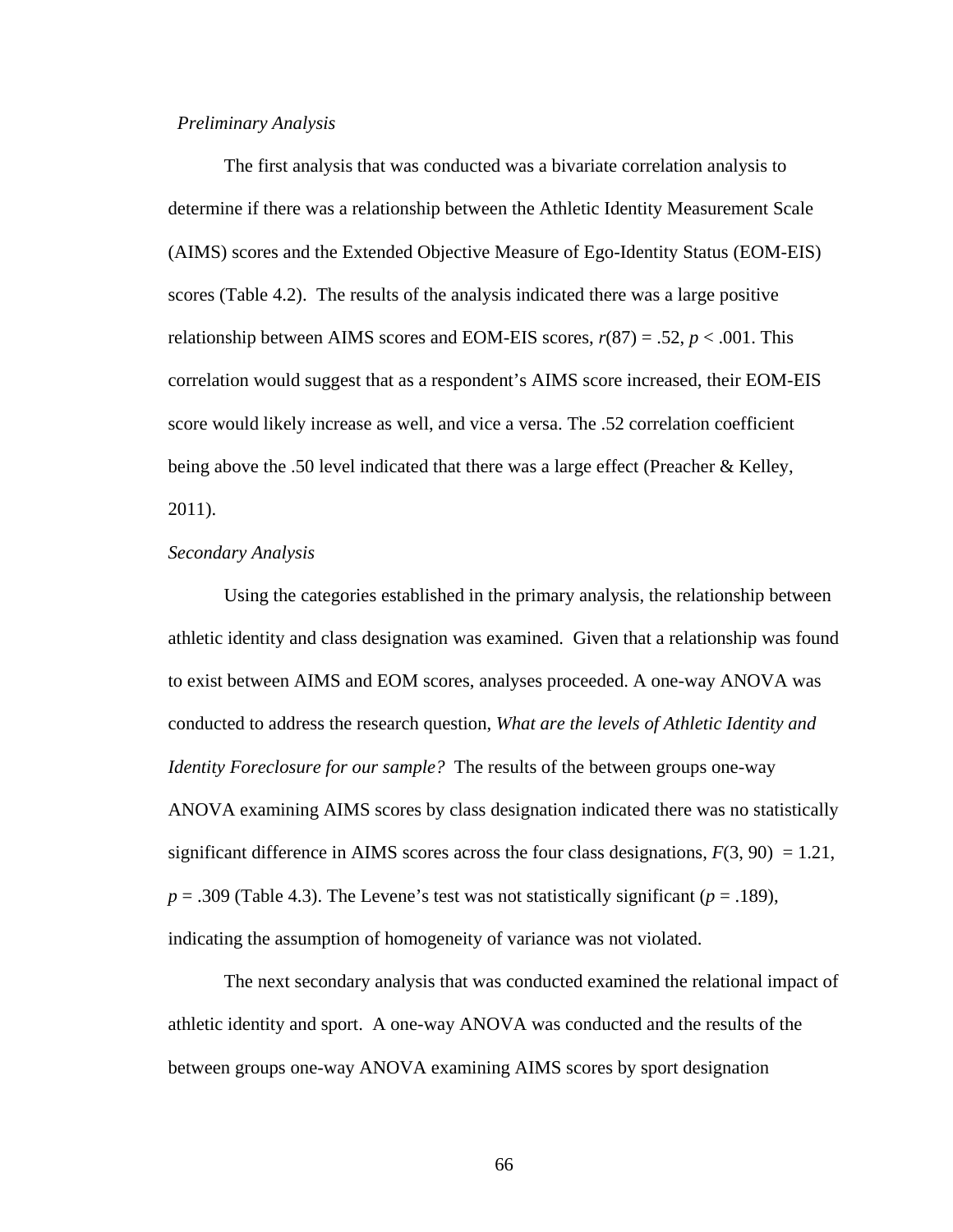*Preliminary Analysis*

The first analysis that was conducted was a bivariate correlation analysis to determine if there was a relationship between the Athletic Identity Measurement Scale (AIMS) scores and the Extended Objective Measure of Ego-Identity Status (EOM-EIS) scores (Table 4.2). The results of the analysis indicated there was a large positive relationship between AIMS scores and EOM-EIS scores, $r(87) = .52$, $p < .001$. This correlation would suggest that as a respondent's AIMS score increased, their EOM-EIS score would likely increase as well, and vice a versa. The .52 correlation coefficient being above the .50 level indicated that there was a large effect (Preacher & Kelley, 2011).

*Secondary Analysis*

Using the categories established in the primary analysis, the relationship between athletic identity and class designation was examined. Given that a relationship was found to exist between AIMS and EOM scores, analyses proceeded. A one-way ANOVA was conducted to address the research question, *What are the levels of Athletic Identity and Identity Foreclosure for our sample?* The results of the between groups one-way ANOVA examining AIMS scores by class designation indicated there was no statistically significant difference in AIMS scores across the four class designations, $F(3, 90) = 1.21$, $p = .309$ (Table 4.3). The Levene's test was not statistically significant ($p = .189$), indicating the assumption of homogeneity of variance was not violated.

The next secondary analysis that was conducted examined the relational impact of athletic identity and sport. A one-way ANOVA was conducted and the results of the between groups one-way ANOVA examining AIMS scores by sport designation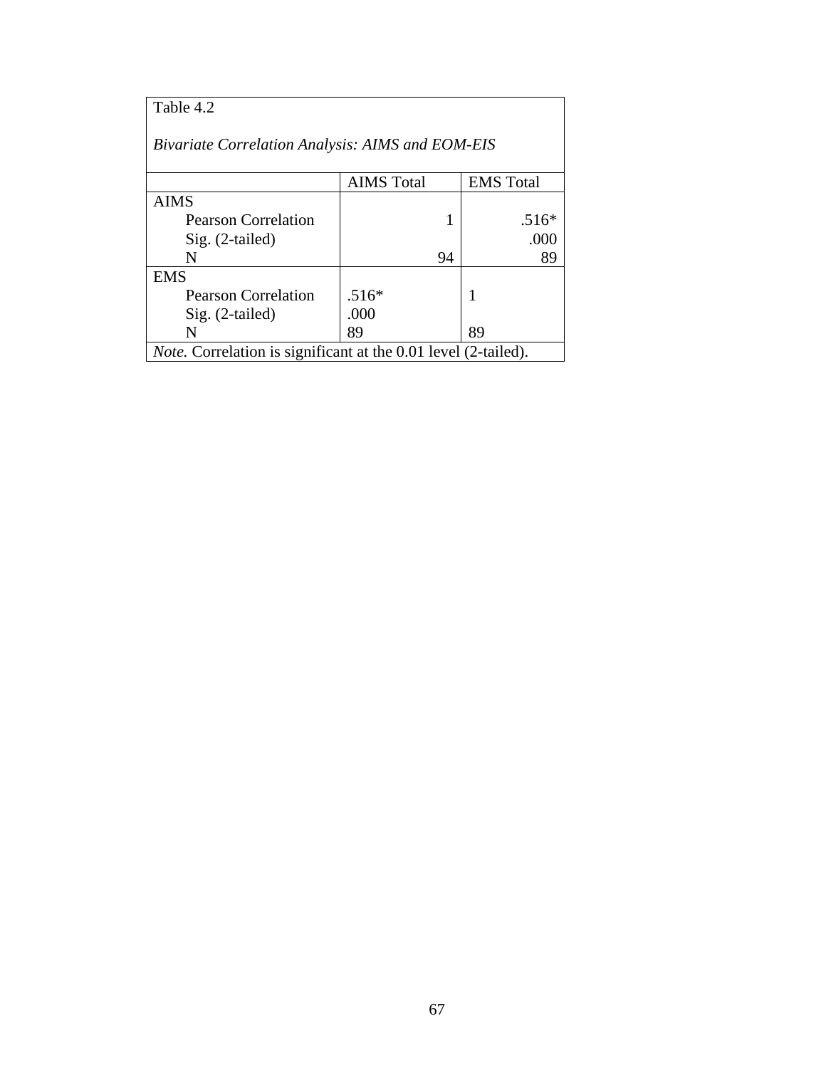Table 4.2

*Bivariate Correlation Analysis: AIMS and EOM-EIS*

| | AIMS Total | EMS Total |
|---|---|---|
| AIMS | | |
| Pearson Correlation | 1 | .516* |
| Sig. (2-tailed) | | .000 |
| N | 94 | 89 |
| EMS | | |
| Pearson Correlation | .516* | 1 |
| Sig. (2-tailed) | .000 | |
| N | 89 | 89 |

*Note.* Correlation is significant at the 0.01 level (2-tailed).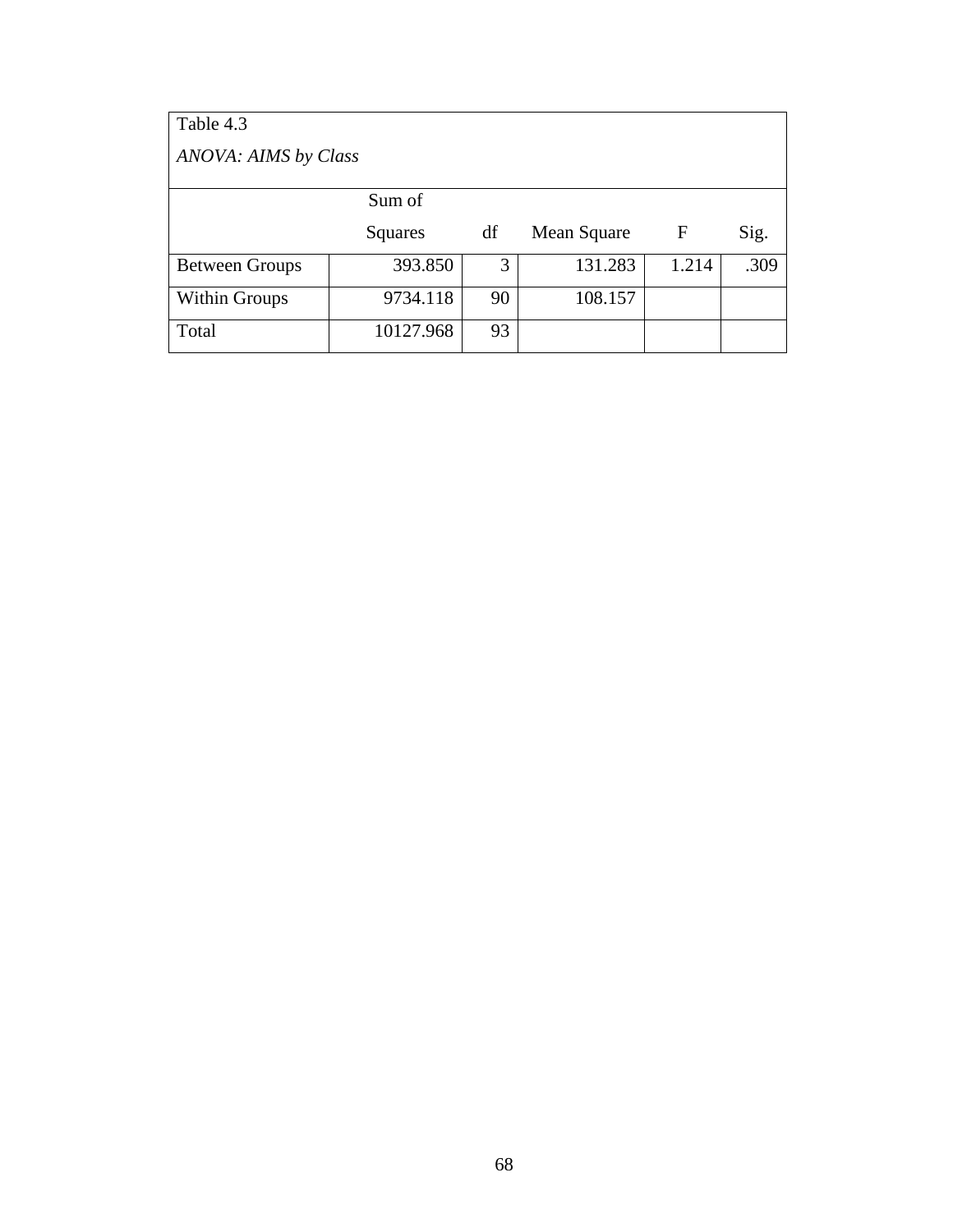Table 4.3

*ANOVA: AIMS by Class*

| | Sum of Squares | df | Mean Square | F | Sig. |
|---|---|---|---|---|---|
| Between Groups | 393.850 | 3 | 131.283 | 1.214 | .309 |
| Within Groups | 9734.118 | 90 | 108.157 | | |
| Total | 10127.968 | 93 | | | |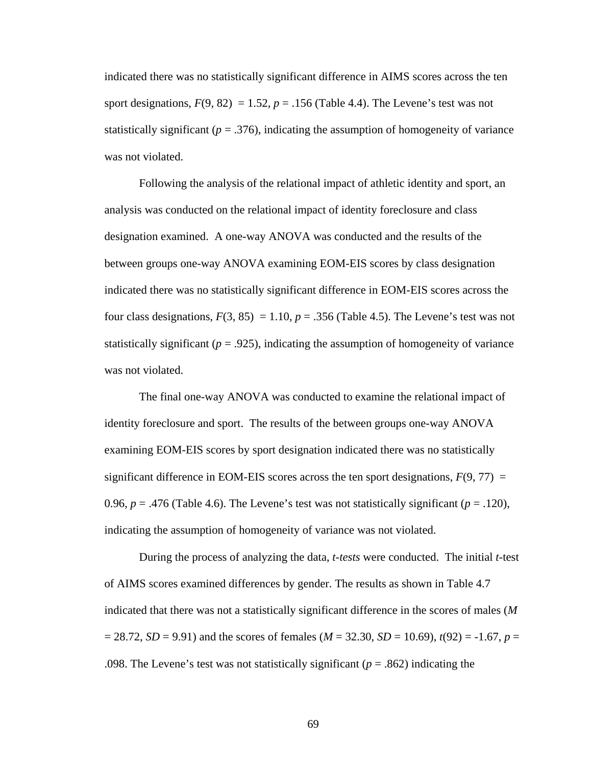indicated there was no statistically significant difference in AIMS scores across the ten sport designations, $F(9, 82) = 1.52$, $p = .156$ (Table 4.4). The Levene's test was not statistically significant ($p = .376$), indicating the assumption of homogeneity of variance was not violated.

Following the analysis of the relational impact of athletic identity and sport, an analysis was conducted on the relational impact of identity foreclosure and class designation examined. A one-way ANOVA was conducted and the results of the between groups one-way ANOVA examining EOM-EIS scores by class designation indicated there was no statistically significant difference in EOM-EIS scores across the four class designations, $F(3, 85) = 1.10$, $p = .356$ (Table 4.5). The Levene's test was not statistically significant ($p = .925$), indicating the assumption of homogeneity of variance was not violated.

The final one-way ANOVA was conducted to examine the relational impact of identity foreclosure and sport. The results of the between groups one-way ANOVA examining EOM-EIS scores by sport designation indicated there was no statistically significant difference in EOM-EIS scores across the ten sport designations, $F(9, 77) = 0.96$, $p = .476$ (Table 4.6). The Levene's test was not statistically significant ($p = .120$), indicating the assumption of homogeneity of variance was not violated.

During the process of analyzing the data, *t-tests* were conducted. The initial *t*-test of AIMS scores examined differences by gender. The results as shown in Table 4.7 indicated that there was not a statistically significant difference in the scores of males ($M = 28.72$, $SD = 9.91$) and the scores of females ($M = 32.30$, $SD = 10.69$), $t(92) = -1.67$, $p = .098$. The Levene's test was not statistically significant ($p = .862$) indicating the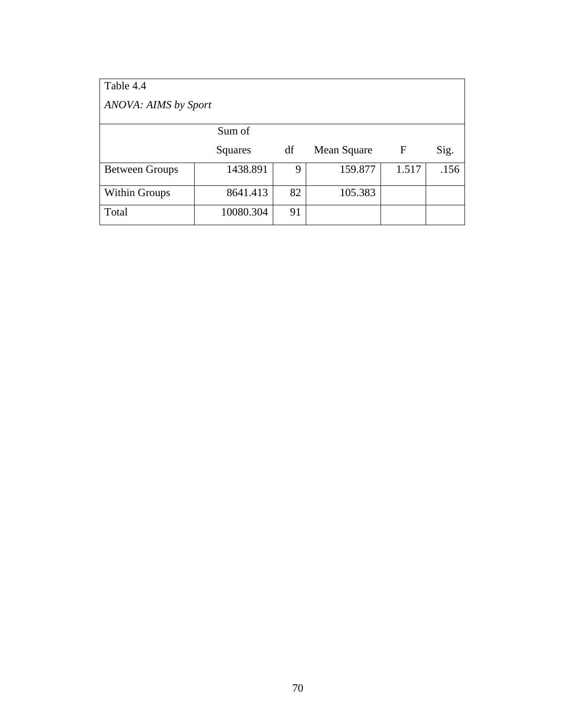Table 4.4

*ANOVA: AIMS by Sport*

| | Sum of Squares | df | Mean Square | F | Sig. |
|---|---|---|---|---|---|
| Between Groups | 1438.891 | 9 | 159.877 | 1.517 | .156 |
| Within Groups | 8641.413 | 82 | 105.383 | | |
| Total | 10080.304 | 91 | | | |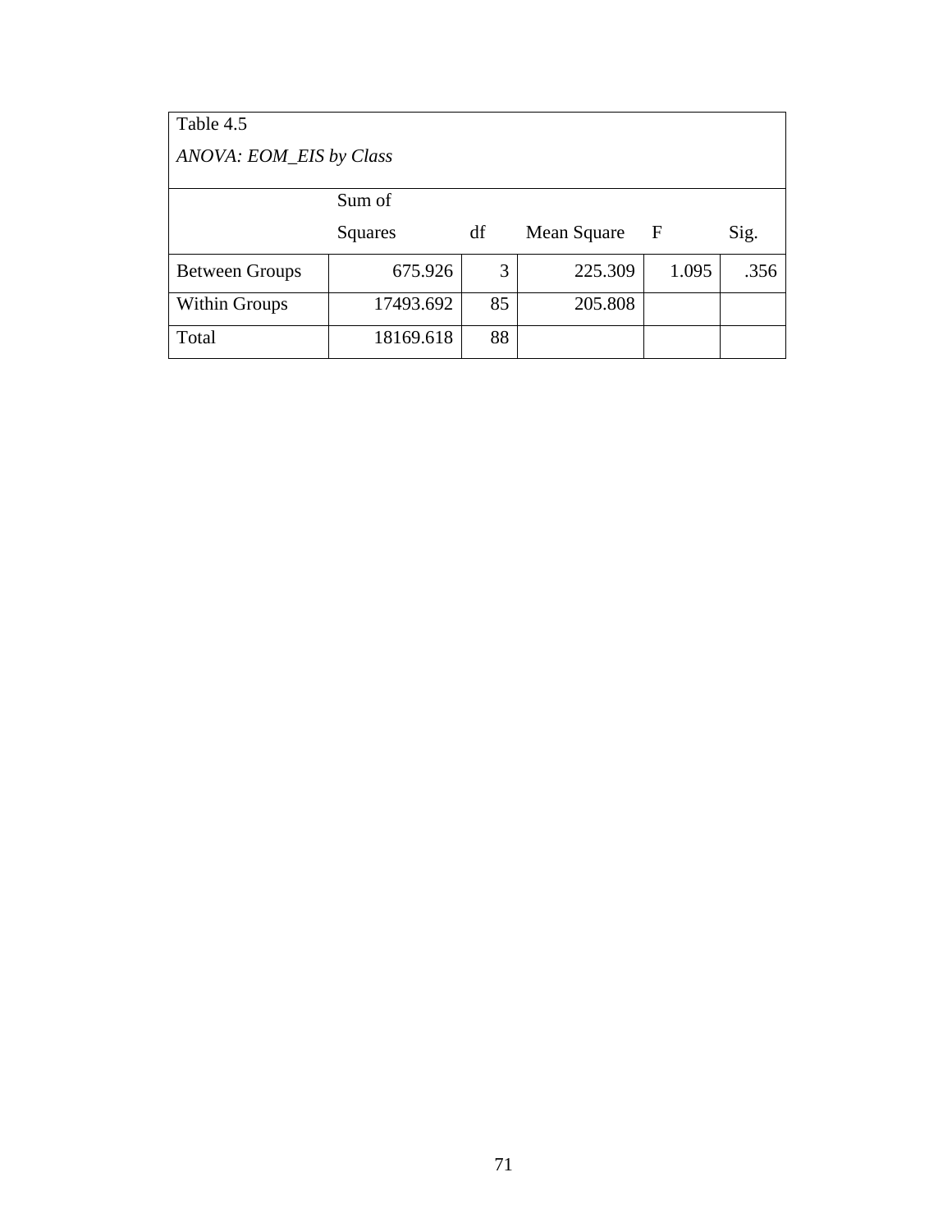Table 4.5

*ANOVA: EOM_EIS by Class*

| | Sum of Squares | df | Mean Square | F | Sig. |
|---|---|---|---|---|---|
| Between Groups | 675.926 | 3 | 225.309 | 1.095 | .356 |
| Within Groups | 17493.692 | 85 | 205.808 | | |
| Total | 18169.618 | 88 | | | |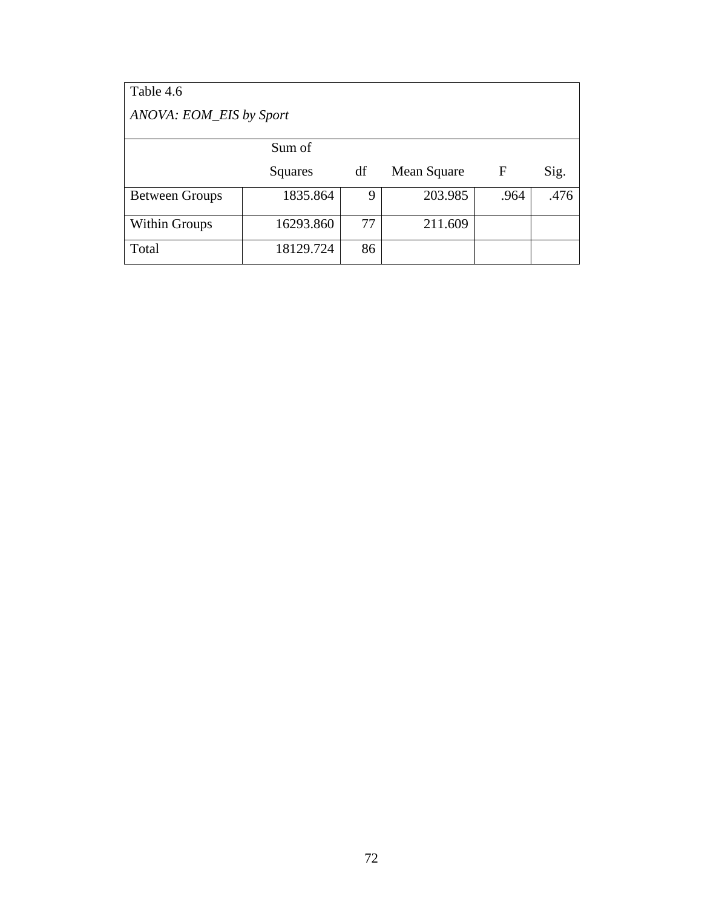Table 4.6

*ANOVA: EOM_EIS by Sport*

| | Sum of Squares | df | Mean Square | F | Sig. |
|---|---|---|---|---|---|
| Between Groups | 1835.864 | 9 | 203.985 | .964 | .476 |
| Within Groups | 16293.860 | 77 | 211.609 | | |
| Total | 18129.724 | 86 | | | |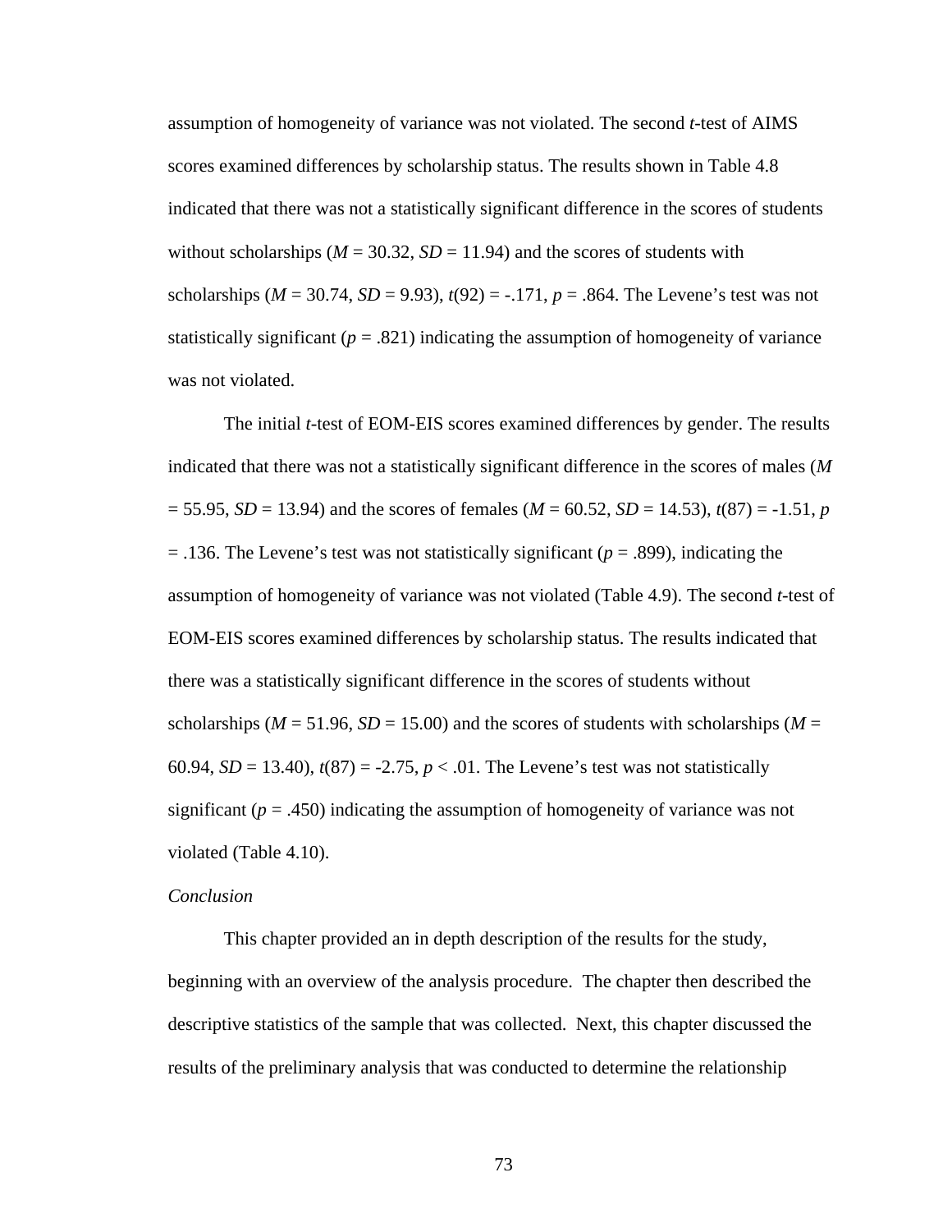assumption of homogeneity of variance was not violated. The second *t*-test of AIMS scores examined differences by scholarship status. The results shown in Table 4.8 indicated that there was not a statistically significant difference in the scores of students without scholarships ($M$ = 30.32, $SD$ = 11.94) and the scores of students with scholarships ($M$ = 30.74, $SD$ = 9.93), $t(92) = -.171$, $p = .864$. The Levene's test was not statistically significant ($p = .821$) indicating the assumption of homogeneity of variance was not violated.

The initial *t*-test of EOM-EIS scores examined differences by gender. The results indicated that there was not a statistically significant difference in the scores of males ($M$ = 55.95, $SD$ = 13.94) and the scores of females ($M$ = 60.52, $SD$ = 14.53), $t(87) = -1.51$, $p = .136$. The Levene's test was not statistically significant ($p = .899$), indicating the assumption of homogeneity of variance was not violated (Table 4.9). The second *t*-test of EOM-EIS scores examined differences by scholarship status. The results indicated that there was a statistically significant difference in the scores of students without scholarships ($M$ = 51.96, $SD$ = 15.00) and the scores of students with scholarships ($M$ = 60.94, $SD$ = 13.40), $t(87) = -2.75$, $p < .01$. The Levene's test was not statistically significant ($p = .450$) indicating the assumption of homogeneity of variance was not violated (Table 4.10).

*Conclusion*

This chapter provided an in depth description of the results for the study, beginning with an overview of the analysis procedure. The chapter then described the descriptive statistics of the sample that was collected. Next, this chapter discussed the results of the preliminary analysis that was conducted to determine the relationship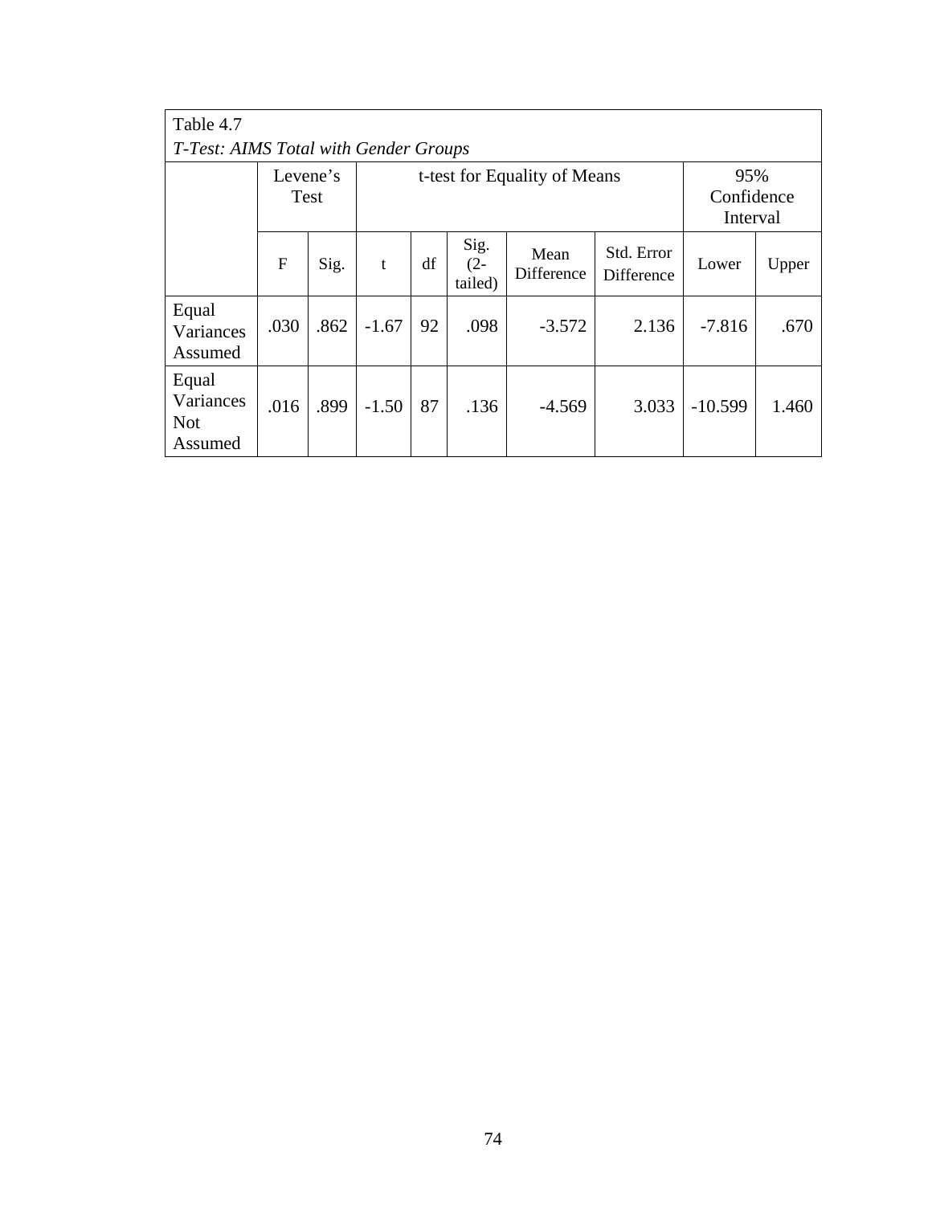Table 4.7

*T-Test: AIMS Total with Gender Groups*

| | Levene's Test | | t-test for Equality of Means | | | | | 95% Confidence Interval | |
|---|---|---|---|---|---|---|---|---|---|
| | F | Sig. | t | df | Sig. (2-tailed) | Mean Difference | Std. Error Difference | Lower | Upper |
| Equal Variances Assumed | .030 | .862 | -1.67 | 92 | .098 | -3.572 | 2.136 | -7.816 | .670 |
| Equal Variances Not Assumed | .016 | .899 | -1.50 | 87 | .136 | -4.569 | 3.033 | -10.599 | 1.460 |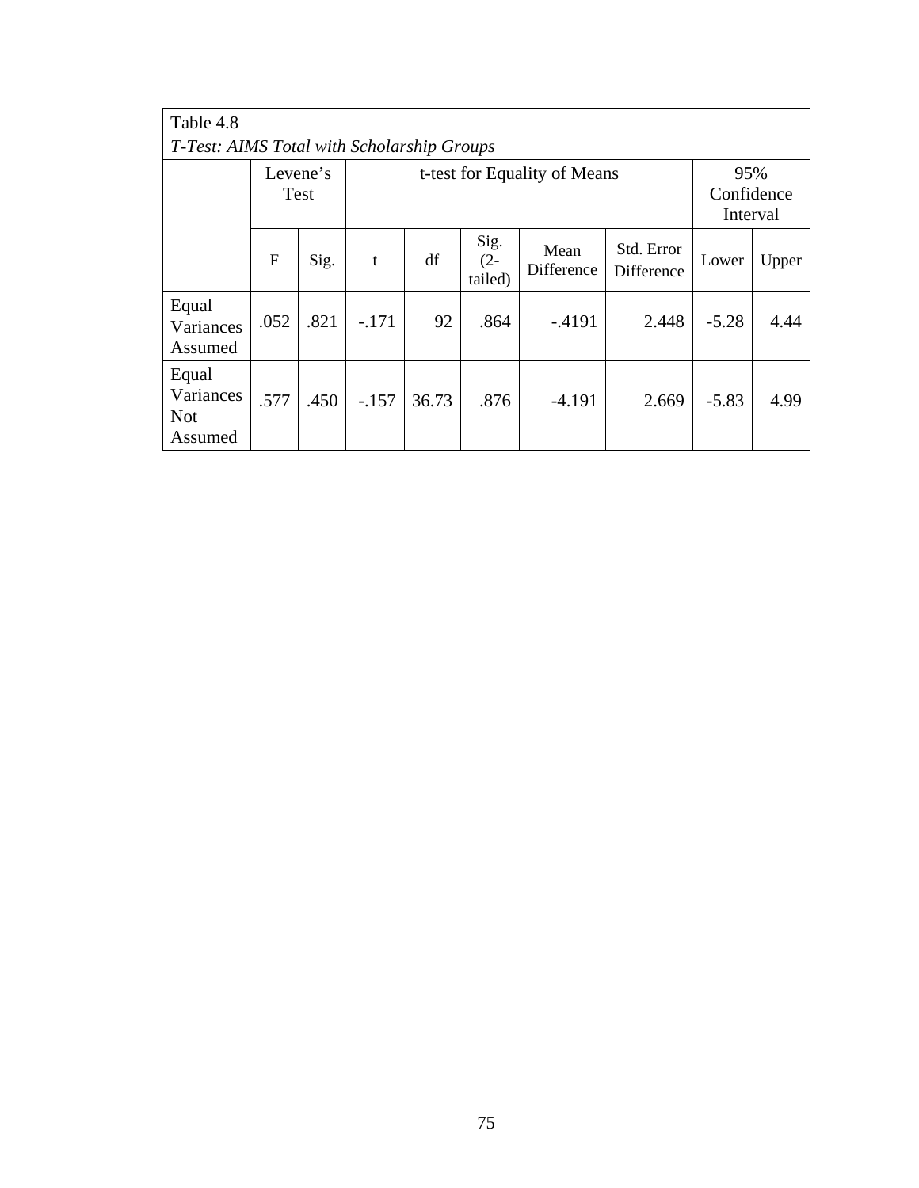Table 4.8

*T-Test: AIMS Total with Scholarship Groups*

| | Levene's Test | | t-test for Equality of Means | | | | | 95% Confidence Interval | |
|---|---|---|---|---|---|---|---|---|---|
| | F | Sig. | t | df | Sig. (2-tailed) | Mean Difference | Std. Error Difference | Lower | Upper |
| Equal Variances Assumed | .052 | .821 | -.171 | 92 | .864 | -.4191 | 2.448 | -5.28 | 4.44 |
| Equal Variances Not Assumed | .577 | .450 | -.157 | 36.73 | .876 | -4.191 | 2.669 | -5.83 | 4.99 |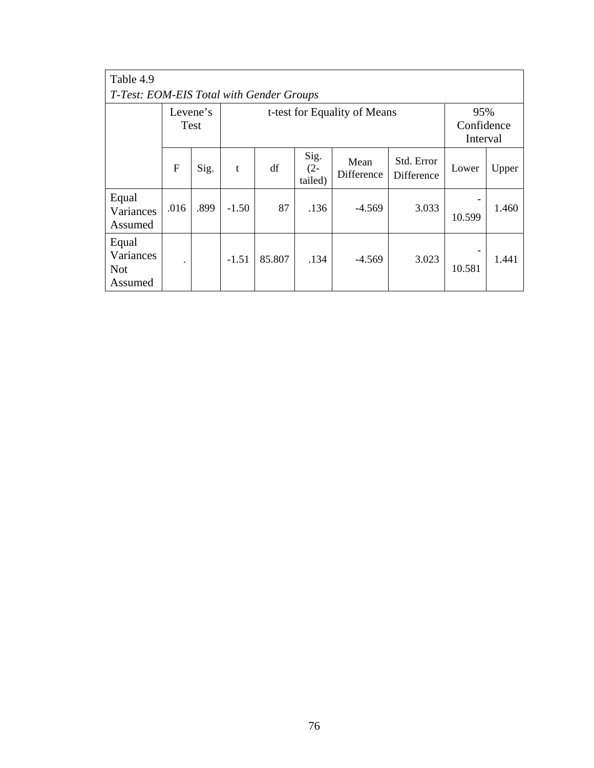Table 4.9

*T-Test: EOM-EIS Total with Gender Groups*

| | Levene's Test | | t-test for Equality of Means | | | | | 95% Confidence Interval | |
|---|---|---|---|---|---|---|---|---|---|
| | F | Sig. | t | df | Sig. (2-tailed) | Mean Difference | Std. Error Difference | Lower | Upper |
| Equal Variances Assumed | .016 | .899 | -1.50 | 87 | .136 | -4.569 | 3.033 | -10.599 | 1.460 |
| Equal Variances Not Assumed | . | | -1.51 | 85.807 | .134 | -4.569 | 3.023 | -10.581 | 1.441 |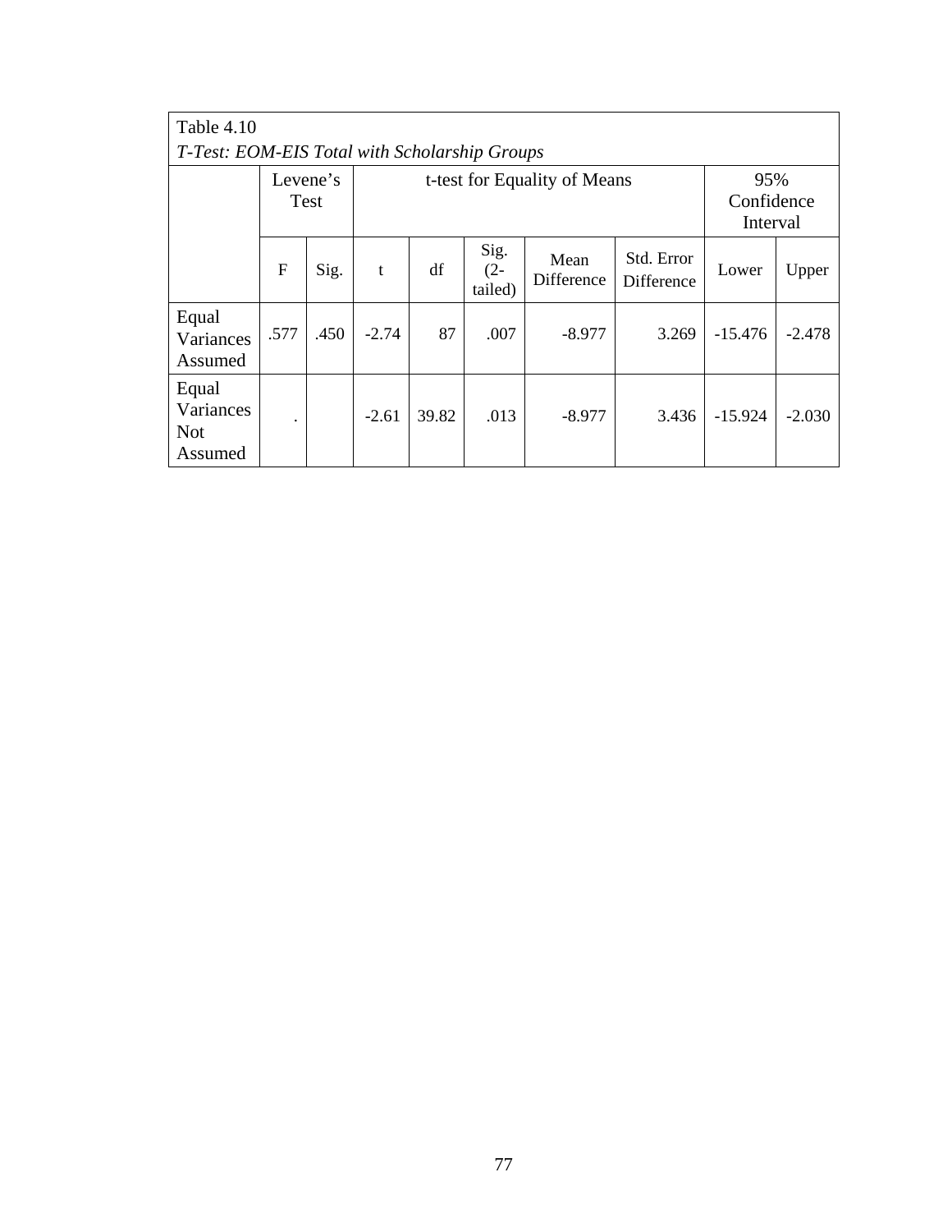Table 4.10

*T-Test: EOM-EIS Total with Scholarship Groups*

| | Levene's Test | | t-test for Equality of Means | | | | | 95% Confidence Interval | |
|---|---|---|---|---|---|---|---|---|---|
| | F | Sig. | t | df | Sig. (2-tailed) | Mean Difference | Std. Error Difference | Lower | Upper |
| Equal Variances Assumed | .577 | .450 | -2.74 | 87 | .007 | -8.977 | 3.269 | -15.476 | -2.478 |
| Equal Variances Not Assumed | . | | -2.61 | 39.82 | .013 | -8.977 | 3.436 | -15.924 | -2.030 |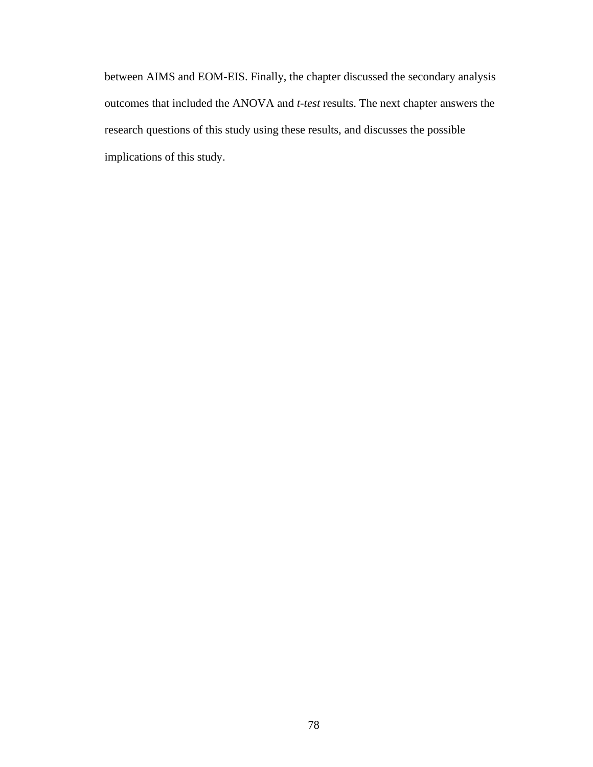between AIMS and EOM-EIS. Finally, the chapter discussed the secondary analysis outcomes that included the ANOVA and *t-test* results. The next chapter answers the research questions of this study using these results, and discusses the possible implications of this study.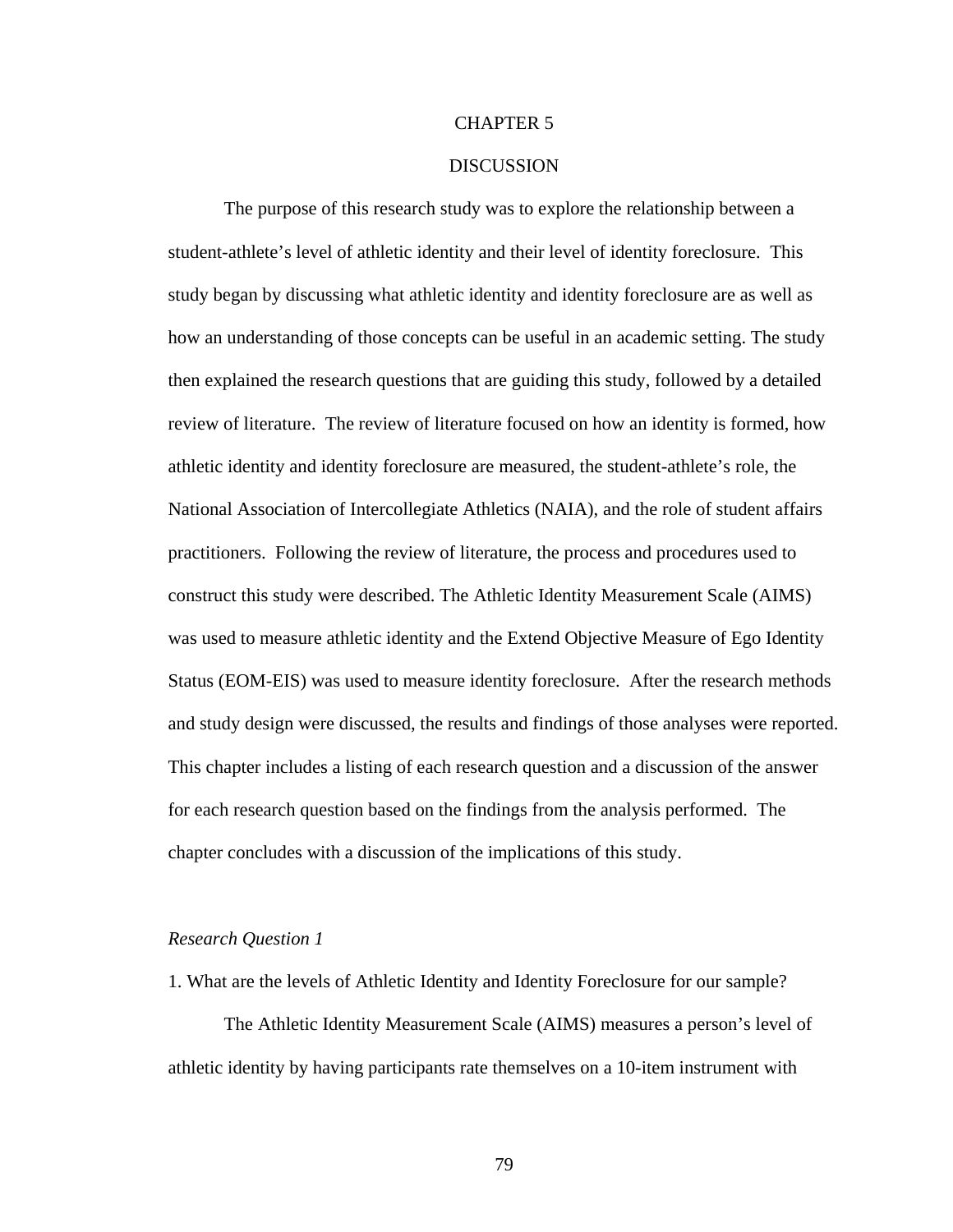# CHAPTER 5

# DISCUSSION

The purpose of this research study was to explore the relationship between a student-athlete's level of athletic identity and their level of identity foreclosure. This study began by discussing what athletic identity and identity foreclosure are as well as how an understanding of those concepts can be useful in an academic setting. The study then explained the research questions that are guiding this study, followed by a detailed review of literature. The review of literature focused on how an identity is formed, how athletic identity and identity foreclosure are measured, the student-athlete's role, the National Association of Intercollegiate Athletics (NAIA), and the role of student affairs practitioners. Following the review of literature, the process and procedures used to construct this study were described. The Athletic Identity Measurement Scale (AIMS) was used to measure athletic identity and the Extend Objective Measure of Ego Identity Status (EOM-EIS) was used to measure identity foreclosure. After the research methods and study design were discussed, the results and findings of those analyses were reported. This chapter includes a listing of each research question and a discussion of the answer for each research question based on the findings from the analysis performed. The chapter concludes with a discussion of the implications of this study.

*Research Question 1*

1. What are the levels of Athletic Identity and Identity Foreclosure for our sample?

The Athletic Identity Measurement Scale (AIMS) measures a person's level of athletic identity by having participants rate themselves on a 10-item instrument with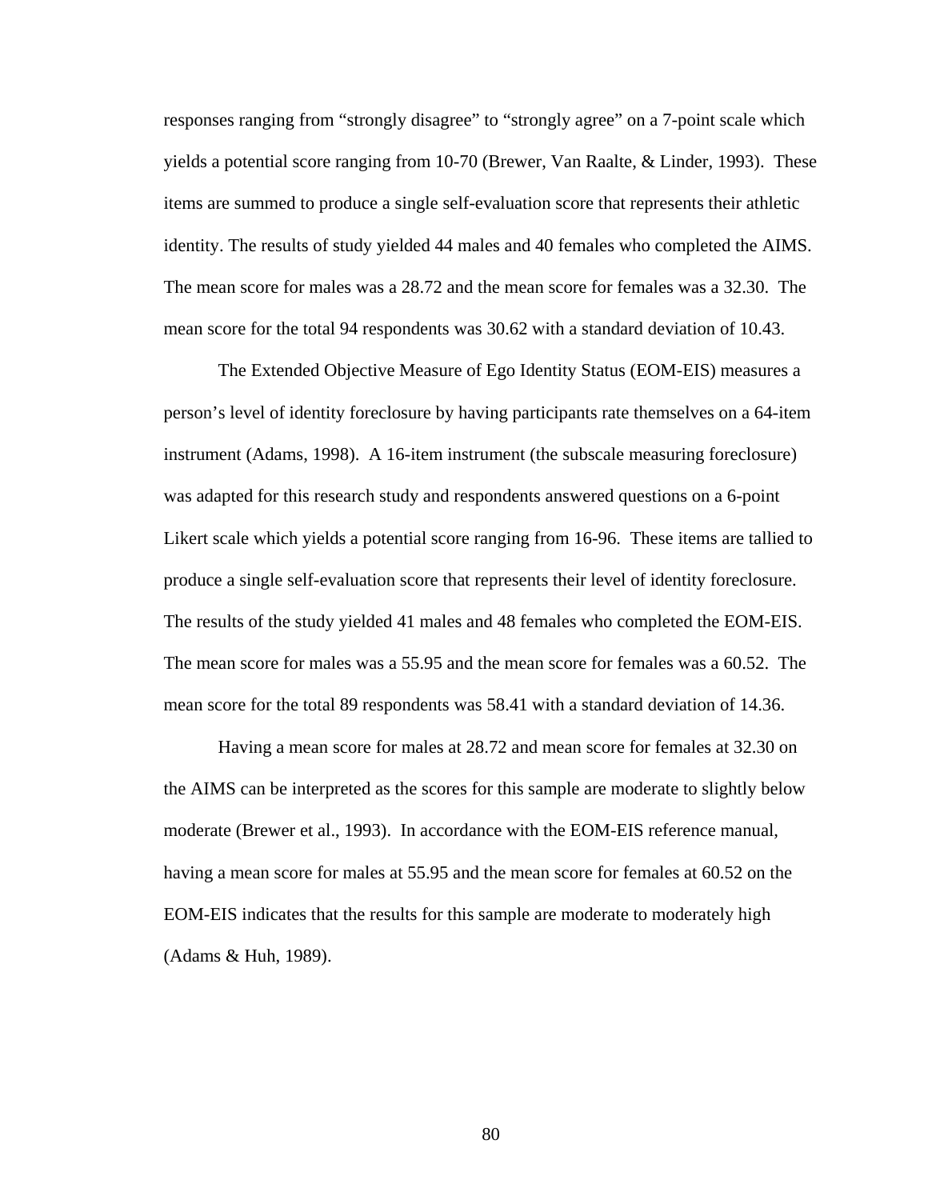responses ranging from “strongly disagree” to “strongly agree” on a 7-point scale which yields a potential score ranging from 10-70 (Brewer, Van Raalte, & Linder, 1993). These items are summed to produce a single self-evaluation score that represents their athletic identity. The results of study yielded 44 males and 40 females who completed the AIMS. The mean score for males was a 28.72 and the mean score for females was a 32.30. The mean score for the total 94 respondents was 30.62 with a standard deviation of 10.43.

The Extended Objective Measure of Ego Identity Status (EOM-EIS) measures a person’s level of identity foreclosure by having participants rate themselves on a 64-item instrument (Adams, 1998). A 16-item instrument (the subscale measuring foreclosure) was adapted for this research study and respondents answered questions on a 6-point Likert scale which yields a potential score ranging from 16-96. These items are tallied to produce a single self-evaluation score that represents their level of identity foreclosure. The results of the study yielded 41 males and 48 females who completed the EOM-EIS. The mean score for males was a 55.95 and the mean score for females was a 60.52. The mean score for the total 89 respondents was 58.41 with a standard deviation of 14.36.

Having a mean score for males at 28.72 and mean score for females at 32.30 on the AIMS can be interpreted as the scores for this sample are moderate to slightly below moderate (Brewer et al., 1993). In accordance with the EOM-EIS reference manual, having a mean score for males at 55.95 and the mean score for females at 60.52 on the EOM-EIS indicates that the results for this sample are moderate to moderately high (Adams & Huh, 1989).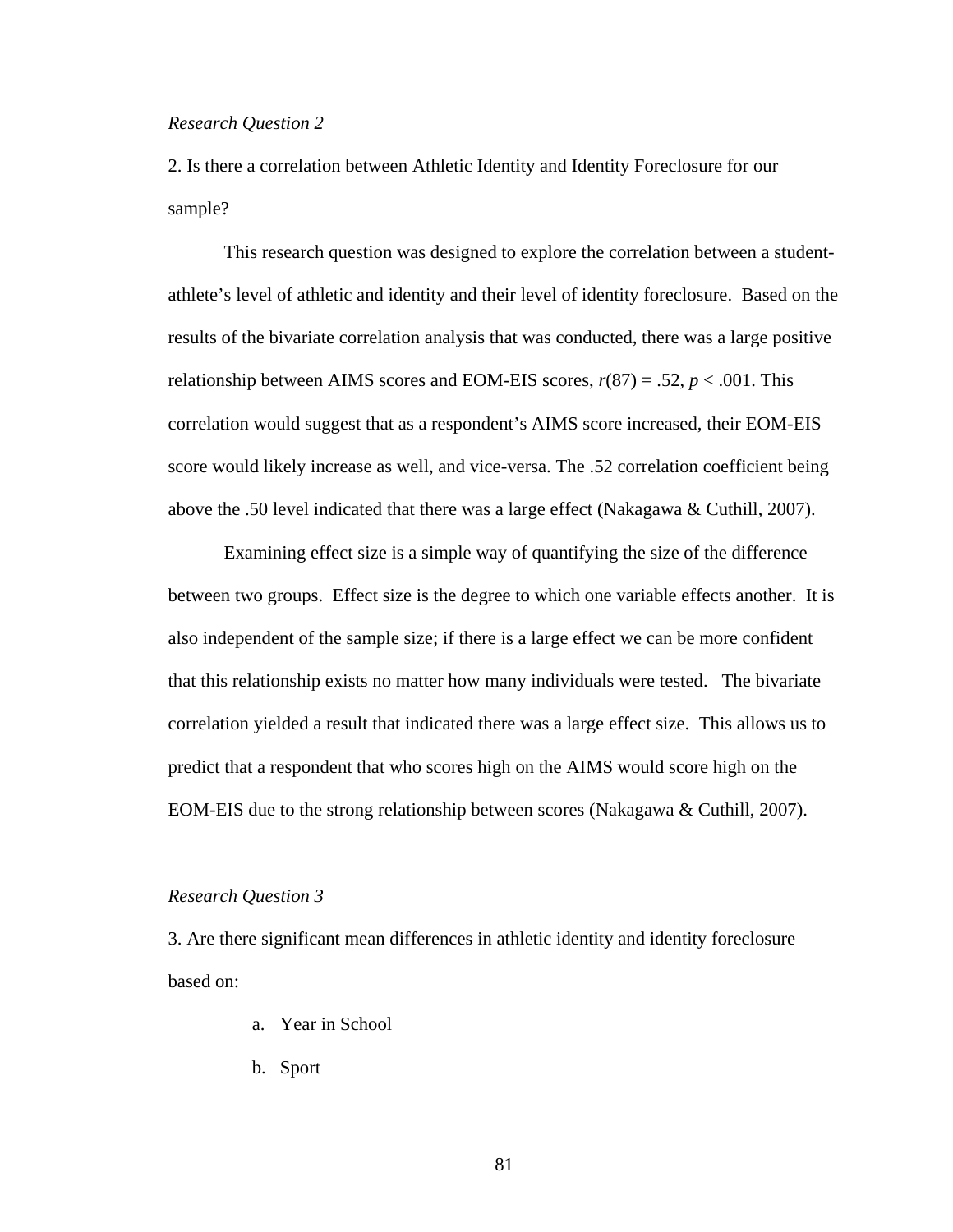*Research Question 2*

2. Is there a correlation between Athletic Identity and Identity Foreclosure for our sample?

This research question was designed to explore the correlation between a student-athlete's level of athletic and identity and their level of identity foreclosure. Based on the results of the bivariate correlation analysis that was conducted, there was a large positive relationship between AIMS scores and EOM-EIS scores, $r(87) = .52$, $p < .001$. This correlation would suggest that as a respondent's AIMS score increased, their EOM-EIS score would likely increase as well, and vice-versa. The .52 correlation coefficient being above the .50 level indicated that there was a large effect (Nakagawa & Cuthill, 2007).

Examining effect size is a simple way of quantifying the size of the difference between two groups. Effect size is the degree to which one variable effects another. It is also independent of the sample size; if there is a large effect we can be more confident that this relationship exists no matter how many individuals were tested. The bivariate correlation yielded a result that indicated there was a large effect size. This allows us to predict that a respondent that who scores high on the AIMS would score high on the EOM-EIS due to the strong relationship between scores (Nakagawa & Cuthill, 2007).

*Research Question 3*

3. Are there significant mean differences in athletic identity and identity foreclosure based on:

a. Year in School

b. Sport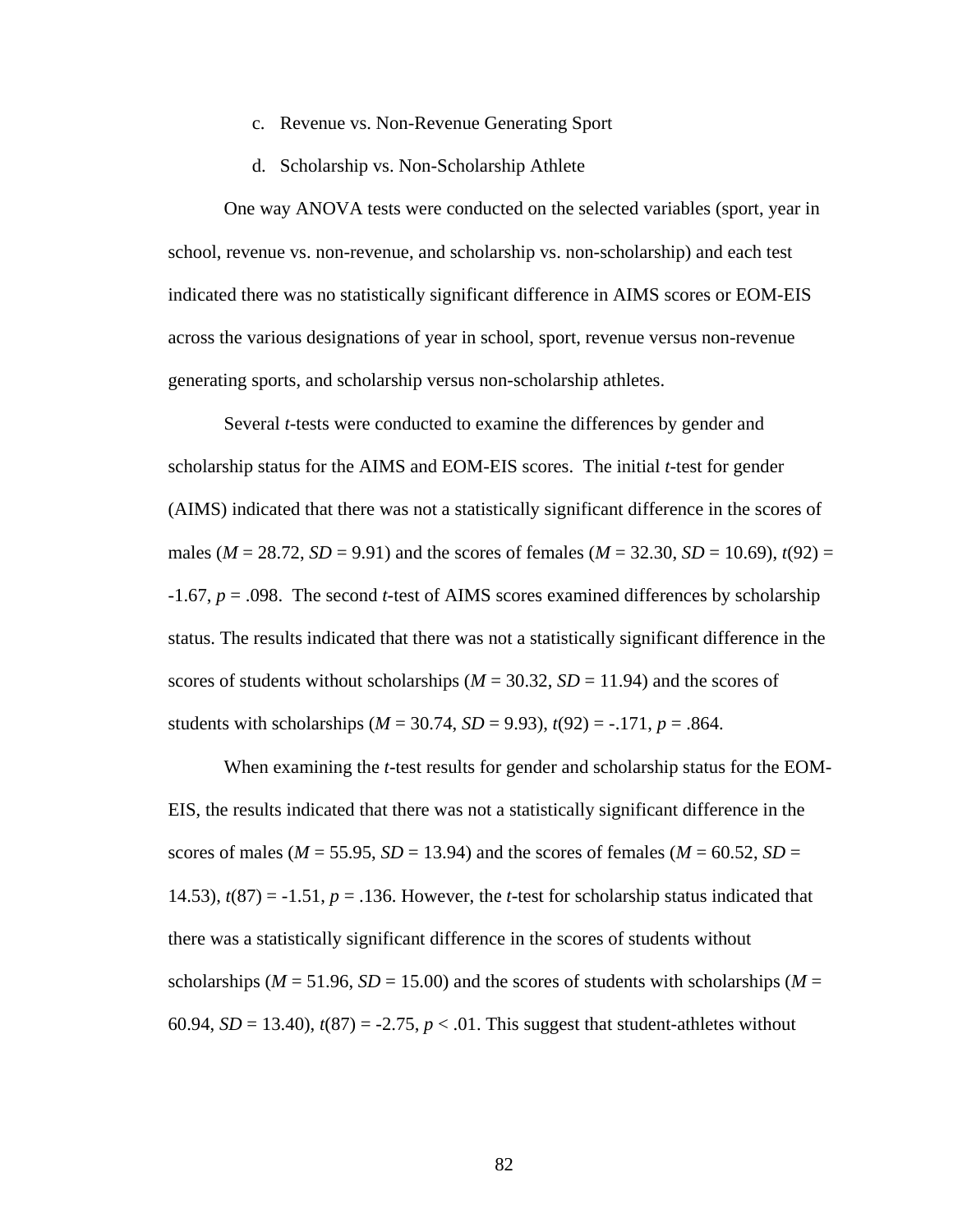c. Revenue vs. Non-Revenue Generating Sport

d. Scholarship vs. Non-Scholarship Athlete

One way ANOVA tests were conducted on the selected variables (sport, year in school, revenue vs. non-revenue, and scholarship vs. non-scholarship) and each test indicated there was no statistically significant difference in AIMS scores or EOM-EIS across the various designations of year in school, sport, revenue versus non-revenue generating sports, and scholarship versus non-scholarship athletes.

Several *t*-tests were conducted to examine the differences by gender and scholarship status for the AIMS and EOM-EIS scores. The initial *t*-test for gender (AIMS) indicated that there was not a statistically significant difference in the scores of males ($M$ = 28.72, $SD$ = 9.91) and the scores of females ($M$ = 32.30, $SD$ = 10.69), $t(92)$ = -1.67, $p$ = .098. The second *t*-test of AIMS scores examined differences by scholarship status. The results indicated that there was not a statistically significant difference in the scores of students without scholarships ($M$ = 30.32, $SD$ = 11.94) and the scores of students with scholarships ($M$ = 30.74, $SD$ = 9.93), $t(92)$ = -.171, $p$ = .864.

When examining the *t*-test results for gender and scholarship status for the EOM-EIS, the results indicated that there was not a statistically significant difference in the scores of males ($M$ = 55.95, $SD$ = 13.94) and the scores of females ($M$ = 60.52, $SD$ = 14.53), $t(87)$ = -1.51, $p$ = .136. However, the *t*-test for scholarship status indicated that there was a statistically significant difference in the scores of students without scholarships ($M$ = 51.96, $SD$ = 15.00) and the scores of students with scholarships ($M$ = 60.94, $SD$ = 13.40), $t(87)$ = -2.75, $p$ < .01. This suggest that student-athletes without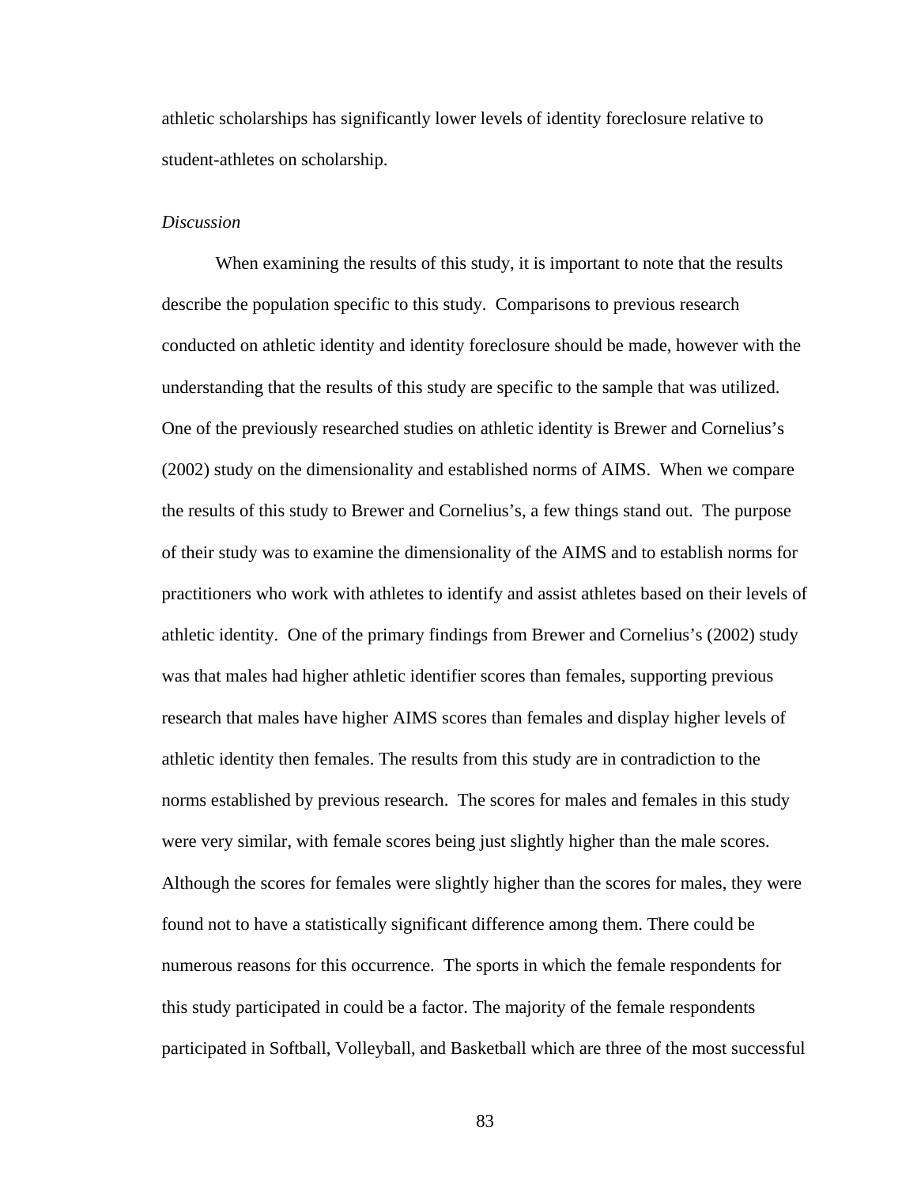athletic scholarships has significantly lower levels of identity foreclosure relative to student-athletes on scholarship.

*Discussion*

When examining the results of this study, it is important to note that the results describe the population specific to this study. Comparisons to previous research conducted on athletic identity and identity foreclosure should be made, however with the understanding that the results of this study are specific to the sample that was utilized. One of the previously researched studies on athletic identity is Brewer and Cornelius's (2002) study on the dimensionality and established norms of AIMS. When we compare the results of this study to Brewer and Cornelius's, a few things stand out. The purpose of their study was to examine the dimensionality of the AIMS and to establish norms for practitioners who work with athletes to identify and assist athletes based on their levels of athletic identity. One of the primary findings from Brewer and Cornelius's (2002) study was that males had higher athletic identifier scores than females, supporting previous research that males have higher AIMS scores than females and display higher levels of athletic identity then females. The results from this study are in contradiction to the norms established by previous research. The scores for males and females in this study were very similar, with female scores being just slightly higher than the male scores. Although the scores for females were slightly higher than the scores for males, they were found not to have a statistically significant difference among them. There could be numerous reasons for this occurrence. The sports in which the female respondents for this study participated in could be a factor. The majority of the female respondents participated in Softball, Volleyball, and Basketball which are three of the most successful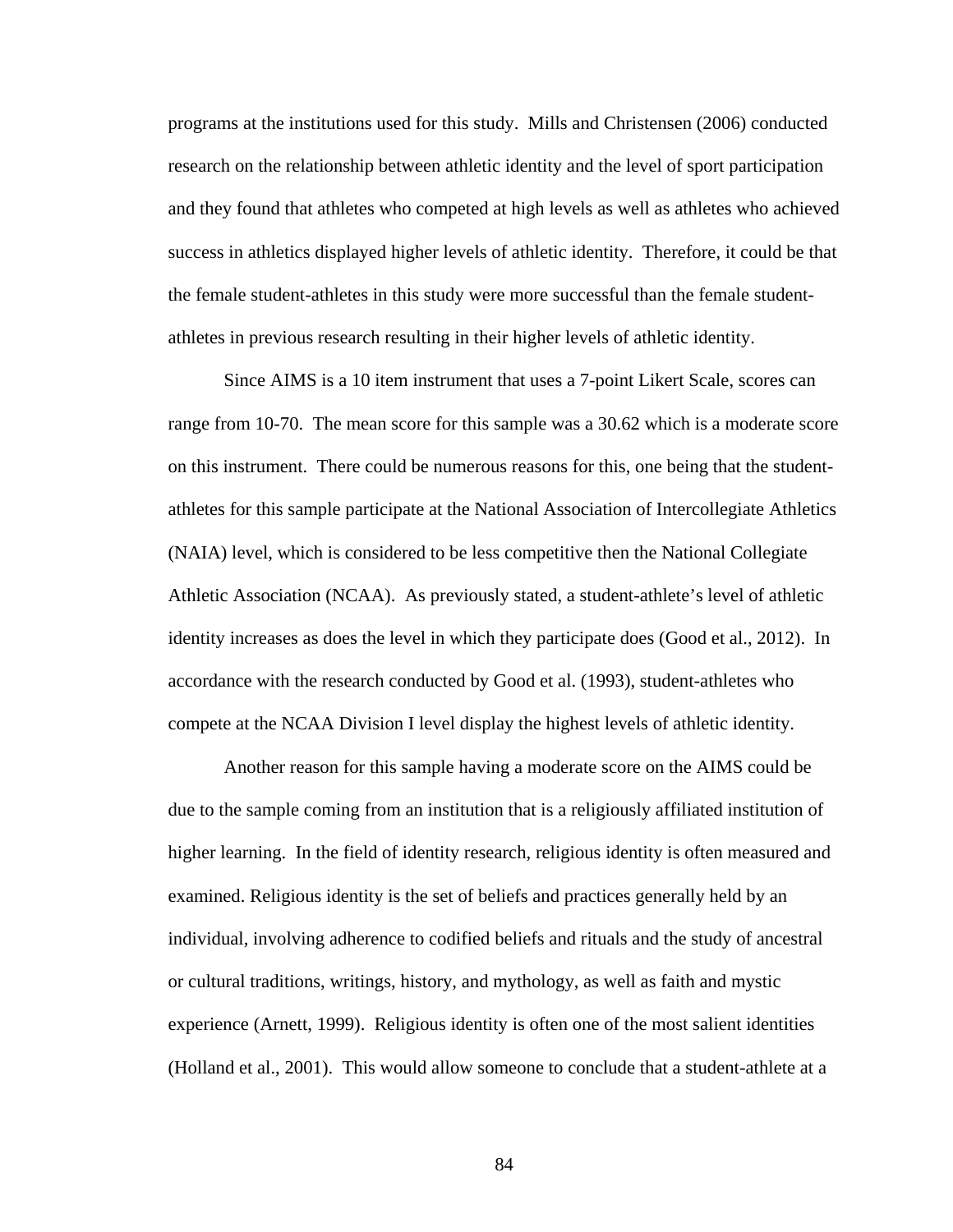programs at the institutions used for this study. Mills and Christensen (2006) conducted research on the relationship between athletic identity and the level of sport participation and they found that athletes who competed at high levels as well as athletes who achieved success in athletics displayed higher levels of athletic identity. Therefore, it could be that the female student-athletes in this study were more successful than the female student-athletes in previous research resulting in their higher levels of athletic identity.

Since AIMS is a 10 item instrument that uses a 7-point Likert Scale, scores can range from 10-70. The mean score for this sample was a 30.62 which is a moderate score on this instrument. There could be numerous reasons for this, one being that the student-athletes for this sample participate at the National Association of Intercollegiate Athletics (NAIA) level, which is considered to be less competitive then the National Collegiate Athletic Association (NCAA). As previously stated, a student-athlete's level of athletic identity increases as does the level in which they participate does (Good et al., 2012). In accordance with the research conducted by Good et al. (1993), student-athletes who compete at the NCAA Division I level display the highest levels of athletic identity.

Another reason for this sample having a moderate score on the AIMS could be due to the sample coming from an institution that is a religiously affiliated institution of higher learning. In the field of identity research, religious identity is often measured and examined. Religious identity is the set of beliefs and practices generally held by an individual, involving adherence to codified beliefs and rituals and the study of ancestral or cultural traditions, writings, history, and mythology, as well as faith and mystic experience (Arnett, 1999). Religious identity is often one of the most salient identities (Holland et al., 2001). This would allow someone to conclude that a student-athlete at a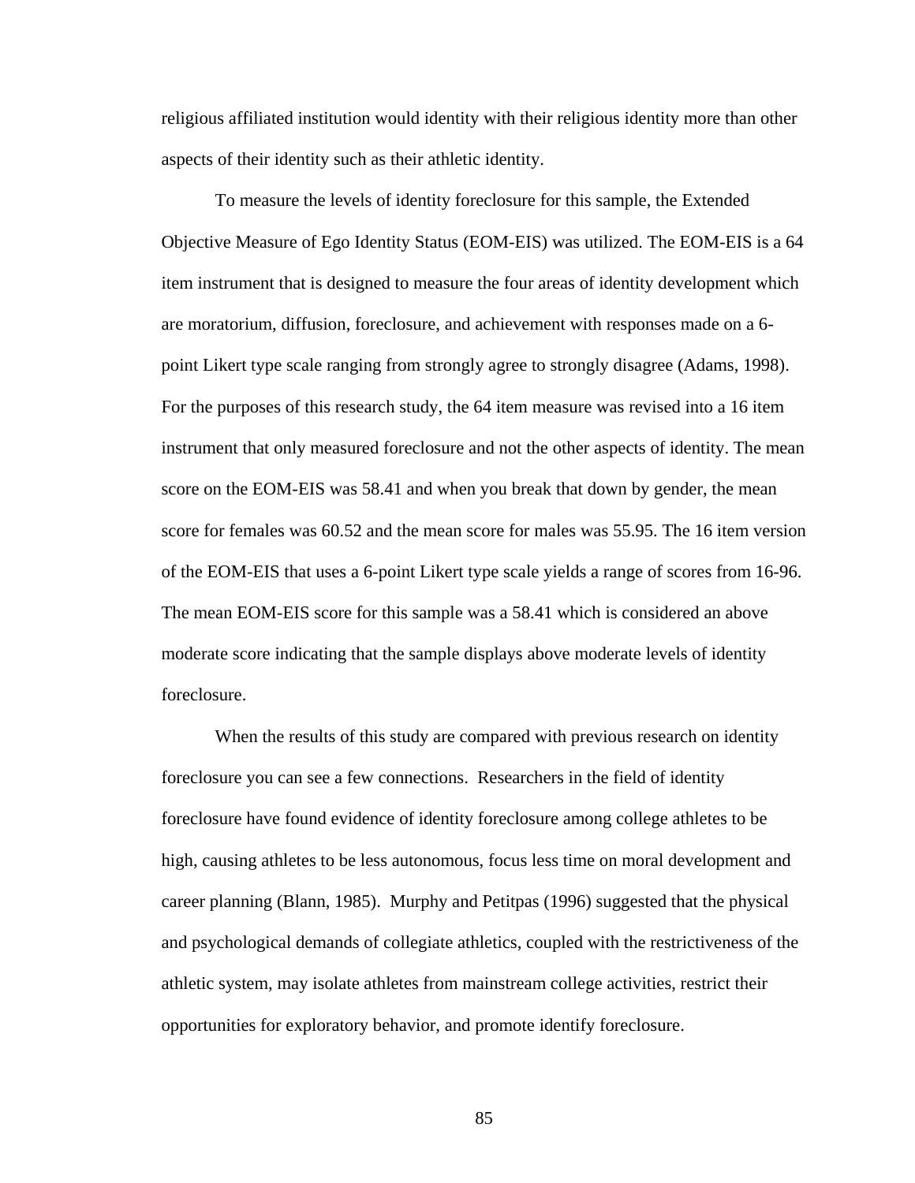religious affiliated institution would identity with their religious identity more than other aspects of their identity such as their athletic identity.

To measure the levels of identity foreclosure for this sample, the Extended Objective Measure of Ego Identity Status (EOM-EIS) was utilized. The EOM-EIS is a 64 item instrument that is designed to measure the four areas of identity development which are moratorium, diffusion, foreclosure, and achievement with responses made on a 6-point Likert type scale ranging from strongly agree to strongly disagree (Adams, 1998). For the purposes of this research study, the 64 item measure was revised into a 16 item instrument that only measured foreclosure and not the other aspects of identity. The mean score on the EOM-EIS was 58.41 and when you break that down by gender, the mean score for females was 60.52 and the mean score for males was 55.95. The 16 item version of the EOM-EIS that uses a 6-point Likert type scale yields a range of scores from 16-96. The mean EOM-EIS score for this sample was a 58.41 which is considered an above moderate score indicating that the sample displays above moderate levels of identity foreclosure.

When the results of this study are compared with previous research on identity foreclosure you can see a few connections. Researchers in the field of identity foreclosure have found evidence of identity foreclosure among college athletes to be high, causing athletes to be less autonomous, focus less time on moral development and career planning (Blann, 1985). Murphy and Petitpas (1996) suggested that the physical and psychological demands of collegiate athletics, coupled with the restrictiveness of the athletic system, may isolate athletes from mainstream college activities, restrict their opportunities for exploratory behavior, and promote identify foreclosure.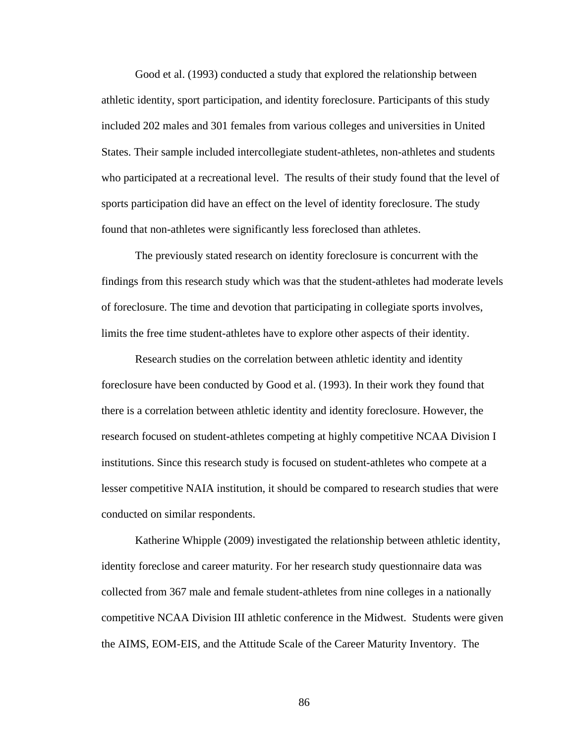Good et al. (1993) conducted a study that explored the relationship between athletic identity, sport participation, and identity foreclosure. Participants of this study included 202 males and 301 females from various colleges and universities in United States. Their sample included intercollegiate student-athletes, non-athletes and students who participated at a recreational level. The results of their study found that the level of sports participation did have an effect on the level of identity foreclosure. The study found that non-athletes were significantly less foreclosed than athletes.

The previously stated research on identity foreclosure is concurrent with the findings from this research study which was that the student-athletes had moderate levels of foreclosure. The time and devotion that participating in collegiate sports involves, limits the free time student-athletes have to explore other aspects of their identity.

Research studies on the correlation between athletic identity and identity foreclosure have been conducted by Good et al. (1993). In their work they found that there is a correlation between athletic identity and identity foreclosure. However, the research focused on student-athletes competing at highly competitive NCAA Division I institutions. Since this research study is focused on student-athletes who compete at a lesser competitive NAIA institution, it should be compared to research studies that were conducted on similar respondents.

Katherine Whipple (2009) investigated the relationship between athletic identity, identity foreclose and career maturity. For her research study questionnaire data was collected from 367 male and female student-athletes from nine colleges in a nationally competitive NCAA Division III athletic conference in the Midwest. Students were given the AIMS, EOM-EIS, and the Attitude Scale of the Career Maturity Inventory. The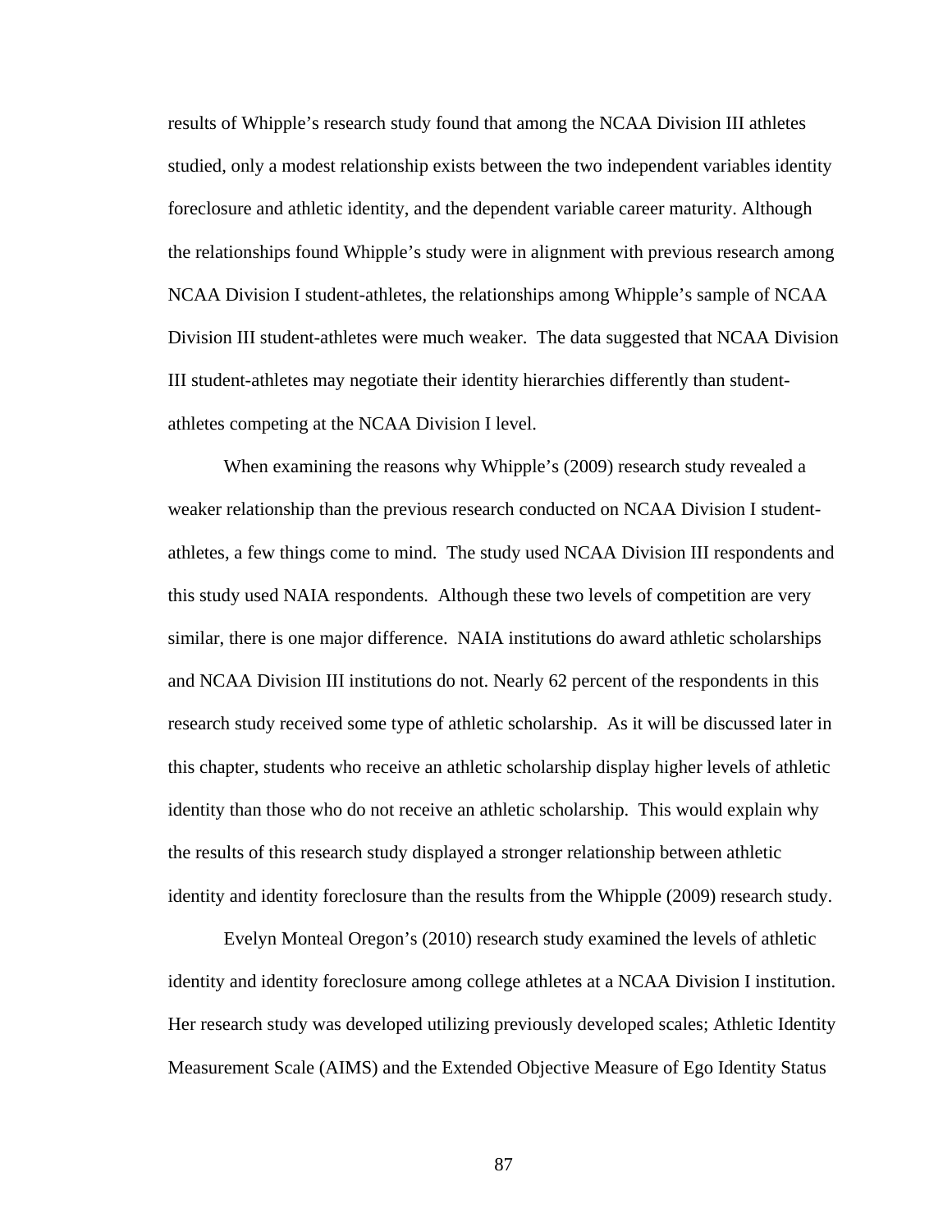results of Whipple's research study found that among the NCAA Division III athletes studied, only a modest relationship exists between the two independent variables identity foreclosure and athletic identity, and the dependent variable career maturity. Although the relationships found Whipple's study were in alignment with previous research among NCAA Division I student-athletes, the relationships among Whipple's sample of NCAA Division III student-athletes were much weaker. The data suggested that NCAA Division III student-athletes may negotiate their identity hierarchies differently than student-athletes competing at the NCAA Division I level.

When examining the reasons why Whipple's (2009) research study revealed a weaker relationship than the previous research conducted on NCAA Division I student-athletes, a few things come to mind. The study used NCAA Division III respondents and this study used NAIA respondents. Although these two levels of competition are very similar, there is one major difference. NAIA institutions do award athletic scholarships and NCAA Division III institutions do not. Nearly 62 percent of the respondents in this research study received some type of athletic scholarship. As it will be discussed later in this chapter, students who receive an athletic scholarship display higher levels of athletic identity than those who do not receive an athletic scholarship. This would explain why the results of this research study displayed a stronger relationship between athletic identity and identity foreclosure than the results from the Whipple (2009) research study.

Evelyn Monteal Oregon's (2010) research study examined the levels of athletic identity and identity foreclosure among college athletes at a NCAA Division I institution. Her research study was developed utilizing previously developed scales; Athletic Identity Measurement Scale (AIMS) and the Extended Objective Measure of Ego Identity Status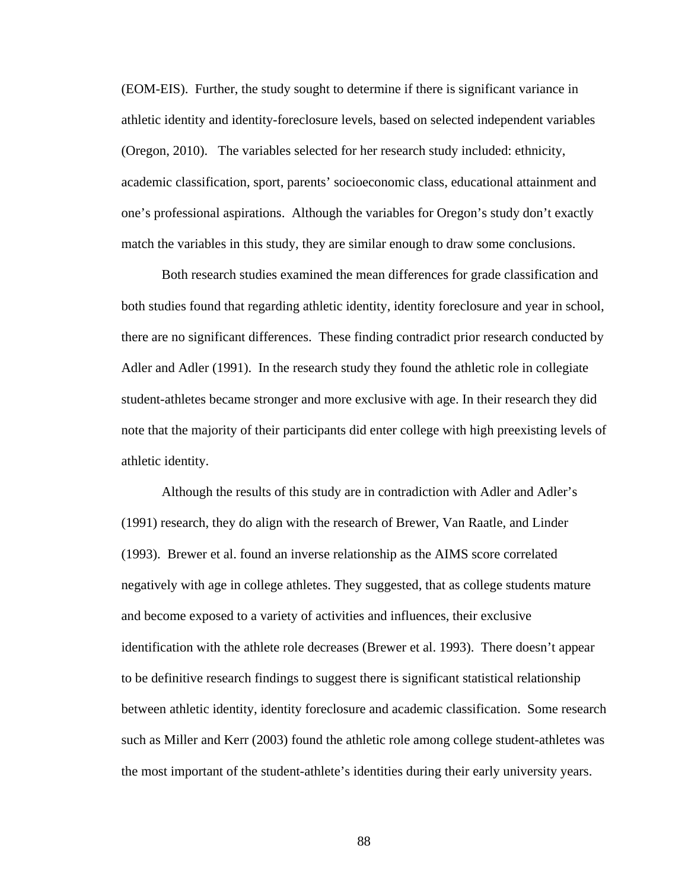(EOM-EIS). Further, the study sought to determine if there is significant variance in athletic identity and identity-foreclosure levels, based on selected independent variables (Oregon, 2010). The variables selected for her research study included: ethnicity, academic classification, sport, parents' socioeconomic class, educational attainment and one's professional aspirations. Although the variables for Oregon's study don't exactly match the variables in this study, they are similar enough to draw some conclusions.

Both research studies examined the mean differences for grade classification and both studies found that regarding athletic identity, identity foreclosure and year in school, there are no significant differences. These finding contradict prior research conducted by Adler and Adler (1991). In the research study they found the athletic role in collegiate student-athletes became stronger and more exclusive with age. In their research they did note that the majority of their participants did enter college with high preexisting levels of athletic identity.

Although the results of this study are in contradiction with Adler and Adler's (1991) research, they do align with the research of Brewer, Van Raatle, and Linder (1993). Brewer et al. found an inverse relationship as the AIMS score correlated negatively with age in college athletes. They suggested, that as college students mature and become exposed to a variety of activities and influences, their exclusive identification with the athlete role decreases (Brewer et al. 1993). There doesn't appear to be definitive research findings to suggest there is significant statistical relationship between athletic identity, identity foreclosure and academic classification. Some research such as Miller and Kerr (2003) found the athletic role among college student-athletes was the most important of the student-athlete's identities during their early university years.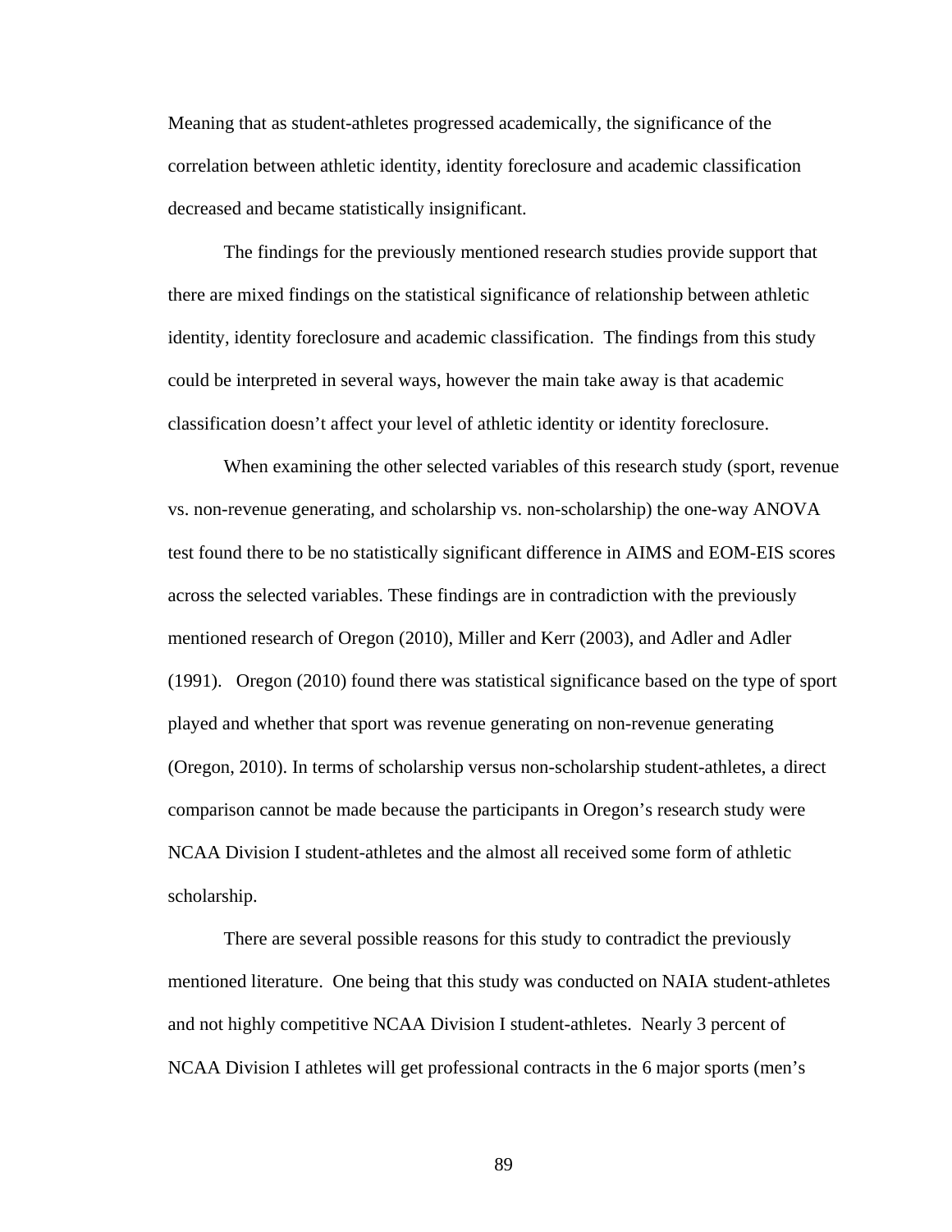Meaning that as student-athletes progressed academically, the significance of the correlation between athletic identity, identity foreclosure and academic classification decreased and became statistically insignificant.

The findings for the previously mentioned research studies provide support that there are mixed findings on the statistical significance of relationship between athletic identity, identity foreclosure and academic classification. The findings from this study could be interpreted in several ways, however the main take away is that academic classification doesn't affect your level of athletic identity or identity foreclosure.

When examining the other selected variables of this research study (sport, revenue vs. non-revenue generating, and scholarship vs. non-scholarship) the one-way ANOVA test found there to be no statistically significant difference in AIMS and EOM-EIS scores across the selected variables. These findings are in contradiction with the previously mentioned research of Oregon (2010), Miller and Kerr (2003), and Adler and Adler (1991). Oregon (2010) found there was statistical significance based on the type of sport played and whether that sport was revenue generating on non-revenue generating (Oregon, 2010). In terms of scholarship versus non-scholarship student-athletes, a direct comparison cannot be made because the participants in Oregon's research study were NCAA Division I student-athletes and the almost all received some form of athletic scholarship.

There are several possible reasons for this study to contradict the previously mentioned literature. One being that this study was conducted on NAIA student-athletes and not highly competitive NCAA Division I student-athletes. Nearly 3 percent of NCAA Division I athletes will get professional contracts in the 6 major sports (men's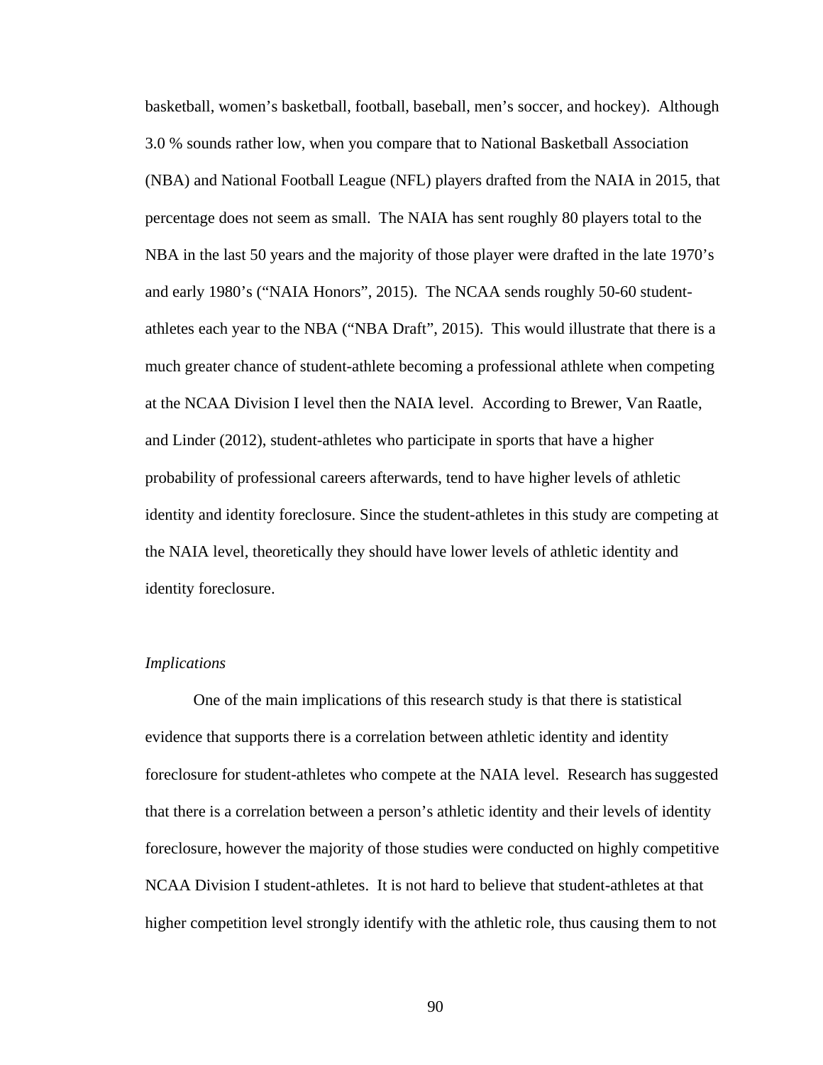basketball, women's basketball, football, baseball, men's soccer, and hockey). Although 3.0 % sounds rather low, when you compare that to National Basketball Association (NBA) and National Football League (NFL) players drafted from the NAIA in 2015, that percentage does not seem as small. The NAIA has sent roughly 80 players total to the NBA in the last 50 years and the majority of those player were drafted in the late 1970's and early 1980's ("NAIA Honors", 2015). The NCAA sends roughly 50-60 student-athletes each year to the NBA ("NBA Draft", 2015). This would illustrate that there is a much greater chance of student-athlete becoming a professional athlete when competing at the NCAA Division I level then the NAIA level. According to Brewer, Van Raatle, and Linder (2012), student-athletes who participate in sports that have a higher probability of professional careers afterwards, tend to have higher levels of athletic identity and identity foreclosure. Since the student-athletes in this study are competing at the NAIA level, theoretically they should have lower levels of athletic identity and identity foreclosure.

*Implications*

One of the main implications of this research study is that there is statistical evidence that supports there is a correlation between athletic identity and identity foreclosure for student-athletes who compete at the NAIA level. Research has suggested that there is a correlation between a person's athletic identity and their levels of identity foreclosure, however the majority of those studies were conducted on highly competitive NCAA Division I student-athletes. It is not hard to believe that student-athletes at that higher competition level strongly identify with the athletic role, thus causing them to not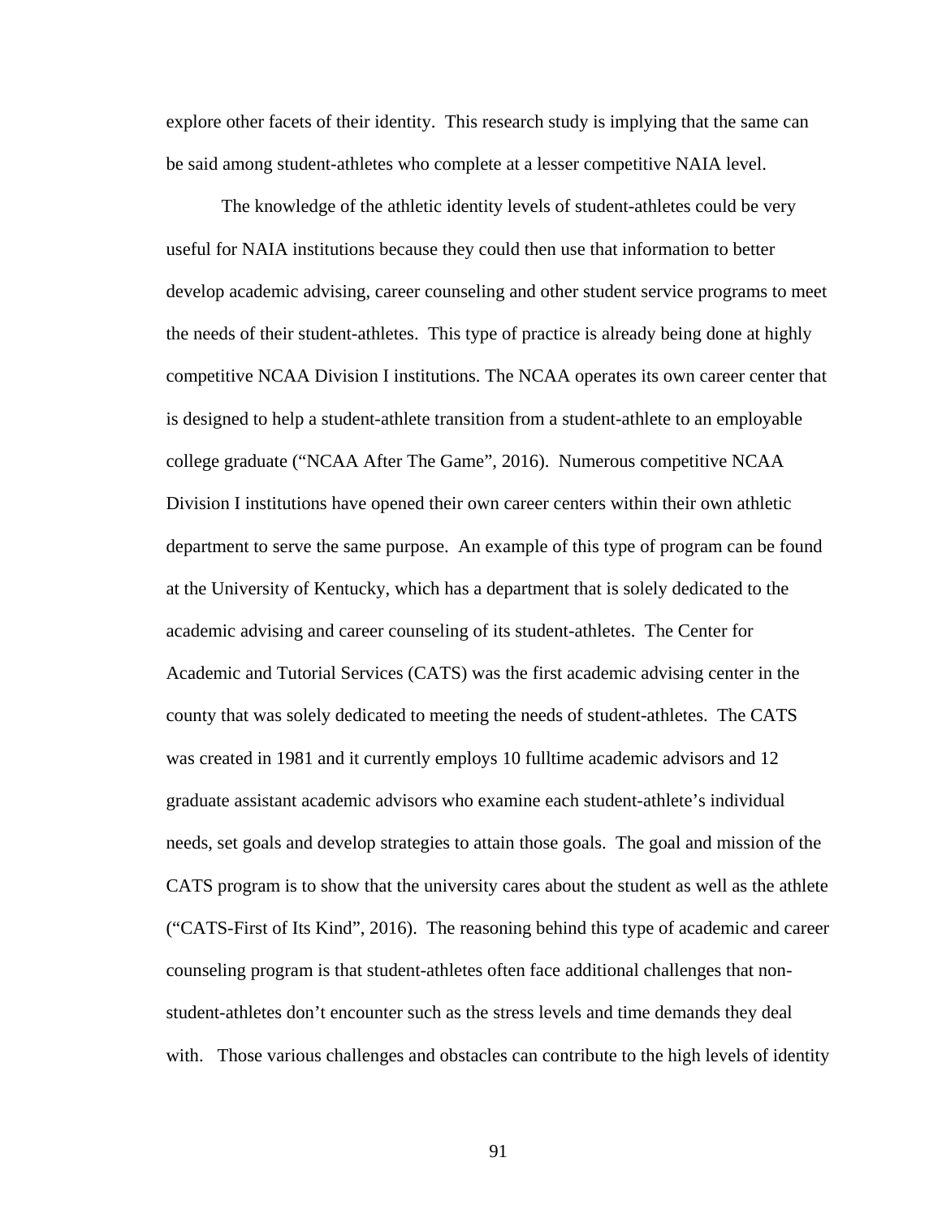explore other facets of their identity. This research study is implying that the same can be said among student-athletes who complete at a lesser competitive NAIA level.

The knowledge of the athletic identity levels of student-athletes could be very useful for NAIA institutions because they could then use that information to better develop academic advising, career counseling and other student service programs to meet the needs of their student-athletes. This type of practice is already being done at highly competitive NCAA Division I institutions. The NCAA operates its own career center that is designed to help a student-athlete transition from a student-athlete to an employable college graduate ("NCAA After The Game", 2016). Numerous competitive NCAA Division I institutions have opened their own career centers within their own athletic department to serve the same purpose. An example of this type of program can be found at the University of Kentucky, which has a department that is solely dedicated to the academic advising and career counseling of its student-athletes. The Center for Academic and Tutorial Services (CATS) was the first academic advising center in the county that was solely dedicated to meeting the needs of student-athletes. The CATS was created in 1981 and it currently employs 10 fulltime academic advisors and 12 graduate assistant academic advisors who examine each student-athlete's individual needs, set goals and develop strategies to attain those goals. The goal and mission of the CATS program is to show that the university cares about the student as well as the athlete ("CATS-First of Its Kind", 2016). The reasoning behind this type of academic and career counseling program is that student-athletes often face additional challenges that non-student-athletes don't encounter such as the stress levels and time demands they deal with. Those various challenges and obstacles can contribute to the high levels of identity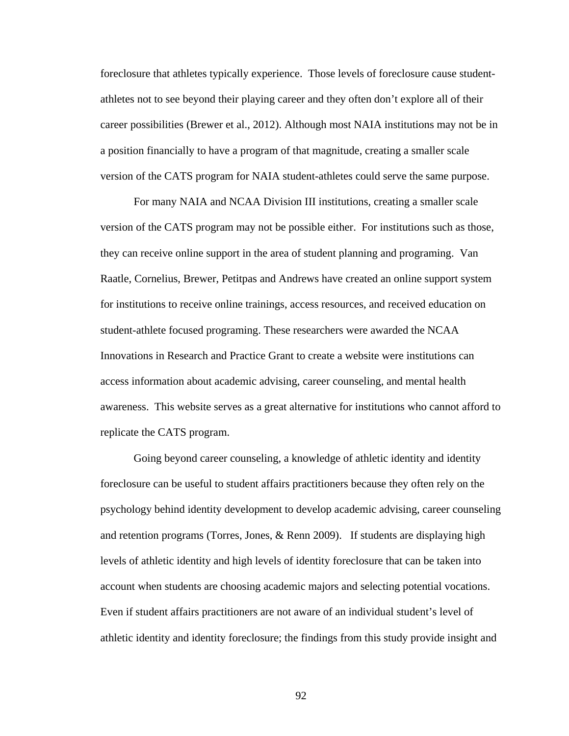foreclosure that athletes typically experience. Those levels of foreclosure cause student-athletes not to see beyond their playing career and they often don't explore all of their career possibilities (Brewer et al., 2012). Although most NAIA institutions may not be in a position financially to have a program of that magnitude, creating a smaller scale version of the CATS program for NAIA student-athletes could serve the same purpose.

For many NAIA and NCAA Division III institutions, creating a smaller scale version of the CATS program may not be possible either. For institutions such as those, they can receive online support in the area of student planning and programing. Van Raatle, Cornelius, Brewer, Petitpas and Andrews have created an online support system for institutions to receive online trainings, access resources, and received education on student-athlete focused programing. These researchers were awarded the NCAA Innovations in Research and Practice Grant to create a website were institutions can access information about academic advising, career counseling, and mental health awareness. This website serves as a great alternative for institutions who cannot afford to replicate the CATS program.

Going beyond career counseling, a knowledge of athletic identity and identity foreclosure can be useful to student affairs practitioners because they often rely on the psychology behind identity development to develop academic advising, career counseling and retention programs (Torres, Jones, & Renn 2009). If students are displaying high levels of athletic identity and high levels of identity foreclosure that can be taken into account when students are choosing academic majors and selecting potential vocations. Even if student affairs practitioners are not aware of an individual student's level of athletic identity and identity foreclosure; the findings from this study provide insight and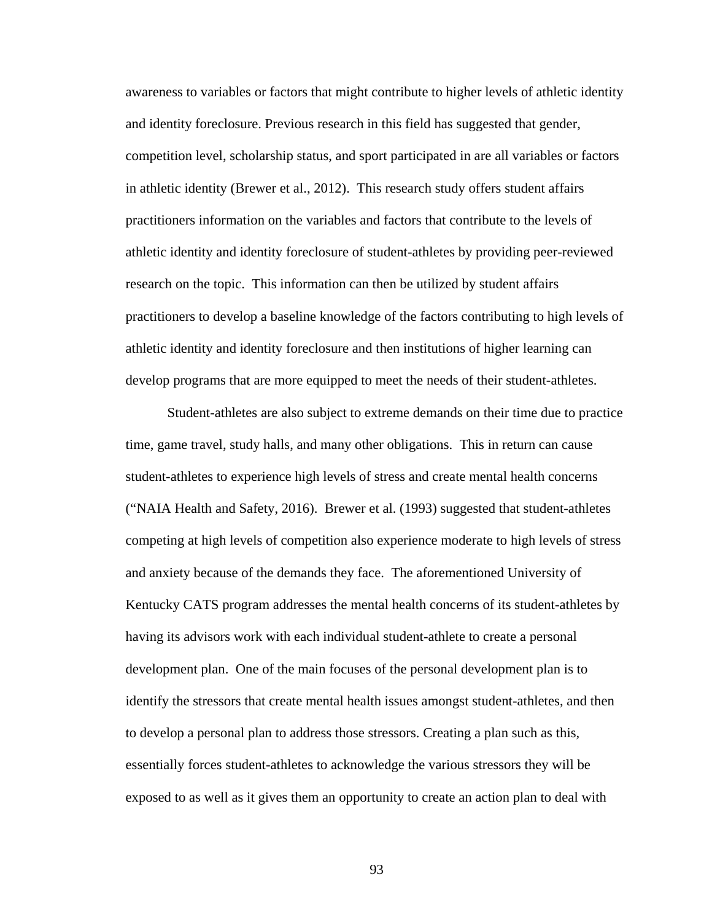awareness to variables or factors that might contribute to higher levels of athletic identity and identity foreclosure. Previous research in this field has suggested that gender, competition level, scholarship status, and sport participated in are all variables or factors in athletic identity (Brewer et al., 2012). This research study offers student affairs practitioners information on the variables and factors that contribute to the levels of athletic identity and identity foreclosure of student-athletes by providing peer-reviewed research on the topic. This information can then be utilized by student affairs practitioners to develop a baseline knowledge of the factors contributing to high levels of athletic identity and identity foreclosure and then institutions of higher learning can develop programs that are more equipped to meet the needs of their student-athletes.

Student-athletes are also subject to extreme demands on their time due to practice time, game travel, study halls, and many other obligations. This in return can cause student-athletes to experience high levels of stress and create mental health concerns ("NAIA Health and Safety, 2016). Brewer et al. (1993) suggested that student-athletes competing at high levels of competition also experience moderate to high levels of stress and anxiety because of the demands they face. The aforementioned University of Kentucky CATS program addresses the mental health concerns of its student-athletes by having its advisors work with each individual student-athlete to create a personal development plan. One of the main focuses of the personal development plan is to identify the stressors that create mental health issues amongst student-athletes, and then to develop a personal plan to address those stressors. Creating a plan such as this, essentially forces student-athletes to acknowledge the various stressors they will be exposed to as well as it gives them an opportunity to create an action plan to deal with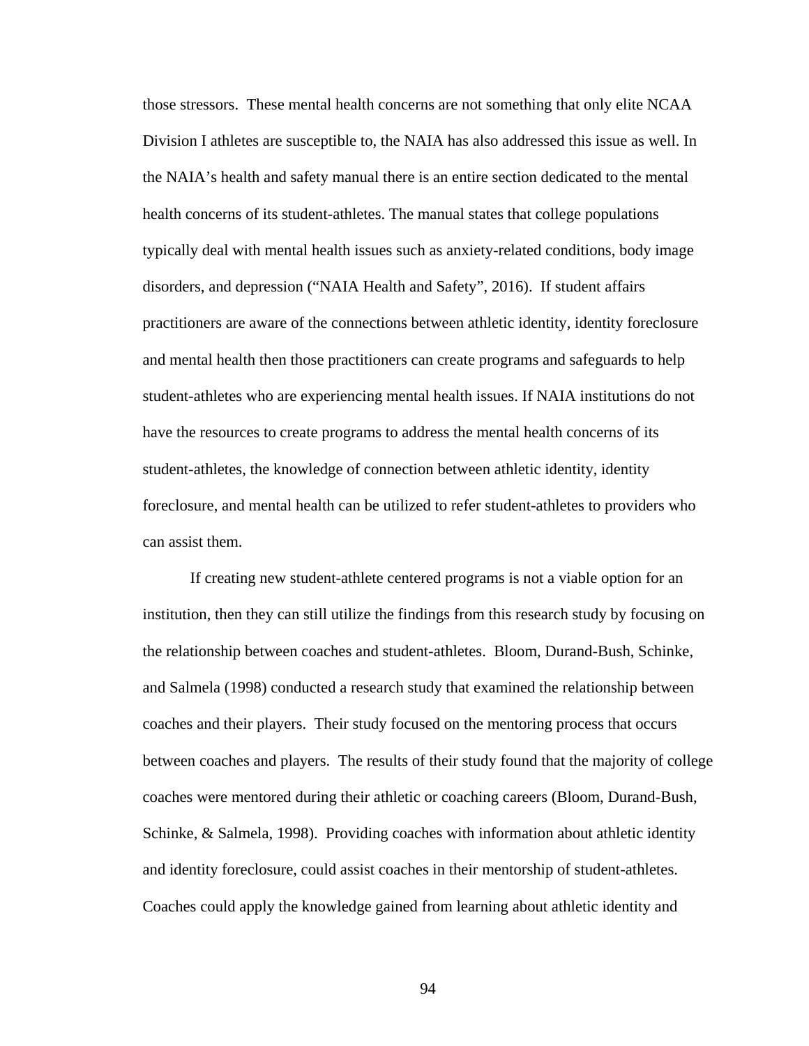those stressors. These mental health concerns are not something that only elite NCAA Division I athletes are susceptible to, the NAIA has also addressed this issue as well. In the NAIA's health and safety manual there is an entire section dedicated to the mental health concerns of its student-athletes. The manual states that college populations typically deal with mental health issues such as anxiety-related conditions, body image disorders, and depression ("NAIA Health and Safety", 2016). If student affairs practitioners are aware of the connections between athletic identity, identity foreclosure and mental health then those practitioners can create programs and safeguards to help student-athletes who are experiencing mental health issues. If NAIA institutions do not have the resources to create programs to address the mental health concerns of its student-athletes, the knowledge of connection between athletic identity, identity foreclosure, and mental health can be utilized to refer student-athletes to providers who can assist them.

If creating new student-athlete centered programs is not a viable option for an institution, then they can still utilize the findings from this research study by focusing on the relationship between coaches and student-athletes. Bloom, Durand-Bush, Schinke, and Salmela (1998) conducted a research study that examined the relationship between coaches and their players. Their study focused on the mentoring process that occurs between coaches and players. The results of their study found that the majority of college coaches were mentored during their athletic or coaching careers (Bloom, Durand-Bush, Schinke, & Salmela, 1998). Providing coaches with information about athletic identity and identity foreclosure, could assist coaches in their mentorship of student-athletes. Coaches could apply the knowledge gained from learning about athletic identity and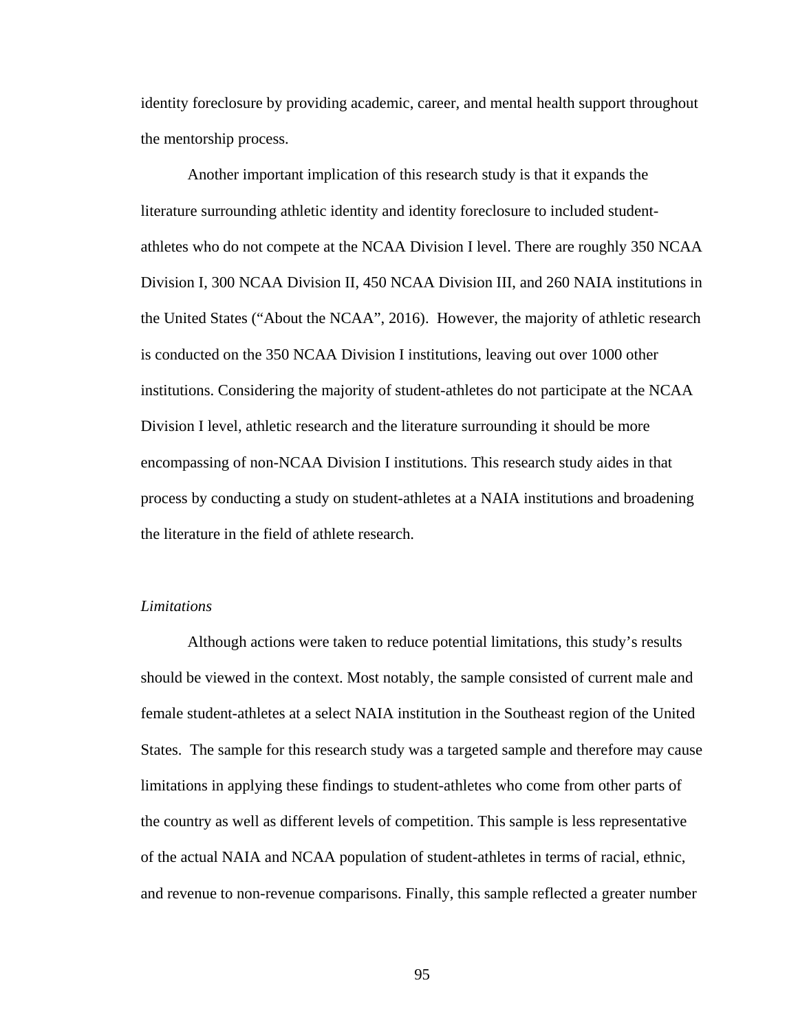identity foreclosure by providing academic, career, and mental health support throughout the mentorship process.

Another important implication of this research study is that it expands the literature surrounding athletic identity and identity foreclosure to included student-athletes who do not compete at the NCAA Division I level. There are roughly 350 NCAA Division I, 300 NCAA Division II, 450 NCAA Division III, and 260 NAIA institutions in the United States ("About the NCAA", 2016). However, the majority of athletic research is conducted on the 350 NCAA Division I institutions, leaving out over 1000 other institutions. Considering the majority of student-athletes do not participate at the NCAA Division I level, athletic research and the literature surrounding it should be more encompassing of non-NCAA Division I institutions. This research study aides in that process by conducting a study on student-athletes at a NAIA institutions and broadening the literature in the field of athlete research.

*Limitations*

Although actions were taken to reduce potential limitations, this study's results should be viewed in the context. Most notably, the sample consisted of current male and female student-athletes at a select NAIA institution in the Southeast region of the United States. The sample for this research study was a targeted sample and therefore may cause limitations in applying these findings to student-athletes who come from other parts of the country as well as different levels of competition. This sample is less representative of the actual NAIA and NCAA population of student-athletes in terms of racial, ethnic, and revenue to non-revenue comparisons. Finally, this sample reflected a greater number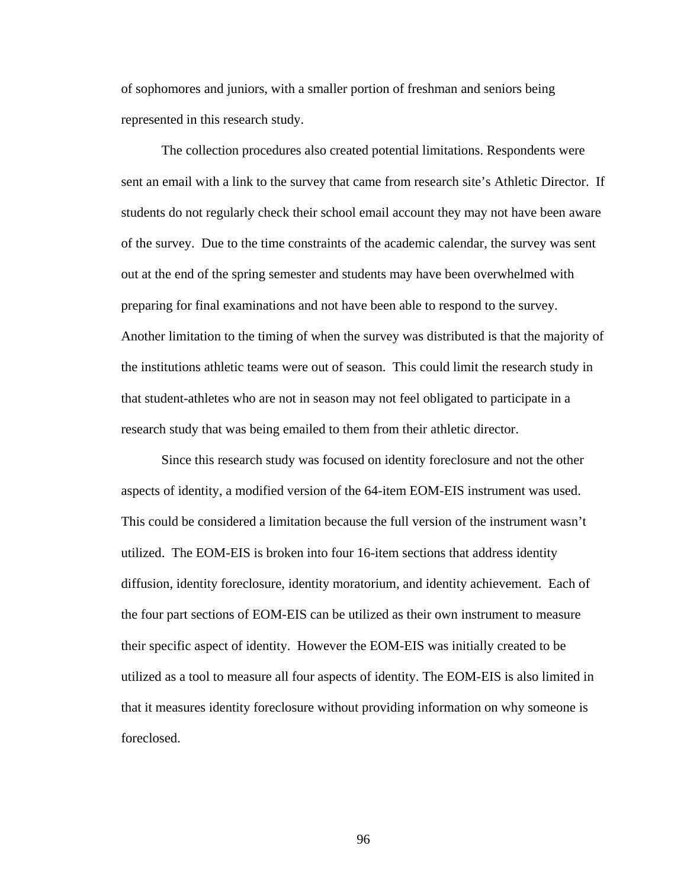of sophomores and juniors, with a smaller portion of freshman and seniors being represented in this research study.

The collection procedures also created potential limitations. Respondents were sent an email with a link to the survey that came from research site's Athletic Director. If students do not regularly check their school email account they may not have been aware of the survey. Due to the time constraints of the academic calendar, the survey was sent out at the end of the spring semester and students may have been overwhelmed with preparing for final examinations and not have been able to respond to the survey. Another limitation to the timing of when the survey was distributed is that the majority of the institutions athletic teams were out of season. This could limit the research study in that student-athletes who are not in season may not feel obligated to participate in a research study that was being emailed to them from their athletic director.

Since this research study was focused on identity foreclosure and not the other aspects of identity, a modified version of the 64-item EOM-EIS instrument was used. This could be considered a limitation because the full version of the instrument wasn't utilized. The EOM-EIS is broken into four 16-item sections that address identity diffusion, identity foreclosure, identity moratorium, and identity achievement. Each of the four part sections of EOM-EIS can be utilized as their own instrument to measure their specific aspect of identity. However the EOM-EIS was initially created to be utilized as a tool to measure all four aspects of identity. The EOM-EIS is also limited in that it measures identity foreclosure without providing information on why someone is foreclosed.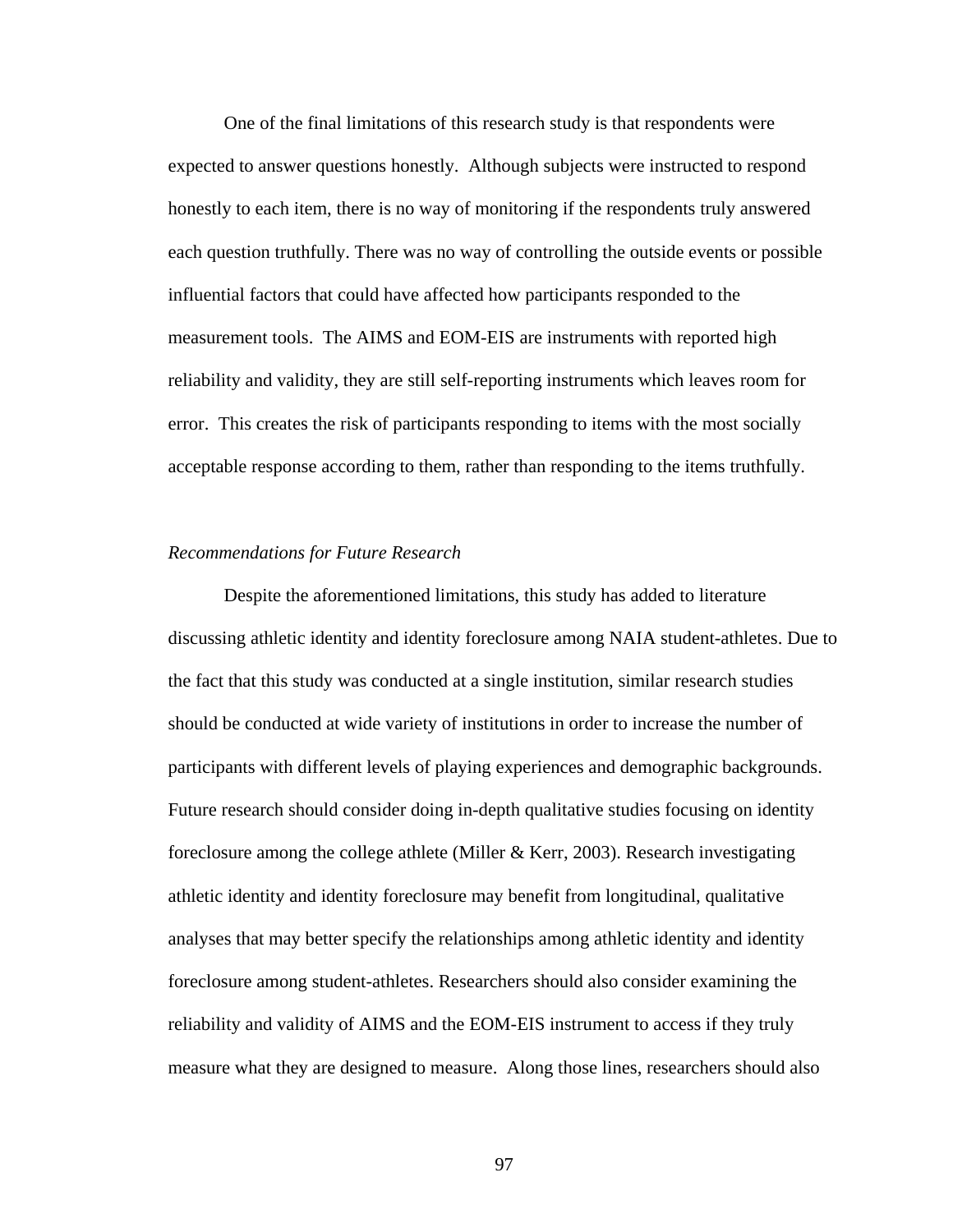One of the final limitations of this research study is that respondents were expected to answer questions honestly. Although subjects were instructed to respond honestly to each item, there is no way of monitoring if the respondents truly answered each question truthfully. There was no way of controlling the outside events or possible influential factors that could have affected how participants responded to the measurement tools. The AIMS and EOM-EIS are instruments with reported high reliability and validity, they are still self-reporting instruments which leaves room for error. This creates the risk of participants responding to items with the most socially acceptable response according to them, rather than responding to the items truthfully.

*Recommendations for Future Research*

Despite the aforementioned limitations, this study has added to literature discussing athletic identity and identity foreclosure among NAIA student-athletes. Due to the fact that this study was conducted at a single institution, similar research studies should be conducted at wide variety of institutions in order to increase the number of participants with different levels of playing experiences and demographic backgrounds. Future research should consider doing in-depth qualitative studies focusing on identity foreclosure among the college athlete (Miller & Kerr, 2003). Research investigating athletic identity and identity foreclosure may benefit from longitudinal, qualitative analyses that may better specify the relationships among athletic identity and identity foreclosure among student-athletes. Researchers should also consider examining the reliability and validity of AIMS and the EOM-EIS instrument to access if they truly measure what they are designed to measure. Along those lines, researchers should also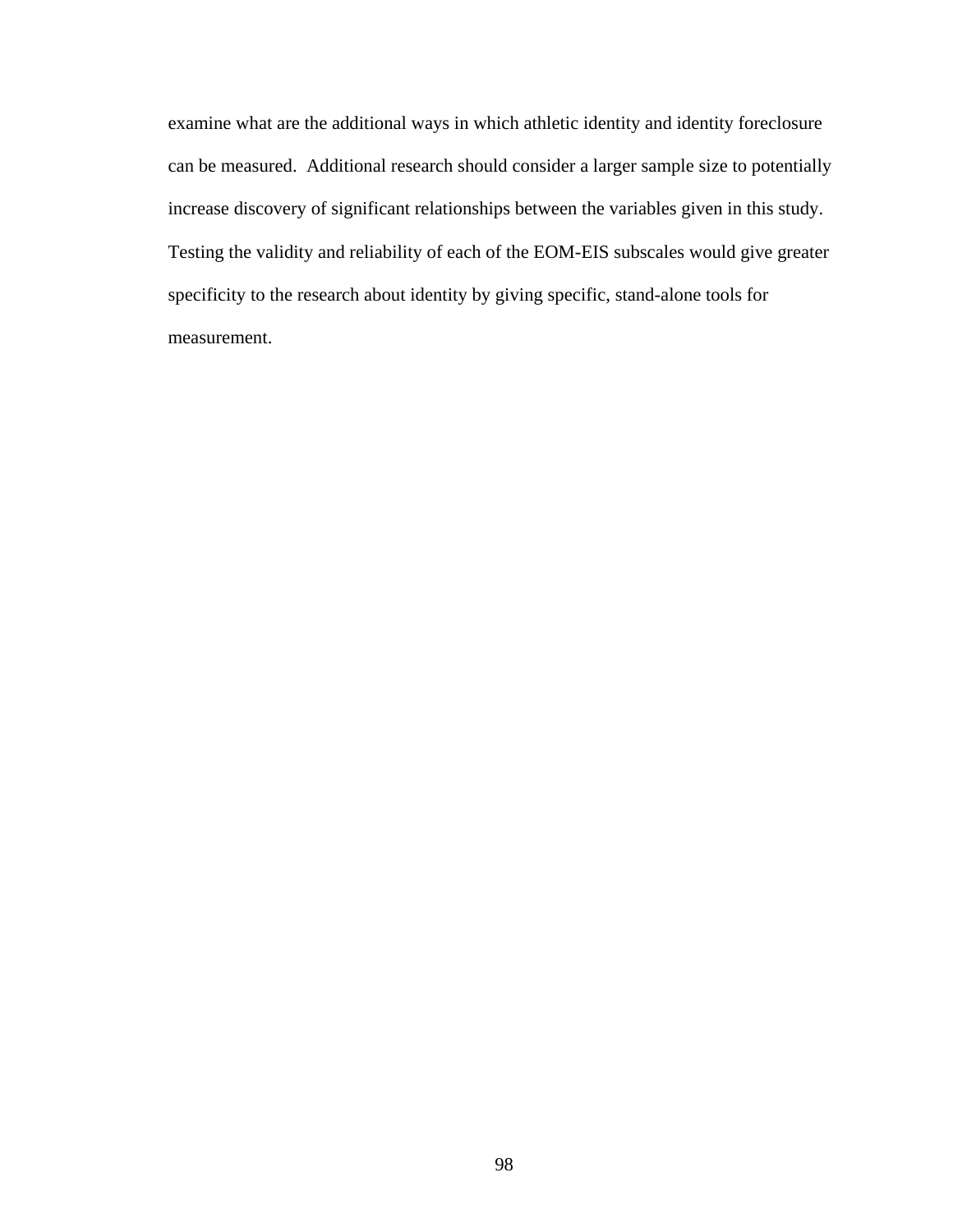examine what are the additional ways in which athletic identity and identity foreclosure can be measured.  Additional research should consider a larger sample size to potentially increase discovery of significant relationships between the variables given in this study. Testing the validity and reliability of each of the EOM-EIS subscales would give greater specificity to the research about identity by giving specific, stand-alone tools for measurement.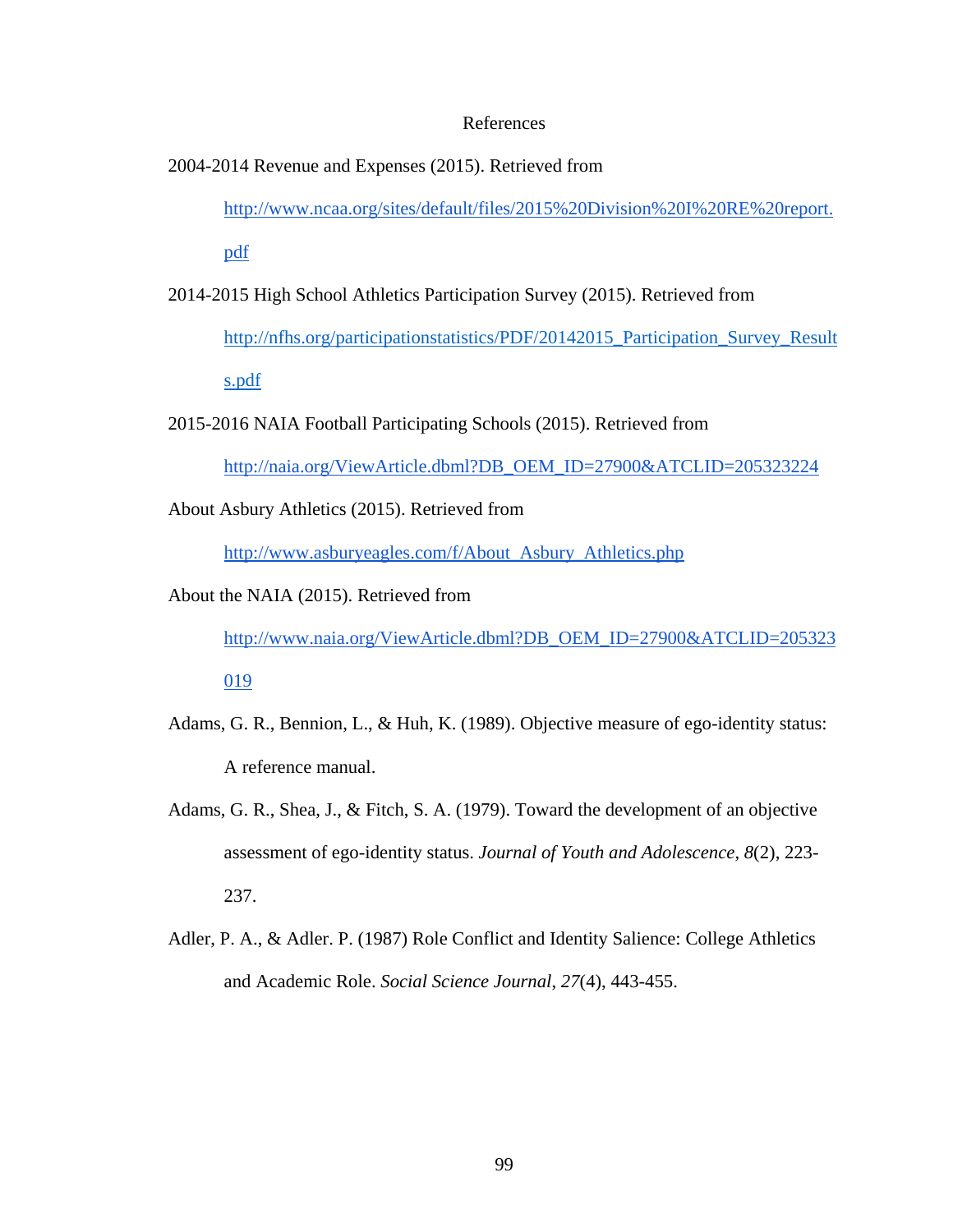# References

2004-2014 Revenue and Expenses (2015). Retrieved from http://www.ncaa.org/sites/default/files/2015%20Division%20I%20RE%20report.pdf

2014-2015 High School Athletics Participation Survey (2015). Retrieved from http://nfhs.org/participationstatistics/PDF/20142015_Participation_Survey_Results.pdf

2015-2016 NAIA Football Participating Schools (2015). Retrieved from http://naia.org/ViewArticle.dbml?DB_OEM_ID=27900&ATCLID=205323224

About Asbury Athletics (2015). Retrieved from http://www.asburyeagles.com/f/About_Asbury_Athletics.php

About the NAIA (2015). Retrieved from http://www.naia.org/ViewArticle.dbml?DB_OEM_ID=27900&ATCLID=205323019

Adams, G. R., Bennion, L., & Huh, K. (1989). Objective measure of ego-identity status: A reference manual.

Adams, G. R., Shea, J., & Fitch, S. A. (1979). Toward the development of an objective assessment of ego-identity status. *Journal of Youth and Adolescence*, *8*(2), 223-237.

Adler, P. A., & Adler. P. (1987) Role Conflict and Identity Salience: College Athletics and Academic Role. *Social Science Journal*, *27*(4), 443-455.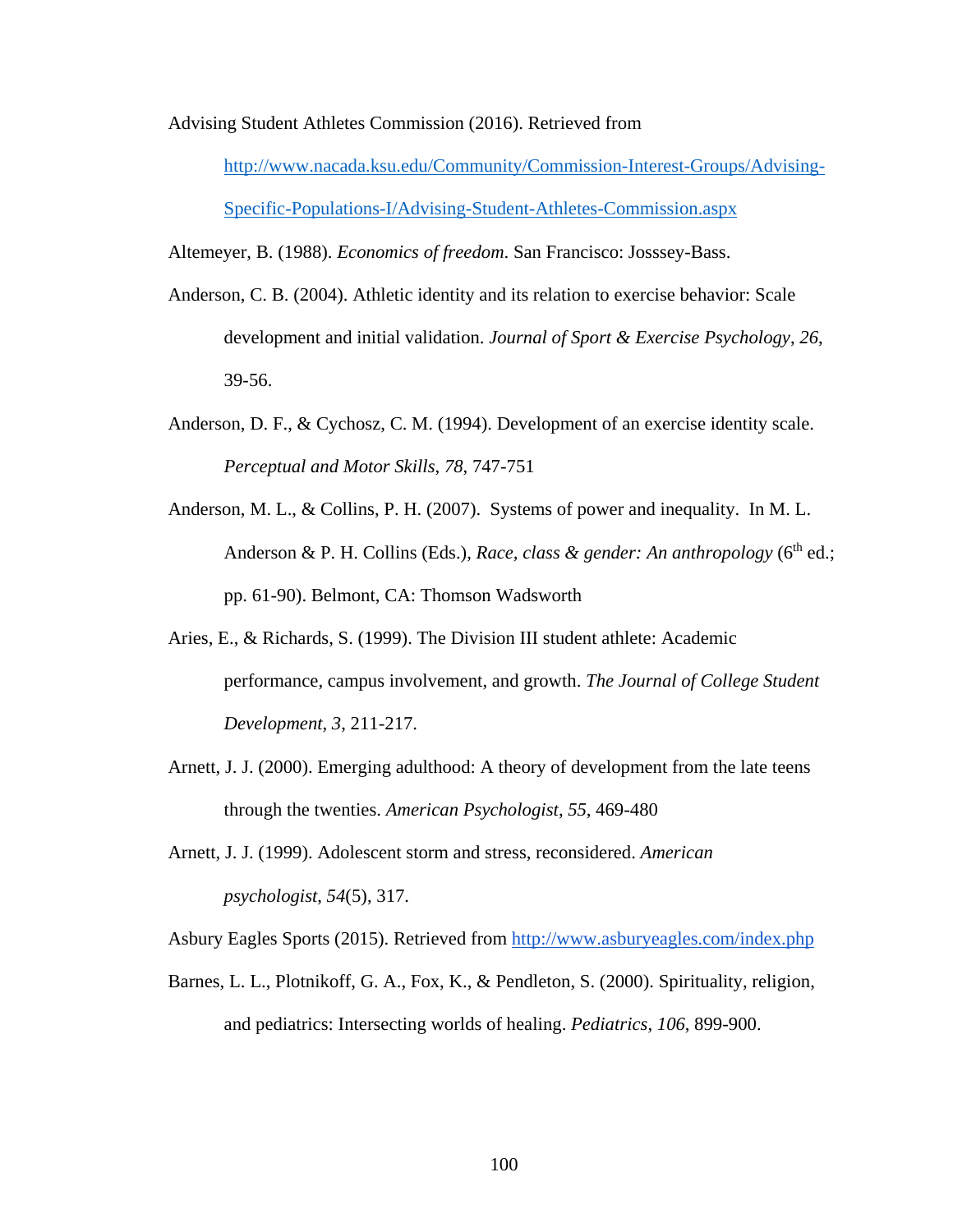Advising Student Athletes Commission (2016). Retrieved from http://www.nacada.ksu.edu/Community/Commission-Interest-Groups/Advising-Specific-Populations-I/Advising-Student-Athletes-Commission.aspx

Altemeyer, B. (1988). *Economics of freedom*. San Francisco: Josssey-Bass.

Anderson, C. B. (2004). Athletic identity and its relation to exercise behavior: Scale development and initial validation. *Journal of Sport & Exercise Psychology*, *26*, 39-56.

Anderson, D. F., & Cychosz, C. M. (1994). Development of an exercise identity scale. *Perceptual and Motor Skills*, *78*, 747-751

Anderson, M. L., & Collins, P. H. (2007). Systems of power and inequality. In M. L. Anderson & P. H. Collins (Eds.), *Race, class & gender: An anthropology* (6th ed.; pp. 61-90). Belmont, CA: Thomson Wadsworth

Aries, E., & Richards, S. (1999). The Division III student athlete: Academic performance, campus involvement, and growth. *The Journal of College Student Development*, *3*, 211-217.

Arnett, J. J. (2000). Emerging adulthood: A theory of development from the late teens through the twenties. *American Psychologist*, *55*, 469-480

Arnett, J. J. (1999). Adolescent storm and stress, reconsidered. *American psychologist*, *54*(5), 317.

Asbury Eagles Sports (2015). Retrieved from http://www.asburyeagles.com/index.php

Barnes, L. L., Plotnikoff, G. A., Fox, K., & Pendleton, S. (2000). Spirituality, religion, and pediatrics: Intersecting worlds of healing. *Pediatrics*, *106*, 899-900.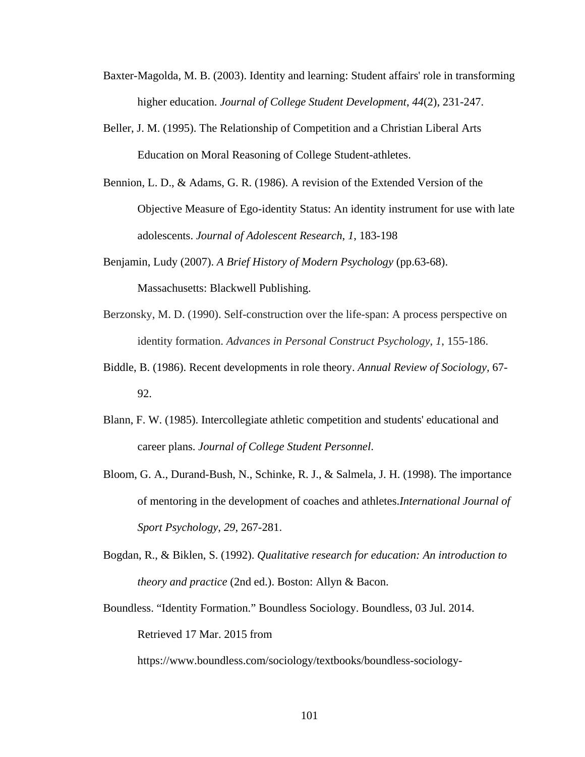Baxter-Magolda, M. B. (2003). Identity and learning: Student affairs' role in transforming higher education. *Journal of College Student Development*, *44*(2), 231-247.

Beller, J. M. (1995). The Relationship of Competition and a Christian Liberal Arts Education on Moral Reasoning of College Student-athletes.

Bennion, L. D., & Adams, G. R. (1986). A revision of the Extended Version of the Objective Measure of Ego-identity Status: An identity instrument for use with late adolescents. *Journal of Adolescent Research*, *1*, 183-198

Benjamin, Ludy (2007). *A Brief History of Modern Psychology* (pp.63-68). Massachusetts: Blackwell Publishing.

Berzonsky, M. D. (1990). Self-construction over the life-span: A process perspective on identity formation. *Advances in Personal Construct Psychology*, *1*, 155-186.

Biddle, B. (1986). Recent developments in role theory. *Annual Review of Sociology*, 67-92.

Blann, F. W. (1985). Intercollegiate athletic competition and students' educational and career plans. *Journal of College Student Personnel*.

Bloom, G. A., Durand-Bush, N., Schinke, R. J., & Salmela, J. H. (1998). The importance of mentoring in the development of coaches and athletes.*International Journal of Sport Psychology*, *29*, 267-281.

Bogdan, R., & Biklen, S. (1992). *Qualitative research for education: An introduction to theory and practice* (2nd ed.). Boston: Allyn & Bacon.

Boundless. “Identity Formation.” Boundless Sociology. Boundless, 03 Jul. 2014. Retrieved 17 Mar. 2015 from https://www.boundless.com/sociology/textbooks/boundless-sociology-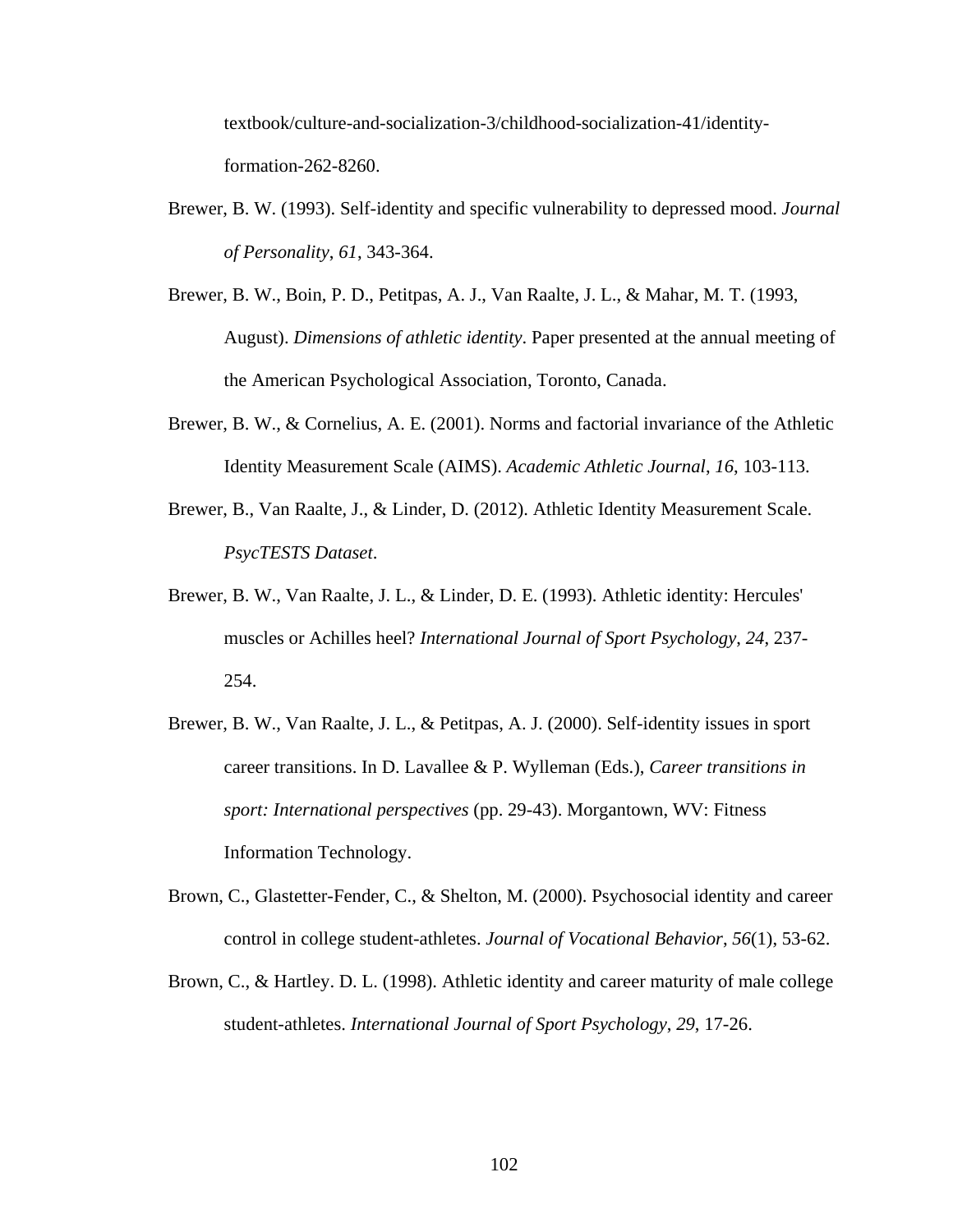textbook/culture-and-socialization-3/childhood-socialization-41/identity-formation-262-8260.

Brewer, B. W. (1993). Self-identity and specific vulnerability to depressed mood. *Journal of Personality*, *61*, 343-364.

Brewer, B. W., Boin, P. D., Petitpas, A. J., Van Raalte, J. L., & Mahar, M. T. (1993, August). *Dimensions of athletic identity*. Paper presented at the annual meeting of the American Psychological Association, Toronto, Canada.

Brewer, B. W., & Cornelius, A. E. (2001). Norms and factorial invariance of the Athletic Identity Measurement Scale (AIMS). *Academic Athletic Journal*, *16*, 103-113.

Brewer, B., Van Raalte, J., & Linder, D. (2012). Athletic Identity Measurement Scale. *PsycTESTS Dataset*.

Brewer, B. W., Van Raalte, J. L., & Linder, D. E. (1993). Athletic identity: Hercules' muscles or Achilles heel? *International Journal of Sport Psychology*, *24*, 237-254.

Brewer, B. W., Van Raalte, J. L., & Petitpas, A. J. (2000). Self-identity issues in sport career transitions. In D. Lavallee & P. Wylleman (Eds.), *Career transitions in sport: International perspectives* (pp. 29-43). Morgantown, WV: Fitness Information Technology.

Brown, C., Glastetter-Fender, C., & Shelton, M. (2000). Psychosocial identity and career control in college student-athletes. *Journal of Vocational Behavior*, *56*(1), 53-62.

Brown, C., & Hartley. D. L. (1998). Athletic identity and career maturity of male college student-athletes. *International Journal of Sport Psychology*, *29*, 17-26.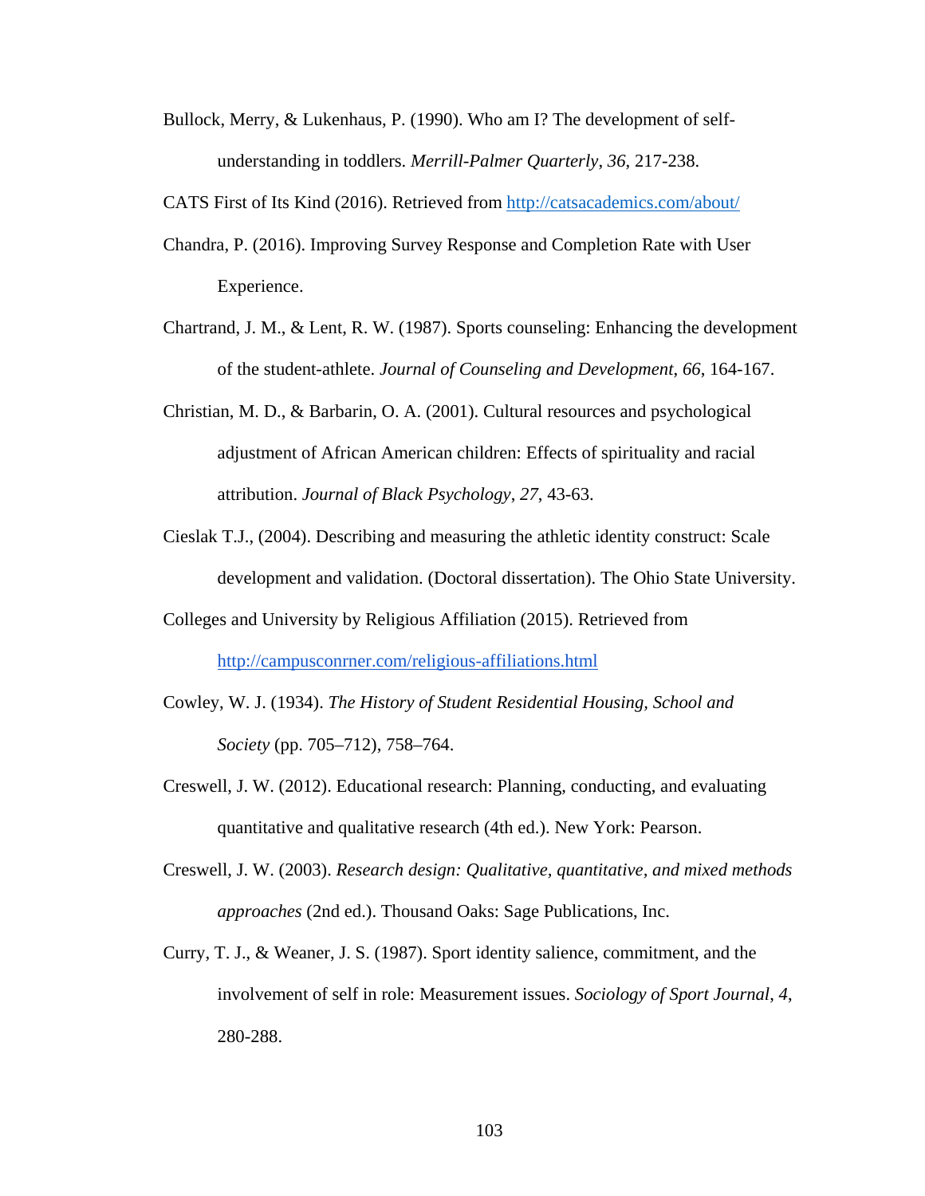Bullock, Merry, & Lukenhaus, P. (1990). Who am I? The development of self-understanding in toddlers. *Merrill-Palmer Quarterly*, *36*, 217-238.

CATS First of Its Kind (2016). Retrieved from http://catsacademics.com/about/

Chandra, P. (2016). Improving Survey Response and Completion Rate with User Experience.

Chartrand, J. M., & Lent, R. W. (1987). Sports counseling: Enhancing the development of the student-athlete. *Journal of Counseling and Development*, *66*, 164-167.

Christian, M. D., & Barbarin, O. A. (2001). Cultural resources and psychological adjustment of African American children: Effects of spirituality and racial attribution. *Journal of Black Psychology*, *27*, 43-63.

Cieslak T.J., (2004). Describing and measuring the athletic identity construct: Scale development and validation. (Doctoral dissertation). The Ohio State University.

Colleges and University by Religious Affiliation (2015). Retrieved from http://campusconrner.com/religious-affiliations.html

Cowley, W. J. (1934). *The History of Student Residential Housing, School and Society* (pp. 705–712), 758–764.

Creswell, J. W. (2012). Educational research: Planning, conducting, and evaluating quantitative and qualitative research (4th ed.). New York: Pearson.

Creswell, J. W. (2003). *Research design: Qualitative, quantitative, and mixed methods approaches* (2nd ed.). Thousand Oaks: Sage Publications, Inc.

Curry, T. J., & Weaner, J. S. (1987). Sport identity salience, commitment, and the involvement of self in role: Measurement issues. *Sociology of Sport Journal*, *4*, 280-288.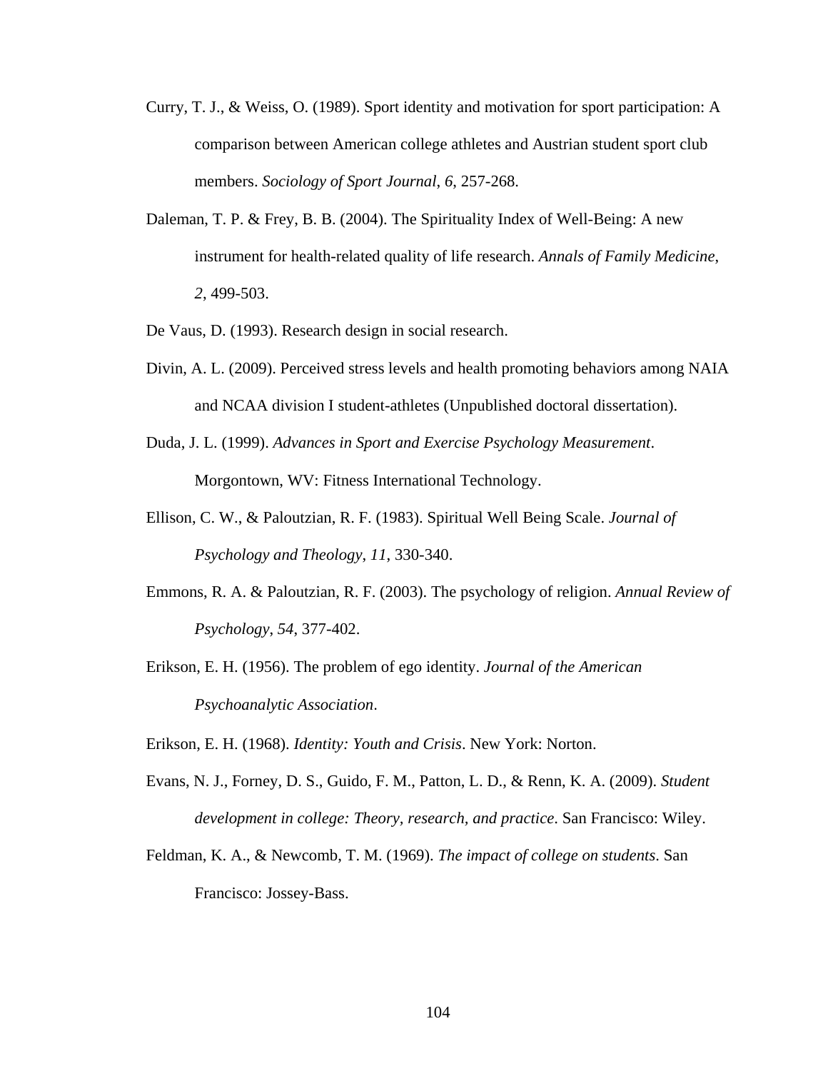Curry, T. J., & Weiss, O. (1989). Sport identity and motivation for sport participation: A comparison between American college athletes and Austrian student sport club members. *Sociology of Sport Journal*, *6*, 257-268.

Daleman, T. P. & Frey, B. B. (2004). The Spirituality Index of Well-Being: A new instrument for health-related quality of life research. *Annals of Family Medicine*, *2*, 499-503.

De Vaus, D. (1993). Research design in social research.

Divin, A. L. (2009). Perceived stress levels and health promoting behaviors among NAIA and NCAA division I student-athletes (Unpublished doctoral dissertation).

Duda, J. L. (1999). *Advances in Sport and Exercise Psychology Measurement*. Morgontown, WV: Fitness International Technology.

Ellison, C. W., & Paloutzian, R. F. (1983). Spiritual Well Being Scale. *Journal of Psychology and Theology*, *11*, 330-340.

Emmons, R. A. & Paloutzian, R. F. (2003). The psychology of religion. *Annual Review of Psychology*, *54*, 377-402.

Erikson, E. H. (1956). The problem of ego identity. *Journal of the American Psychoanalytic Association*.

Erikson, E. H. (1968). *Identity: Youth and Crisis*. New York: Norton.

Evans, N. J., Forney, D. S., Guido, F. M., Patton, L. D., & Renn, K. A. (2009). *Student development in college: Theory, research, and practice*. San Francisco: Wiley.

Feldman, K. A., & Newcomb, T. M. (1969). *The impact of college on students*. San Francisco: Jossey-Bass.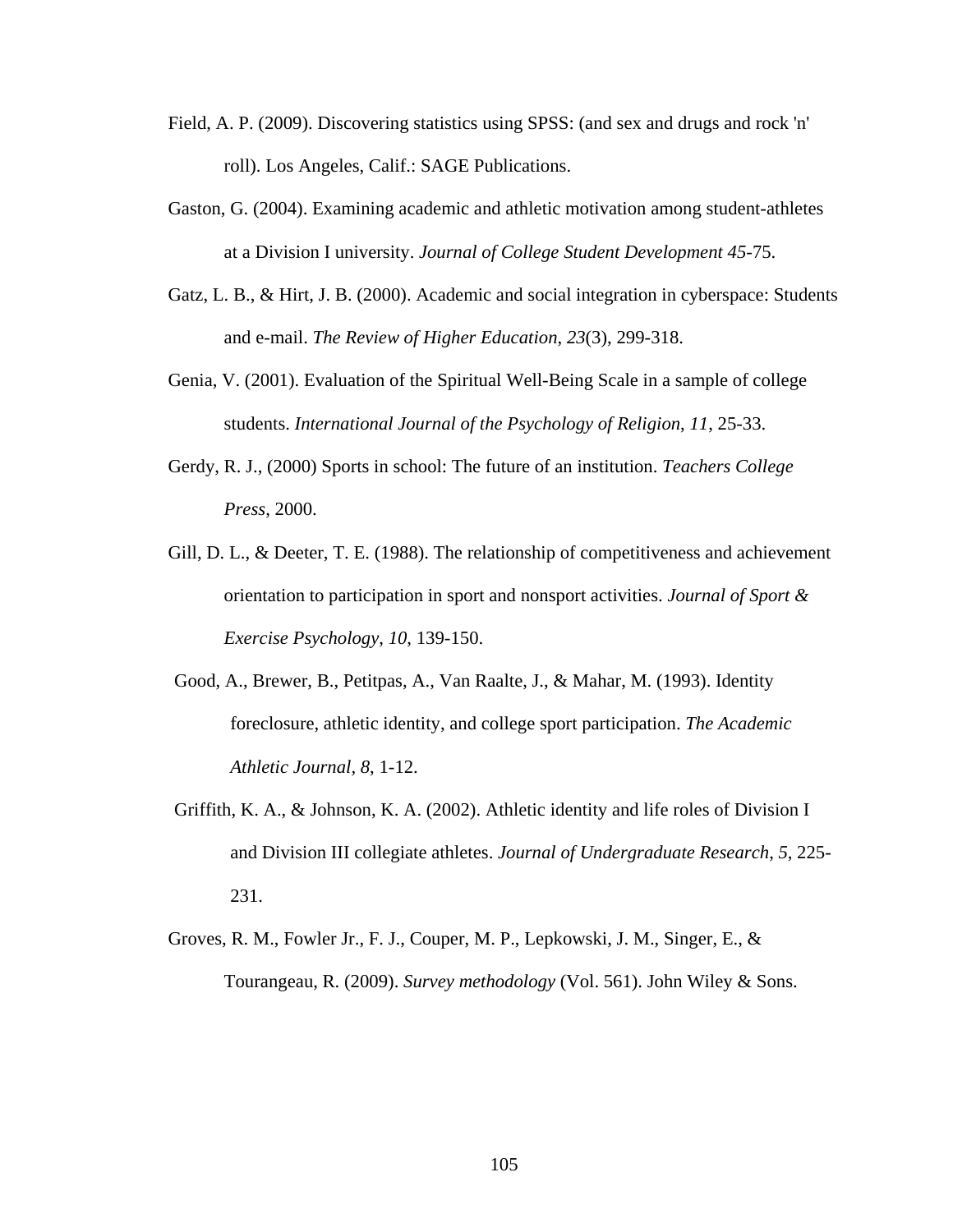Field, A. P. (2009). Discovering statistics using SPSS: (and sex and drugs and rock 'n' roll). Los Angeles, Calif.: SAGE Publications.

Gaston, G. (2004). Examining academic and athletic motivation among student-athletes at a Division I university. *Journal of College Student Development 45*-75.

Gatz, L. B., & Hirt, J. B. (2000). Academic and social integration in cyberspace: Students and e-mail. *The Review of Higher Education*, *23*(3), 299-318.

Genia, V. (2001). Evaluation of the Spiritual Well-Being Scale in a sample of college students. *International Journal of the Psychology of Religion*, *11*, 25-33.

Gerdy, R. J., (2000) Sports in school: The future of an institution. *Teachers College Press*, 2000.

Gill, D. L., & Deeter, T. E. (1988). The relationship of competitiveness and achievement orientation to participation in sport and nonsport activities. *Journal of Sport & Exercise Psychology, 10,* 139-150.

Good, A., Brewer, B., Petitpas, A., Van Raalte, J., & Mahar, M. (1993). Identity foreclosure, athletic identity, and college sport participation. *The Academic Athletic Journal*, *8*, 1-12.

Griffith, K. A., & Johnson, K. A. (2002). Athletic identity and life roles of Division I and Division III collegiate athletes. *Journal of Undergraduate Research, 5*, 225-231.

Groves, R. M., Fowler Jr., F. J., Couper, M. P., Lepkowski, J. M., Singer, E., & Tourangeau, R. (2009). *Survey methodology* (Vol. 561). John Wiley & Sons.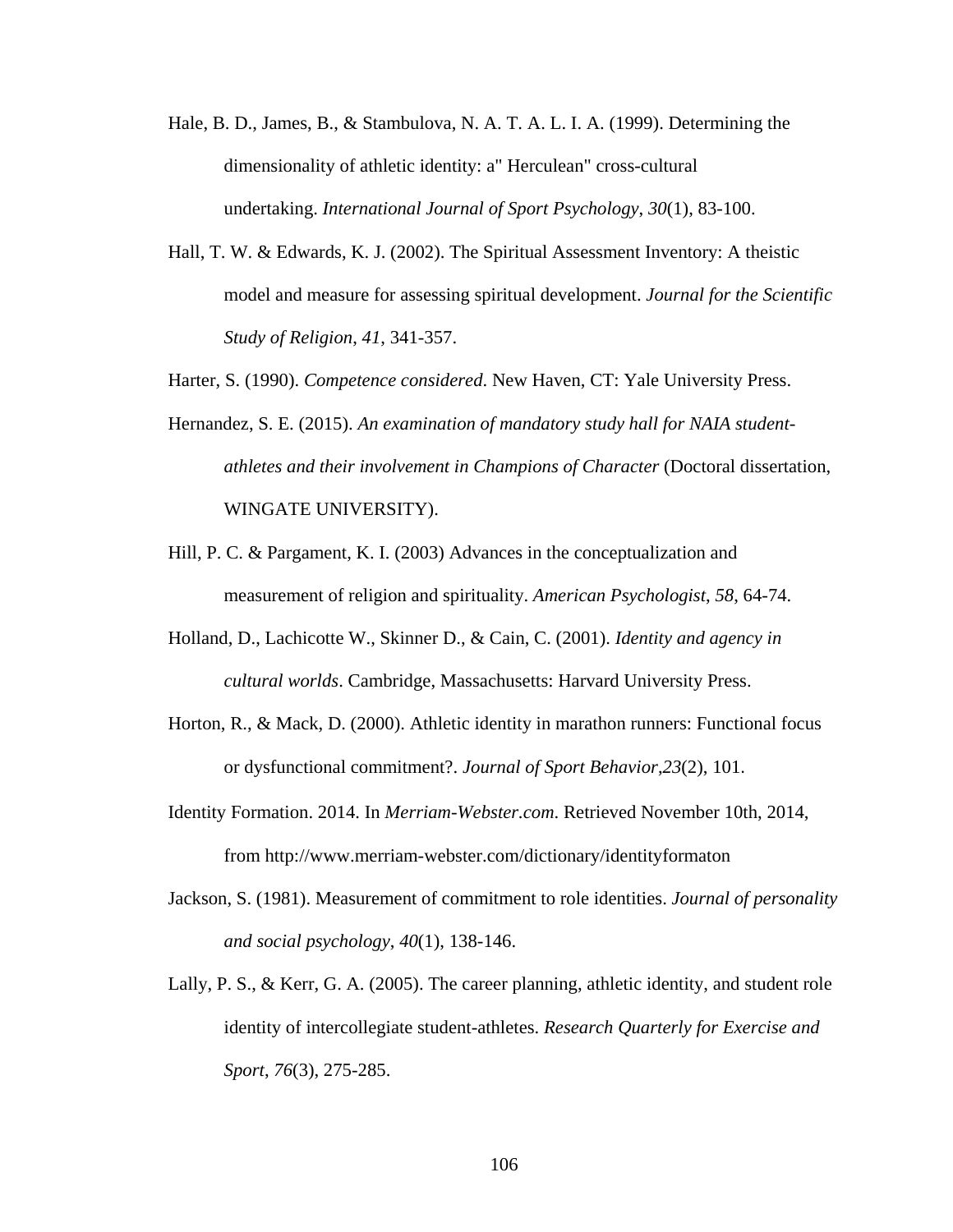Hale, B. D., James, B., & Stambulova, N. A. T. A. L. I. A. (1999). Determining the dimensionality of athletic identity: a" Herculean" cross-cultural undertaking. *International Journal of Sport Psychology*, *30*(1), 83-100.

Hall, T. W. & Edwards, K. J. (2002). The Spiritual Assessment Inventory: A theistic model and measure for assessing spiritual development. *Journal for the Scientific Study of Religion*, *41*, 341-357.

Harter, S. (1990). *Competence considered*. New Haven, CT: Yale University Press.

Hernandez, S. E. (2015). *An examination of mandatory study hall for NAIA student-athletes and their involvement in Champions of Character* (Doctoral dissertation, WINGATE UNIVERSITY).

Hill, P. C. & Pargament, K. I. (2003) Advances in the conceptualization and measurement of religion and spirituality. *American Psychologist*, *58*, 64-74.

Holland, D., Lachicotte W., Skinner D., & Cain, C. (2001). *Identity and agency in cultural worlds*. Cambridge, Massachusetts: Harvard University Press.

Horton, R., & Mack, D. (2000). Athletic identity in marathon runners: Functional focus or dysfunctional commitment?. *Journal of Sport Behavior*,*23*(2), 101.

Identity Formation. 2014. In *Merriam-Webster.com*. Retrieved November 10th, 2014, from http://www.merriam-webster.com/dictionary/identityformaton

Jackson, S. (1981). Measurement of commitment to role identities. *Journal of personality and social psychology*, *40*(1), 138-146.

Lally, P. S., & Kerr, G. A. (2005). The career planning, athletic identity, and student role identity of intercollegiate student-athletes. *Research Quarterly for Exercise and Sport*, *76*(3), 275-285.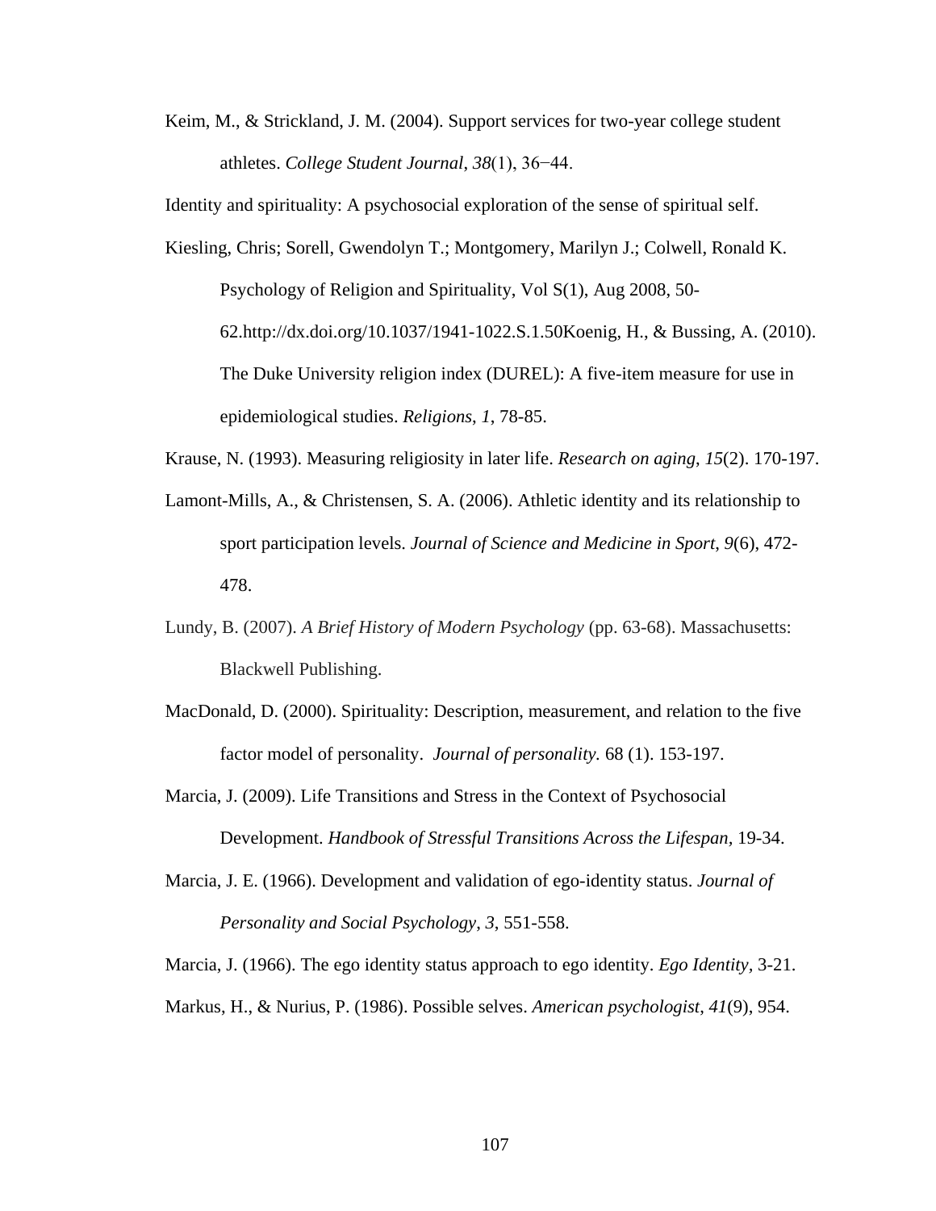Keim, M., & Strickland, J. M. (2004). Support services for two-year college student athletes. *College Student Journal*, *38*(1), 36−44.

Identity and spirituality: A psychosocial exploration of the sense of spiritual self.

Kiesling, Chris; Sorell, Gwendolyn T.; Montgomery, Marilyn J.; Colwell, Ronald K. Psychology of Religion and Spirituality, Vol S(1), Aug 2008, 50-62.http://dx.doi.org/10.1037/1941-1022.S.1.50Koenig, H., & Bussing, A. (2010). The Duke University religion index (DUREL): A five-item measure for use in epidemiological studies. *Religions*, *1*, 78-85.

Krause, N. (1993). Measuring religiosity in later life. *Research on aging*, *15*(2). 170-197.

Lamont-Mills, A., & Christensen, S. A. (2006). Athletic identity and its relationship to sport participation levels. *Journal of Science and Medicine in Sport*, *9*(6), 472-478.

Lundy, B. (2007). *A Brief History of Modern Psychology* (pp. 63-68). Massachusetts: Blackwell Publishing.

MacDonald, D. (2000). Spirituality: Description, measurement, and relation to the five factor model of personality. *Journal of personality.* 68 (1). 153-197.

Marcia, J. (2009). Life Transitions and Stress in the Context of Psychosocial Development. *Handbook of Stressful Transitions Across the Lifespan*, 19-34.

Marcia, J. E. (1966). Development and validation of ego-identity status. *Journal of Personality and Social Psychology*, *3*, 551-558.

Marcia, J. (1966). The ego identity status approach to ego identity. *Ego Identity*, 3-21.

Markus, H., & Nurius, P. (1986). Possible selves. *American psychologist*, *41*(9), 954.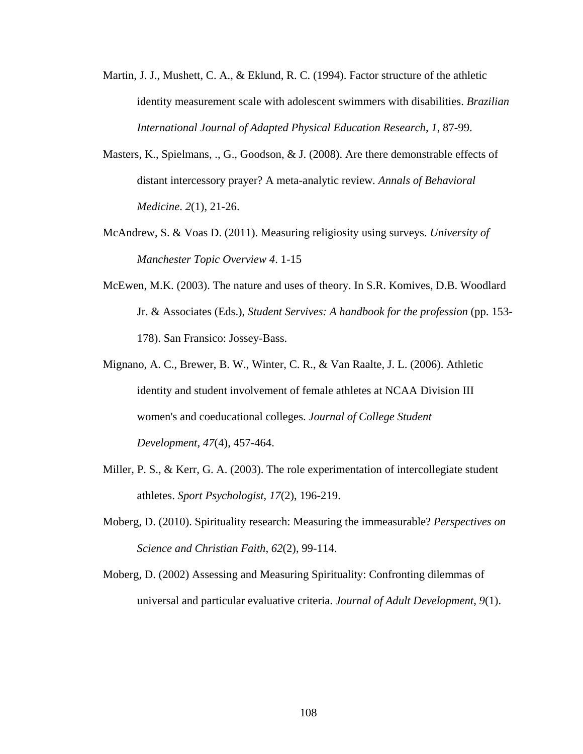Martin, J. J., Mushett, C. A., & Eklund, R. C. (1994). Factor structure of the athletic identity measurement scale with adolescent swimmers with disabilities. *Brazilian International Journal of Adapted Physical Education Research*, *1*, 87-99.

Masters, K., Spielmans, ., G., Goodson, & J. (2008). Are there demonstrable effects of distant intercessory prayer? A meta-analytic review. *Annals of Behavioral Medicine*. *2*(1), 21-26.

McAndrew, S. & Voas D. (2011). Measuring religiosity using surveys. *University of Manchester Topic Overview 4*. 1-15

McEwen, M.K. (2003). The nature and uses of theory. In S.R. Komives, D.B. Woodlard Jr. & Associates (Eds.), *Student Servives: A handbook for the profession* (pp. 153-178). San Fransico: Jossey-Bass.

Mignano, A. C., Brewer, B. W., Winter, C. R., & Van Raalte, J. L. (2006). Athletic identity and student involvement of female athletes at NCAA Division III women's and coeducational colleges. *Journal of College Student Development*, *47*(4), 457-464.

Miller, P. S., & Kerr, G. A. (2003). The role experimentation of intercollegiate student athletes. *Sport Psychologist*, *17*(2), 196-219.

Moberg, D. (2010). Spirituality research: Measuring the immeasurable? *Perspectives on Science and Christian Faith*, *62*(2), 99-114.

Moberg, D. (2002) Assessing and Measuring Spirituality: Confronting dilemmas of universal and particular evaluative criteria. *Journal of Adult Development*, *9*(1).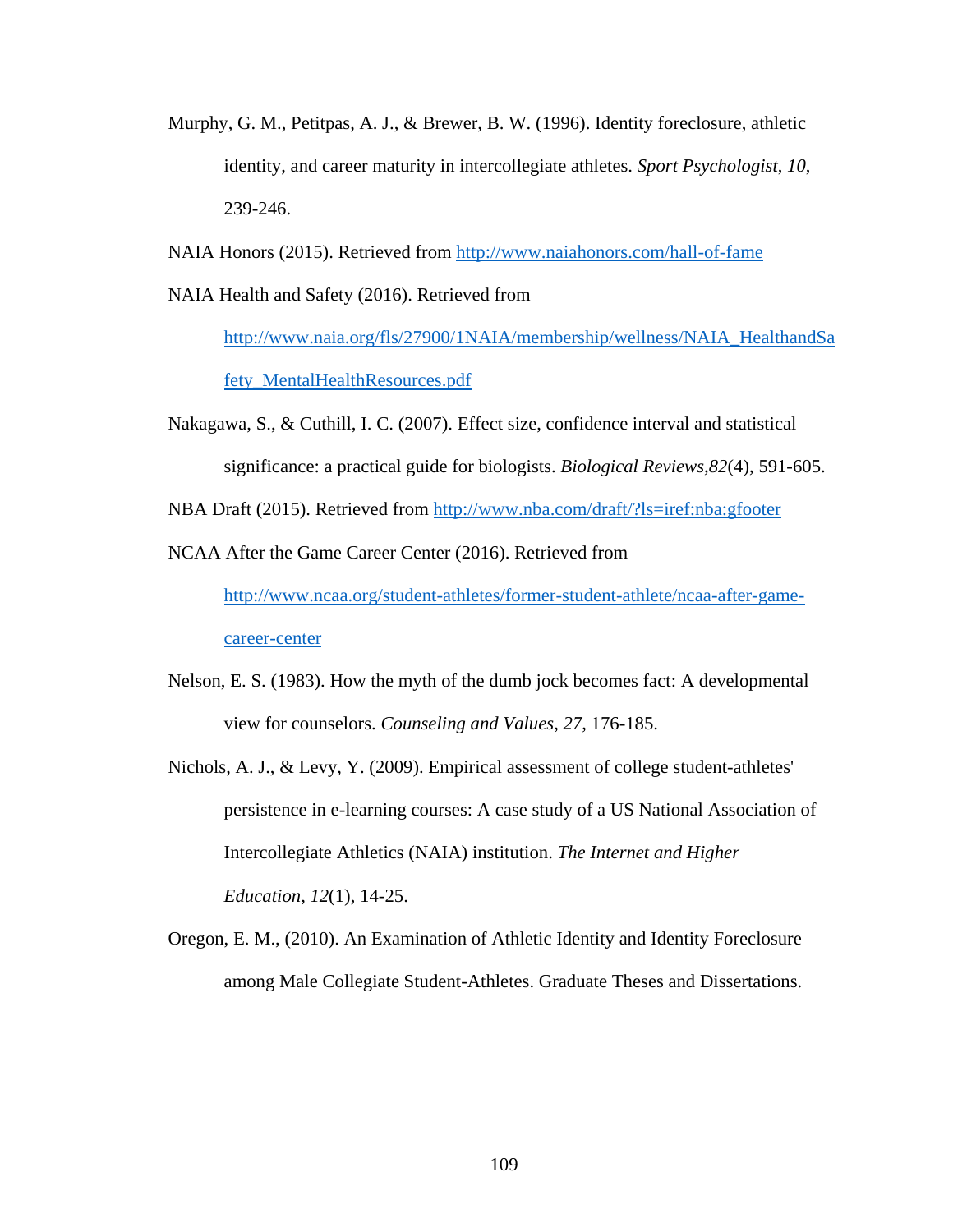Murphy, G. M., Petitpas, A. J., & Brewer, B. W. (1996). Identity foreclosure, athletic identity, and career maturity in intercollegiate athletes. *Sport Psychologist*, *10*, 239-246.

NAIA Honors (2015). Retrieved from http://www.naiahonors.com/hall-of-fame

NAIA Health and Safety (2016). Retrieved from http://www.naia.org/fls/27900/1NAIA/membership/wellness/NAIA_HealthandSafety_MentalHealthResources.pdf

Nakagawa, S., & Cuthill, I. C. (2007). Effect size, confidence interval and statistical significance: a practical guide for biologists. *Biological Reviews*,*82*(4), 591-605.

NBA Draft (2015). Retrieved from http://www.nba.com/draft/?ls=iref:nba:gfooter

NCAA After the Game Career Center (2016). Retrieved from http://www.ncaa.org/student-athletes/former-student-athlete/ncaa-after-game-career-center

Nelson, E. S. (1983). How the myth of the dumb jock becomes fact: A developmental view for counselors. *Counseling and Values*, *27*, 176-185.

Nichols, A. J., & Levy, Y. (2009). Empirical assessment of college student-athletes' persistence in e-learning courses: A case study of a US National Association of Intercollegiate Athletics (NAIA) institution. *The Internet and Higher Education*, *12*(1), 14-25.

Oregon, E. M., (2010). An Examination of Athletic Identity and Identity Foreclosure among Male Collegiate Student-Athletes. Graduate Theses and Dissertations.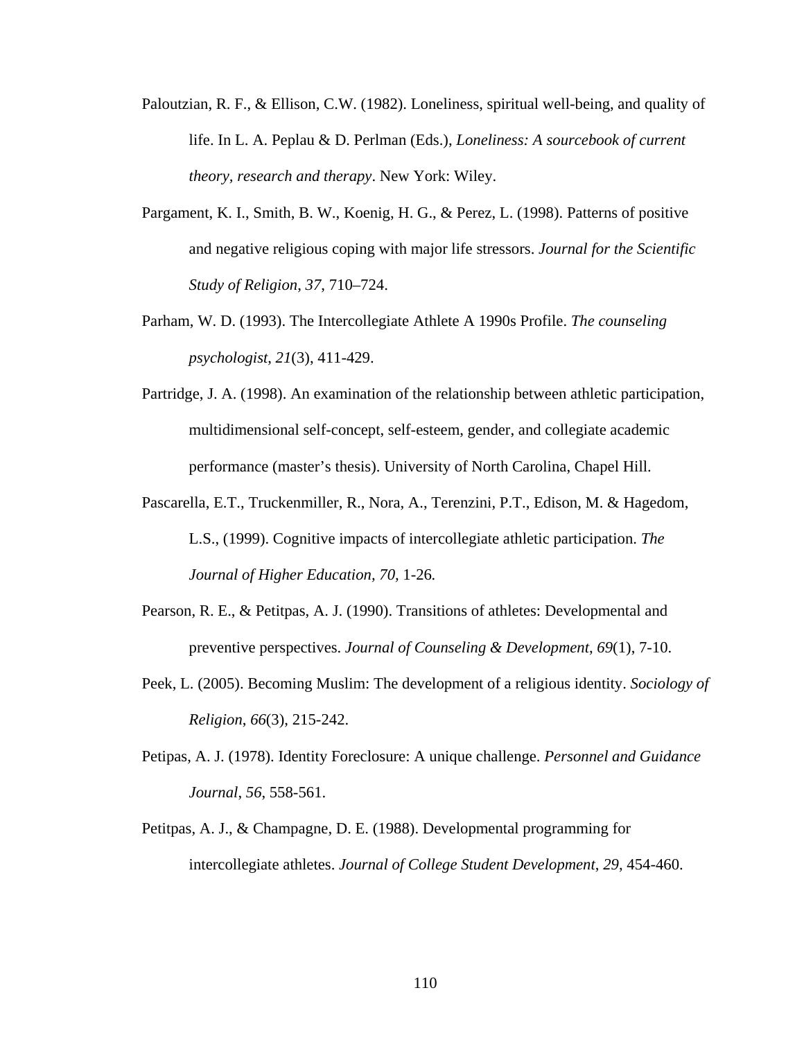Paloutzian, R. F., & Ellison, C.W. (1982). Loneliness, spiritual well-being, and quality of life. In L. A. Peplau & D. Perlman (Eds.), *Loneliness: A sourcebook of current theory, research and therapy*. New York: Wiley.

Pargament, K. I., Smith, B. W., Koenig, H. G., & Perez, L. (1998). Patterns of positive and negative religious coping with major life stressors. *Journal for the Scientific Study of Religion*, *37*, 710–724.

Parham, W. D. (1993). The Intercollegiate Athlete A 1990s Profile. *The counseling psychologist*, *21*(3), 411-429.

Partridge, J. A. (1998). An examination of the relationship between athletic participation, multidimensional self-concept, self-esteem, gender, and collegiate academic performance (master's thesis). University of North Carolina, Chapel Hill.

Pascarella, E.T., Truckenmiller, R., Nora, A., Terenzini, P.T., Edison, M. & Hagedom, L.S., (1999). Cognitive impacts of intercollegiate athletic participation. *The Journal of Higher Education, 70,* 1-26.

Pearson, R. E., & Petitpas, A. J. (1990). Transitions of athletes: Developmental and preventive perspectives. *Journal of Counseling & Development*, *69*(1), 7-10.

Peek, L. (2005). Becoming Muslim: The development of a religious identity. *Sociology of Religion*, *66*(3), 215-242.

Petipas, A. J. (1978). Identity Foreclosure: A unique challenge. *Personnel and Guidance Journal*, *56*, 558-561.

Petitpas, A. J., & Champagne, D. E. (1988). Developmental programming for intercollegiate athletes. *Journal of College Student Development*, *29*, 454-460.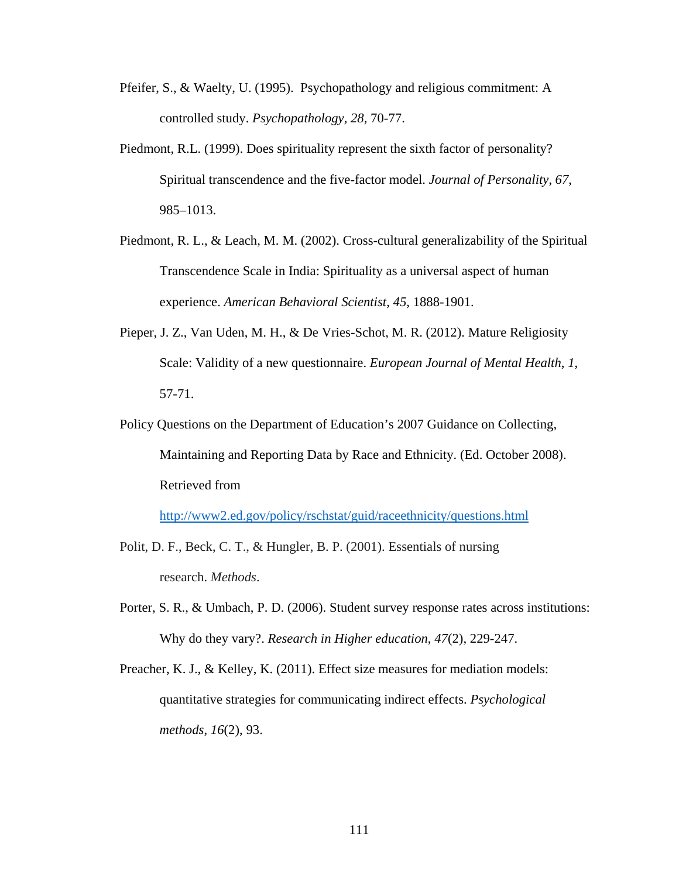Pfeifer, S., & Waelty, U. (1995). Psychopathology and religious commitment: A controlled study. *Psychopathology*, *28*, 70-77.

Piedmont, R.L. (1999). Does spirituality represent the sixth factor of personality? Spiritual transcendence and the five-factor model. *Journal of Personality*, *67*, 985–1013.

Piedmont, R. L., & Leach, M. M. (2002). Cross-cultural generalizability of the Spiritual Transcendence Scale in India: Spirituality as a universal aspect of human experience. *American Behavioral Scientist*, *45*, 1888-1901.

Pieper, J. Z., Van Uden, M. H., & De Vries-Schot, M. R. (2012). Mature Religiosity Scale: Validity of a new questionnaire. *European Journal of Mental Health*, *1*, 57-71.

Policy Questions on the Department of Education's 2007 Guidance on Collecting, Maintaining and Reporting Data by Race and Ethnicity. (Ed. October 2008). Retrieved from http://www2.ed.gov/policy/rschstat/guid/raceethnicity/questions.html

Polit, D. F., Beck, C. T., & Hungler, B. P. (2001). Essentials of nursing research. *Methods*.

Porter, S. R., & Umbach, P. D. (2006). Student survey response rates across institutions: Why do they vary?. *Research in Higher education*, *47*(2), 229-247.

Preacher, K. J., & Kelley, K. (2011). Effect size measures for mediation models: quantitative strategies for communicating indirect effects. *Psychological methods*, *16*(2), 93.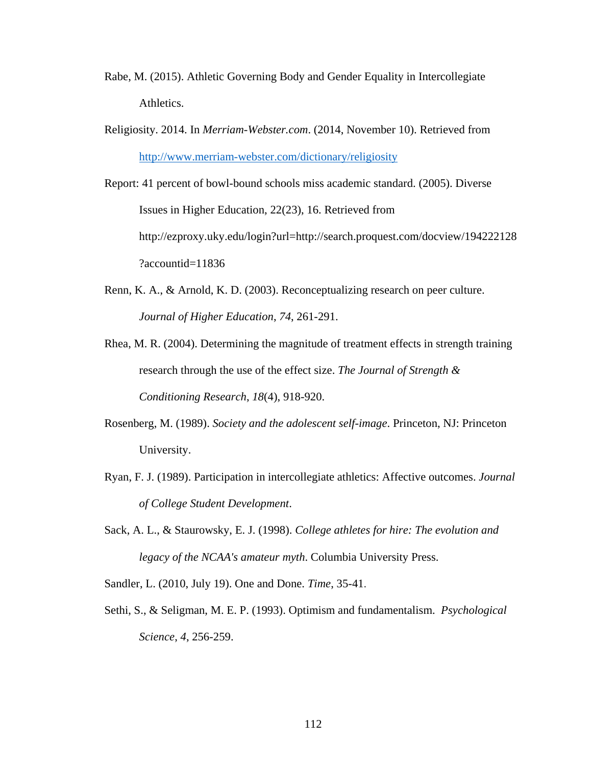Rabe, M. (2015). Athletic Governing Body and Gender Equality in Intercollegiate Athletics.

Religiosity. 2014. In *Merriam-Webster.com*. (2014, November 10). Retrieved from http://www.merriam-webster.com/dictionary/religiosity

Report: 41 percent of bowl-bound schools miss academic standard. (2005). Diverse Issues in Higher Education, 22(23), 16. Retrieved from http://ezproxy.uky.edu/login?url=http://search.proquest.com/docview/194222128?accountid=11836

Renn, K. A., & Arnold, K. D. (2003). Reconceptualizing research on peer culture. *Journal of Higher Education*, *74*, 261-291.

Rhea, M. R. (2004). Determining the magnitude of treatment effects in strength training research through the use of the effect size. *The Journal of Strength & Conditioning Research*, *18*(4), 918-920.

Rosenberg, M. (1989). *Society and the adolescent self-image*. Princeton, NJ: Princeton University.

Ryan, F. J. (1989). Participation in intercollegiate athletics: Affective outcomes. *Journal of College Student Development*.

Sack, A. L., & Staurowsky, E. J. (1998). *College athletes for hire: The evolution and legacy of the NCAA's amateur myth*. Columbia University Press.

Sandler, L. (2010, July 19). One and Done. *Time*, 35-41.

Sethi, S., & Seligman, M. E. P. (1993). Optimism and fundamentalism. *Psychological Science*, *4*, 256-259.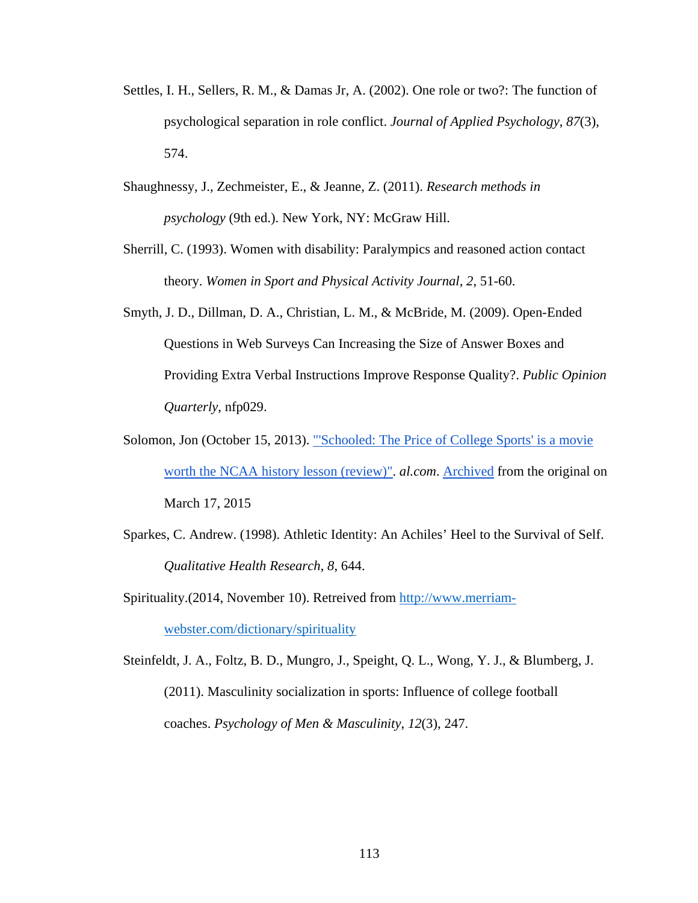Settles, I. H., Sellers, R. M., & Damas Jr, A. (2002). One role or two?: The function of psychological separation in role conflict. *Journal of Applied Psychology*, *87*(3), 574.

Shaughnessy, J., Zechmeister, E., & Jeanne, Z. (2011). *Research methods in psychology* (9th ed.). New York, NY: McGraw Hill.

Sherrill, C. (1993). Women with disability: Paralympics and reasoned action contact theory. *Women in Sport and Physical Activity Journal*, *2*, 51-60.

Smyth, J. D., Dillman, D. A., Christian, L. M., & McBride, M. (2009). Open-Ended Questions in Web Surveys Can Increasing the Size of Answer Boxes and Providing Extra Verbal Instructions Improve Response Quality?. *Public Opinion Quarterly*, nfp029.

Solomon, Jon (October 15, 2013). "'Schooled: The Price of College Sports' is a movie worth the NCAA history lesson (review)". *al.com*. Archived from the original on March 17, 2015

Sparkes, C. Andrew. (1998). Athletic Identity: An Achiles' Heel to the Survival of Self. *Qualitative Health Research*, *8*, 644.

Spirituality.(2014, November 10). Retreived from http://www.merriam-webster.com/dictionary/spirituality

Steinfeldt, J. A., Foltz, B. D., Mungro, J., Speight, Q. L., Wong, Y. J., & Blumberg, J. (2011). Masculinity socialization in sports: Influence of college football coaches. *Psychology of Men & Masculinity*, *12*(3), 247.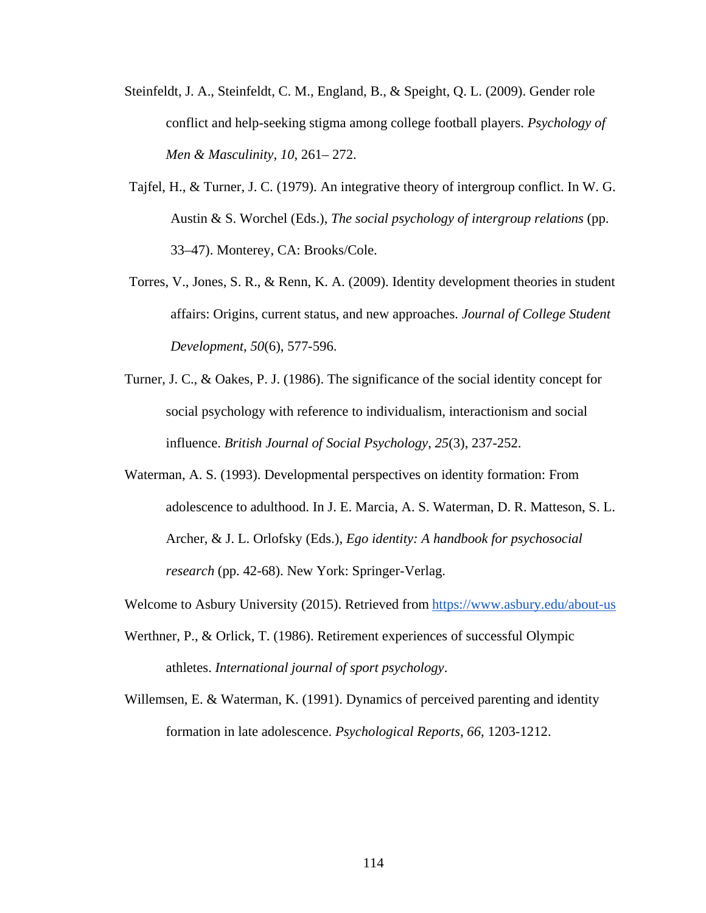Steinfeldt, J. A., Steinfeldt, C. M., England, B., & Speight, Q. L. (2009). Gender role conflict and help-seeking stigma among college football players. *Psychology of Men & Masculinity*, *10*, 261– 272.

Tajfel, H., & Turner, J. C. (1979). An integrative theory of intergroup conflict. In W. G. Austin & S. Worchel (Eds.), *The social psychology of intergroup relations* (pp. 33–47). Monterey, CA: Brooks/Cole.

Torres, V., Jones, S. R., & Renn, K. A. (2009). Identity development theories in student affairs: Origins, current status, and new approaches. *Journal of College Student Development*, *50*(6), 577-596.

Turner, J. C., & Oakes, P. J. (1986). The significance of the social identity concept for social psychology with reference to individualism, interactionism and social influence. *British Journal of Social Psychology*, *25*(3), 237-252.

Waterman, A. S. (1993). Developmental perspectives on identity formation: From adolescence to adulthood. In J. E. Marcia, A. S. Waterman, D. R. Matteson, S. L. Archer, & J. L. Orlofsky (Eds.), *Ego identity: A handbook for psychosocial research* (pp. 42-68). New York: Springer-Verlag.

Welcome to Asbury University (2015). Retrieved from https://www.asbury.edu/about-us

Werthner, P., & Orlick, T. (1986). Retirement experiences of successful Olympic athletes. *International journal of sport psychology*.

Willemsen, E. & Waterman, K. (1991). Dynamics of perceived parenting and identity formation in late adolescence. *Psychological Reports*, *66*, 1203-1212.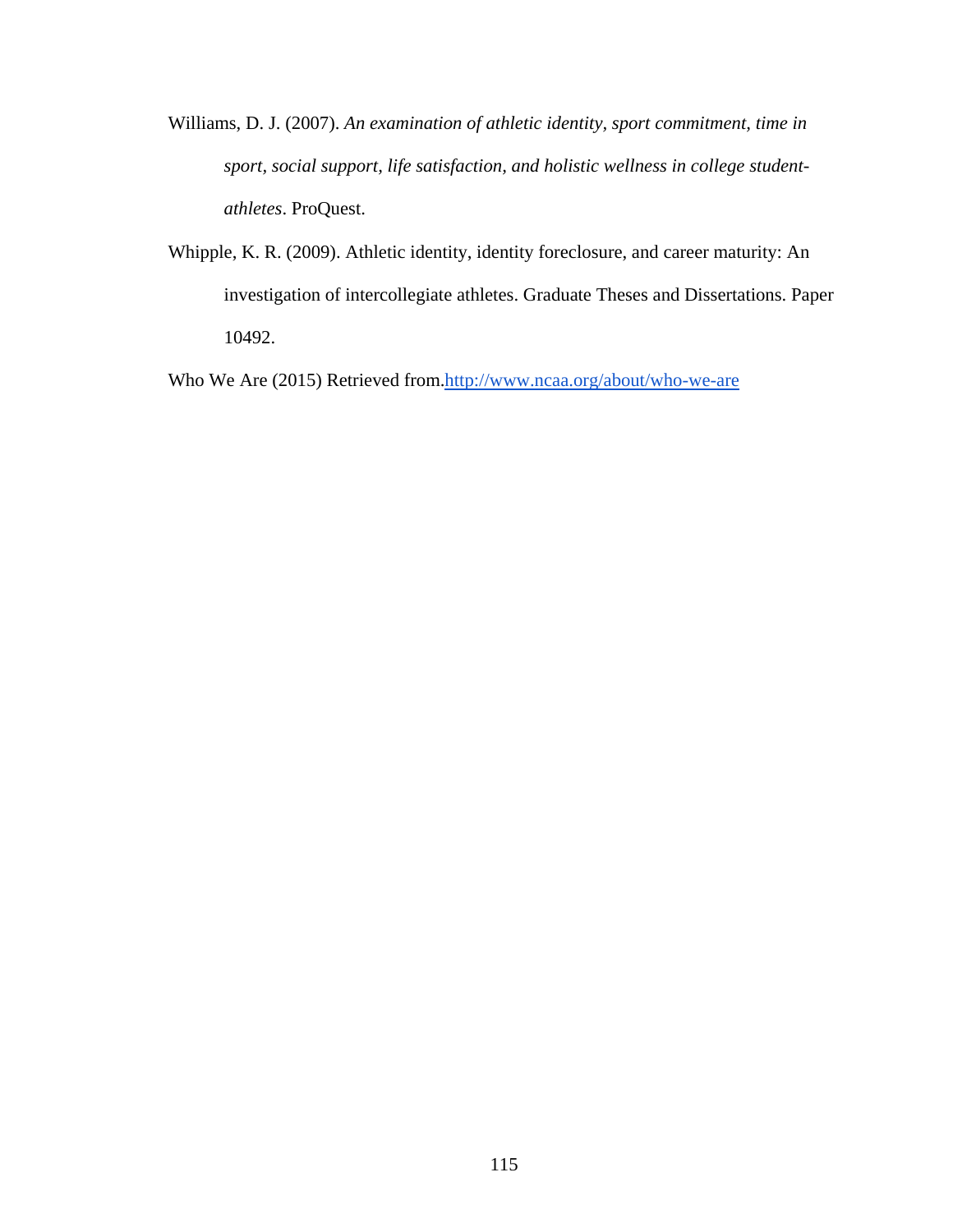Williams, D. J. (2007). *An examination of athletic identity, sport commitment, time in sport, social support, life satisfaction, and holistic wellness in college student-athletes*. ProQuest.

Whipple, K. R. (2009). Athletic identity, identity foreclosure, and career maturity: An investigation of intercollegiate athletes. Graduate Theses and Dissertations. Paper 10492.

Who We Are (2015) Retrieved from.http://www.ncaa.org/about/who-we-are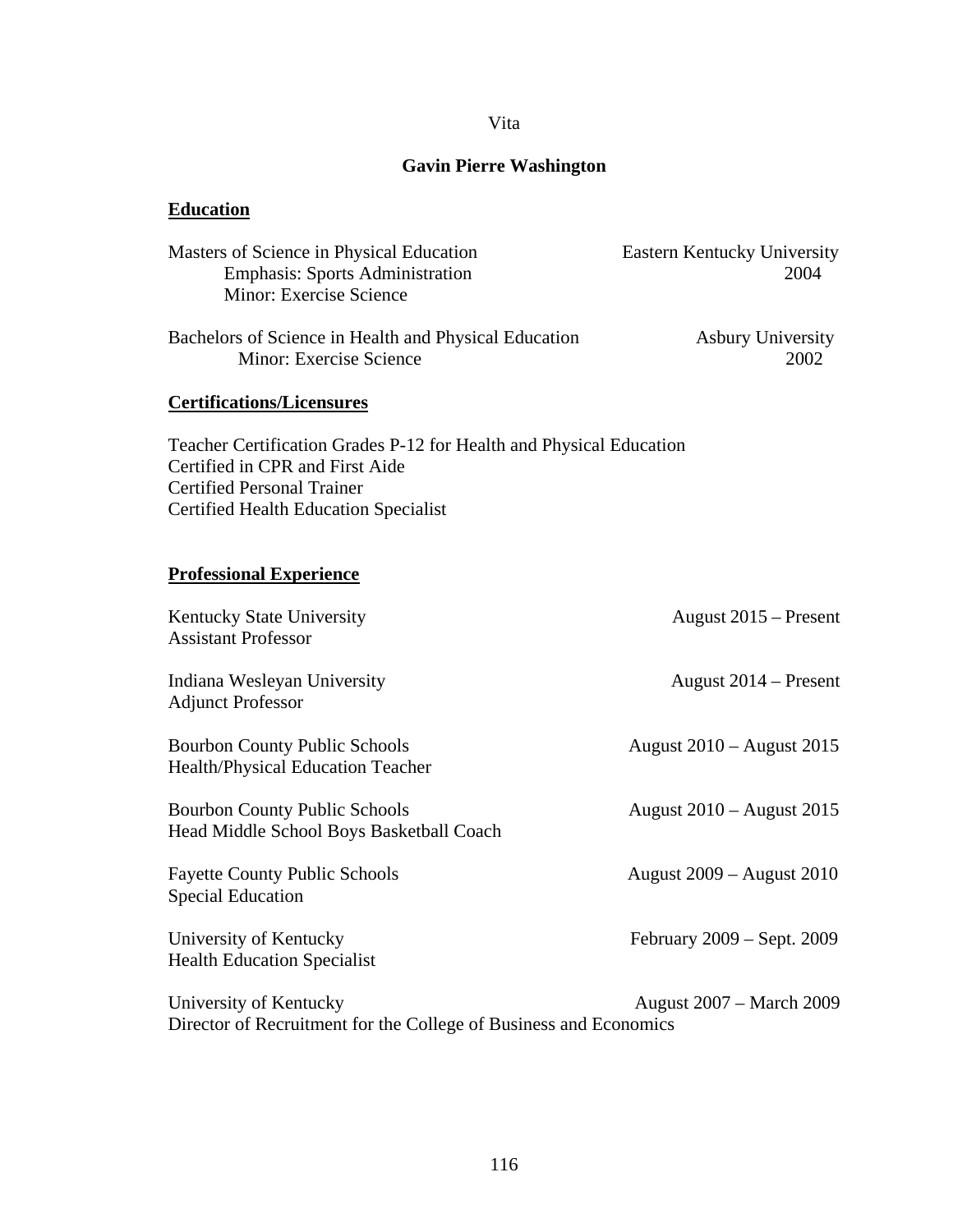Vita

**Gavin Pierre Washington**

## Education

Masters of Science in Physical Education — Eastern Kentucky University, 2004
Emphasis: Sports Administration
Minor: Exercise Science

Bachelors of Science in Health and Physical Education — Asbury University, 2002
Minor: Exercise Science

## Certifications/Licensures

Teacher Certification Grades P-12 for Health and Physical Education
Certified in CPR and First Aide
Certified Personal Trainer
Certified Health Education Specialist

## Professional Experience

Kentucky State University — August 2015 – Present
Assistant Professor

Indiana Wesleyan University — August 2014 – Present
Adjunct Professor

Bourbon County Public Schools — August 2010 – August 2015
Health/Physical Education Teacher

Bourbon County Public Schools — August 2010 – August 2015
Head Middle School Boys Basketball Coach

Fayette County Public Schools — August 2009 – August 2010
Special Education

University of Kentucky — February 2009 – Sept. 2009
Health Education Specialist

University of Kentucky — August 2007 – March 2009
Director of Recruitment for the College of Business and Economics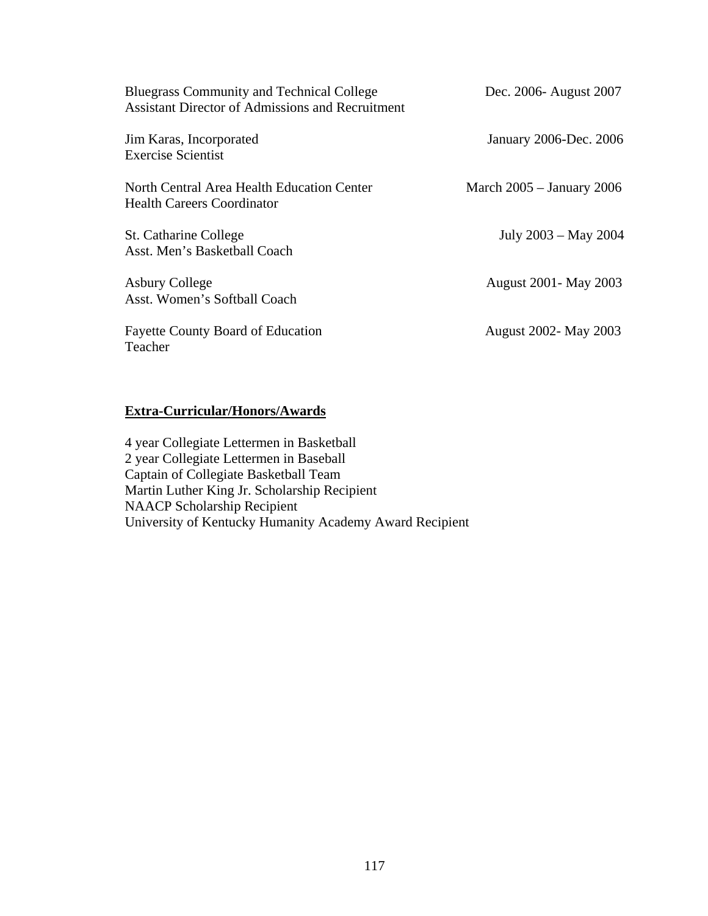Bluegrass Community and Technical College — Dec. 2006- August 2007
Assistant Director of Admissions and Recruitment

Jim Karas, Incorporated — January 2006-Dec. 2006
Exercise Scientist

North Central Area Health Education Center — March 2005 – January 2006
Health Careers Coordinator

St. Catharine College — July 2003 – May 2004
Asst. Men's Basketball Coach

Asbury College — August 2001- May 2003
Asst. Women's Softball Coach

Fayette County Board of Education — August 2002- May 2003
Teacher

**Extra-Curricular/Honors/Awards**

4 year Collegiate Lettermen in Basketball
2 year Collegiate Lettermen in Baseball
Captain of Collegiate Basketball Team
Martin Luther King Jr. Scholarship Recipient
NAACP Scholarship Recipient
University of Kentucky Humanity Academy Award Recipient